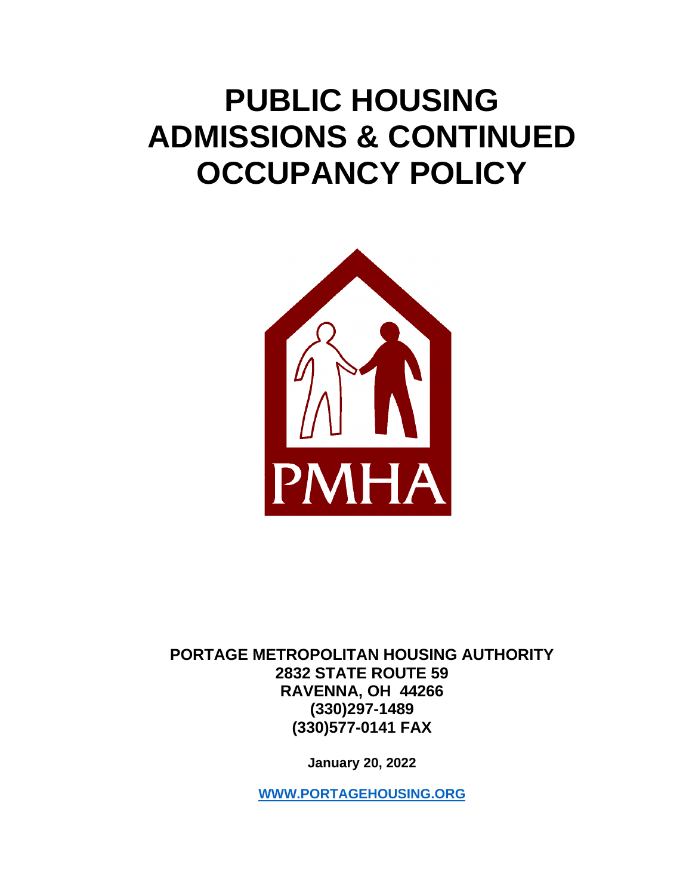# PUBLIC HOUSING ADMISSIONS & CONTINUED OCCUPANCY POLICY

PMHA

**PORTAGE METROPOLITAN HOUSING AUTHORITY**
**2832 STATE ROUTE 59**
**RAVENNA, OH 44266**
**(330)297-1489**
**(330)577-0141 FAX**

**January 20, 2022**

**WWW.PORTAGEHOUSING.ORG**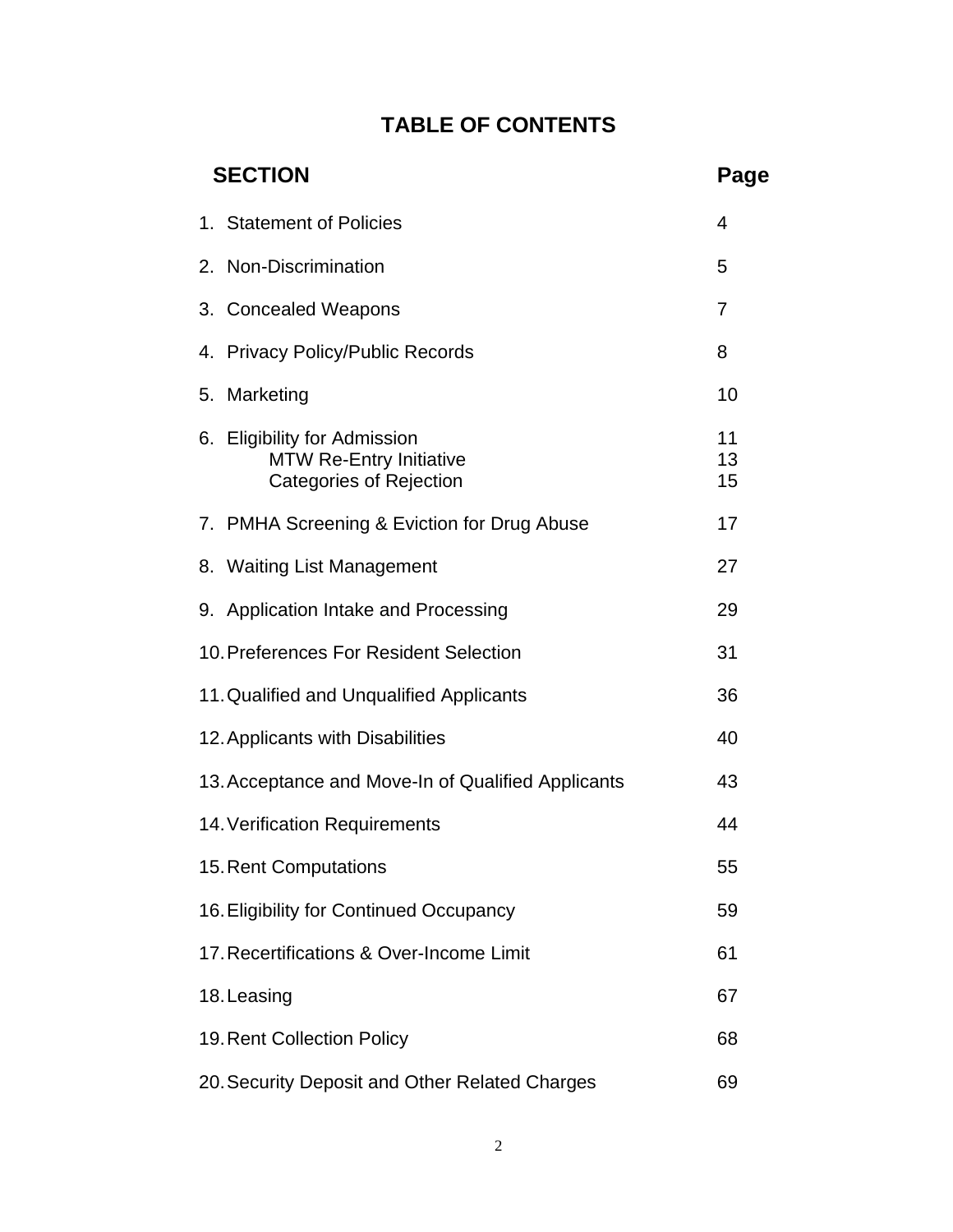# TABLE OF CONTENTS

| SECTION | Page |
|---|---|
| 1. Statement of Policies | 4 |
| 2. Non-Discrimination | 5 |
| 3. Concealed Weapons | 7 |
| 4. Privacy Policy/Public Records | 8 |
| 5. Marketing | 10 |
| 6. Eligibility for Admission | 11 |
| MTW Re-Entry Initiative | 13 |
| Categories of Rejection | 15 |
| 7. PMHA Screening & Eviction for Drug Abuse | 17 |
| 8. Waiting List Management | 27 |
| 9. Application Intake and Processing | 29 |
| 10. Preferences For Resident Selection | 31 |
| 11. Qualified and Unqualified Applicants | 36 |
| 12. Applicants with Disabilities | 40 |
| 13. Acceptance and Move-In of Qualified Applicants | 43 |
| 14. Verification Requirements | 44 |
| 15. Rent Computations | 55 |
| 16. Eligibility for Continued Occupancy | 59 |
| 17. Recertifications & Over-Income Limit | 61 |
| 18. Leasing | 67 |
| 19. Rent Collection Policy | 68 |
| 20. Security Deposit and Other Related Charges | 69 |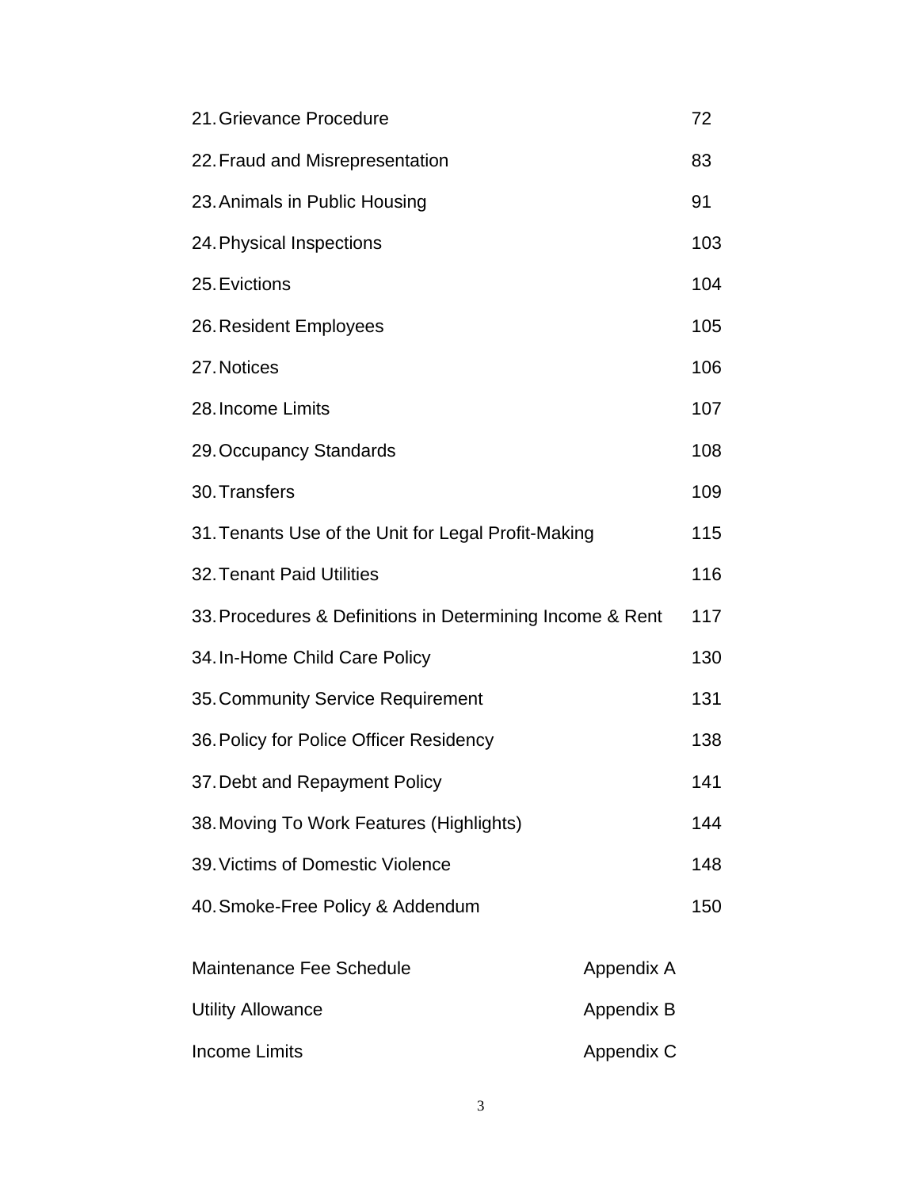| | |
|---|---|
| 21. Grievance Procedure | 72 |
| 22. Fraud and Misrepresentation | 83 |
| 23. Animals in Public Housing | 91 |
| 24. Physical Inspections | 103 |
| 25. Evictions | 104 |
| 26. Resident Employees | 105 |
| 27. Notices | 106 |
| 28. Income Limits | 107 |
| 29. Occupancy Standards | 108 |
| 30. Transfers | 109 |
| 31. Tenants Use of the Unit for Legal Profit-Making | 115 |
| 32. Tenant Paid Utilities | 116 |
| 33. Procedures & Definitions in Determining Income & Rent | 117 |
| 34. In-Home Child Care Policy | 130 |
| 35. Community Service Requirement | 131 |
| 36. Policy for Police Officer Residency | 138 |
| 37. Debt and Repayment Policy | 141 |
| 38. Moving To Work Features (Highlights) | 144 |
| 39. Victims of Domestic Violence | 148 |
| 40. Smoke-Free Policy & Addendum | 150 |

| | |
|---|---|
| Maintenance Fee Schedule | Appendix A |
| Utility Allowance | Appendix B |
| Income Limits | Appendix C |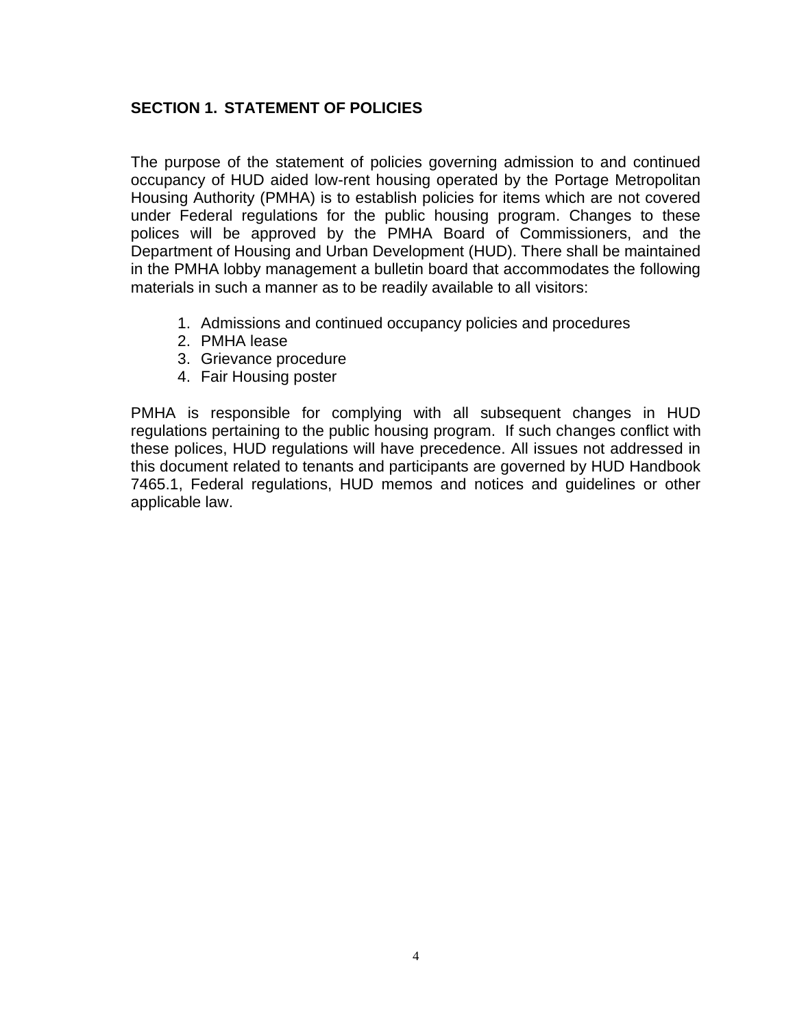## SECTION 1. STATEMENT OF POLICIES

The purpose of the statement of policies governing admission to and continued occupancy of HUD aided low-rent housing operated by the Portage Metropolitan Housing Authority (PMHA) is to establish policies for items which are not covered under Federal regulations for the public housing program. Changes to these polices will be approved by the PMHA Board of Commissioners, and the Department of Housing and Urban Development (HUD). There shall be maintained in the PMHA lobby management a bulletin board that accommodates the following materials in such a manner as to be readily available to all visitors:

1. Admissions and continued occupancy policies and procedures
2. PMHA lease
3. Grievance procedure
4. Fair Housing poster

PMHA is responsible for complying with all subsequent changes in HUD regulations pertaining to the public housing program. If such changes conflict with these polices, HUD regulations will have precedence. All issues not addressed in this document related to tenants and participants are governed by HUD Handbook 7465.1, Federal regulations, HUD memos and notices and guidelines or other applicable law.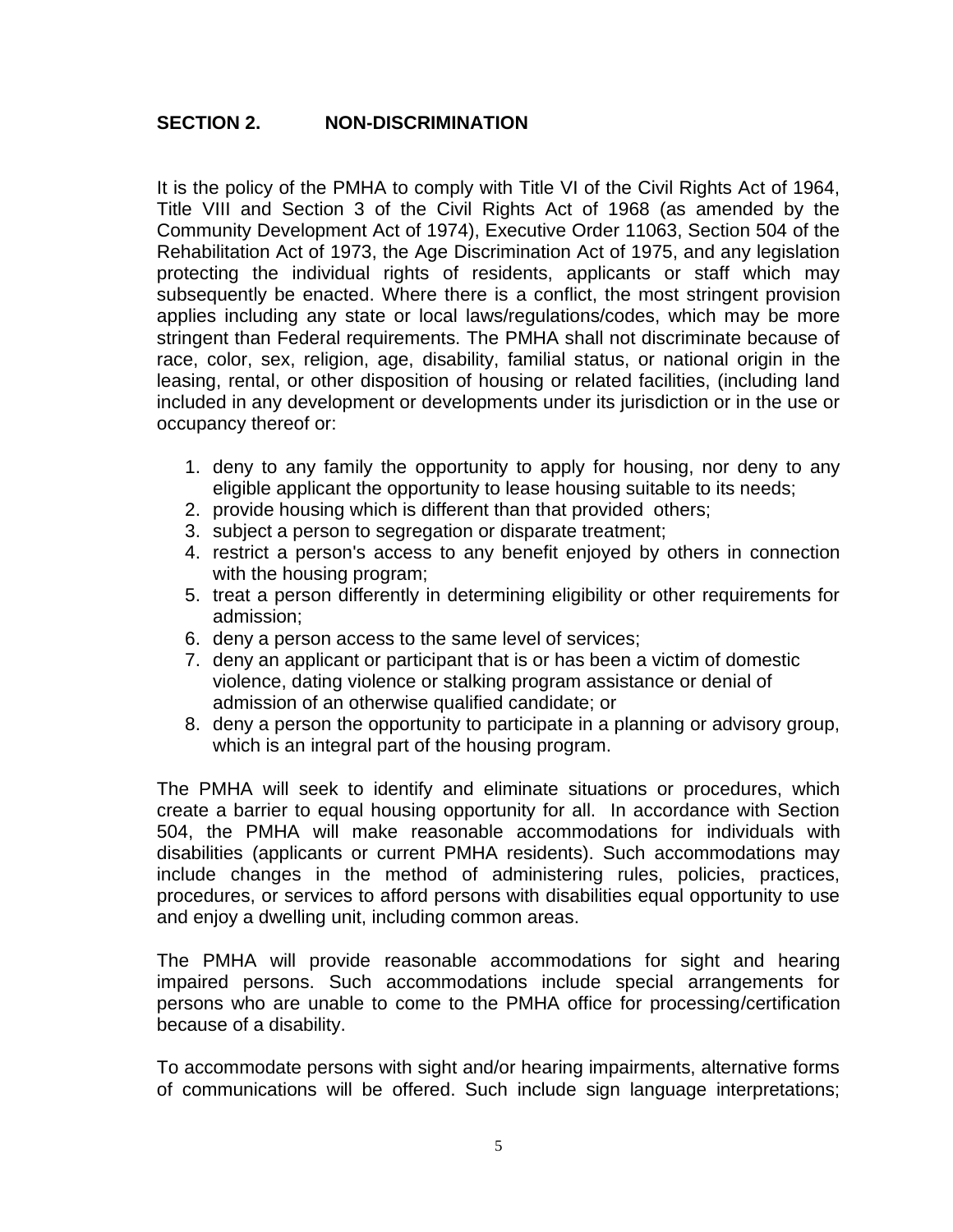## SECTION 2. NON-DISCRIMINATION

It is the policy of the PMHA to comply with Title VI of the Civil Rights Act of 1964, Title VIII and Section 3 of the Civil Rights Act of 1968 (as amended by the Community Development Act of 1974), Executive Order 11063, Section 504 of the Rehabilitation Act of 1973, the Age Discrimination Act of 1975, and any legislation protecting the individual rights of residents, applicants or staff which may subsequently be enacted. Where there is a conflict, the most stringent provision applies including any state or local laws/regulations/codes, which may be more stringent than Federal requirements. The PMHA shall not discriminate because of race, color, sex, religion, age, disability, familial status, or national origin in the leasing, rental, or other disposition of housing or related facilities, (including land included in any development or developments under its jurisdiction or in the use or occupancy thereof or:

1. deny to any family the opportunity to apply for housing, nor deny to any eligible applicant the opportunity to lease housing suitable to its needs;
2. provide housing which is different than that provided others;
3. subject a person to segregation or disparate treatment;
4. restrict a person's access to any benefit enjoyed by others in connection with the housing program;
5. treat a person differently in determining eligibility or other requirements for admission;
6. deny a person access to the same level of services;
7. deny an applicant or participant that is or has been a victim of domestic violence, dating violence or stalking program assistance or denial of admission of an otherwise qualified candidate; or
8. deny a person the opportunity to participate in a planning or advisory group, which is an integral part of the housing program.

The PMHA will seek to identify and eliminate situations or procedures, which create a barrier to equal housing opportunity for all. In accordance with Section 504, the PMHA will make reasonable accommodations for individuals with disabilities (applicants or current PMHA residents). Such accommodations may include changes in the method of administering rules, policies, practices, procedures, or services to afford persons with disabilities equal opportunity to use and enjoy a dwelling unit, including common areas.

The PMHA will provide reasonable accommodations for sight and hearing impaired persons. Such accommodations include special arrangements for persons who are unable to come to the PMHA office for processing/certification because of a disability.

To accommodate persons with sight and/or hearing impairments, alternative forms of communications will be offered. Such include sign language interpretations;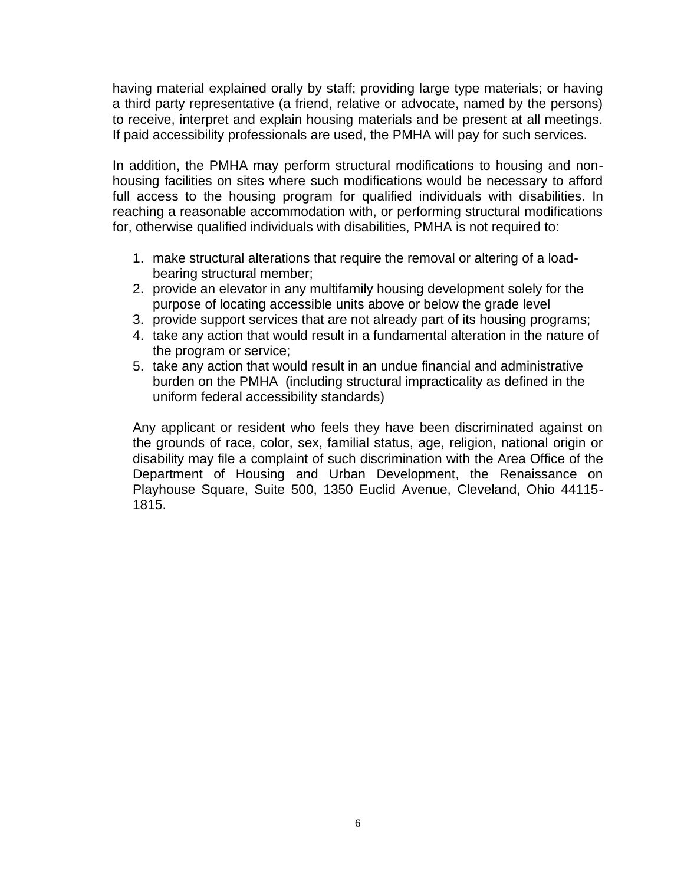having material explained orally by staff; providing large type materials; or having a third party representative (a friend, relative or advocate, named by the persons) to receive, interpret and explain housing materials and be present at all meetings. If paid accessibility professionals are used, the PMHA will pay for such services.

In addition, the PMHA may perform structural modifications to housing and non-housing facilities on sites where such modifications would be necessary to afford full access to the housing program for qualified individuals with disabilities. In reaching a reasonable accommodation with, or performing structural modifications for, otherwise qualified individuals with disabilities, PMHA is not required to:

1. make structural alterations that require the removal or altering of a load-bearing structural member;
2. provide an elevator in any multifamily housing development solely for the purpose of locating accessible units above or below the grade level
3. provide support services that are not already part of its housing programs;
4. take any action that would result in a fundamental alteration in the nature of the program or service;
5. take any action that would result in an undue financial and administrative burden on the PMHA (including structural impracticality as defined in the uniform federal accessibility standards)

Any applicant or resident who feels they have been discriminated against on the grounds of race, color, sex, familial status, age, religion, national origin or disability may file a complaint of such discrimination with the Area Office of the Department of Housing and Urban Development, the Renaissance on Playhouse Square, Suite 500, 1350 Euclid Avenue, Cleveland, Ohio 44115-1815.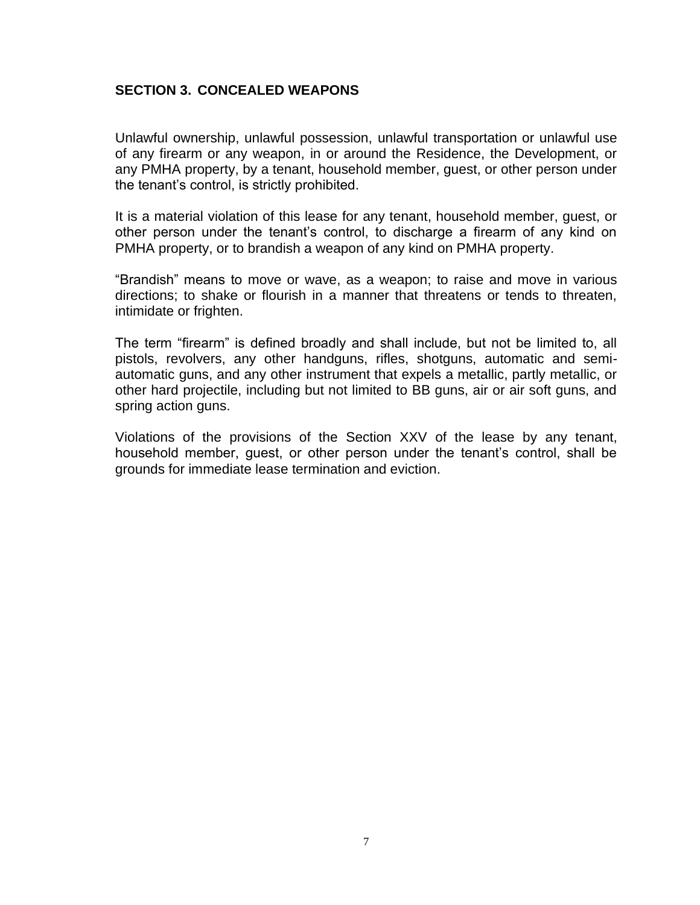## SECTION 3. CONCEALED WEAPONS

Unlawful ownership, unlawful possession, unlawful transportation or unlawful use of any firearm or any weapon, in or around the Residence, the Development, or any PMHA property, by a tenant, household member, guest, or other person under the tenant's control, is strictly prohibited.

It is a material violation of this lease for any tenant, household member, guest, or other person under the tenant's control, to discharge a firearm of any kind on PMHA property, or to brandish a weapon of any kind on PMHA property.

"Brandish" means to move or wave, as a weapon; to raise and move in various directions; to shake or flourish in a manner that threatens or tends to threaten, intimidate or frighten.

The term "firearm" is defined broadly and shall include, but not be limited to, all pistols, revolvers, any other handguns, rifles, shotguns, automatic and semi-automatic guns, and any other instrument that expels a metallic, partly metallic, or other hard projectile, including but not limited to BB guns, air or air soft guns, and spring action guns.

Violations of the provisions of the Section XXV of the lease by any tenant, household member, guest, or other person under the tenant's control, shall be grounds for immediate lease termination and eviction.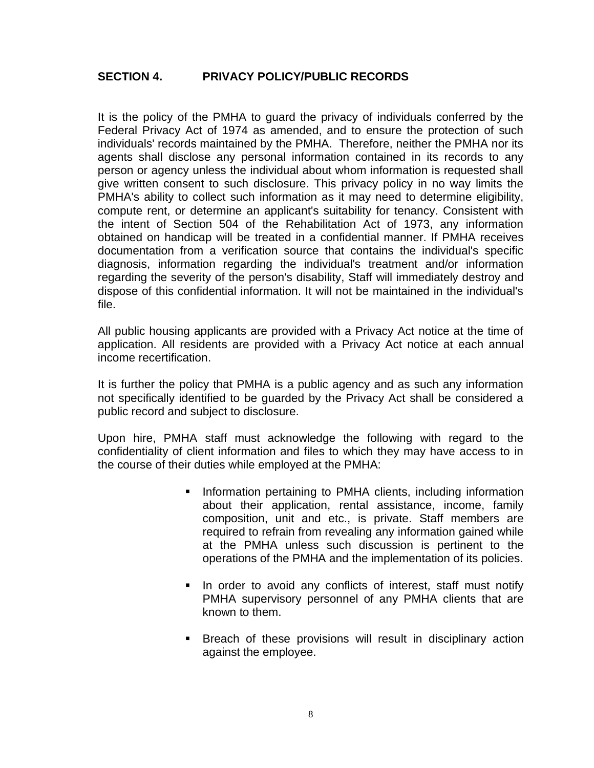## SECTION 4. PRIVACY POLICY/PUBLIC RECORDS

It is the policy of the PMHA to guard the privacy of individuals conferred by the Federal Privacy Act of 1974 as amended, and to ensure the protection of such individuals' records maintained by the PMHA. Therefore, neither the PMHA nor its agents shall disclose any personal information contained in its records to any person or agency unless the individual about whom information is requested shall give written consent to such disclosure. This privacy policy in no way limits the PMHA's ability to collect such information as it may need to determine eligibility, compute rent, or determine an applicant's suitability for tenancy. Consistent with the intent of Section 504 of the Rehabilitation Act of 1973, any information obtained on handicap will be treated in a confidential manner. If PMHA receives documentation from a verification source that contains the individual's specific diagnosis, information regarding the individual's treatment and/or information regarding the severity of the person's disability, Staff will immediately destroy and dispose of this confidential information. It will not be maintained in the individual's file.

All public housing applicants are provided with a Privacy Act notice at the time of application. All residents are provided with a Privacy Act notice at each annual income recertification.

It is further the policy that PMHA is a public agency and as such any information not specifically identified to be guarded by the Privacy Act shall be considered a public record and subject to disclosure.

Upon hire, PMHA staff must acknowledge the following with regard to the confidentiality of client information and files to which they may have access to in the course of their duties while employed at the PMHA:

- Information pertaining to PMHA clients, including information about their application, rental assistance, income, family composition, unit and etc., is private. Staff members are required to refrain from revealing any information gained while at the PMHA unless such discussion is pertinent to the operations of the PMHA and the implementation of its policies.
- In order to avoid any conflicts of interest, staff must notify PMHA supervisory personnel of any PMHA clients that are known to them.
- Breach of these provisions will result in disciplinary action against the employee.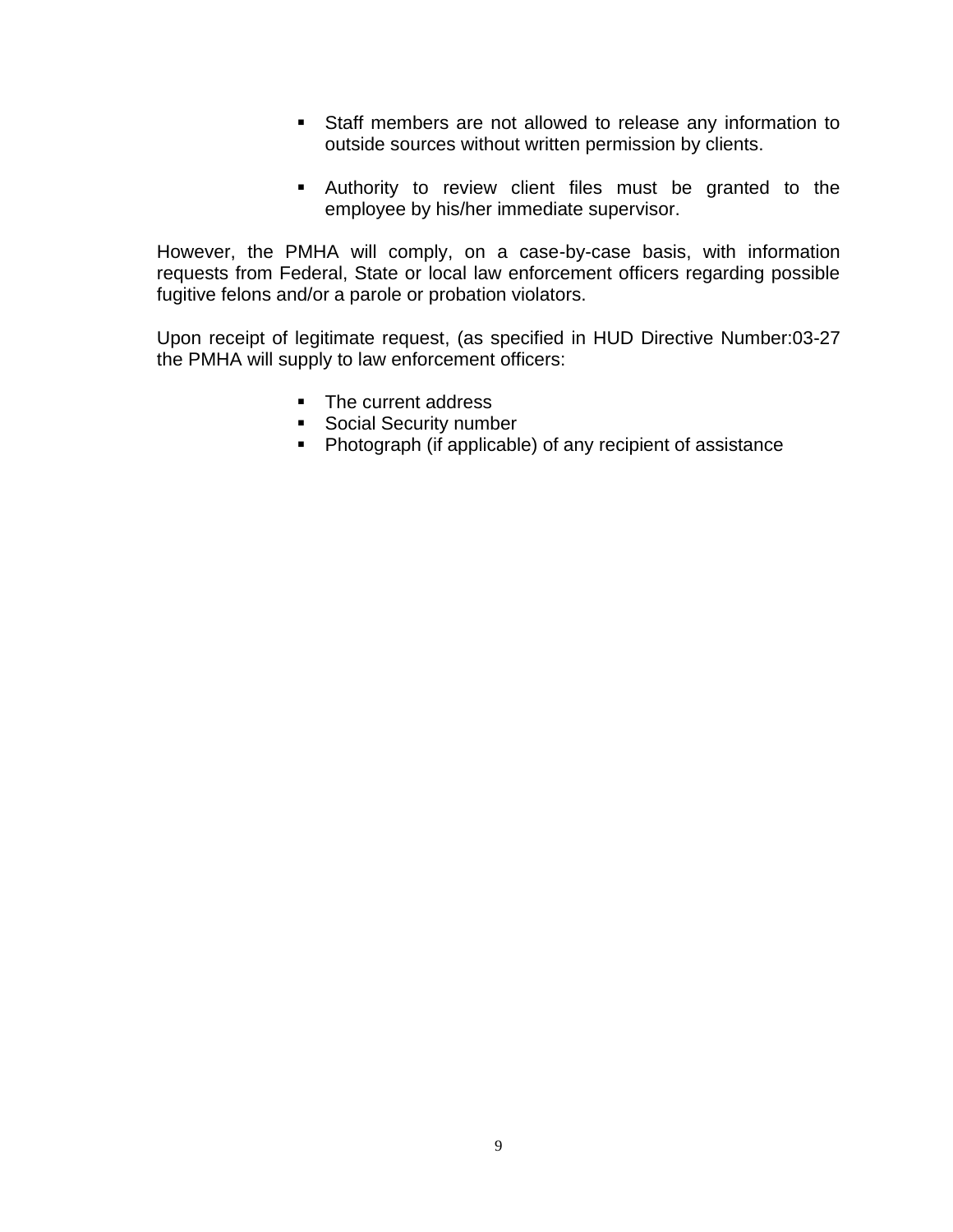- Staff members are not allowed to release any information to outside sources without written permission by clients.

- Authority to review client files must be granted to the employee by his/her immediate supervisor.

However, the PMHA will comply, on a case-by-case basis, with information requests from Federal, State or local law enforcement officers regarding possible fugitive felons and/or a parole or probation violators.

Upon receipt of legitimate request, (as specified in HUD Directive Number:03-27 the PMHA will supply to law enforcement officers:

- The current address
- Social Security number
- Photograph (if applicable) of any recipient of assistance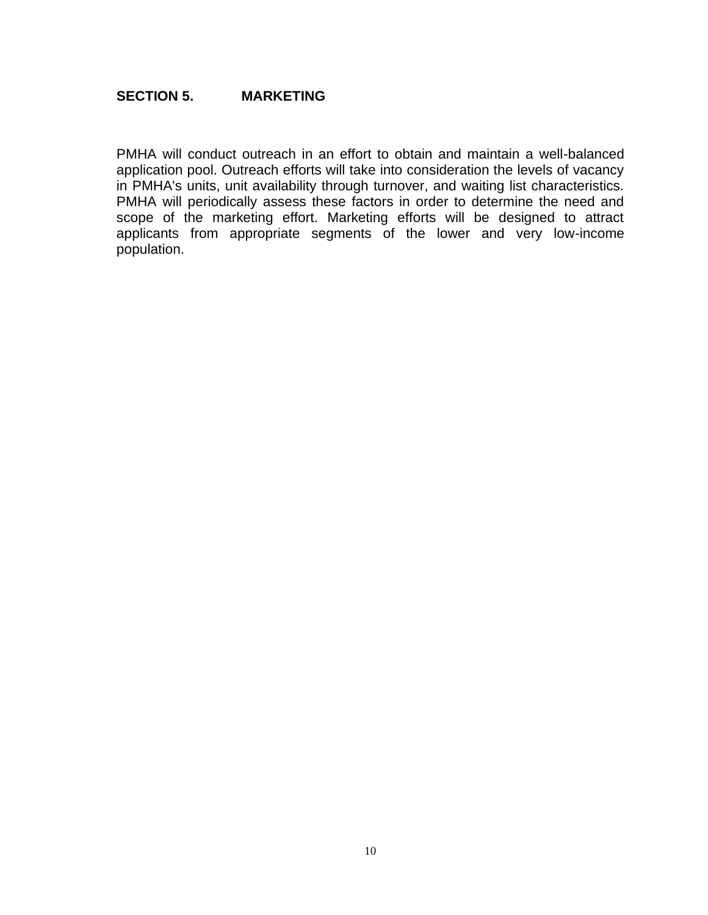## SECTION 5. MARKETING

PMHA will conduct outreach in an effort to obtain and maintain a well-balanced application pool. Outreach efforts will take into consideration the levels of vacancy in PMHA's units, unit availability through turnover, and waiting list characteristics. PMHA will periodically assess these factors in order to determine the need and scope of the marketing effort. Marketing efforts will be designed to attract applicants from appropriate segments of the lower and very low-income population.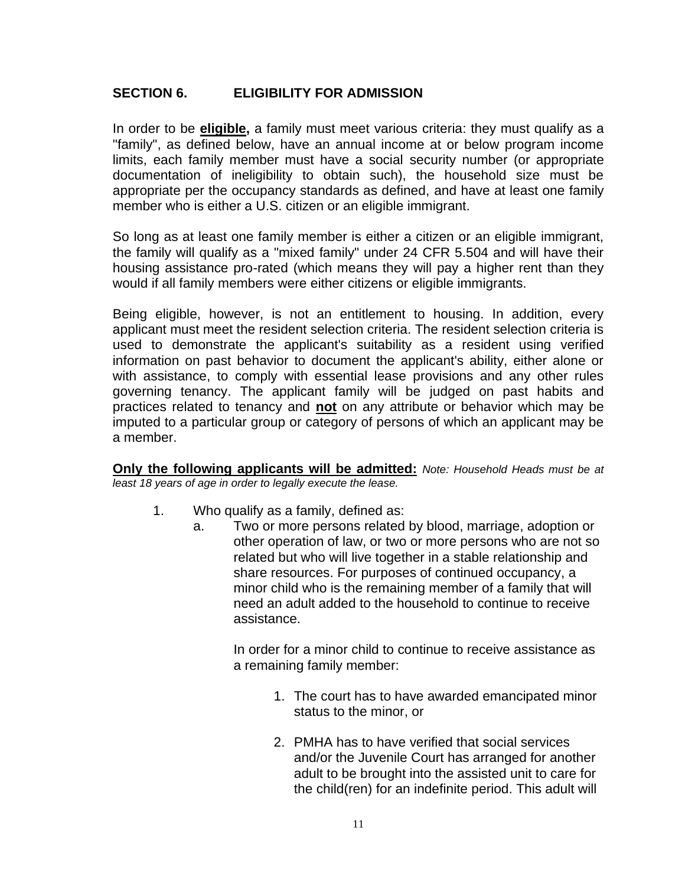## SECTION 6. ELIGIBILITY FOR ADMISSION

In order to be **eligible,** a family must meet various criteria: they must qualify as a "family", as defined below, have an annual income at or below program income limits, each family member must have a social security number (or appropriate documentation of ineligibility to obtain such), the household size must be appropriate per the occupancy standards as defined, and have at least one family member who is either a U.S. citizen or an eligible immigrant.

So long as at least one family member is either a citizen or an eligible immigrant, the family will qualify as a "mixed family" under 24 CFR 5.504 and will have their housing assistance pro-rated (which means they will pay a higher rent than they would if all family members were either citizens or eligible immigrants.

Being eligible, however, is not an entitlement to housing. In addition, every applicant must meet the resident selection criteria. The resident selection criteria is used to demonstrate the applicant's suitability as a resident using verified information on past behavior to document the applicant's ability, either alone or with assistance, to comply with essential lease provisions and any other rules governing tenancy. The applicant family will be judged on past habits and practices related to tenancy and **not** on any attribute or behavior which may be imputed to a particular group or category of persons of which an applicant may be a member.

**Only the following applicants will be admitted:** *Note: Household Heads must be at least 18 years of age in order to legally execute the lease.*

1. Who qualify as a family, defined as:
   a. Two or more persons related by blood, marriage, adoption or other operation of law, or two or more persons who are not so related but who will live together in a stable relationship and share resources. For purposes of continued occupancy, a minor child who is the remaining member of a family that will need an adult added to the household to continue to receive assistance.

      In order for a minor child to continue to receive assistance as a remaining family member:

      1. The court has to have awarded emancipated minor status to the minor, or

      2. PMHA has to have verified that social services and/or the Juvenile Court has arranged for another adult to be brought into the assisted unit to care for the child(ren) for an indefinite period. This adult will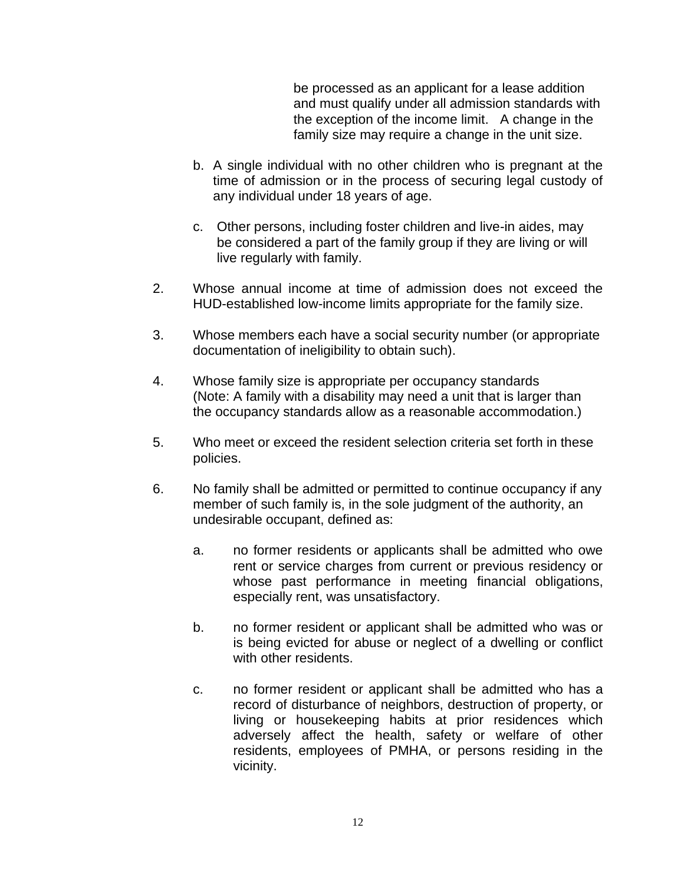be processed as an applicant for a lease addition and must qualify under all admission standards with the exception of the income limit. A change in the family size may require a change in the unit size.

b. A single individual with no other children who is pregnant at the time of admission or in the process of securing legal custody of any individual under 18 years of age.

c. Other persons, including foster children and live-in aides, may be considered a part of the family group if they are living or will live regularly with family.

2. Whose annual income at time of admission does not exceed the HUD-established low-income limits appropriate for the family size.

3. Whose members each have a social security number (or appropriate documentation of ineligibility to obtain such).

4. Whose family size is appropriate per occupancy standards (Note: A family with a disability may need a unit that is larger than the occupancy standards allow as a reasonable accommodation.)

5. Who meet or exceed the resident selection criteria set forth in these policies.

6. No family shall be admitted or permitted to continue occupancy if any member of such family is, in the sole judgment of the authority, an undesirable occupant, defined as:

   a. no former residents or applicants shall be admitted who owe rent or service charges from current or previous residency or whose past performance in meeting financial obligations, especially rent, was unsatisfactory.

   b. no former resident or applicant shall be admitted who was or is being evicted for abuse or neglect of a dwelling or conflict with other residents.

   c. no former resident or applicant shall be admitted who has a record of disturbance of neighbors, destruction of property, or living or housekeeping habits at prior residences which adversely affect the health, safety or welfare of other residents, employees of PMHA, or persons residing in the vicinity.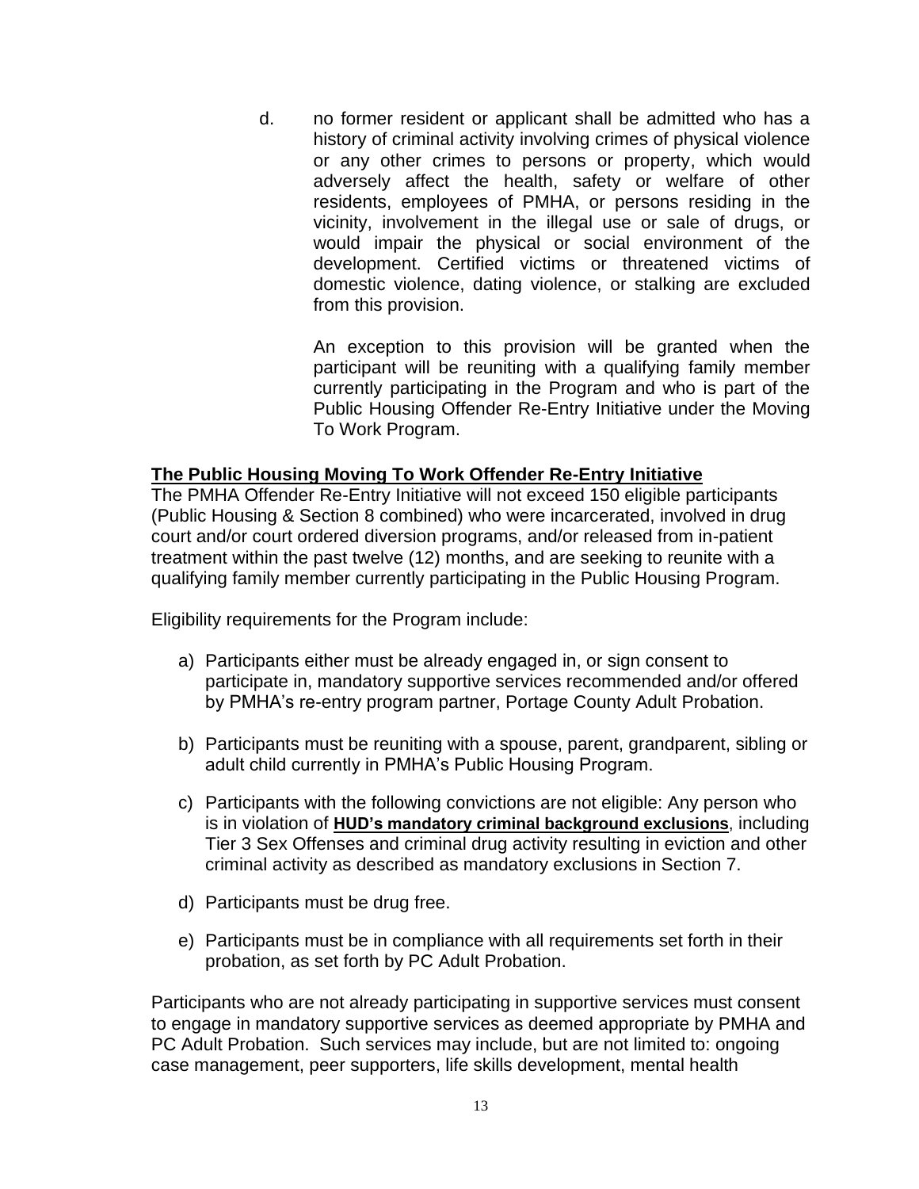d. no former resident or applicant shall be admitted who has a history of criminal activity involving crimes of physical violence or any other crimes to persons or property, which would adversely affect the health, safety or welfare of other residents, employees of PMHA, or persons residing in the vicinity, involvement in the illegal use or sale of drugs, or would impair the physical or social environment of the development. Certified victims or threatened victims of domestic violence, dating violence, or stalking are excluded from this provision.

   An exception to this provision will be granted when the participant will be reuniting with a qualifying family member currently participating in the Program and who is part of the Public Housing Offender Re-Entry Initiative under the Moving To Work Program.

**The Public Housing Moving To Work Offender Re-Entry Initiative**

The PMHA Offender Re-Entry Initiative will not exceed 150 eligible participants (Public Housing & Section 8 combined) who were incarcerated, involved in drug court and/or court ordered diversion programs, and/or released from in-patient treatment within the past twelve (12) months, and are seeking to reunite with a qualifying family member currently participating in the Public Housing Program.

Eligibility requirements for the Program include:

a) Participants either must be already engaged in, or sign consent to participate in, mandatory supportive services recommended and/or offered by PMHA's re-entry program partner, Portage County Adult Probation.

b) Participants must be reuniting with a spouse, parent, grandparent, sibling or adult child currently in PMHA's Public Housing Program.

c) Participants with the following convictions are not eligible: Any person who is in violation of **HUD's mandatory criminal background exclusions**, including Tier 3 Sex Offenses and criminal drug activity resulting in eviction and other criminal activity as described as mandatory exclusions in Section 7.

d) Participants must be drug free.

e) Participants must be in compliance with all requirements set forth in their probation, as set forth by PC Adult Probation.

Participants who are not already participating in supportive services must consent to engage in mandatory supportive services as deemed appropriate by PMHA and PC Adult Probation. Such services may include, but are not limited to: ongoing case management, peer supporters, life skills development, mental health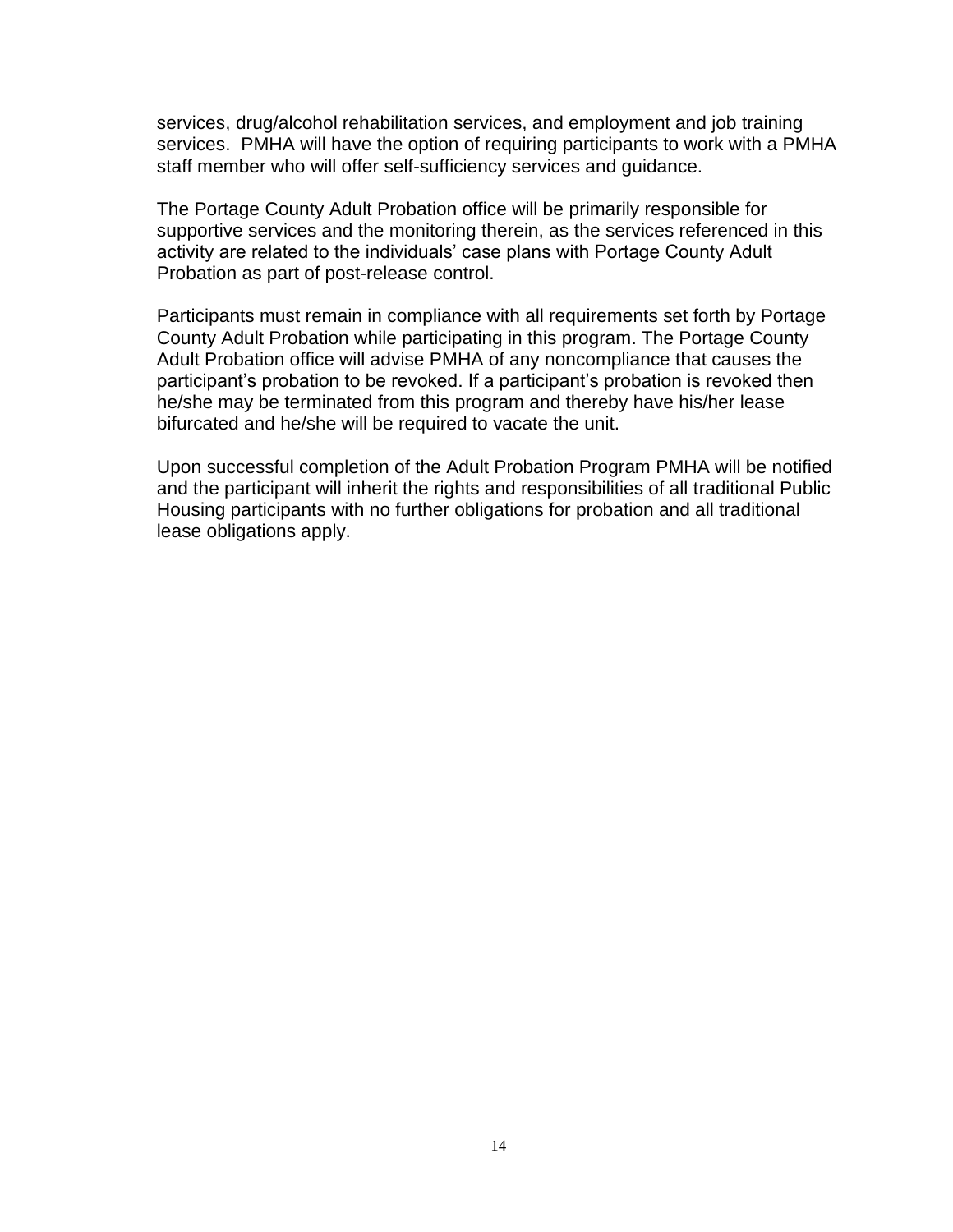services, drug/alcohol rehabilitation services, and employment and job training services. PMHA will have the option of requiring participants to work with a PMHA staff member who will offer self-sufficiency services and guidance.

The Portage County Adult Probation office will be primarily responsible for supportive services and the monitoring therein, as the services referenced in this activity are related to the individuals' case plans with Portage County Adult Probation as part of post-release control.

Participants must remain in compliance with all requirements set forth by Portage County Adult Probation while participating in this program. The Portage County Adult Probation office will advise PMHA of any noncompliance that causes the participant's probation to be revoked. If a participant's probation is revoked then he/she may be terminated from this program and thereby have his/her lease bifurcated and he/she will be required to vacate the unit.

Upon successful completion of the Adult Probation Program PMHA will be notified and the participant will inherit the rights and responsibilities of all traditional Public Housing participants with no further obligations for probation and all traditional lease obligations apply.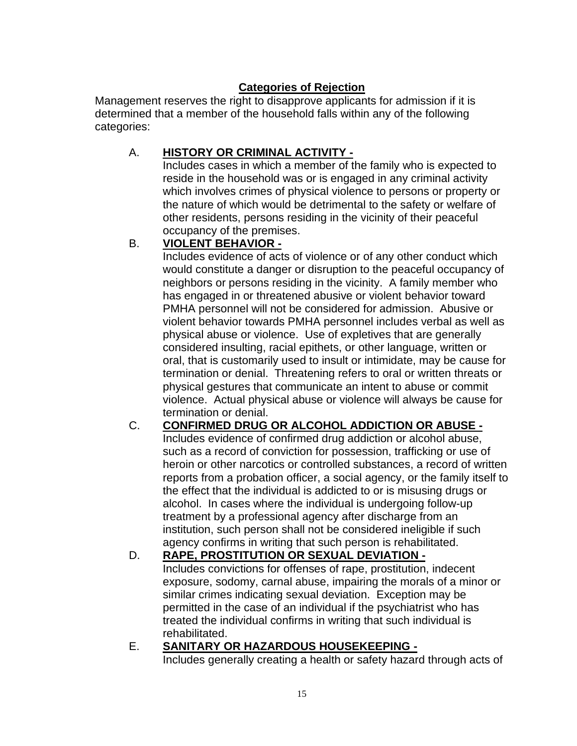## Categories of Rejection

Management reserves the right to disapprove applicants for admission if it is determined that a member of the household falls within any of the following categories:

A. **HISTORY OR CRIMINAL ACTIVITY -**
Includes cases in which a member of the family who is expected to reside in the household was or is engaged in any criminal activity which involves crimes of physical violence to persons or property or the nature of which would be detrimental to the safety or welfare of other residents, persons residing in the vicinity of their peaceful occupancy of the premises.

B. **VIOLENT BEHAVIOR -**
Includes evidence of acts of violence or of any other conduct which would constitute a danger or disruption to the peaceful occupancy of neighbors or persons residing in the vicinity. A family member who has engaged in or threatened abusive or violent behavior toward PMHA personnel will not be considered for admission. Abusive or violent behavior towards PMHA personnel includes verbal as well as physical abuse or violence. Use of expletives that are generally considered insulting, racial epithets, or other language, written or oral, that is customarily used to insult or intimidate, may be cause for termination or denial. Threatening refers to oral or written threats or physical gestures that communicate an intent to abuse or commit violence. Actual physical abuse or violence will always be cause for termination or denial.

C. **CONFIRMED DRUG OR ALCOHOL ADDICTION OR ABUSE -**
Includes evidence of confirmed drug addiction or alcohol abuse, such as a record of conviction for possession, trafficking or use of heroin or other narcotics or controlled substances, a record of written reports from a probation officer, a social agency, or the family itself to the effect that the individual is addicted to or is misusing drugs or alcohol. In cases where the individual is undergoing follow-up treatment by a professional agency after discharge from an institution, such person shall not be considered ineligible if such agency confirms in writing that such person is rehabilitated.

D. **RAPE, PROSTITUTION OR SEXUAL DEVIATION -**
Includes convictions for offenses of rape, prostitution, indecent exposure, sodomy, carnal abuse, impairing the morals of a minor or similar crimes indicating sexual deviation. Exception may be permitted in the case of an individual if the psychiatrist who has treated the individual confirms in writing that such individual is rehabilitated.

E. **SANITARY OR HAZARDOUS HOUSEKEEPING -**
Includes generally creating a health or safety hazard through acts of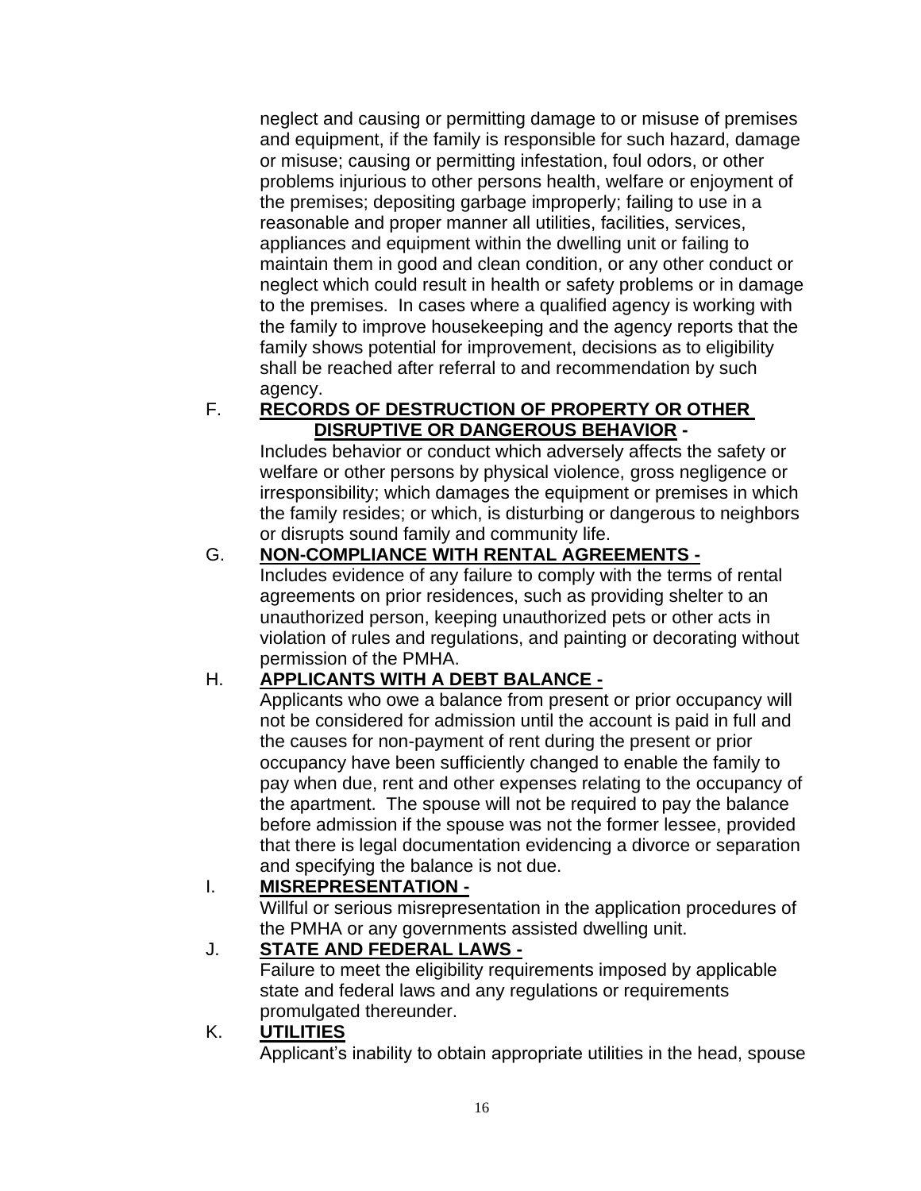neglect and causing or permitting damage to or misuse of premises and equipment, if the family is responsible for such hazard, damage or misuse; causing or permitting infestation, foul odors, or other problems injurious to other persons health, welfare or enjoyment of the premises; depositing garbage improperly; failing to use in a reasonable and proper manner all utilities, facilities, services, appliances and equipment within the dwelling unit or failing to maintain them in good and clean condition, or any other conduct or neglect which could result in health or safety problems or in damage to the premises. In cases where a qualified agency is working with the family to improve housekeeping and the agency reports that the family shows potential for improvement, decisions as to eligibility shall be reached after referral to and recommendation by such agency.

F. **<u>RECORDS OF DESTRUCTION OF PROPERTY OR OTHER DISRUPTIVE OR DANGEROUS BEHAVIOR</u> -**

Includes behavior or conduct which adversely affects the safety or welfare or other persons by physical violence, gross negligence or irresponsibility; which damages the equipment or premises in which the family resides; or which, is disturbing or dangerous to neighbors or disrupts sound family and community life.

G. **<u>NON-COMPLIANCE WITH RENTAL AGREEMENTS -</u>**

Includes evidence of any failure to comply with the terms of rental agreements on prior residences, such as providing shelter to an unauthorized person, keeping unauthorized pets or other acts in violation of rules and regulations, and painting or decorating without permission of the PMHA.

H. **<u>APPLICANTS WITH A DEBT BALANCE -</u>**

Applicants who owe a balance from present or prior occupancy will not be considered for admission until the account is paid in full and the causes for non-payment of rent during the present or prior occupancy have been sufficiently changed to enable the family to pay when due, rent and other expenses relating to the occupancy of the apartment. The spouse will not be required to pay the balance before admission if the spouse was not the former lessee, provided that there is legal documentation evidencing a divorce or separation and specifying the balance is not due.

I. **<u>MISREPRESENTATION -</u>**

Willful or serious misrepresentation in the application procedures of the PMHA or any governments assisted dwelling unit.

J. **<u>STATE AND FEDERAL LAWS -</u>**

Failure to meet the eligibility requirements imposed by applicable state and federal laws and any regulations or requirements promulgated thereunder.

K. **<u>UTILITIES</u>**

Applicant's inability to obtain appropriate utilities in the head, spouse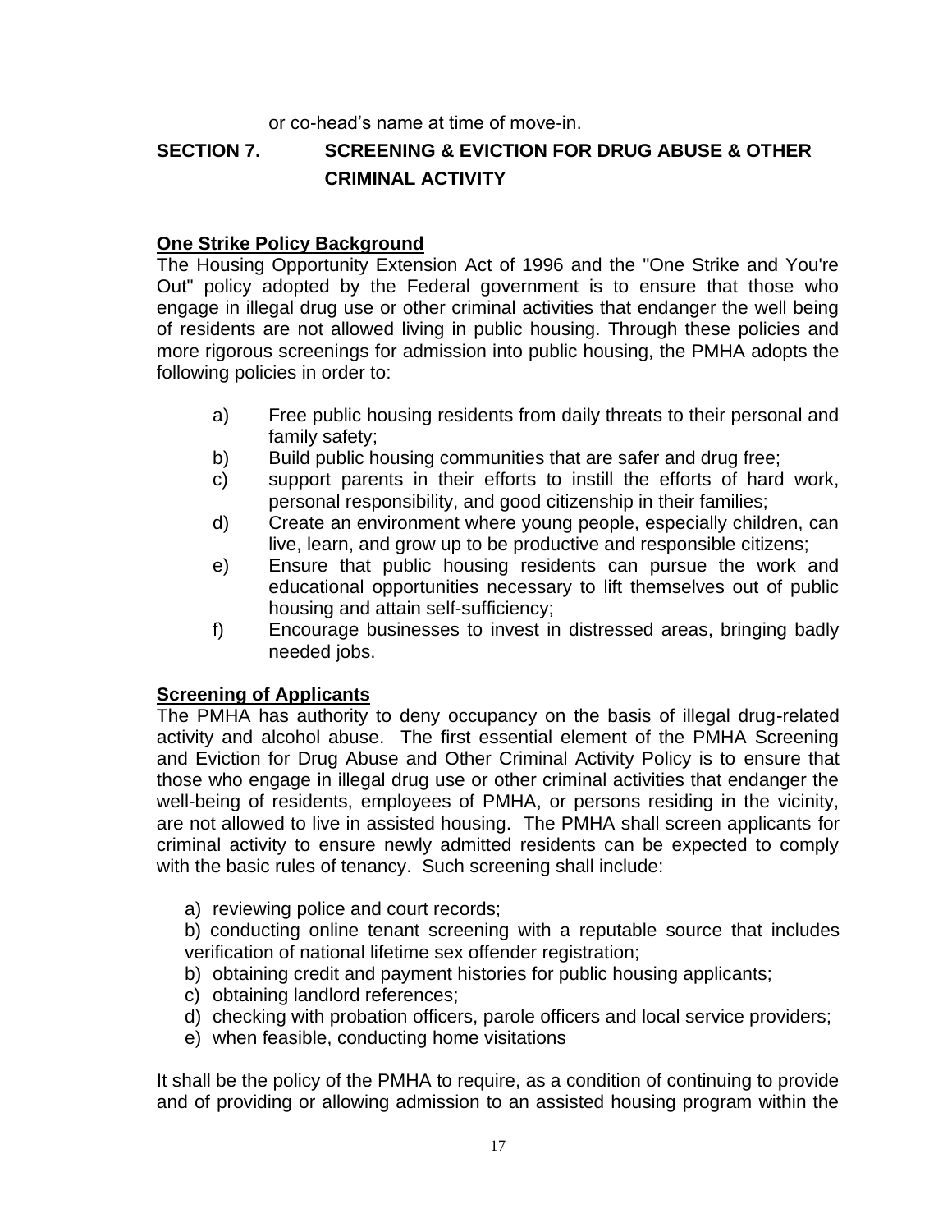or co-head's name at time of move-in.

## SECTION 7. SCREENING & EVICTION FOR DRUG ABUSE & OTHER CRIMINAL ACTIVITY

**One Strike Policy Background**

The Housing Opportunity Extension Act of 1996 and the "One Strike and You're Out" policy adopted by the Federal government is to ensure that those who engage in illegal drug use or other criminal activities that endanger the well being of residents are not allowed living in public housing. Through these policies and more rigorous screenings for admission into public housing, the PMHA adopts the following policies in order to:

a) Free public housing residents from daily threats to their personal and family safety;

b) Build public housing communities that are safer and drug free;

c) support parents in their efforts to instill the efforts of hard work, personal responsibility, and good citizenship in their families;

d) Create an environment where young people, especially children, can live, learn, and grow up to be productive and responsible citizens;

e) Ensure that public housing residents can pursue the work and educational opportunities necessary to lift themselves out of public housing and attain self-sufficiency;

f) Encourage businesses to invest in distressed areas, bringing badly needed jobs.

**Screening of Applicants**

The PMHA has authority to deny occupancy on the basis of illegal drug-related activity and alcohol abuse. The first essential element of the PMHA Screening and Eviction for Drug Abuse and Other Criminal Activity Policy is to ensure that those who engage in illegal drug use or other criminal activities that endanger the well-being of residents, employees of PMHA, or persons residing in the vicinity, are not allowed to live in assisted housing. The PMHA shall screen applicants for criminal activity to ensure newly admitted residents can be expected to comply with the basic rules of tenancy. Such screening shall include:

a) reviewing police and court records;

b) conducting online tenant screening with a reputable source that includes verification of national lifetime sex offender registration;

b) obtaining credit and payment histories for public housing applicants;

c) obtaining landlord references;

d) checking with probation officers, parole officers and local service providers;

e) when feasible, conducting home visitations

It shall be the policy of the PMHA to require, as a condition of continuing to provide and of providing or allowing admission to an assisted housing program within the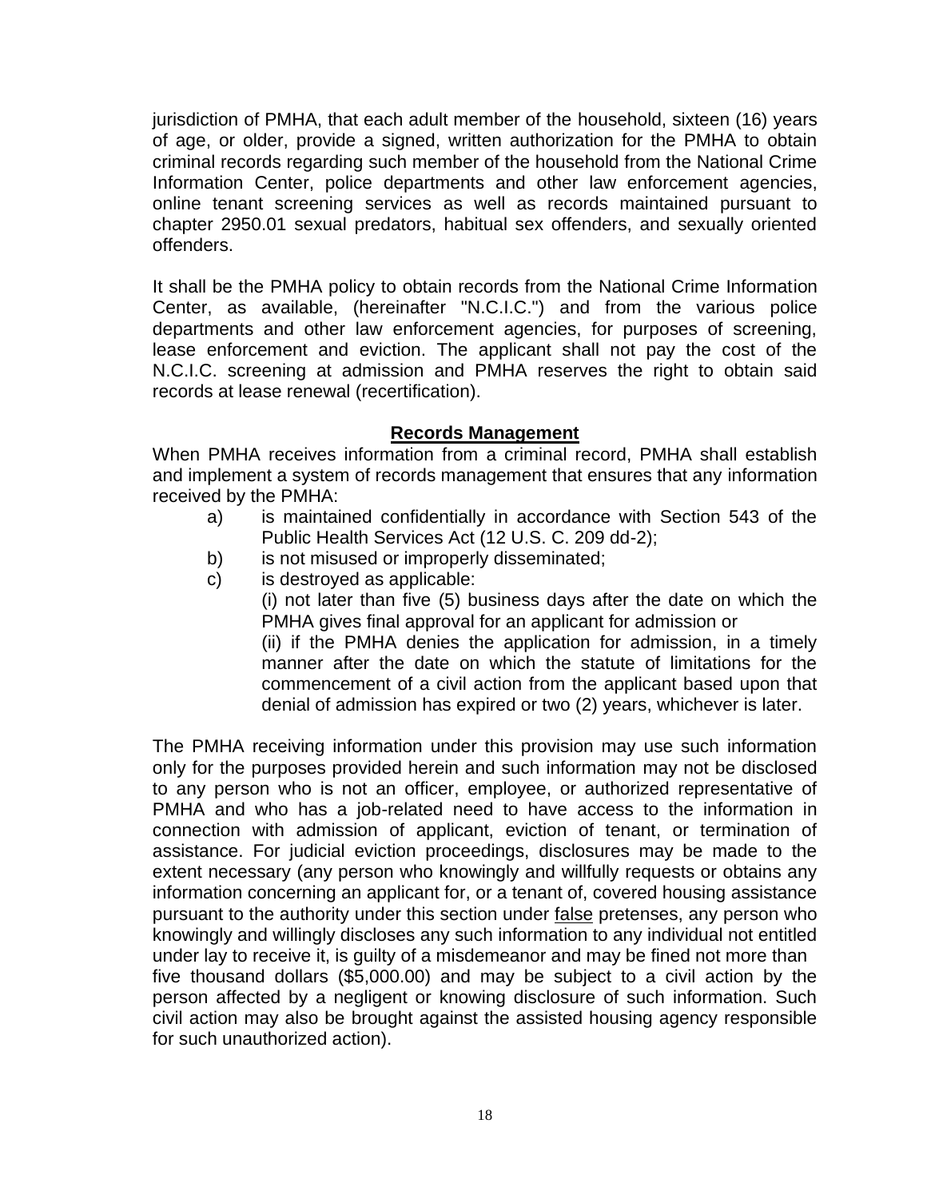jurisdiction of PMHA, that each adult member of the household, sixteen (16) years of age, or older, provide a signed, written authorization for the PMHA to obtain criminal records regarding such member of the household from the National Crime Information Center, police departments and other law enforcement agencies, online tenant screening services as well as records maintained pursuant to chapter 2950.01 sexual predators, habitual sex offenders, and sexually oriented offenders.

It shall be the PMHA policy to obtain records from the National Crime Information Center, as available, (hereinafter "N.C.I.C.") and from the various police departments and other law enforcement agencies, for purposes of screening, lease enforcement and eviction. The applicant shall not pay the cost of the N.C.I.C. screening at admission and PMHA reserves the right to obtain said records at lease renewal (recertification).

## Records Management

When PMHA receives information from a criminal record, PMHA shall establish and implement a system of records management that ensures that any information received by the PMHA:

a) is maintained confidentially in accordance with Section 543 of the Public Health Services Act (12 U.S. C. 209 dd-2);
b) is not misused or improperly disseminated;
c) is destroyed as applicable:
   (i) not later than five (5) business days after the date on which the PMHA gives final approval for an applicant for admission or
   (ii) if the PMHA denies the application for admission, in a timely manner after the date on which the statute of limitations for the commencement of a civil action from the applicant based upon that denial of admission has expired or two (2) years, whichever is later.

The PMHA receiving information under this provision may use such information only for the purposes provided herein and such information may not be disclosed to any person who is not an officer, employee, or authorized representative of PMHA and who has a job-related need to have access to the information in connection with admission of applicant, eviction of tenant, or termination of assistance. For judicial eviction proceedings, disclosures may be made to the extent necessary (any person who knowingly and willfully requests or obtains any information concerning an applicant for, or a tenant of, covered housing assistance pursuant to the authority under this section under false pretenses, any person who knowingly and willingly discloses any such information to any individual not entitled under lay to receive it, is guilty of a misdemeanor and may be fined not more than five thousand dollars ($5,000.00) and may be subject to a civil action by the person affected by a negligent or knowing disclosure of such information. Such civil action may also be brought against the assisted housing agency responsible for such unauthorized action).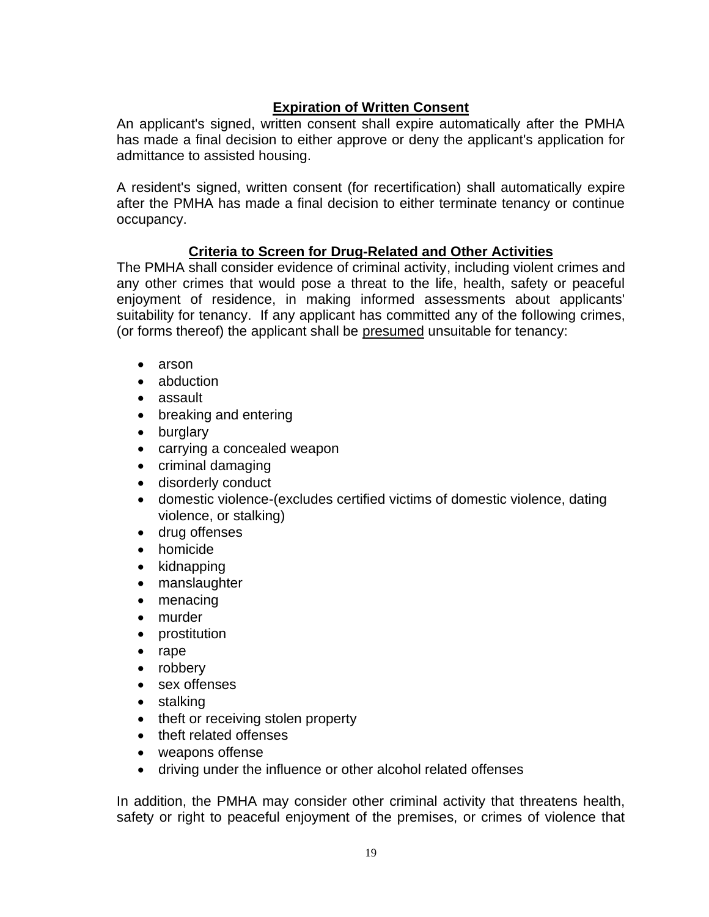## Expiration of Written Consent

An applicant's signed, written consent shall expire automatically after the PMHA has made a final decision to either approve or deny the applicant's application for admittance to assisted housing.

A resident's signed, written consent (for recertification) shall automatically expire after the PMHA has made a final decision to either terminate tenancy or continue occupancy.

## Criteria to Screen for Drug-Related and Other Activities

The PMHA shall consider evidence of criminal activity, including violent crimes and any other crimes that would pose a threat to the life, health, safety or peaceful enjoyment of residence, in making informed assessments about applicants' suitability for tenancy. If any applicant has committed any of the following crimes, (or forms thereof) the applicant shall be presumed unsuitable for tenancy:

- arson
- abduction
- assault
- breaking and entering
- burglary
- carrying a concealed weapon
- criminal damaging
- disorderly conduct
- domestic violence-(excludes certified victims of domestic violence, dating violence, or stalking)
- drug offenses
- homicide
- kidnapping
- manslaughter
- menacing
- murder
- prostitution
- rape
- robbery
- sex offenses
- stalking
- theft or receiving stolen property
- theft related offenses
- weapons offense
- driving under the influence or other alcohol related offenses

In addition, the PMHA may consider other criminal activity that threatens health, safety or right to peaceful enjoyment of the premises, or crimes of violence that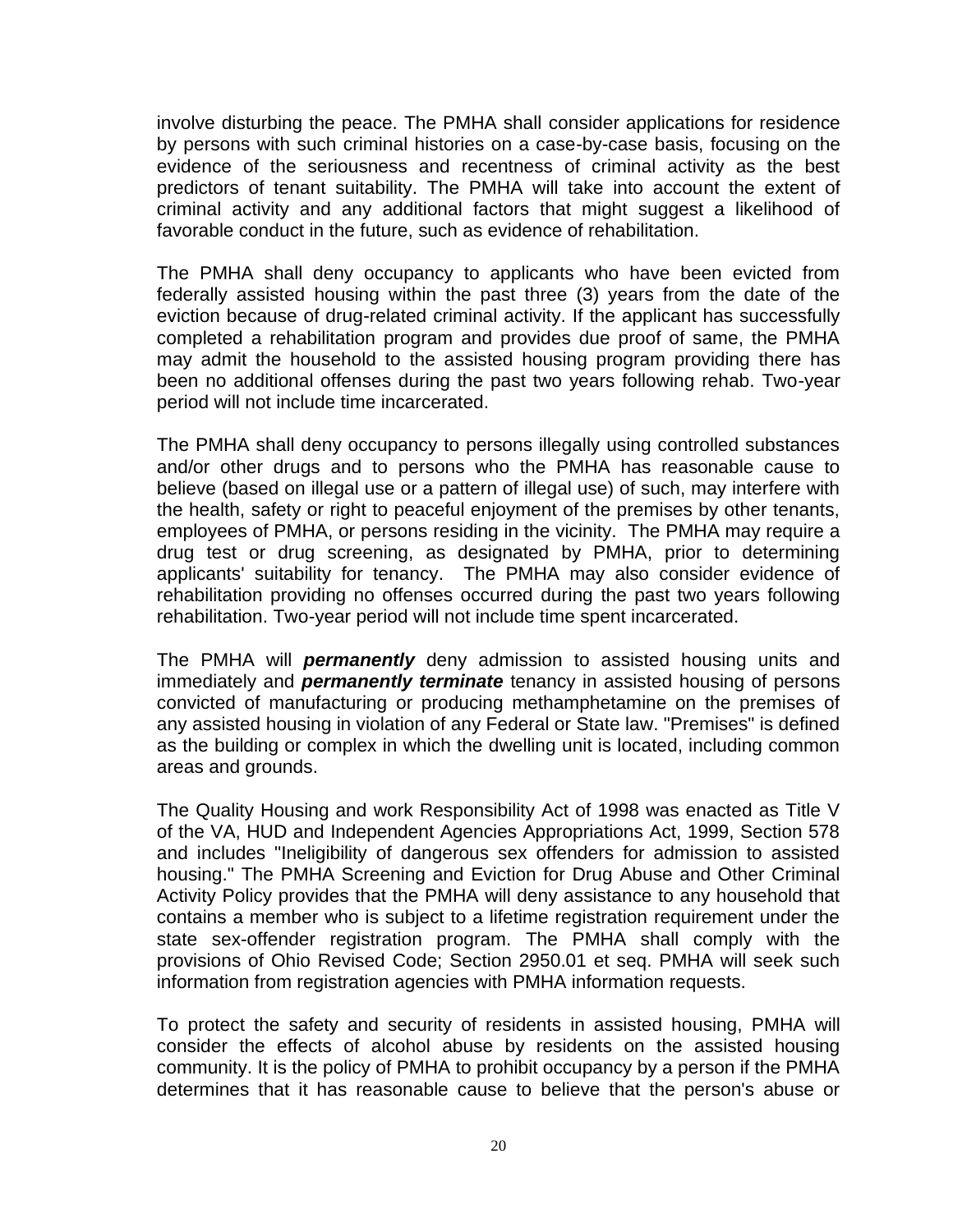involve disturbing the peace. The PMHA shall consider applications for residence by persons with such criminal histories on a case-by-case basis, focusing on the evidence of the seriousness and recentness of criminal activity as the best predictors of tenant suitability. The PMHA will take into account the extent of criminal activity and any additional factors that might suggest a likelihood of favorable conduct in the future, such as evidence of rehabilitation.

The PMHA shall deny occupancy to applicants who have been evicted from federally assisted housing within the past three (3) years from the date of the eviction because of drug-related criminal activity. If the applicant has successfully completed a rehabilitation program and provides due proof of same, the PMHA may admit the household to the assisted housing program providing there has been no additional offenses during the past two years following rehab. Two-year period will not include time incarcerated.

The PMHA shall deny occupancy to persons illegally using controlled substances and/or other drugs and to persons who the PMHA has reasonable cause to believe (based on illegal use or a pattern of illegal use) of such, may interfere with the health, safety or right to peaceful enjoyment of the premises by other tenants, employees of PMHA, or persons residing in the vicinity. The PMHA may require a drug test or drug screening, as designated by PMHA, prior to determining applicants' suitability for tenancy. The PMHA may also consider evidence of rehabilitation providing no offenses occurred during the past two years following rehabilitation. Two-year period will not include time spent incarcerated.

The PMHA will ***permanently*** deny admission to assisted housing units and immediately and ***permanently terminate*** tenancy in assisted housing of persons convicted of manufacturing or producing methamphetamine on the premises of any assisted housing in violation of any Federal or State law. "Premises" is defined as the building or complex in which the dwelling unit is located, including common areas and grounds.

The Quality Housing and work Responsibility Act of 1998 was enacted as Title V of the VA, HUD and Independent Agencies Appropriations Act, 1999, Section 578 and includes "Ineligibility of dangerous sex offenders for admission to assisted housing." The PMHA Screening and Eviction for Drug Abuse and Other Criminal Activity Policy provides that the PMHA will deny assistance to any household that contains a member who is subject to a lifetime registration requirement under the state sex-offender registration program. The PMHA shall comply with the provisions of Ohio Revised Code; Section 2950.01 et seq. PMHA will seek such information from registration agencies with PMHA information requests.

To protect the safety and security of residents in assisted housing, PMHA will consider the effects of alcohol abuse by residents on the assisted housing community. It is the policy of PMHA to prohibit occupancy by a person if the PMHA determines that it has reasonable cause to believe that the person's abuse or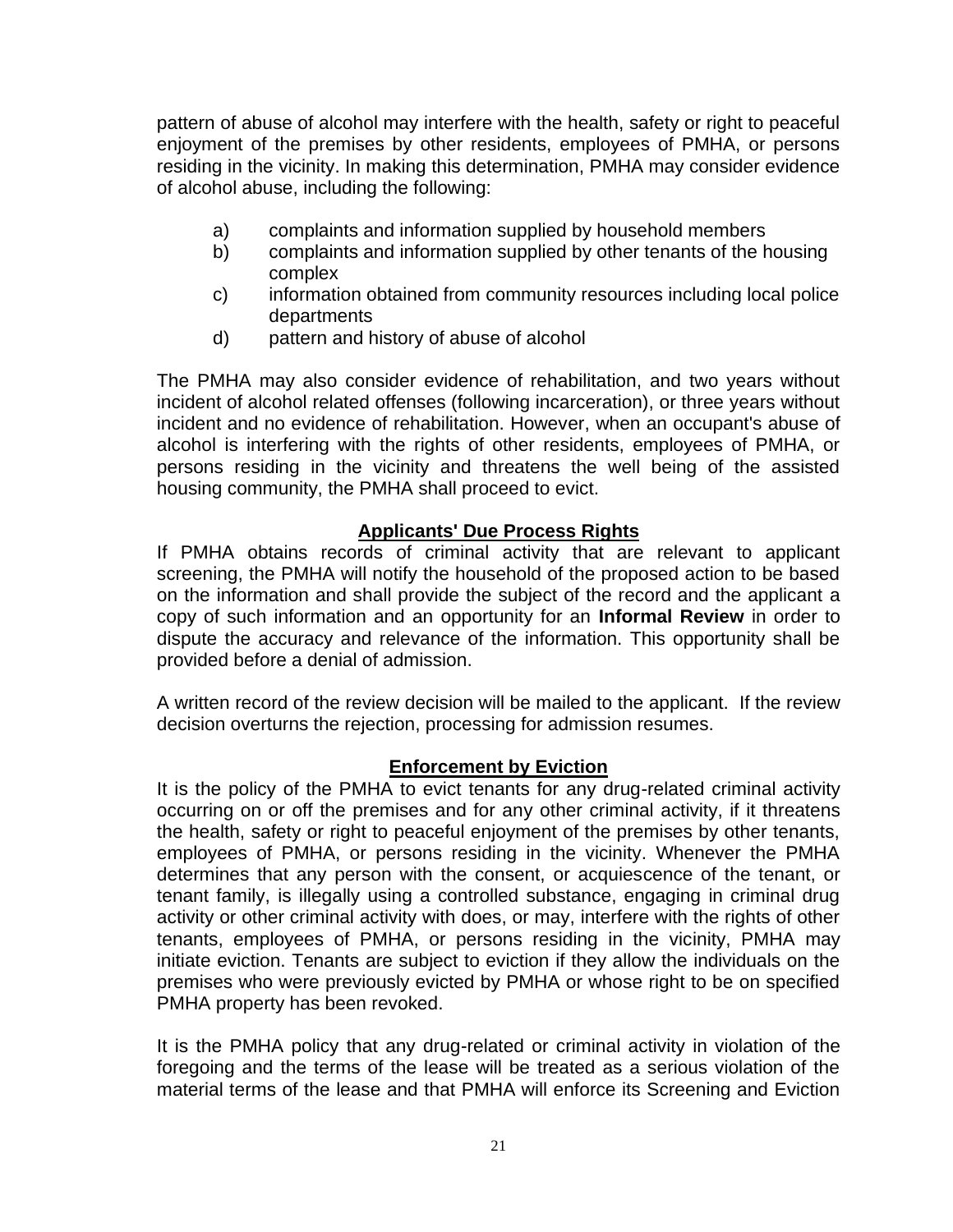pattern of abuse of alcohol may interfere with the health, safety or right to peaceful enjoyment of the premises by other residents, employees of PMHA, or persons residing in the vicinity. In making this determination, PMHA may consider evidence of alcohol abuse, including the following:

a) complaints and information supplied by household members
b) complaints and information supplied by other tenants of the housing complex
c) information obtained from community resources including local police departments
d) pattern and history of abuse of alcohol

The PMHA may also consider evidence of rehabilitation, and two years without incident of alcohol related offenses (following incarceration), or three years without incident and no evidence of rehabilitation. However, when an occupant's abuse of alcohol is interfering with the rights of other residents, employees of PMHA, or persons residing in the vicinity and threatens the well being of the assisted housing community, the PMHA shall proceed to evict.

## Applicants' Due Process Rights

If PMHA obtains records of criminal activity that are relevant to applicant screening, the PMHA will notify the household of the proposed action to be based on the information and shall provide the subject of the record and the applicant a copy of such information and an opportunity for an **Informal Review** in order to dispute the accuracy and relevance of the information. This opportunity shall be provided before a denial of admission.

A written record of the review decision will be mailed to the applicant. If the review decision overturns the rejection, processing for admission resumes.

## Enforcement by Eviction

It is the policy of the PMHA to evict tenants for any drug-related criminal activity occurring on or off the premises and for any other criminal activity, if it threatens the health, safety or right to peaceful enjoyment of the premises by other tenants, employees of PMHA, or persons residing in the vicinity. Whenever the PMHA determines that any person with the consent, or acquiescence of the tenant, or tenant family, is illegally using a controlled substance, engaging in criminal drug activity or other criminal activity with does, or may, interfere with the rights of other tenants, employees of PMHA, or persons residing in the vicinity, PMHA may initiate eviction. Tenants are subject to eviction if they allow the individuals on the premises who were previously evicted by PMHA or whose right to be on specified PMHA property has been revoked.

It is the PMHA policy that any drug-related or criminal activity in violation of the foregoing and the terms of the lease will be treated as a serious violation of the material terms of the lease and that PMHA will enforce its Screening and Eviction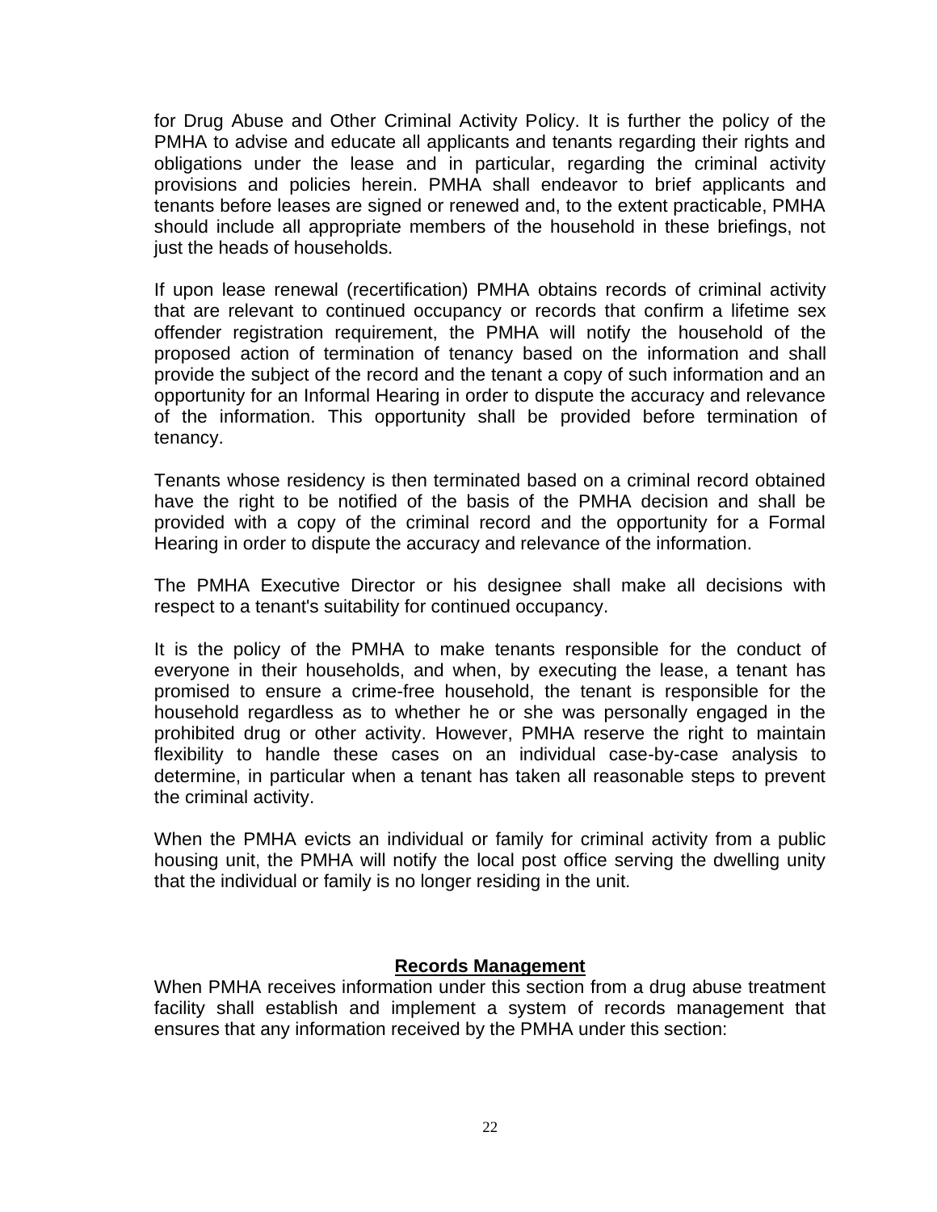for Drug Abuse and Other Criminal Activity Policy. It is further the policy of the PMHA to advise and educate all applicants and tenants regarding their rights and obligations under the lease and in particular, regarding the criminal activity provisions and policies herein. PMHA shall endeavor to brief applicants and tenants before leases are signed or renewed and, to the extent practicable, PMHA should include all appropriate members of the household in these briefings, not just the heads of households.

If upon lease renewal (recertification) PMHA obtains records of criminal activity that are relevant to continued occupancy or records that confirm a lifetime sex offender registration requirement, the PMHA will notify the household of the proposed action of termination of tenancy based on the information and shall provide the subject of the record and the tenant a copy of such information and an opportunity for an Informal Hearing in order to dispute the accuracy and relevance of the information. This opportunity shall be provided before termination of tenancy.

Tenants whose residency is then terminated based on a criminal record obtained have the right to be notified of the basis of the PMHA decision and shall be provided with a copy of the criminal record and the opportunity for a Formal Hearing in order to dispute the accuracy and relevance of the information.

The PMHA Executive Director or his designee shall make all decisions with respect to a tenant's suitability for continued occupancy.

It is the policy of the PMHA to make tenants responsible for the conduct of everyone in their households, and when, by executing the lease, a tenant has promised to ensure a crime-free household, the tenant is responsible for the household regardless as to whether he or she was personally engaged in the prohibited drug or other activity. However, PMHA reserve the right to maintain flexibility to handle these cases on an individual case-by-case analysis to determine, in particular when a tenant has taken all reasonable steps to prevent the criminal activity.

When the PMHA evicts an individual or family for criminal activity from a public housing unit, the PMHA will notify the local post office serving the dwelling unity that the individual or family is no longer residing in the unit.

## Records Management

When PMHA receives information under this section from a drug abuse treatment facility shall establish and implement a system of records management that ensures that any information received by the PMHA under this section: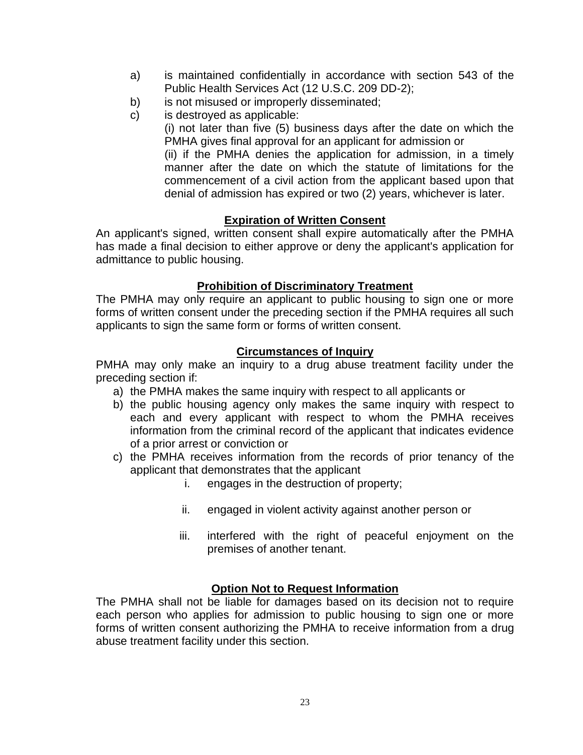a) is maintained confidentially in accordance with section 543 of the Public Health Services Act (12 U.S.C. 209 DD-2);
b) is not misused or improperly disseminated;
c) is destroyed as applicable:
(i) not later than five (5) business days after the date on which the PMHA gives final approval for an applicant for admission or
(ii) if the PMHA denies the application for admission, in a timely manner after the date on which the statute of limitations for the commencement of a civil action from the applicant based upon that denial of admission has expired or two (2) years, whichever is later.

**Expiration of Written Consent**

An applicant's signed, written consent shall expire automatically after the PMHA has made a final decision to either approve or deny the applicant's application for admittance to public housing.

**Prohibition of Discriminatory Treatment**

The PMHA may only require an applicant to public housing to sign one or more forms of written consent under the preceding section if the PMHA requires all such applicants to sign the same form or forms of written consent.

**Circumstances of Inquiry**

PMHA may only make an inquiry to a drug abuse treatment facility under the preceding section if:

a) the PMHA makes the same inquiry with respect to all applicants or
b) the public housing agency only makes the same inquiry with respect to each and every applicant with respect to whom the PMHA receives information from the criminal record of the applicant that indicates evidence of a prior arrest or conviction or
c) the PMHA receives information from the records of prior tenancy of the applicant that demonstrates that the applicant
    i. engages in the destruction of property;
    ii. engaged in violent activity against another person or
    iii. interfered with the right of peaceful enjoyment on the premises of another tenant.

**Option Not to Request Information**

The PMHA shall not be liable for damages based on its decision not to require each person who applies for admission to public housing to sign one or more forms of written consent authorizing the PMHA to receive information from a drug abuse treatment facility under this section.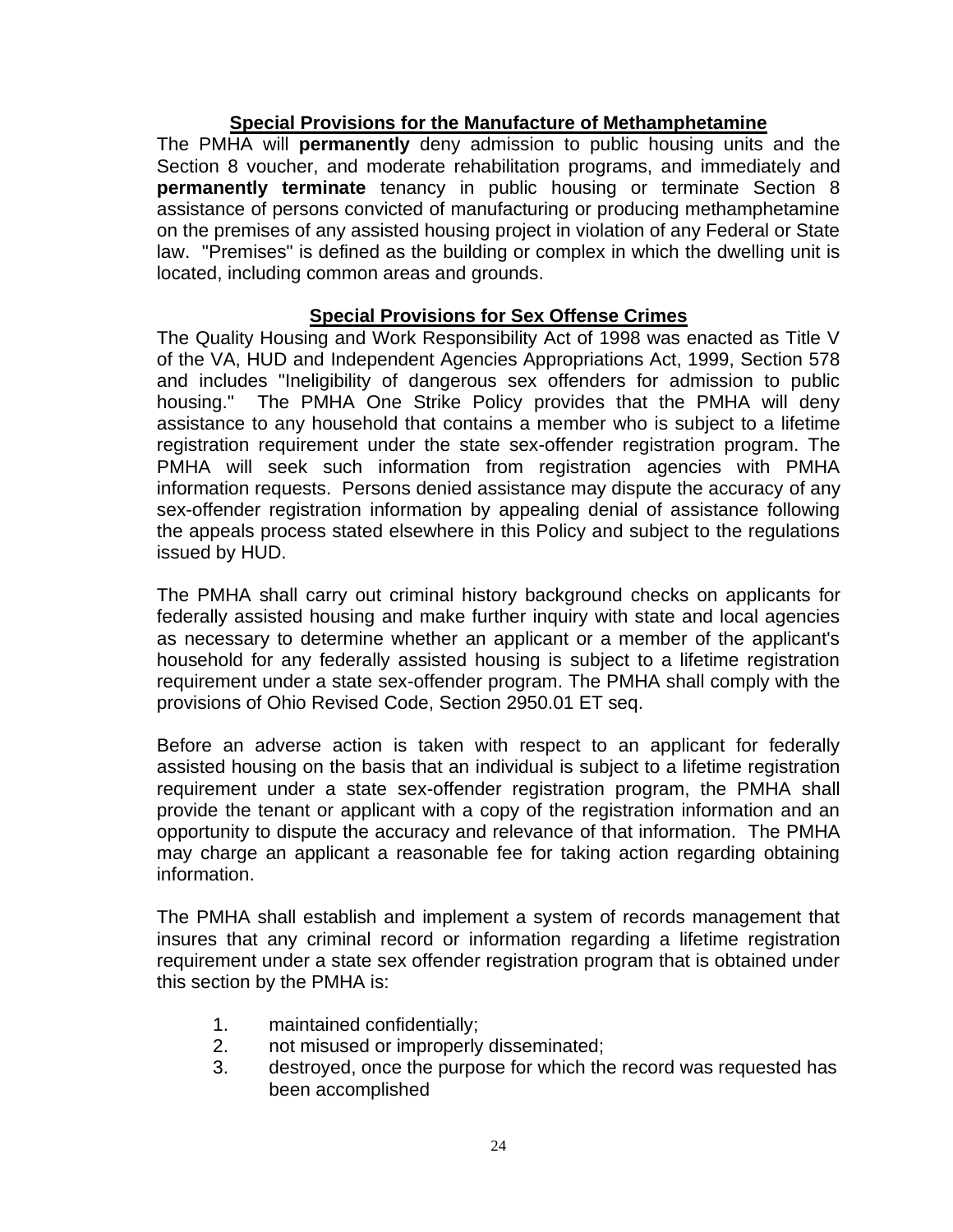## Special Provisions for the Manufacture of Methamphetamine

The PMHA will **permanently** deny admission to public housing units and the Section 8 voucher, and moderate rehabilitation programs, and immediately and **permanently terminate** tenancy in public housing or terminate Section 8 assistance of persons convicted of manufacturing or producing methamphetamine on the premises of any assisted housing project in violation of any Federal or State law. "Premises" is defined as the building or complex in which the dwelling unit is located, including common areas and grounds.

## Special Provisions for Sex Offense Crimes

The Quality Housing and Work Responsibility Act of 1998 was enacted as Title V of the VA, HUD and Independent Agencies Appropriations Act, 1999, Section 578 and includes "Ineligibility of dangerous sex offenders for admission to public housing." The PMHA One Strike Policy provides that the PMHA will deny assistance to any household that contains a member who is subject to a lifetime registration requirement under the state sex-offender registration program. The PMHA will seek such information from registration agencies with PMHA information requests. Persons denied assistance may dispute the accuracy of any sex-offender registration information by appealing denial of assistance following the appeals process stated elsewhere in this Policy and subject to the regulations issued by HUD.

The PMHA shall carry out criminal history background checks on applicants for federally assisted housing and make further inquiry with state and local agencies as necessary to determine whether an applicant or a member of the applicant's household for any federally assisted housing is subject to a lifetime registration requirement under a state sex-offender program. The PMHA shall comply with the provisions of Ohio Revised Code, Section 2950.01 ET seq.

Before an adverse action is taken with respect to an applicant for federally assisted housing on the basis that an individual is subject to a lifetime registration requirement under a state sex-offender registration program, the PMHA shall provide the tenant or applicant with a copy of the registration information and an opportunity to dispute the accuracy and relevance of that information. The PMHA may charge an applicant a reasonable fee for taking action regarding obtaining information.

The PMHA shall establish and implement a system of records management that insures that any criminal record or information regarding a lifetime registration requirement under a state sex offender registration program that is obtained under this section by the PMHA is:

1. maintained confidentially;
2. not misused or improperly disseminated;
3. destroyed, once the purpose for which the record was requested has been accomplished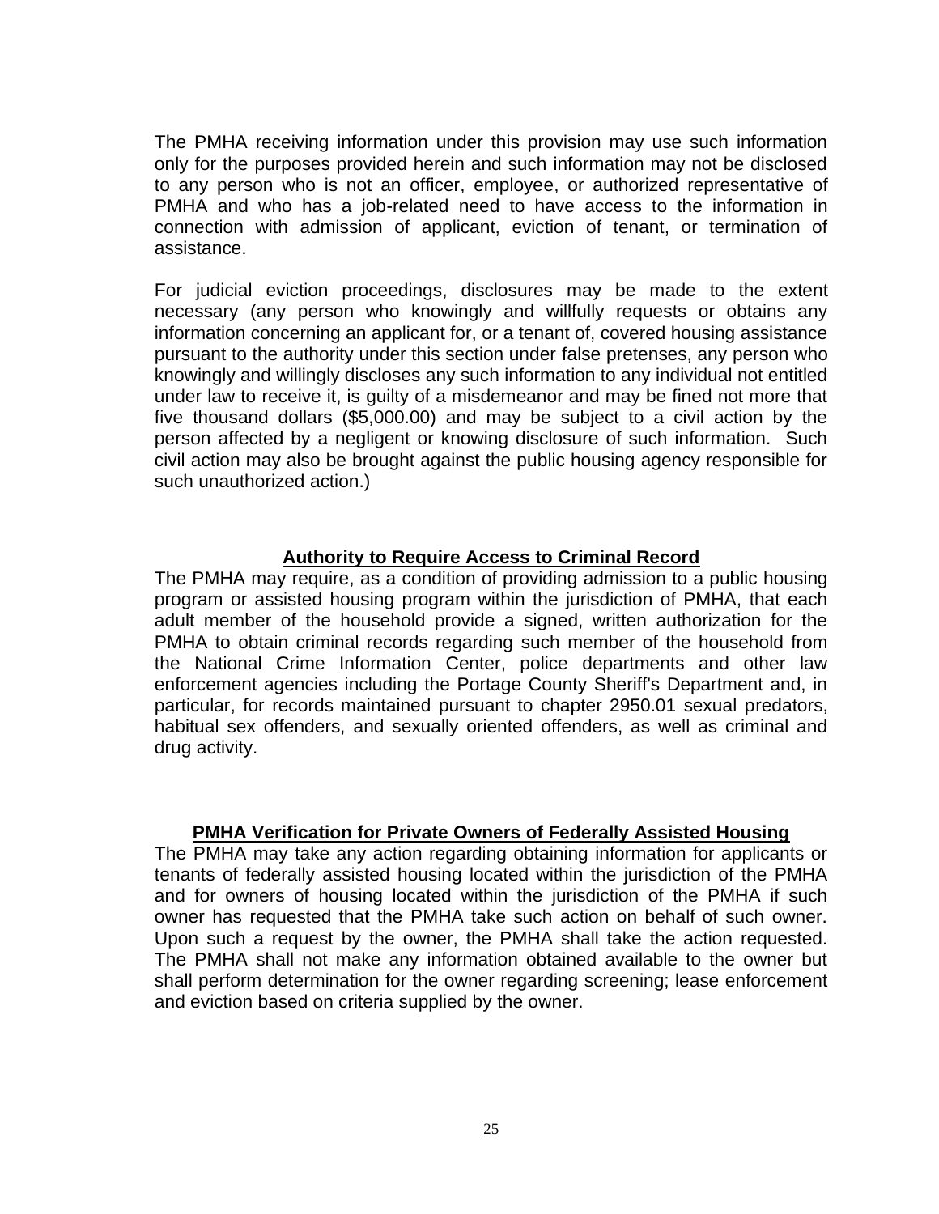The PMHA receiving information under this provision may use such information only for the purposes provided herein and such information may not be disclosed to any person who is not an officer, employee, or authorized representative of PMHA and who has a job-related need to have access to the information in connection with admission of applicant, eviction of tenant, or termination of assistance.

For judicial eviction proceedings, disclosures may be made to the extent necessary (any person who knowingly and willfully requests or obtains any information concerning an applicant for, or a tenant of, covered housing assistance pursuant to the authority under this section under <u>false</u> pretenses, any person who knowingly and willingly discloses any such information to any individual not entitled under law to receive it, is guilty of a misdemeanor and may be fined not more that five thousand dollars ($5,000.00) and may be subject to a civil action by the person affected by a negligent or knowing disclosure of such information. Such civil action may also be brought against the public housing agency responsible for such unauthorized action.)

## Authority to Require Access to Criminal Record

The PMHA may require, as a condition of providing admission to a public housing program or assisted housing program within the jurisdiction of PMHA, that each adult member of the household provide a signed, written authorization for the PMHA to obtain criminal records regarding such member of the household from the National Crime Information Center, police departments and other law enforcement agencies including the Portage County Sheriff's Department and, in particular, for records maintained pursuant to chapter 2950.01 sexual predators, habitual sex offenders, and sexually oriented offenders, as well as criminal and drug activity.

## PMHA Verification for Private Owners of Federally Assisted Housing

The PMHA may take any action regarding obtaining information for applicants or tenants of federally assisted housing located within the jurisdiction of the PMHA and for owners of housing located within the jurisdiction of the PMHA if such owner has requested that the PMHA take such action on behalf of such owner. Upon such a request by the owner, the PMHA shall take the action requested. The PMHA shall not make any information obtained available to the owner but shall perform determination for the owner regarding screening; lease enforcement and eviction based on criteria supplied by the owner.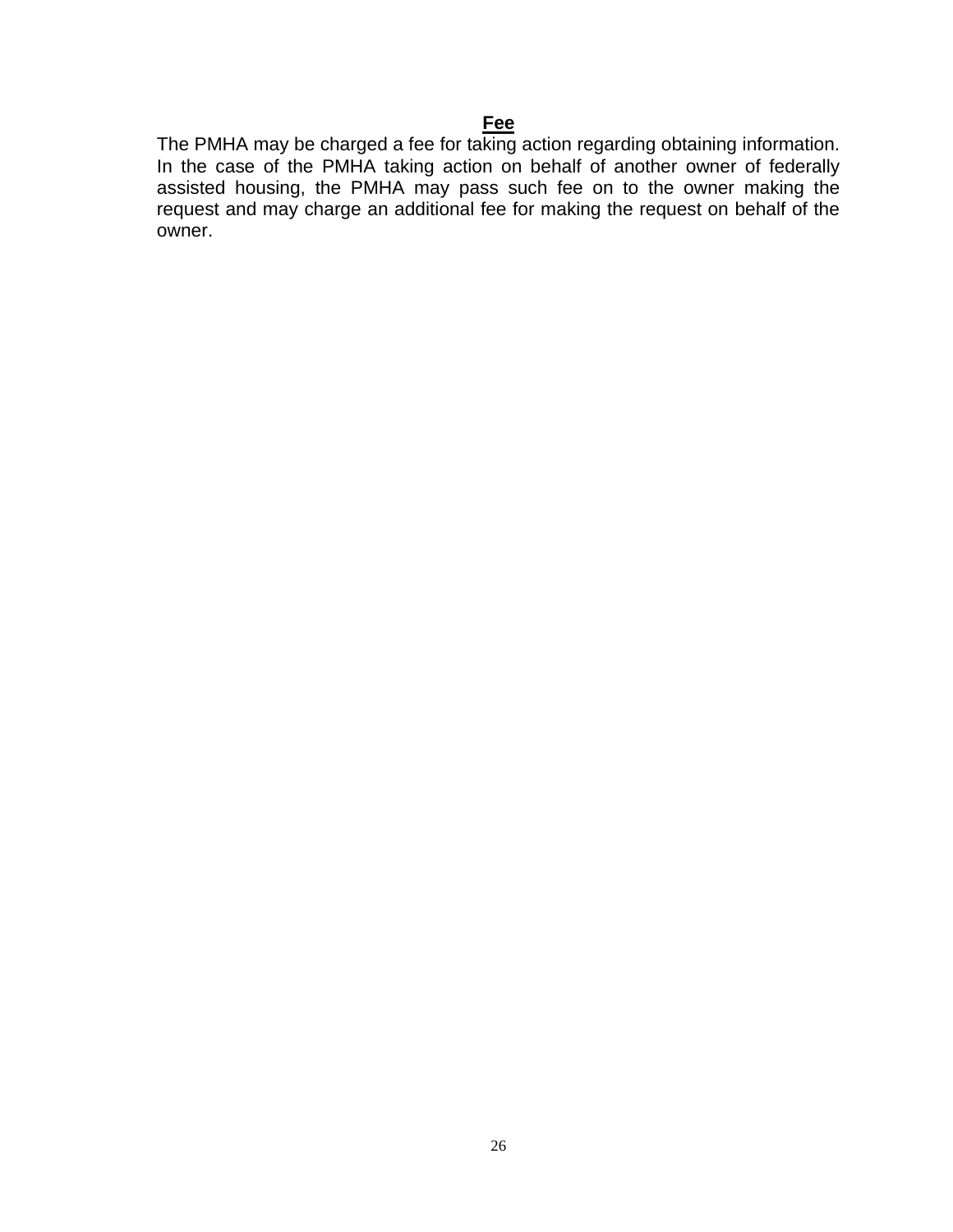**Fee**

The PMHA may be charged a fee for taking action regarding obtaining information. In the case of the PMHA taking action on behalf of another owner of federally assisted housing, the PMHA may pass such fee on to the owner making the request and may charge an additional fee for making the request on behalf of the owner.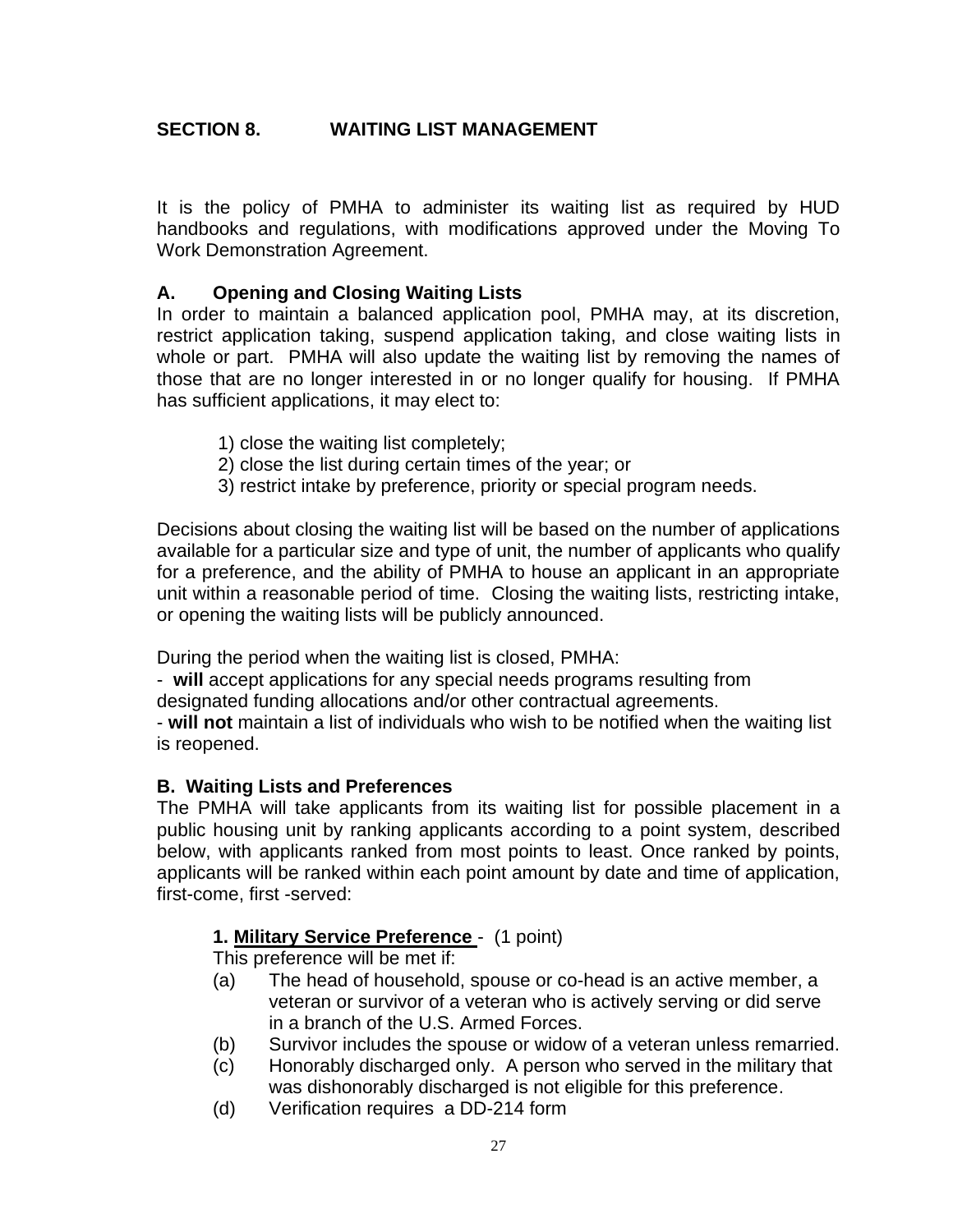## SECTION 8. WAITING LIST MANAGEMENT

It is the policy of PMHA to administer its waiting list as required by HUD handbooks and regulations, with modifications approved under the Moving To Work Demonstration Agreement.

### A. Opening and Closing Waiting Lists

In order to maintain a balanced application pool, PMHA may, at its discretion, restrict application taking, suspend application taking, and close waiting lists in whole or part. PMHA will also update the waiting list by removing the names of those that are no longer interested in or no longer qualify for housing. If PMHA has sufficient applications, it may elect to:

1) close the waiting list completely;
2) close the list during certain times of the year; or
3) restrict intake by preference, priority or special program needs.

Decisions about closing the waiting list will be based on the number of applications available for a particular size and type of unit, the number of applicants who qualify for a preference, and the ability of PMHA to house an applicant in an appropriate unit within a reasonable period of time. Closing the waiting lists, restricting intake, or opening the waiting lists will be publicly announced.

During the period when the waiting list is closed, PMHA:

- **will** accept applications for any special needs programs resulting from designated funding allocations and/or other contractual agreements.
- **will not** maintain a list of individuals who wish to be notified when the waiting list is reopened.

### B. Waiting Lists and Preferences

The PMHA will take applicants from its waiting list for possible placement in a public housing unit by ranking applicants according to a point system, described below, with applicants ranked from most points to least. Once ranked by points, applicants will be ranked within each point amount by date and time of application, first-come, first -served:

**1. <u>Military Service Preference</u>** - (1 point)

This preference will be met if:

(a) The head of household, spouse or co-head is an active member, a veteran or survivor of a veteran who is actively serving or did serve in a branch of the U.S. Armed Forces.

(b) Survivor includes the spouse or widow of a veteran unless remarried.

(c) Honorably discharged only. A person who served in the military that was dishonorably discharged is not eligible for this preference.

(d) Verification requires a DD-214 form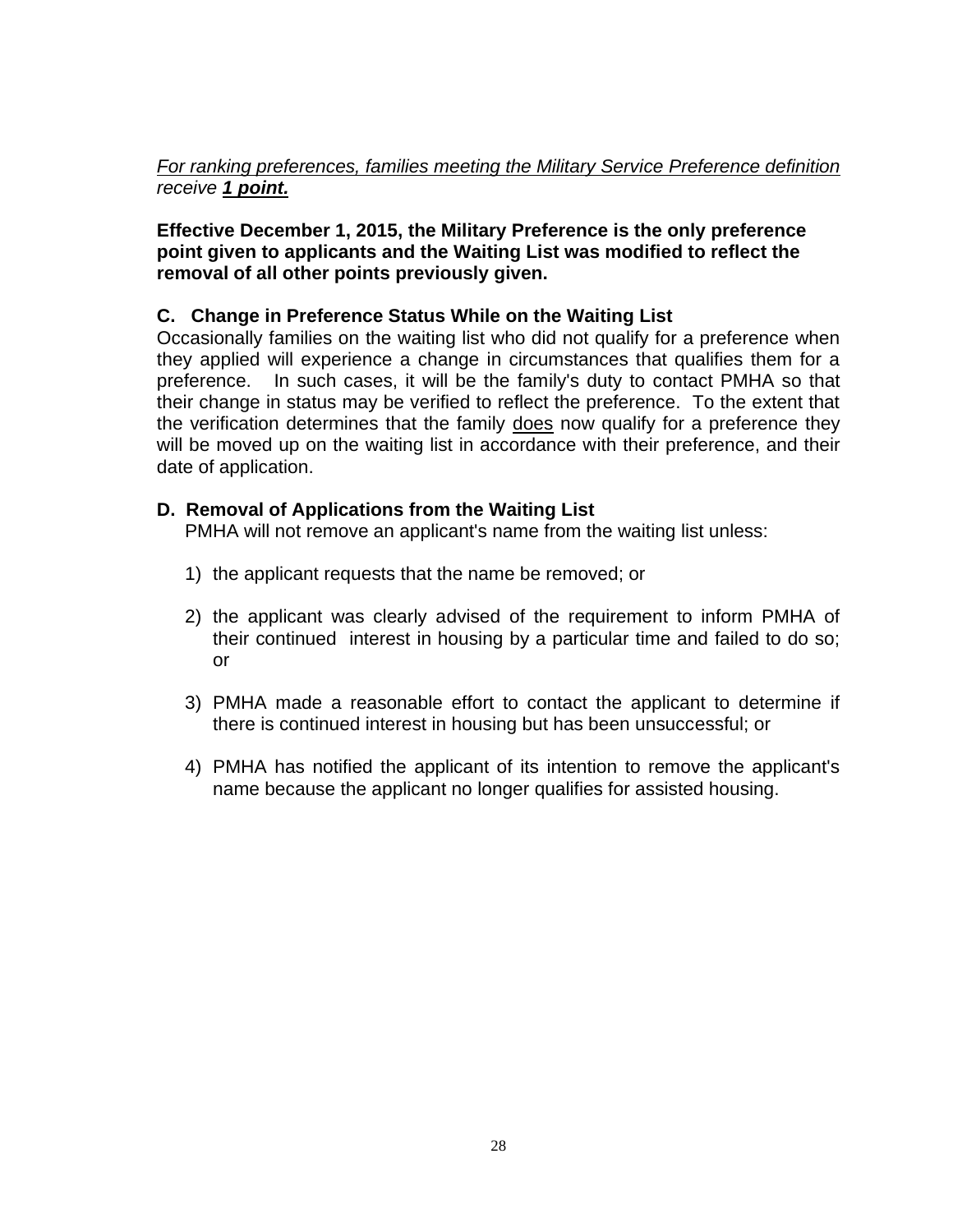<u>*For ranking preferences, families meeting the Military Service Preference definition*</u> *receive* <u>***1 point.***</u>

**Effective December 1, 2015, the Military Preference is the only preference point given to applicants and the Waiting List was modified to reflect the removal of all other points previously given.**

### C. Change in Preference Status While on the Waiting List

Occasionally families on the waiting list who did not qualify for a preference when they applied will experience a change in circumstances that qualifies them for a preference. In such cases, it will be the family's duty to contact PMHA so that their change in status may be verified to reflect the preference. To the extent that the verification determines that the family <u>does</u> now qualify for a preference they will be moved up on the waiting list in accordance with their preference, and their date of application.

### D. Removal of Applications from the Waiting List

PMHA will not remove an applicant's name from the waiting list unless:

1) the applicant requests that the name be removed; or

2) the applicant was clearly advised of the requirement to inform PMHA of their continued interest in housing by a particular time and failed to do so; or

3) PMHA made a reasonable effort to contact the applicant to determine if there is continued interest in housing but has been unsuccessful; or

4) PMHA has notified the applicant of its intention to remove the applicant's name because the applicant no longer qualifies for assisted housing.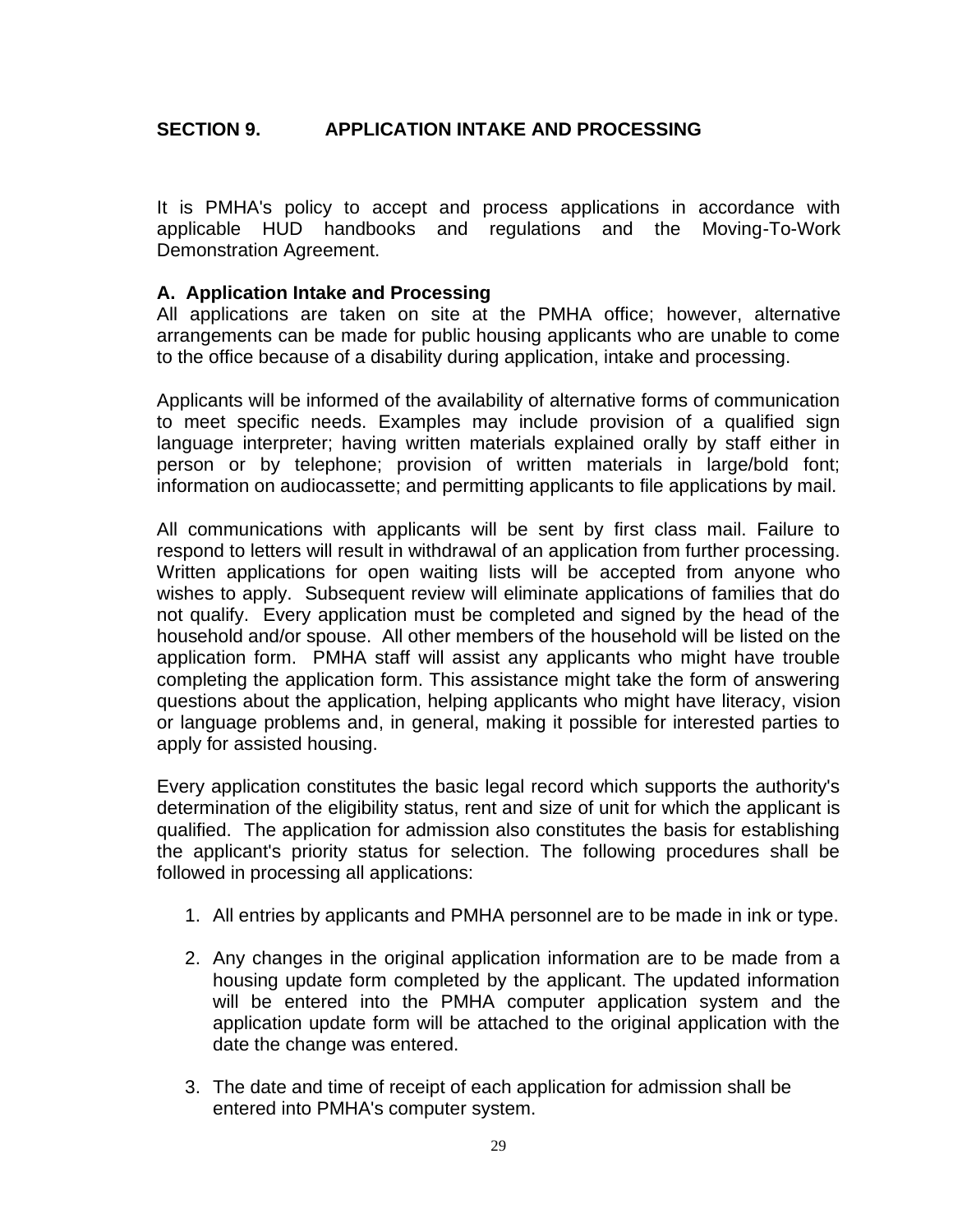## SECTION 9. APPLICATION INTAKE AND PROCESSING

It is PMHA's policy to accept and process applications in accordance with applicable HUD handbooks and regulations and the Moving-To-Work Demonstration Agreement.

### A. Application Intake and Processing

All applications are taken on site at the PMHA office; however, alternative arrangements can be made for public housing applicants who are unable to come to the office because of a disability during application, intake and processing.

Applicants will be informed of the availability of alternative forms of communication to meet specific needs. Examples may include provision of a qualified sign language interpreter; having written materials explained orally by staff either in person or by telephone; provision of written materials in large/bold font; information on audiocassette; and permitting applicants to file applications by mail.

All communications with applicants will be sent by first class mail. Failure to respond to letters will result in withdrawal of an application from further processing. Written applications for open waiting lists will be accepted from anyone who wishes to apply. Subsequent review will eliminate applications of families that do not qualify. Every application must be completed and signed by the head of the household and/or spouse. All other members of the household will be listed on the application form. PMHA staff will assist any applicants who might have trouble completing the application form. This assistance might take the form of answering questions about the application, helping applicants who might have literacy, vision or language problems and, in general, making it possible for interested parties to apply for assisted housing.

Every application constitutes the basic legal record which supports the authority's determination of the eligibility status, rent and size of unit for which the applicant is qualified. The application for admission also constitutes the basis for establishing the applicant's priority status for selection. The following procedures shall be followed in processing all applications:

1. All entries by applicants and PMHA personnel are to be made in ink or type.

2. Any changes in the original application information are to be made from a housing update form completed by the applicant. The updated information will be entered into the PMHA computer application system and the application update form will be attached to the original application with the date the change was entered.

3. The date and time of receipt of each application for admission shall be entered into PMHA's computer system.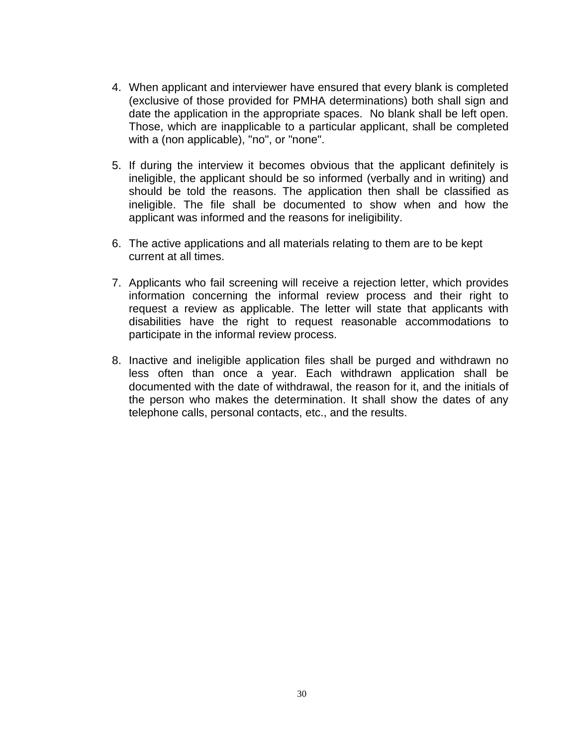4. When applicant and interviewer have ensured that every blank is completed (exclusive of those provided for PMHA determinations) both shall sign and date the application in the appropriate spaces. No blank shall be left open. Those, which are inapplicable to a particular applicant, shall be completed with a (non applicable), "no", or "none".

5. If during the interview it becomes obvious that the applicant definitely is ineligible, the applicant should be so informed (verbally and in writing) and should be told the reasons. The application then shall be classified as ineligible. The file shall be documented to show when and how the applicant was informed and the reasons for ineligibility.

6. The active applications and all materials relating to them are to be kept current at all times.

7. Applicants who fail screening will receive a rejection letter, which provides information concerning the informal review process and their right to request a review as applicable. The letter will state that applicants with disabilities have the right to request reasonable accommodations to participate in the informal review process.

8. Inactive and ineligible application files shall be purged and withdrawn no less often than once a year. Each withdrawn application shall be documented with the date of withdrawal, the reason for it, and the initials of the person who makes the determination. It shall show the dates of any telephone calls, personal contacts, etc., and the results.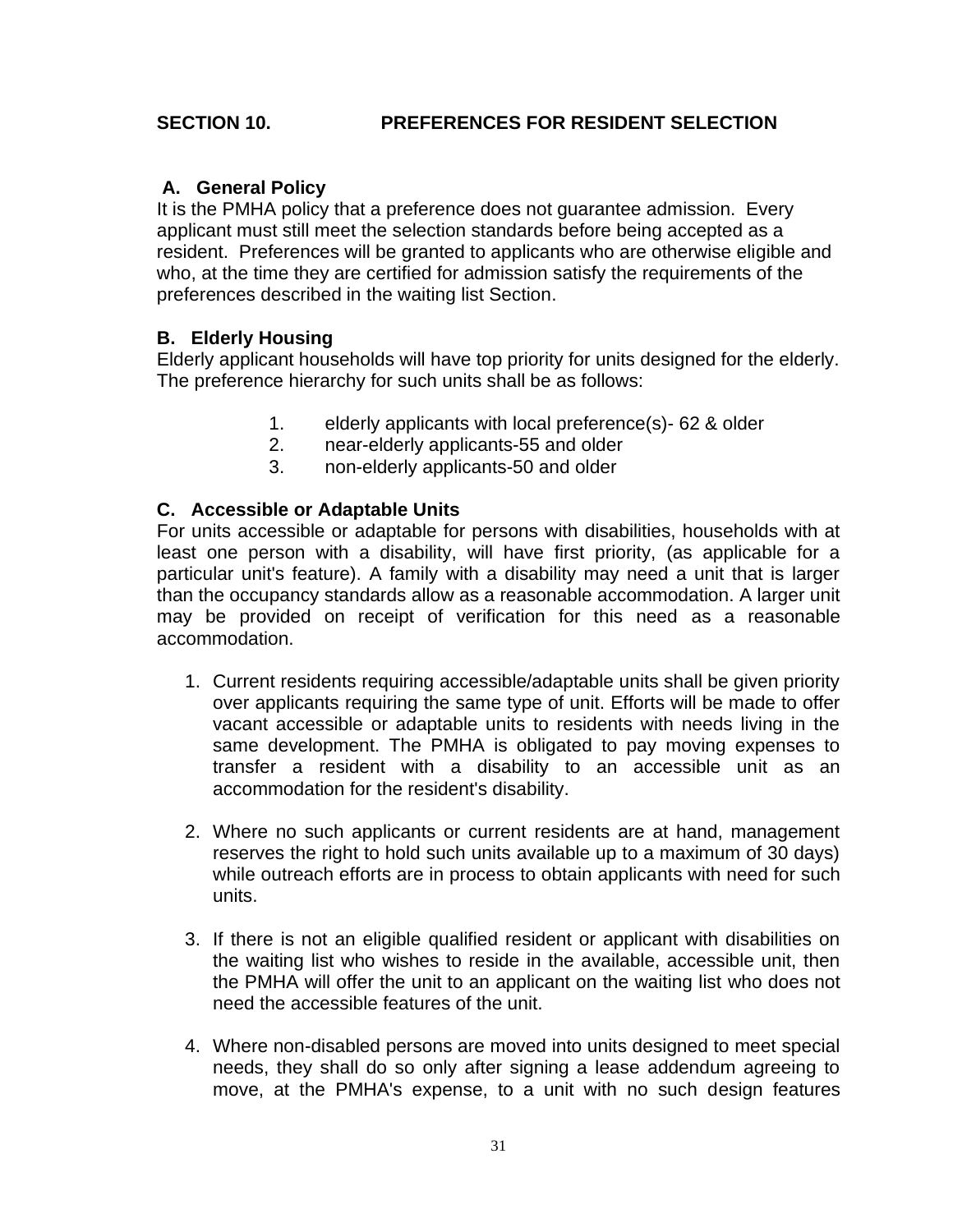## SECTION 10. PREFERENCES FOR RESIDENT SELECTION

### A. General Policy

It is the PMHA policy that a preference does not guarantee admission. Every applicant must still meet the selection standards before being accepted as a resident. Preferences will be granted to applicants who are otherwise eligible and who, at the time they are certified for admission satisfy the requirements of the preferences described in the waiting list Section.

### B. Elderly Housing

Elderly applicant households will have top priority for units designed for the elderly. The preference hierarchy for such units shall be as follows:

1. elderly applicants with local preference(s)- 62 & older
2. near-elderly applicants-55 and older
3. non-elderly applicants-50 and older

### C. Accessible or Adaptable Units

For units accessible or adaptable for persons with disabilities, households with at least one person with a disability, will have first priority, (as applicable for a particular unit's feature). A family with a disability may need a unit that is larger than the occupancy standards allow as a reasonable accommodation. A larger unit may be provided on receipt of verification for this need as a reasonable accommodation.

1. Current residents requiring accessible/adaptable units shall be given priority over applicants requiring the same type of unit. Efforts will be made to offer vacant accessible or adaptable units to residents with needs living in the same development. The PMHA is obligated to pay moving expenses to transfer a resident with a disability to an accessible unit as an accommodation for the resident's disability.

2. Where no such applicants or current residents are at hand, management reserves the right to hold such units available up to a maximum of 30 days) while outreach efforts are in process to obtain applicants with need for such units.

3. If there is not an eligible qualified resident or applicant with disabilities on the waiting list who wishes to reside in the available, accessible unit, then the PMHA will offer the unit to an applicant on the waiting list who does not need the accessible features of the unit.

4. Where non-disabled persons are moved into units designed to meet special needs, they shall do so only after signing a lease addendum agreeing to move, at the PMHA's expense, to a unit with no such design features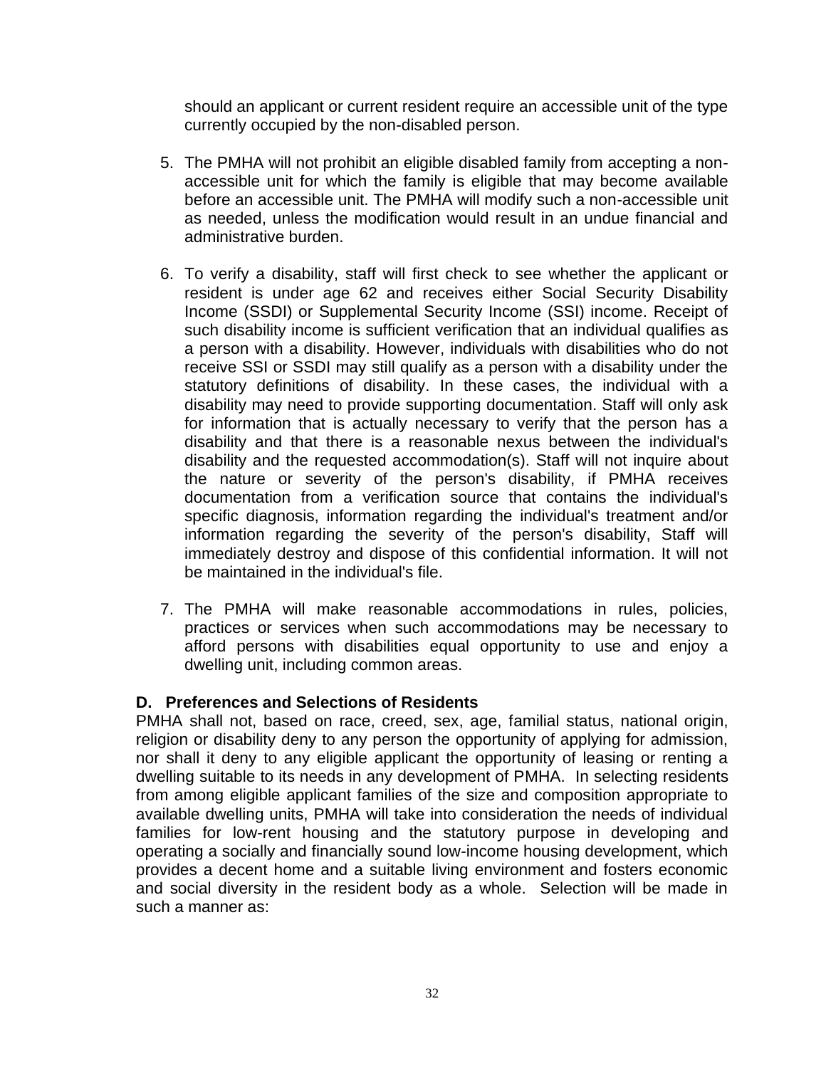should an applicant or current resident require an accessible unit of the type currently occupied by the non-disabled person.

5. The PMHA will not prohibit an eligible disabled family from accepting a non-accessible unit for which the family is eligible that may become available before an accessible unit. The PMHA will modify such a non-accessible unit as needed, unless the modification would result in an undue financial and administrative burden.

6. To verify a disability, staff will first check to see whether the applicant or resident is under age 62 and receives either Social Security Disability Income (SSDI) or Supplemental Security Income (SSI) income. Receipt of such disability income is sufficient verification that an individual qualifies as a person with a disability. However, individuals with disabilities who do not receive SSI or SSDI may still qualify as a person with a disability under the statutory definitions of disability. In these cases, the individual with a disability may need to provide supporting documentation. Staff will only ask for information that is actually necessary to verify that the person has a disability and that there is a reasonable nexus between the individual's disability and the requested accommodation(s). Staff will not inquire about the nature or severity of the person's disability, if PMHA receives documentation from a verification source that contains the individual's specific diagnosis, information regarding the individual's treatment and/or information regarding the severity of the person's disability, Staff will immediately destroy and dispose of this confidential information. It will not be maintained in the individual's file.

7. The PMHA will make reasonable accommodations in rules, policies, practices or services when such accommodations may be necessary to afford persons with disabilities equal opportunity to use and enjoy a dwelling unit, including common areas.

**D. Preferences and Selections of Residents**

PMHA shall not, based on race, creed, sex, age, familial status, national origin, religion or disability deny to any person the opportunity of applying for admission, nor shall it deny to any eligible applicant the opportunity of leasing or renting a dwelling suitable to its needs in any development of PMHA. In selecting residents from among eligible applicant families of the size and composition appropriate to available dwelling units, PMHA will take into consideration the needs of individual families for low-rent housing and the statutory purpose in developing and operating a socially and financially sound low-income housing development, which provides a decent home and a suitable living environment and fosters economic and social diversity in the resident body as a whole. Selection will be made in such a manner as: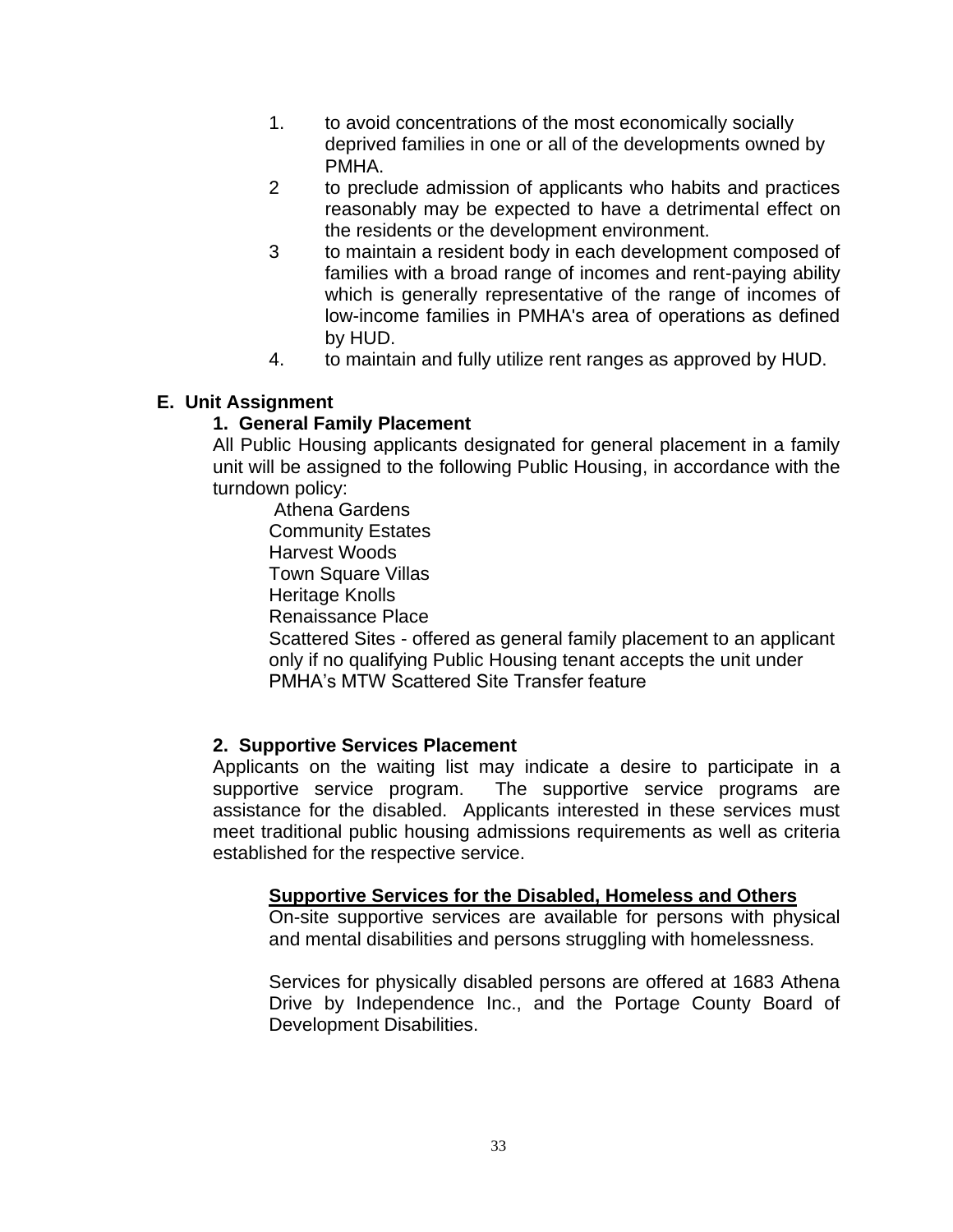1. to avoid concentrations of the most economically socially deprived families in one or all of the developments owned by PMHA.
2 to preclude admission of applicants who habits and practices reasonably may be expected to have a detrimental effect on the residents or the development environment.
3 to maintain a resident body in each development composed of families with a broad range of incomes and rent-paying ability which is generally representative of the range of incomes of low-income families in PMHA's area of operations as defined by HUD.
4. to maintain and fully utilize rent ranges as approved by HUD.

**E. Unit Assignment**

**1. General Family Placement**

All Public Housing applicants designated for general placement in a family unit will be assigned to the following Public Housing, in accordance with the turndown policy:

Athena Gardens
Community Estates
Harvest Woods
Town Square Villas
Heritage Knolls
Renaissance Place
Scattered Sites - offered as general family placement to an applicant only if no qualifying Public Housing tenant accepts the unit under PMHA's MTW Scattered Site Transfer feature

**2. Supportive Services Placement**

Applicants on the waiting list may indicate a desire to participate in a supportive service program. The supportive service programs are assistance for the disabled. Applicants interested in these services must meet traditional public housing admissions requirements as well as criteria established for the respective service.

**Supportive Services for the Disabled, Homeless and Others**

On-site supportive services are available for persons with physical and mental disabilities and persons struggling with homelessness.

Services for physically disabled persons are offered at 1683 Athena Drive by Independence Inc., and the Portage County Board of Development Disabilities.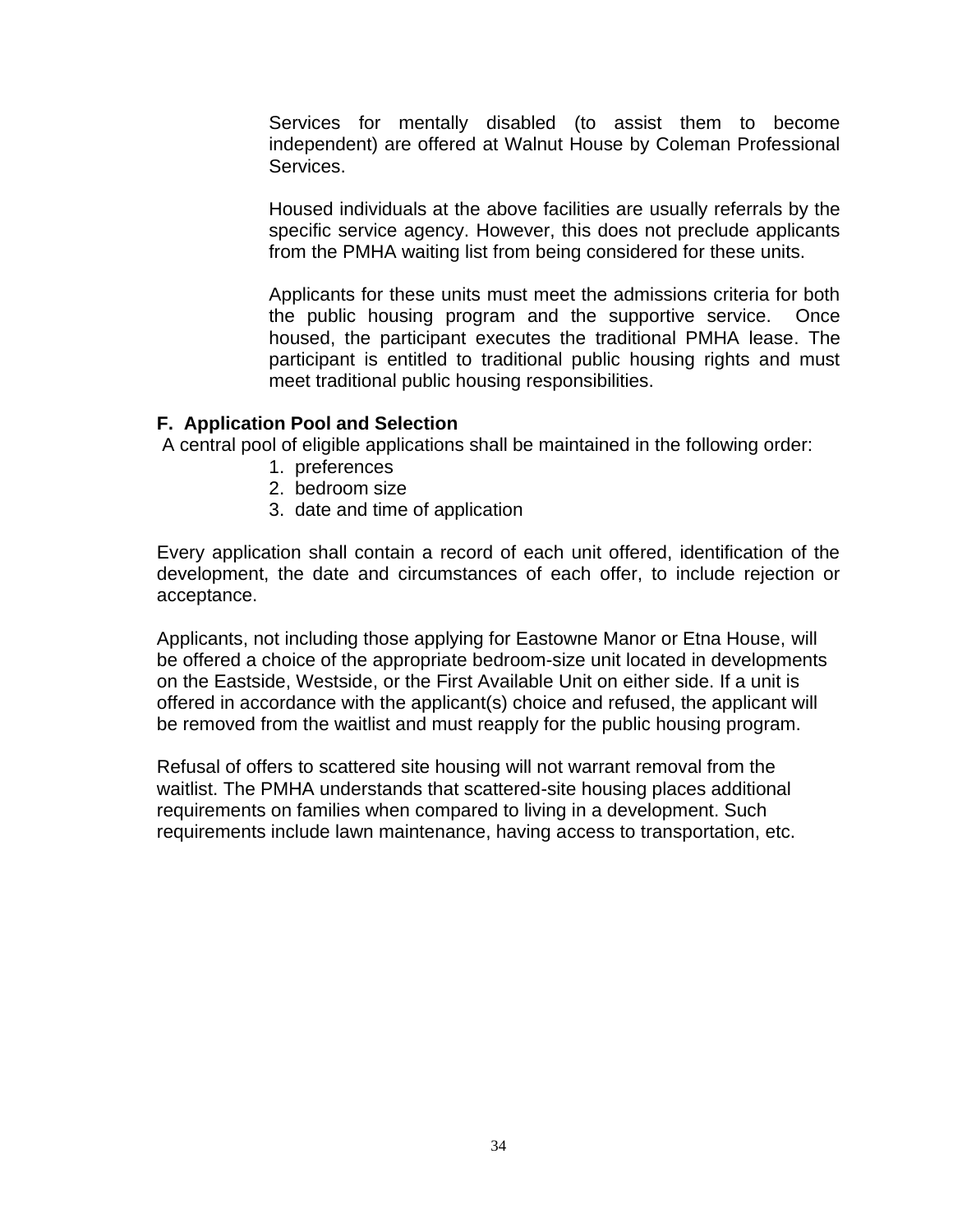Services for mentally disabled (to assist them to become independent) are offered at Walnut House by Coleman Professional Services.

Housed individuals at the above facilities are usually referrals by the specific service agency. However, this does not preclude applicants from the PMHA waiting list from being considered for these units.

Applicants for these units must meet the admissions criteria for both the public housing program and the supportive service. Once housed, the participant executes the traditional PMHA lease. The participant is entitled to traditional public housing rights and must meet traditional public housing responsibilities.

**F. Application Pool and Selection**

A central pool of eligible applications shall be maintained in the following order:

1. preferences
2. bedroom size
3. date and time of application

Every application shall contain a record of each unit offered, identification of the development, the date and circumstances of each offer, to include rejection or acceptance.

Applicants, not including those applying for Eastowne Manor or Etna House, will be offered a choice of the appropriate bedroom-size unit located in developments on the Eastside, Westside, or the First Available Unit on either side. If a unit is offered in accordance with the applicant(s) choice and refused, the applicant will be removed from the waitlist and must reapply for the public housing program.

Refusal of offers to scattered site housing will not warrant removal from the waitlist. The PMHA understands that scattered-site housing places additional requirements on families when compared to living in a development. Such requirements include lawn maintenance, having access to transportation, etc.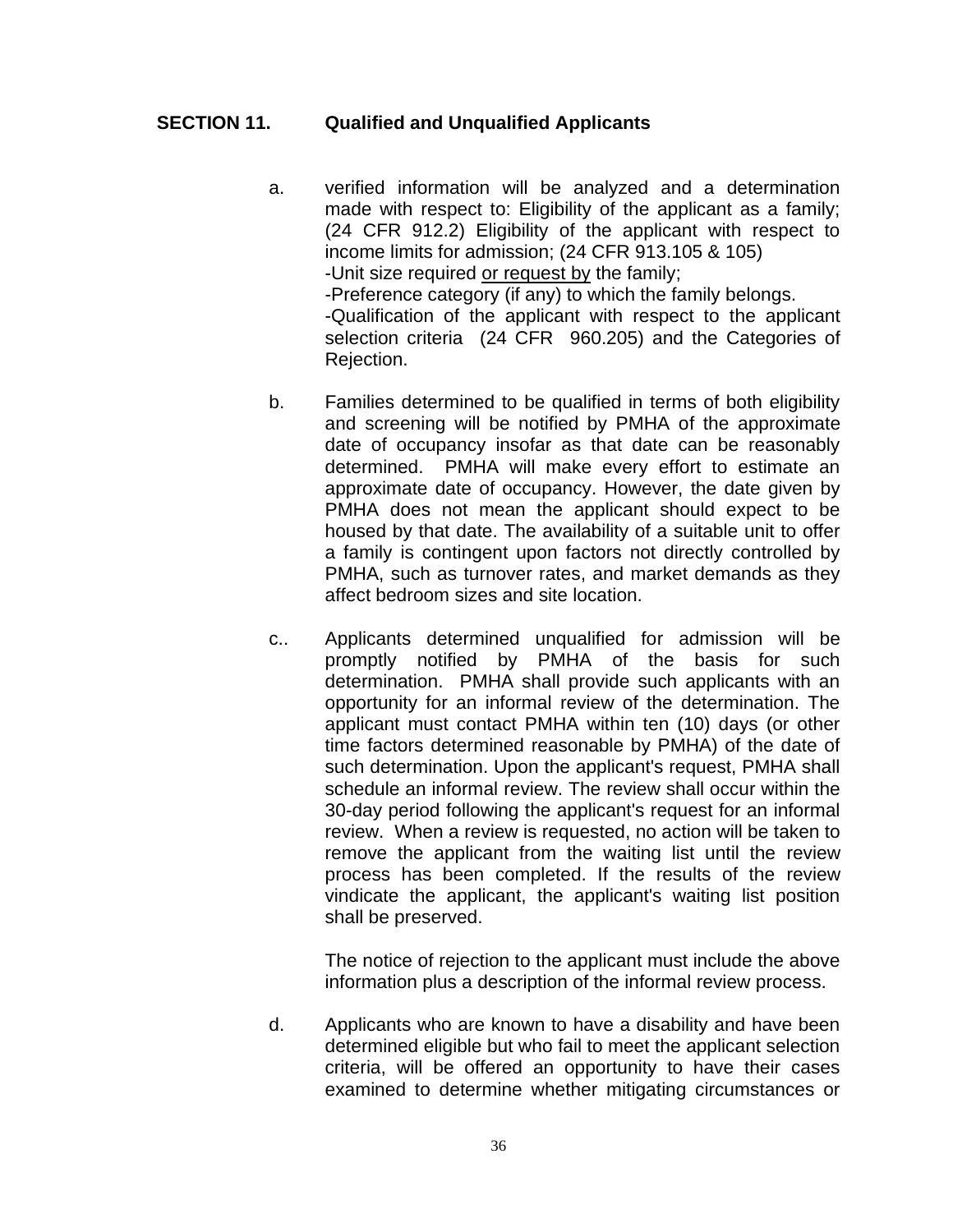## SECTION 11. Qualified and Unqualified Applicants

a. verified information will be analyzed and a determination made with respect to: Eligibility of the applicant as a family; (24 CFR 912.2) Eligibility of the applicant with respect to income limits for admission; (24 CFR 913.105 & 105)
-Unit size required or request by the family;
-Preference category (if any) to which the family belongs.
-Qualification of the applicant with respect to the applicant selection criteria (24 CFR 960.205) and the Categories of Rejection.

b. Families determined to be qualified in terms of both eligibility and screening will be notified by PMHA of the approximate date of occupancy insofar as that date can be reasonably determined. PMHA will make every effort to estimate an approximate date of occupancy. However, the date given by PMHA does not mean the applicant should expect to be housed by that date. The availability of a suitable unit to offer a family is contingent upon factors not directly controlled by PMHA, such as turnover rates, and market demands as they affect bedroom sizes and site location.

c.. Applicants determined unqualified for admission will be promptly notified by PMHA of the basis for such determination. PMHA shall provide such applicants with an opportunity for an informal review of the determination. The applicant must contact PMHA within ten (10) days (or other time factors determined reasonable by PMHA) of the date of such determination. Upon the applicant's request, PMHA shall schedule an informal review. The review shall occur within the 30-day period following the applicant's request for an informal review. When a review is requested, no action will be taken to remove the applicant from the waiting list until the review process has been completed. If the results of the review vindicate the applicant, the applicant's waiting list position shall be preserved.

The notice of rejection to the applicant must include the above information plus a description of the informal review process.

d. Applicants who are known to have a disability and have been determined eligible but who fail to meet the applicant selection criteria, will be offered an opportunity to have their cases examined to determine whether mitigating circumstances or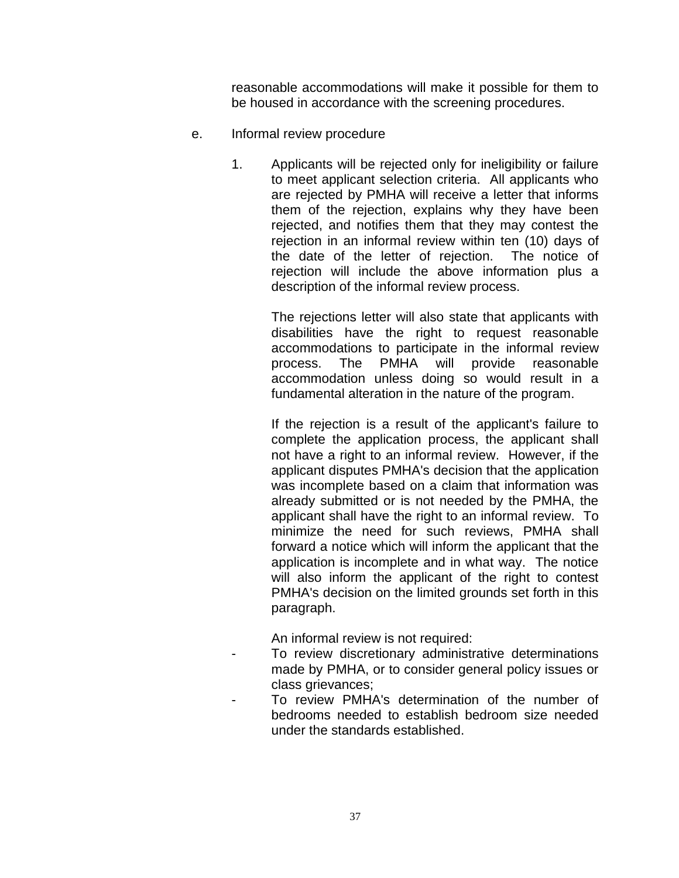reasonable accommodations will make it possible for them to be housed in accordance with the screening procedures.

e. Informal review procedure

1. Applicants will be rejected only for ineligibility or failure to meet applicant selection criteria. All applicants who are rejected by PMHA will receive a letter that informs them of the rejection, explains why they have been rejected, and notifies them that they may contest the rejection in an informal review within ten (10) days of the date of the letter of rejection. The notice of rejection will include the above information plus a description of the informal review process.

   The rejections letter will also state that applicants with disabilities have the right to request reasonable accommodations to participate in the informal review process. The PMHA will provide reasonable accommodation unless doing so would result in a fundamental alteration in the nature of the program.

   If the rejection is a result of the applicant's failure to complete the application process, the applicant shall not have a right to an informal review. However, if the applicant disputes PMHA's decision that the application was incomplete based on a claim that information was already submitted or is not needed by the PMHA, the applicant shall have the right to an informal review. To minimize the need for such reviews, PMHA shall forward a notice which will inform the applicant that the application is incomplete and in what way. The notice will also inform the applicant of the right to contest PMHA's decision on the limited grounds set forth in this paragraph.

   An informal review is not required:

   - To review discretionary administrative determinations made by PMHA, or to consider general policy issues or class grievances;
   - To review PMHA's determination of the number of bedrooms needed to establish bedroom size needed under the standards established.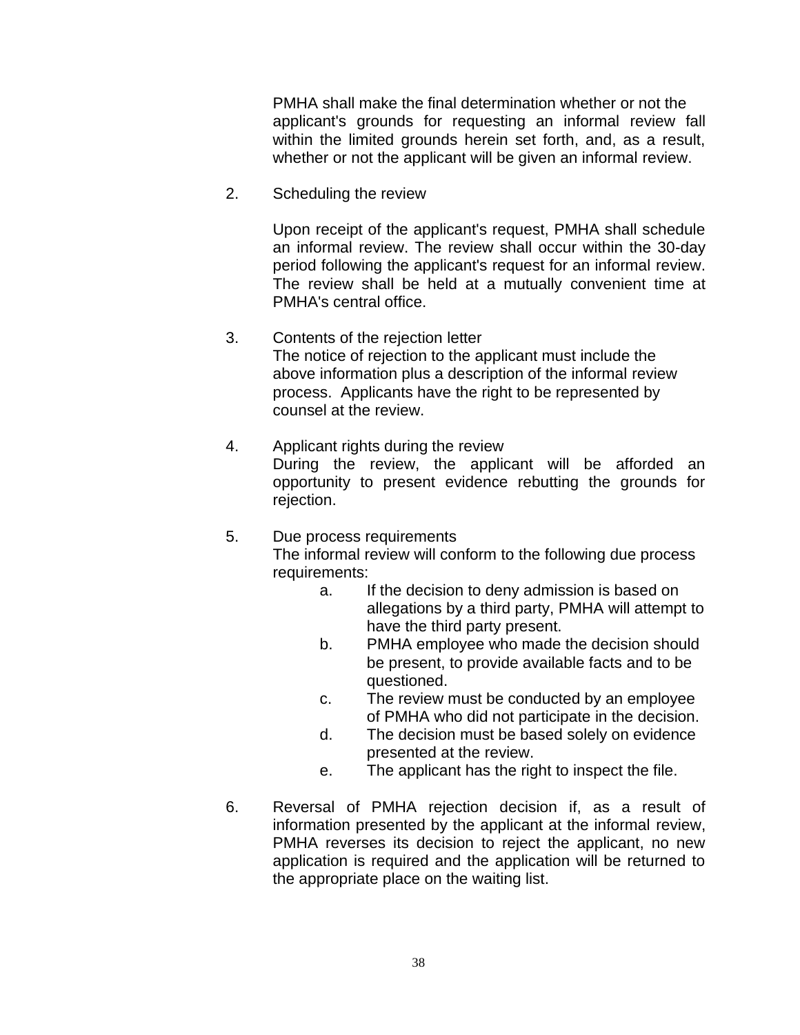PMHA shall make the final determination whether or not the applicant's grounds for requesting an informal review fall within the limited grounds herein set forth, and, as a result, whether or not the applicant will be given an informal review.

2. Scheduling the review

   Upon receipt of the applicant's request, PMHA shall schedule an informal review. The review shall occur within the 30-day period following the applicant's request for an informal review. The review shall be held at a mutually convenient time at PMHA's central office.

3. Contents of the rejection letter
   The notice of rejection to the applicant must include the above information plus a description of the informal review process. Applicants have the right to be represented by counsel at the review.

4. Applicant rights during the review
   During the review, the applicant will be afforded an opportunity to present evidence rebutting the grounds for rejection.

5. Due process requirements
   The informal review will conform to the following due process requirements:
   a. If the decision to deny admission is based on allegations by a third party, PMHA will attempt to have the third party present.
   b. PMHA employee who made the decision should be present, to provide available facts and to be questioned.
   c. The review must be conducted by an employee of PMHA who did not participate in the decision.
   d. The decision must be based solely on evidence presented at the review.
   e. The applicant has the right to inspect the file.

6. Reversal of PMHA rejection decision if, as a result of information presented by the applicant at the informal review, PMHA reverses its decision to reject the applicant, no new application is required and the application will be returned to the appropriate place on the waiting list.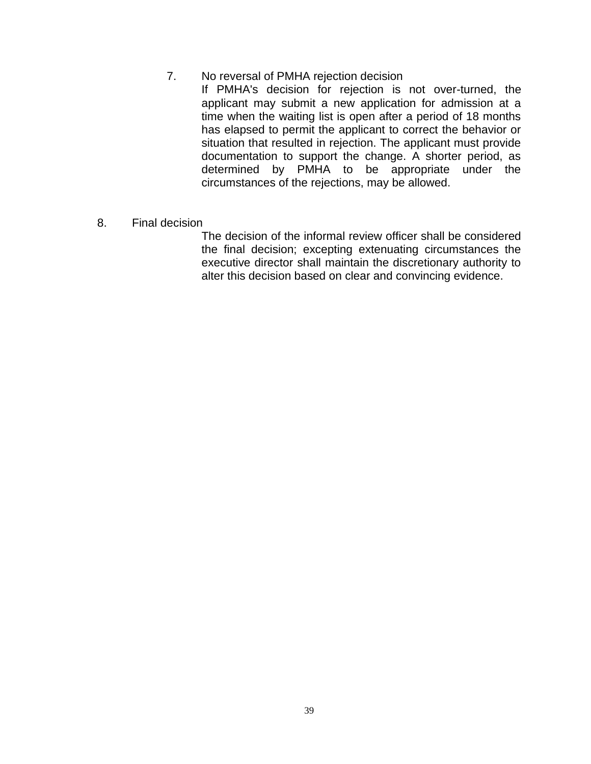7. No reversal of PMHA rejection decision

   If PMHA's decision for rejection is not over-turned, the applicant may submit a new application for admission at a time when the waiting list is open after a period of 18 months has elapsed to permit the applicant to correct the behavior or situation that resulted in rejection. The applicant must provide documentation to support the change. A shorter period, as determined by PMHA to be appropriate under the circumstances of the rejections, may be allowed.

8. Final decision

   The decision of the informal review officer shall be considered the final decision; excepting extenuating circumstances the executive director shall maintain the discretionary authority to alter this decision based on clear and convincing evidence.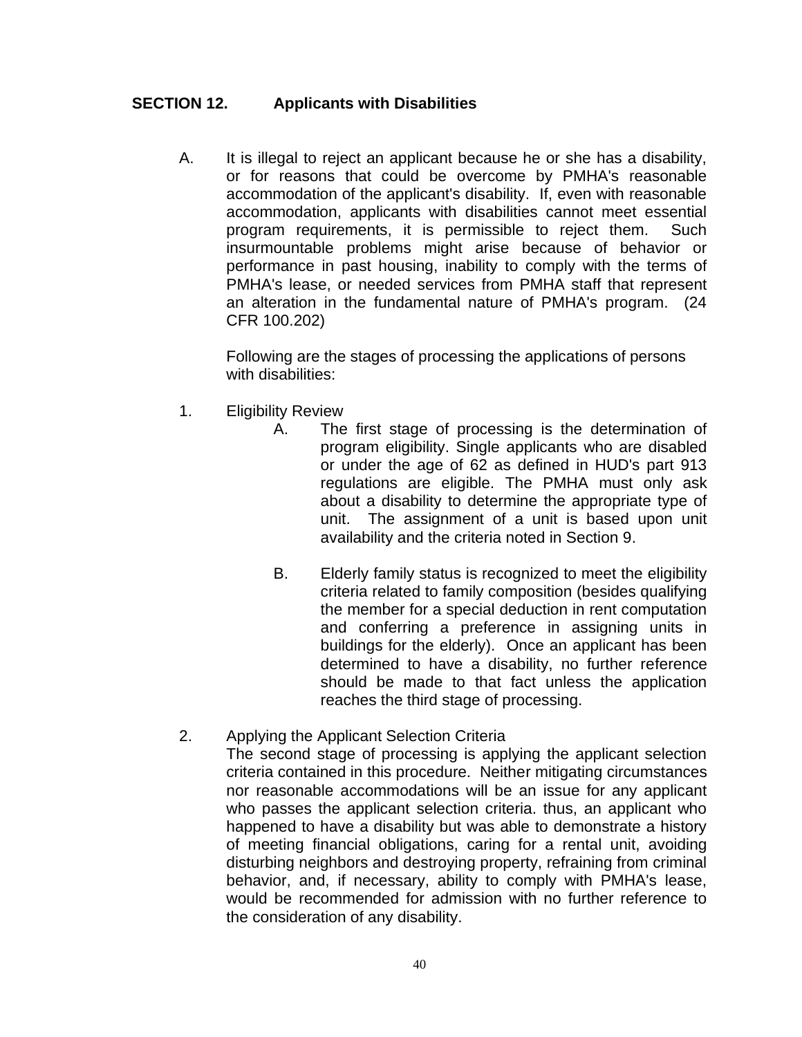## SECTION 12. Applicants with Disabilities

A. It is illegal to reject an applicant because he or she has a disability, or for reasons that could be overcome by PMHA's reasonable accommodation of the applicant's disability. If, even with reasonable accommodation, applicants with disabilities cannot meet essential program requirements, it is permissible to reject them. Such insurmountable problems might arise because of behavior or performance in past housing, inability to comply with the terms of PMHA's lease, or needed services from PMHA staff that represent an alteration in the fundamental nature of PMHA's program. (24 CFR 100.202)

Following are the stages of processing the applications of persons with disabilities:

1. Eligibility Review

   A. The first stage of processing is the determination of program eligibility. Single applicants who are disabled or under the age of 62 as defined in HUD's part 913 regulations are eligible. The PMHA must only ask about a disability to determine the appropriate type of unit. The assignment of a unit is based upon unit availability and the criteria noted in Section 9.

   B. Elderly family status is recognized to meet the eligibility criteria related to family composition (besides qualifying the member for a special deduction in rent computation and conferring a preference in assigning units in buildings for the elderly). Once an applicant has been determined to have a disability, no further reference should be made to that fact unless the application reaches the third stage of processing.

2. Applying the Applicant Selection Criteria

   The second stage of processing is applying the applicant selection criteria contained in this procedure. Neither mitigating circumstances nor reasonable accommodations will be an issue for any applicant who passes the applicant selection criteria. thus, an applicant who happened to have a disability but was able to demonstrate a history of meeting financial obligations, caring for a rental unit, avoiding disturbing neighbors and destroying property, refraining from criminal behavior, and, if necessary, ability to comply with PMHA's lease, would be recommended for admission with no further reference to the consideration of any disability.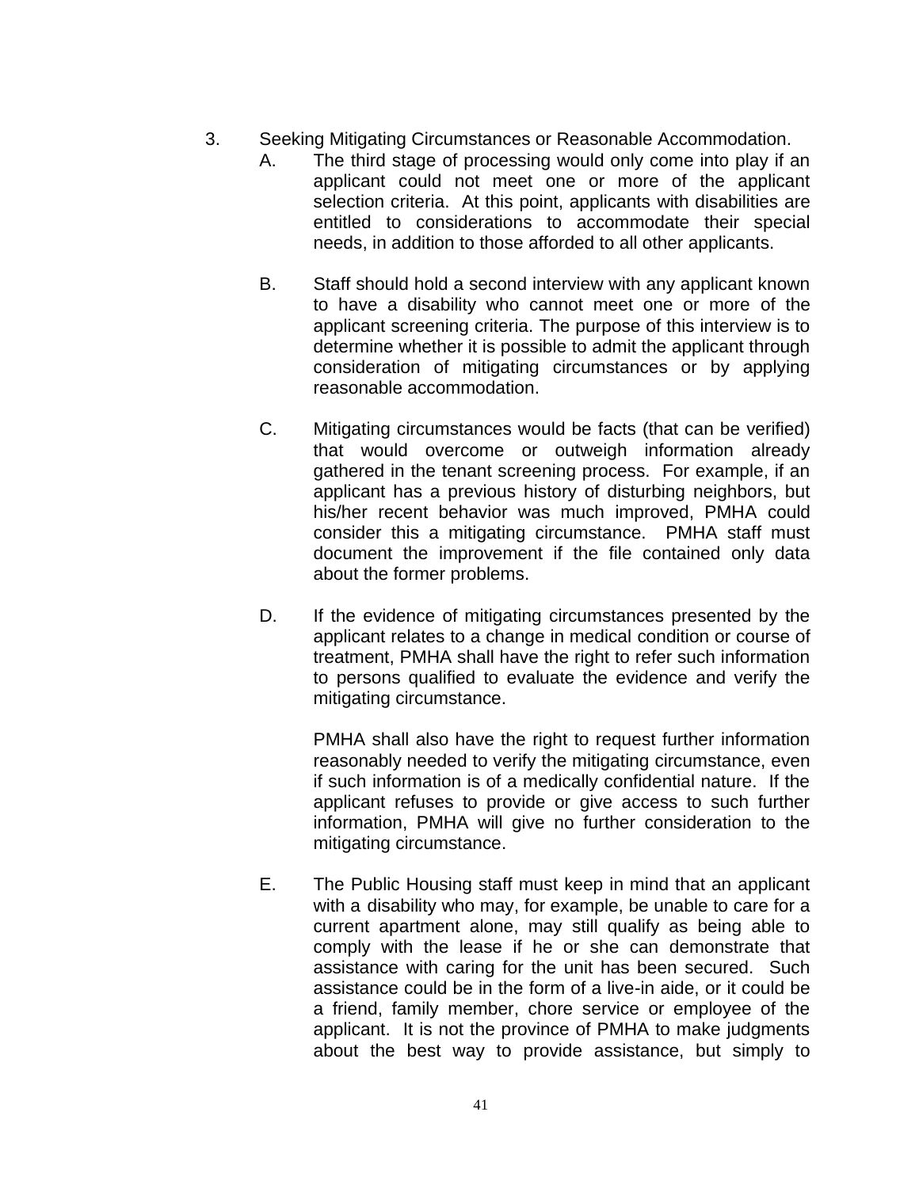3. Seeking Mitigating Circumstances or Reasonable Accommodation.

   A. The third stage of processing would only come into play if an applicant could not meet one or more of the applicant selection criteria. At this point, applicants with disabilities are entitled to considerations to accommodate their special needs, in addition to those afforded to all other applicants.

   B. Staff should hold a second interview with any applicant known to have a disability who cannot meet one or more of the applicant screening criteria. The purpose of this interview is to determine whether it is possible to admit the applicant through consideration of mitigating circumstances or by applying reasonable accommodation.

   C. Mitigating circumstances would be facts (that can be verified) that would overcome or outweigh information already gathered in the tenant screening process. For example, if an applicant has a previous history of disturbing neighbors, but his/her recent behavior was much improved, PMHA could consider this a mitigating circumstance. PMHA staff must document the improvement if the file contained only data about the former problems.

   D. If the evidence of mitigating circumstances presented by the applicant relates to a change in medical condition or course of treatment, PMHA shall have the right to refer such information to persons qualified to evaluate the evidence and verify the mitigating circumstance.

      PMHA shall also have the right to request further information reasonably needed to verify the mitigating circumstance, even if such information is of a medically confidential nature. If the applicant refuses to provide or give access to such further information, PMHA will give no further consideration to the mitigating circumstance.

   E. The Public Housing staff must keep in mind that an applicant with a disability who may, for example, be unable to care for a current apartment alone, may still qualify as being able to comply with the lease if he or she can demonstrate that assistance with caring for the unit has been secured. Such assistance could be in the form of a live-in aide, or it could be a friend, family member, chore service or employee of the applicant. It is not the province of PMHA to make judgments about the best way to provide assistance, but simply to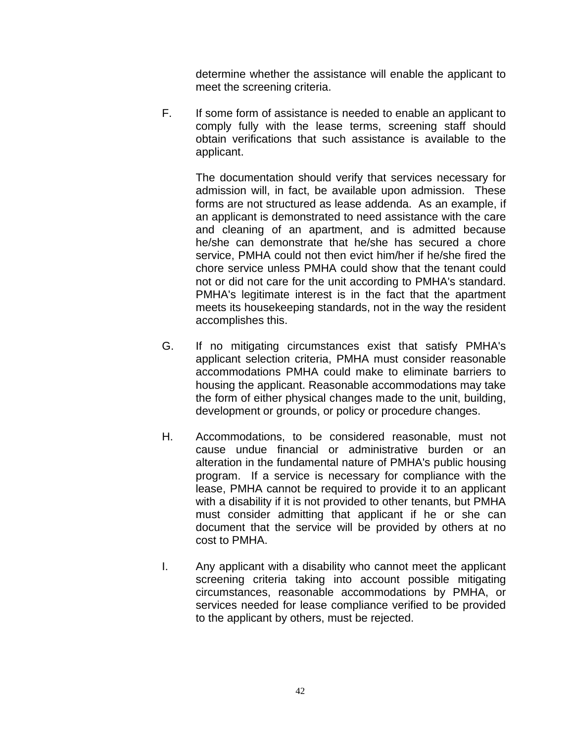determine whether the assistance will enable the applicant to meet the screening criteria.

F. If some form of assistance is needed to enable an applicant to comply fully with the lease terms, screening staff should obtain verifications that such assistance is available to the applicant.

   The documentation should verify that services necessary for admission will, in fact, be available upon admission. These forms are not structured as lease addenda. As an example, if an applicant is demonstrated to need assistance with the care and cleaning of an apartment, and is admitted because he/she can demonstrate that he/she has secured a chore service, PMHA could not then evict him/her if he/she fired the chore service unless PMHA could show that the tenant could not or did not care for the unit according to PMHA's standard. PMHA's legitimate interest is in the fact that the apartment meets its housekeeping standards, not in the way the resident accomplishes this.

G. If no mitigating circumstances exist that satisfy PMHA's applicant selection criteria, PMHA must consider reasonable accommodations PMHA could make to eliminate barriers to housing the applicant. Reasonable accommodations may take the form of either physical changes made to the unit, building, development or grounds, or policy or procedure changes.

H. Accommodations, to be considered reasonable, must not cause undue financial or administrative burden or an alteration in the fundamental nature of PMHA's public housing program. If a service is necessary for compliance with the lease, PMHA cannot be required to provide it to an applicant with a disability if it is not provided to other tenants, but PMHA must consider admitting that applicant if he or she can document that the service will be provided by others at no cost to PMHA.

I. Any applicant with a disability who cannot meet the applicant screening criteria taking into account possible mitigating circumstances, reasonable accommodations by PMHA, or services needed for lease compliance verified to be provided to the applicant by others, must be rejected.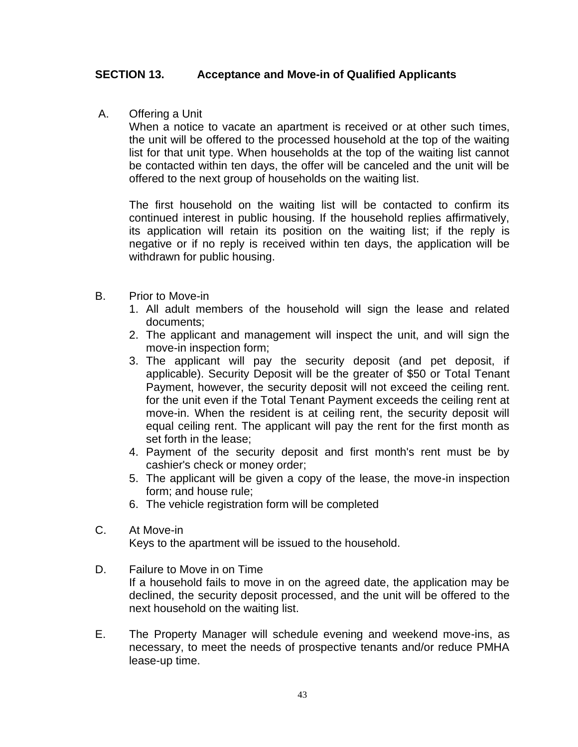## SECTION 13. Acceptance and Move-in of Qualified Applicants

A. Offering a Unit

When a notice to vacate an apartment is received or at other such times, the unit will be offered to the processed household at the top of the waiting list for that unit type. When households at the top of the waiting list cannot be contacted within ten days, the offer will be canceled and the unit will be offered to the next group of households on the waiting list.

The first household on the waiting list will be contacted to confirm its continued interest in public housing. If the household replies affirmatively, its application will retain its position on the waiting list; if the reply is negative or if no reply is received within ten days, the application will be withdrawn for public housing.

B. Prior to Move-in

1. All adult members of the household will sign the lease and related documents;
2. The applicant and management will inspect the unit, and will sign the move-in inspection form;
3. The applicant will pay the security deposit (and pet deposit, if applicable). Security Deposit will be the greater of $50 or Total Tenant Payment, however, the security deposit will not exceed the ceiling rent. for the unit even if the Total Tenant Payment exceeds the ceiling rent at move-in. When the resident is at ceiling rent, the security deposit will equal ceiling rent. The applicant will pay the rent for the first month as set forth in the lease;
4. Payment of the security deposit and first month's rent must be by cashier's check or money order;
5. The applicant will be given a copy of the lease, the move-in inspection form; and house rule;
6. The vehicle registration form will be completed

C. At Move-in

Keys to the apartment will be issued to the household.

D. Failure to Move in on Time

If a household fails to move in on the agreed date, the application may be declined, the security deposit processed, and the unit will be offered to the next household on the waiting list.

E. The Property Manager will schedule evening and weekend move-ins, as necessary, to meet the needs of prospective tenants and/or reduce PMHA lease-up time.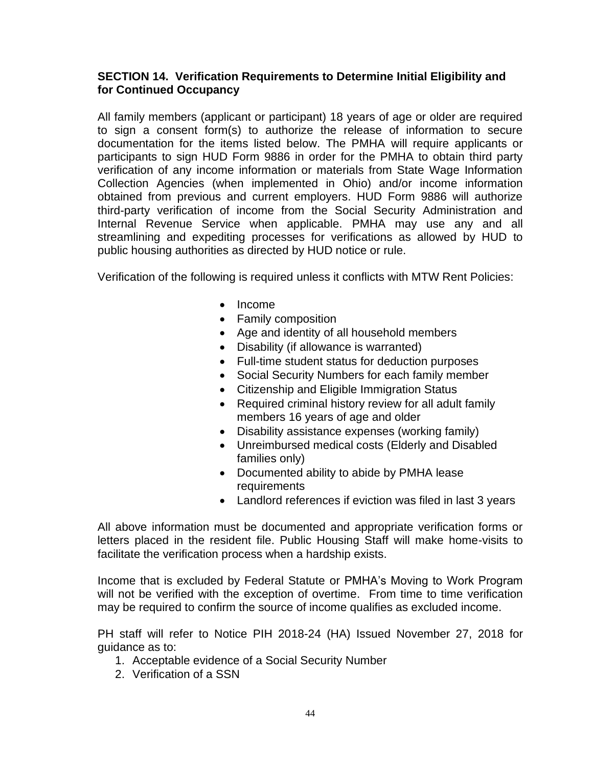## SECTION 14. Verification Requirements to Determine Initial Eligibility and for Continued Occupancy

All family members (applicant or participant) 18 years of age or older are required to sign a consent form(s) to authorize the release of information to secure documentation for the items listed below. The PMHA will require applicants or participants to sign HUD Form 9886 in order for the PMHA to obtain third party verification of any income information or materials from State Wage Information Collection Agencies (when implemented in Ohio) and/or income information obtained from previous and current employers. HUD Form 9886 will authorize third-party verification of income from the Social Security Administration and Internal Revenue Service when applicable. PMHA may use any and all streamlining and expediting processes for verifications as allowed by HUD to public housing authorities as directed by HUD notice or rule.

Verification of the following is required unless it conflicts with MTW Rent Policies:

- Income
- Family composition
- Age and identity of all household members
- Disability (if allowance is warranted)
- Full-time student status for deduction purposes
- Social Security Numbers for each family member
- Citizenship and Eligible Immigration Status
- Required criminal history review for all adult family members 16 years of age and older
- Disability assistance expenses (working family)
- Unreimbursed medical costs (Elderly and Disabled families only)
- Documented ability to abide by PMHA lease requirements
- Landlord references if eviction was filed in last 3 years

All above information must be documented and appropriate verification forms or letters placed in the resident file. Public Housing Staff will make home-visits to facilitate the verification process when a hardship exists.

Income that is excluded by Federal Statute or PMHA's Moving to Work Program will not be verified with the exception of overtime. From time to time verification may be required to confirm the source of income qualifies as excluded income.

PH staff will refer to Notice PIH 2018-24 (HA) Issued November 27, 2018 for guidance as to:

1. Acceptable evidence of a Social Security Number
2. Verification of a SSN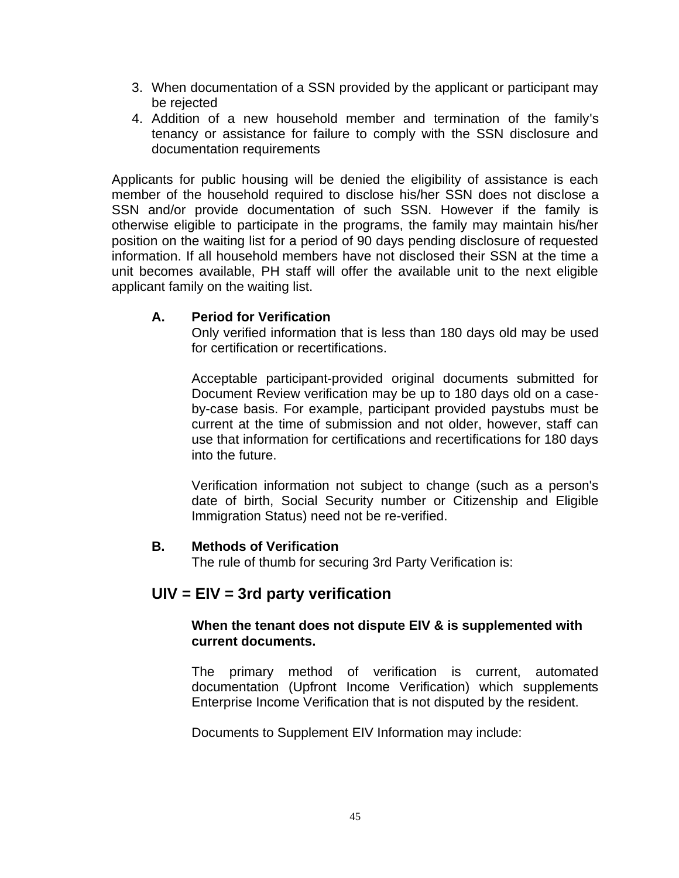3. When documentation of a SSN provided by the applicant or participant may be rejected
4. Addition of a new household member and termination of the family's tenancy or assistance for failure to comply with the SSN disclosure and documentation requirements

Applicants for public housing will be denied the eligibility of assistance is each member of the household required to disclose his/her SSN does not disclose a SSN and/or provide documentation of such SSN. However if the family is otherwise eligible to participate in the programs, the family may maintain his/her position on the waiting list for a period of 90 days pending disclosure of requested information. If all household members have not disclosed their SSN at the time a unit becomes available, PH staff will offer the available unit to the next eligible applicant family on the waiting list.

### A. Period for Verification

Only verified information that is less than 180 days old may be used for certification or recertifications.

Acceptable participant-provided original documents submitted for Document Review verification may be up to 180 days old on a case-by-case basis. For example, participant provided paystubs must be current at the time of submission and not older, however, staff can use that information for certifications and recertifications for 180 days into the future.

Verification information not subject to change (such as a person's date of birth, Social Security number or Citizenship and Eligible Immigration Status) need not be re-verified.

### B. Methods of Verification

The rule of thumb for securing 3rd Party Verification is:

## UIV = EIV = 3rd party verification

**When the tenant does not dispute EIV & is supplemented with current documents.**

The primary method of verification is current, automated documentation (Upfront Income Verification) which supplements Enterprise Income Verification that is not disputed by the resident.

Documents to Supplement EIV Information may include: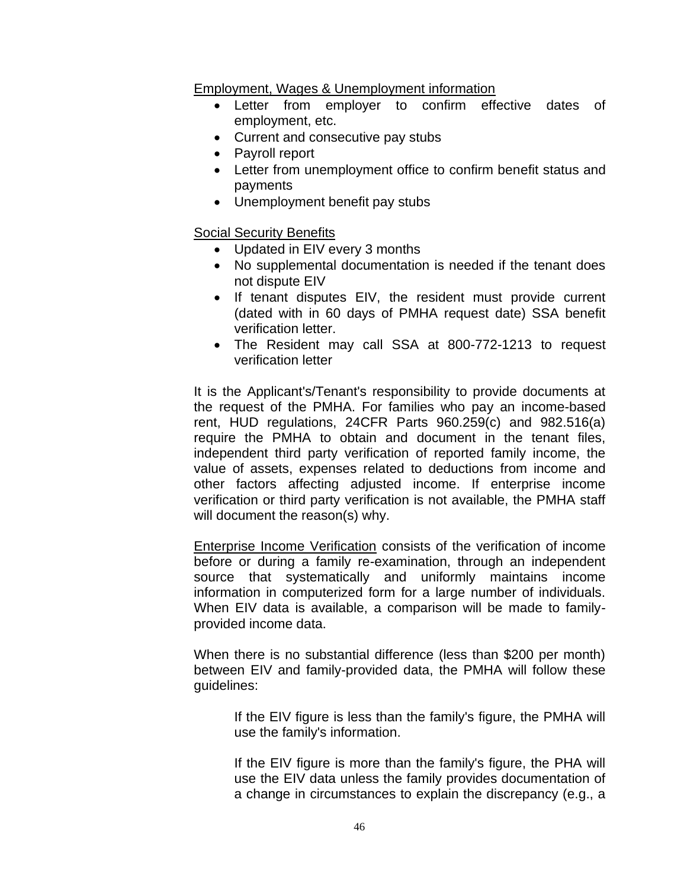<u>Employment, Wages & Unemployment information</u>

- Letter from employer to confirm effective dates of employment, etc.
- Current and consecutive pay stubs
- Payroll report
- Letter from unemployment office to confirm benefit status and payments
- Unemployment benefit pay stubs

<u>Social Security Benefits</u>

- Updated in EIV every 3 months
- No supplemental documentation is needed if the tenant does not dispute EIV
- If tenant disputes EIV, the resident must provide current (dated with in 60 days of PMHA request date) SSA benefit verification letter.
- The Resident may call SSA at 800-772-1213 to request verification letter

It is the Applicant's/Tenant's responsibility to provide documents at the request of the PMHA. For families who pay an income-based rent, HUD regulations, 24CFR Parts 960.259(c) and 982.516(a) require the PMHA to obtain and document in the tenant files, independent third party verification of reported family income, the value of assets, expenses related to deductions from income and other factors affecting adjusted income. If enterprise income verification or third party verification is not available, the PMHA staff will document the reason(s) why.

<u>Enterprise Income Verification</u> consists of the verification of income before or during a family re-examination, through an independent source that systematically and uniformly maintains income information in computerized form for a large number of individuals. When EIV data is available, a comparison will be made to family-provided income data.

When there is no substantial difference (less than $200 per month) between EIV and family-provided data, the PMHA will follow these guidelines:

> If the EIV figure is less than the family's figure, the PMHA will use the family's information.
>
> If the EIV figure is more than the family's figure, the PHA will use the EIV data unless the family provides documentation of a change in circumstances to explain the discrepancy (e.g., a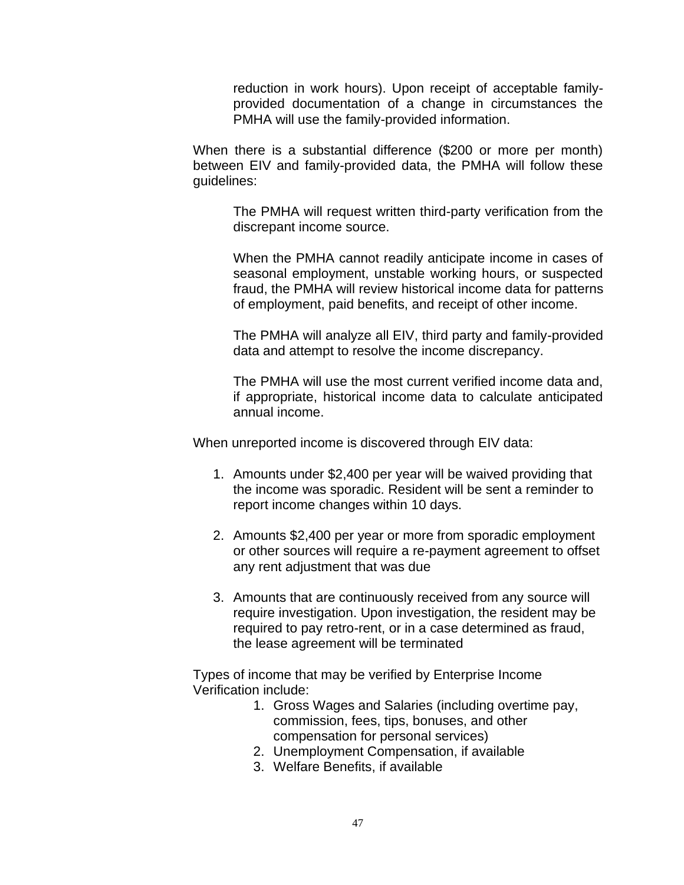reduction in work hours). Upon receipt of acceptable family-provided documentation of a change in circumstances the PMHA will use the family-provided information.

When there is a substantial difference ($200 or more per month) between EIV and family-provided data, the PMHA will follow these guidelines:

The PMHA will request written third-party verification from the discrepant income source.

When the PMHA cannot readily anticipate income in cases of seasonal employment, unstable working hours, or suspected fraud, the PMHA will review historical income data for patterns of employment, paid benefits, and receipt of other income.

The PMHA will analyze all EIV, third party and family-provided data and attempt to resolve the income discrepancy.

The PMHA will use the most current verified income data and, if appropriate, historical income data to calculate anticipated annual income.

When unreported income is discovered through EIV data:

1. Amounts under $2,400 per year will be waived providing that the income was sporadic. Resident will be sent a reminder to report income changes within 10 days.

2. Amounts $2,400 per year or more from sporadic employment or other sources will require a re-payment agreement to offset any rent adjustment that was due

3. Amounts that are continuously received from any source will require investigation. Upon investigation, the resident may be required to pay retro-rent, or in a case determined as fraud, the lease agreement will be terminated

Types of income that may be verified by Enterprise Income Verification include:

1. Gross Wages and Salaries (including overtime pay, commission, fees, tips, bonuses, and other compensation for personal services)
2. Unemployment Compensation, if available
3. Welfare Benefits, if available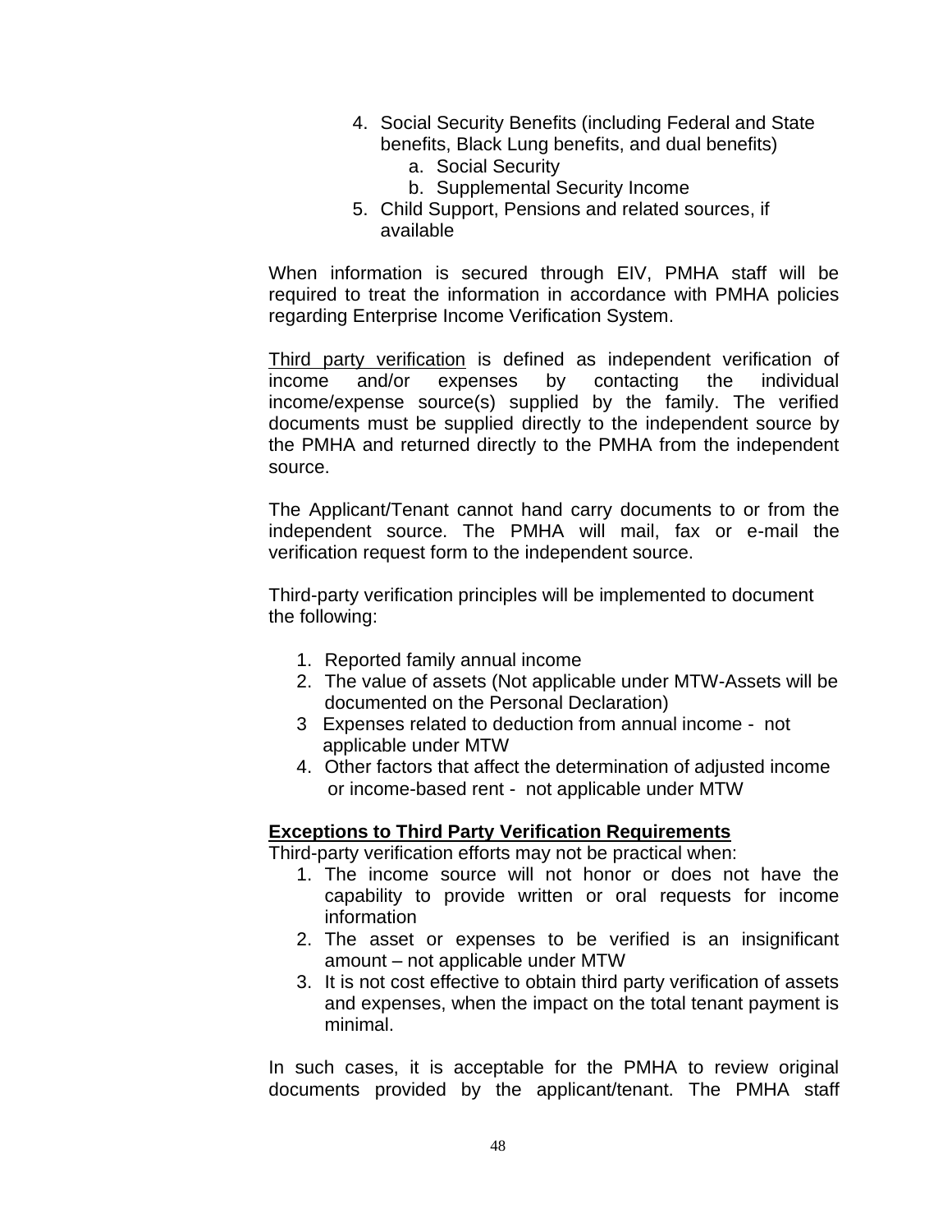4. Social Security Benefits (including Federal and State benefits, Black Lung benefits, and dual benefits)
    a. Social Security
    b. Supplemental Security Income
5. Child Support, Pensions and related sources, if available

When information is secured through EIV, PMHA staff will be required to treat the information in accordance with PMHA policies regarding Enterprise Income Verification System.

<u>Third party verification</u> is defined as independent verification of income and/or expenses by contacting the individual income/expense source(s) supplied by the family. The verified documents must be supplied directly to the independent source by the PMHA and returned directly to the PMHA from the independent source.

The Applicant/Tenant cannot hand carry documents to or from the independent source. The PMHA will mail, fax or e-mail the verification request form to the independent source.

Third-party verification principles will be implemented to document the following:

1. Reported family annual income
2. The value of assets (Not applicable under MTW-Assets will be documented on the Personal Declaration)
3. Expenses related to deduction from annual income - not applicable under MTW
4. Other factors that affect the determination of adjusted income or income-based rent - not applicable under MTW

**<u>Exceptions to Third Party Verification Requirements</u>**

Third-party verification efforts may not be practical when:

1. The income source will not honor or does not have the capability to provide written or oral requests for income information
2. The asset or expenses to be verified is an insignificant amount – not applicable under MTW
3. It is not cost effective to obtain third party verification of assets and expenses, when the impact on the total tenant payment is minimal.

In such cases, it is acceptable for the PMHA to review original documents provided by the applicant/tenant. The PMHA staff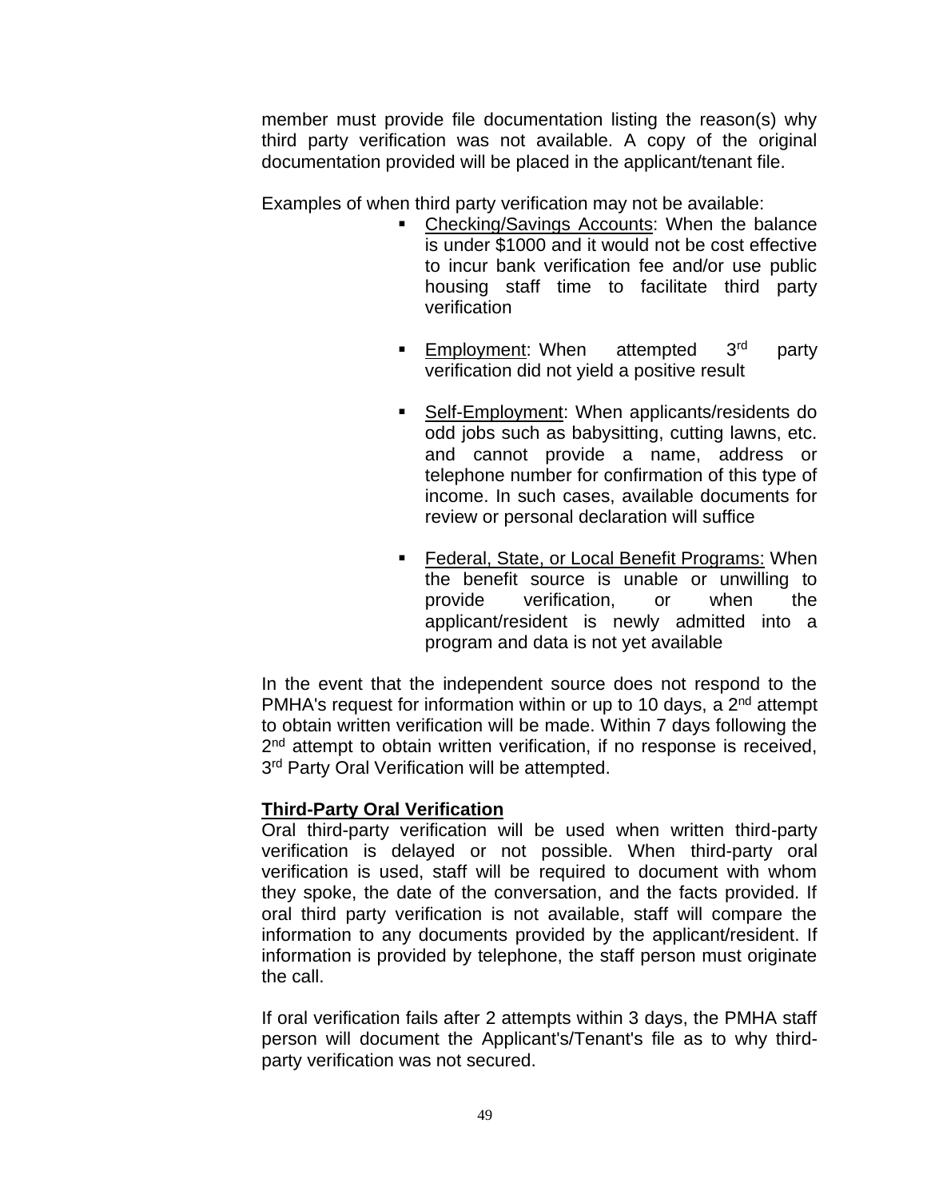member must provide file documentation listing the reason(s) why third party verification was not available. A copy of the original documentation provided will be placed in the applicant/tenant file.

Examples of when third party verification may not be available:

- Checking/Savings Accounts: When the balance is under $1000 and it would not be cost effective to incur bank verification fee and/or use public housing staff time to facilitate third party verification

- Employment: When attempted 3rd party verification did not yield a positive result

- Self-Employment: When applicants/residents do odd jobs such as babysitting, cutting lawns, etc. and cannot provide a name, address or telephone number for confirmation of this type of income. In such cases, available documents for review or personal declaration will suffice

- Federal, State, or Local Benefit Programs: When the benefit source is unable or unwilling to provide verification, or when the applicant/resident is newly admitted into a program and data is not yet available

In the event that the independent source does not respond to the PMHA's request for information within or up to 10 days, a 2nd attempt to obtain written verification will be made. Within 7 days following the 2nd attempt to obtain written verification, if no response is received, 3rd Party Oral Verification will be attempted.

**Third-Party Oral Verification**

Oral third-party verification will be used when written third-party verification is delayed or not possible. When third-party oral verification is used, staff will be required to document with whom they spoke, the date of the conversation, and the facts provided. If oral third party verification is not available, staff will compare the information to any documents provided by the applicant/resident. If information is provided by telephone, the staff person must originate the call.

If oral verification fails after 2 attempts within 3 days, the PMHA staff person will document the Applicant's/Tenant's file as to why third-party verification was not secured.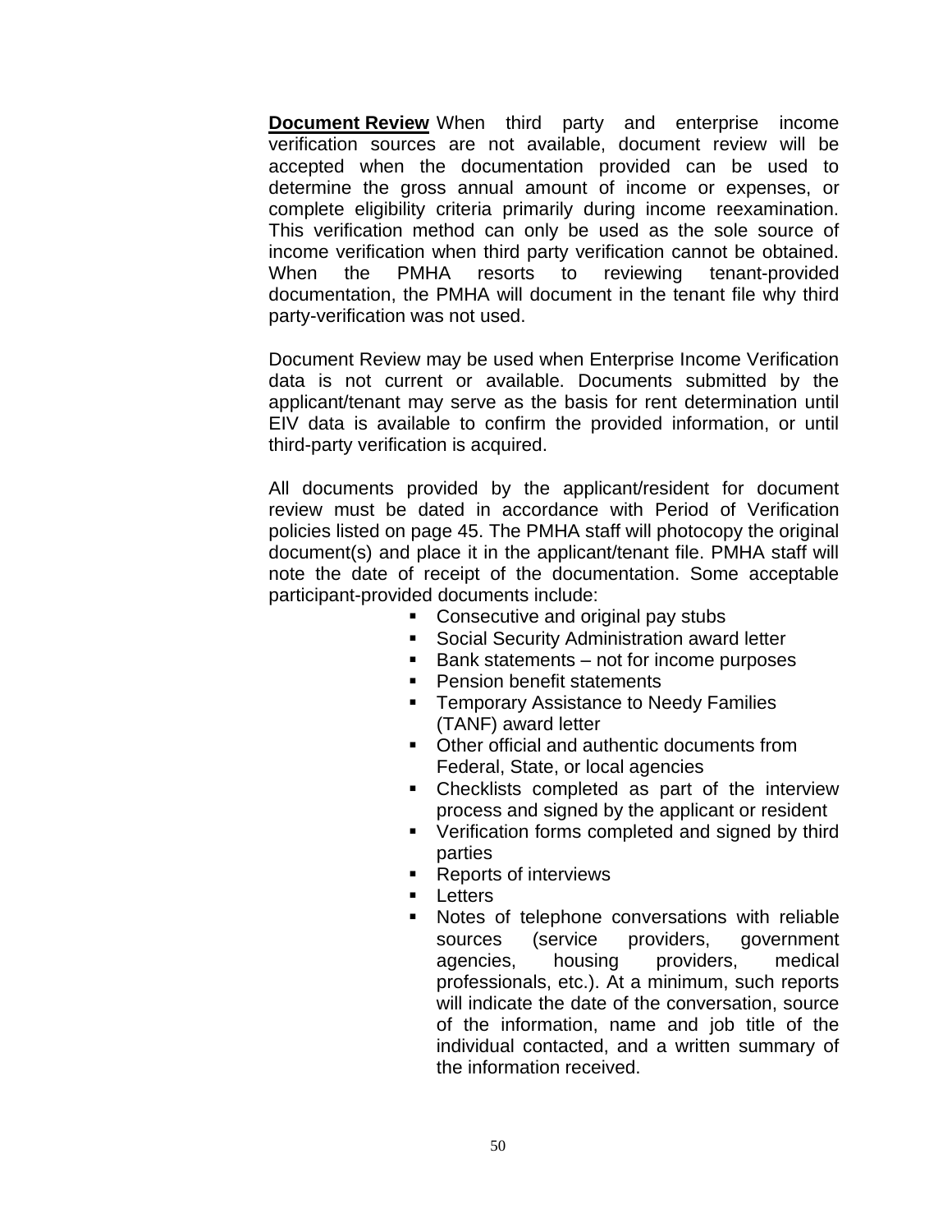**<u>Document Review</u>** When third party and enterprise income verification sources are not available, document review will be accepted when the documentation provided can be used to determine the gross annual amount of income or expenses, or complete eligibility criteria primarily during income reexamination. This verification method can only be used as the sole source of income verification when third party verification cannot be obtained. When the PMHA resorts to reviewing tenant-provided documentation, the PMHA will document in the tenant file why third party-verification was not used.

Document Review may be used when Enterprise Income Verification data is not current or available. Documents submitted by the applicant/tenant may serve as the basis for rent determination until EIV data is available to confirm the provided information, or until third-party verification is acquired.

All documents provided by the applicant/resident for document review must be dated in accordance with Period of Verification policies listed on page 45. The PMHA staff will photocopy the original document(s) and place it in the applicant/tenant file. PMHA staff will note the date of receipt of the documentation. Some acceptable participant-provided documents include:

- Consecutive and original pay stubs
- Social Security Administration award letter
- Bank statements – not for income purposes
- Pension benefit statements
- Temporary Assistance to Needy Families (TANF) award letter
- Other official and authentic documents from Federal, State, or local agencies
- Checklists completed as part of the interview process and signed by the applicant or resident
- Verification forms completed and signed by third parties
- Reports of interviews
- Letters
- Notes of telephone conversations with reliable sources (service providers, government agencies, housing providers, medical professionals, etc.). At a minimum, such reports will indicate the date of the conversation, source of the information, name and job title of the individual contacted, and a written summary of the information received.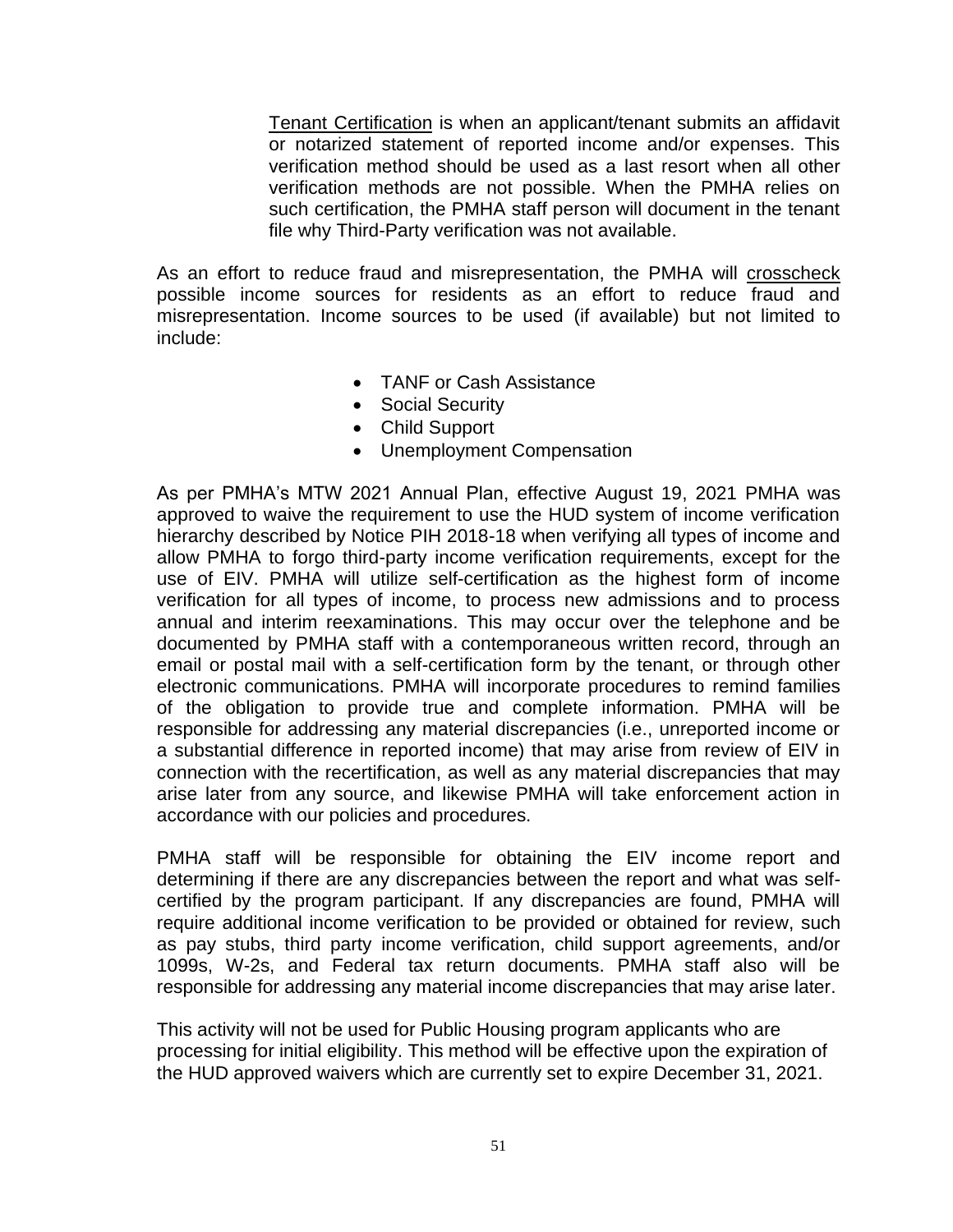Tenant Certification is when an applicant/tenant submits an affidavit or notarized statement of reported income and/or expenses. This verification method should be used as a last resort when all other verification methods are not possible. When the PMHA relies on such certification, the PMHA staff person will document in the tenant file why Third-Party verification was not available.

As an effort to reduce fraud and misrepresentation, the PMHA will crosscheck possible income sources for residents as an effort to reduce fraud and misrepresentation. Income sources to be used (if available) but not limited to include:

- TANF or Cash Assistance
- Social Security
- Child Support
- Unemployment Compensation

As per PMHA's MTW 2021 Annual Plan, effective August 19, 2021 PMHA was approved to waive the requirement to use the HUD system of income verification hierarchy described by Notice PIH 2018-18 when verifying all types of income and allow PMHA to forgo third-party income verification requirements, except for the use of EIV. PMHA will utilize self-certification as the highest form of income verification for all types of income, to process new admissions and to process annual and interim reexaminations. This may occur over the telephone and be documented by PMHA staff with a contemporaneous written record, through an email or postal mail with a self-certification form by the tenant, or through other electronic communications. PMHA will incorporate procedures to remind families of the obligation to provide true and complete information. PMHA will be responsible for addressing any material discrepancies (i.e., unreported income or a substantial difference in reported income) that may arise from review of EIV in connection with the recertification, as well as any material discrepancies that may arise later from any source, and likewise PMHA will take enforcement action in accordance with our policies and procedures.

PMHA staff will be responsible for obtaining the EIV income report and determining if there are any discrepancies between the report and what was self-certified by the program participant. If any discrepancies are found, PMHA will require additional income verification to be provided or obtained for review, such as pay stubs, third party income verification, child support agreements, and/or 1099s, W-2s, and Federal tax return documents. PMHA staff also will be responsible for addressing any material income discrepancies that may arise later.

This activity will not be used for Public Housing program applicants who are processing for initial eligibility. This method will be effective upon the expiration of the HUD approved waivers which are currently set to expire December 31, 2021.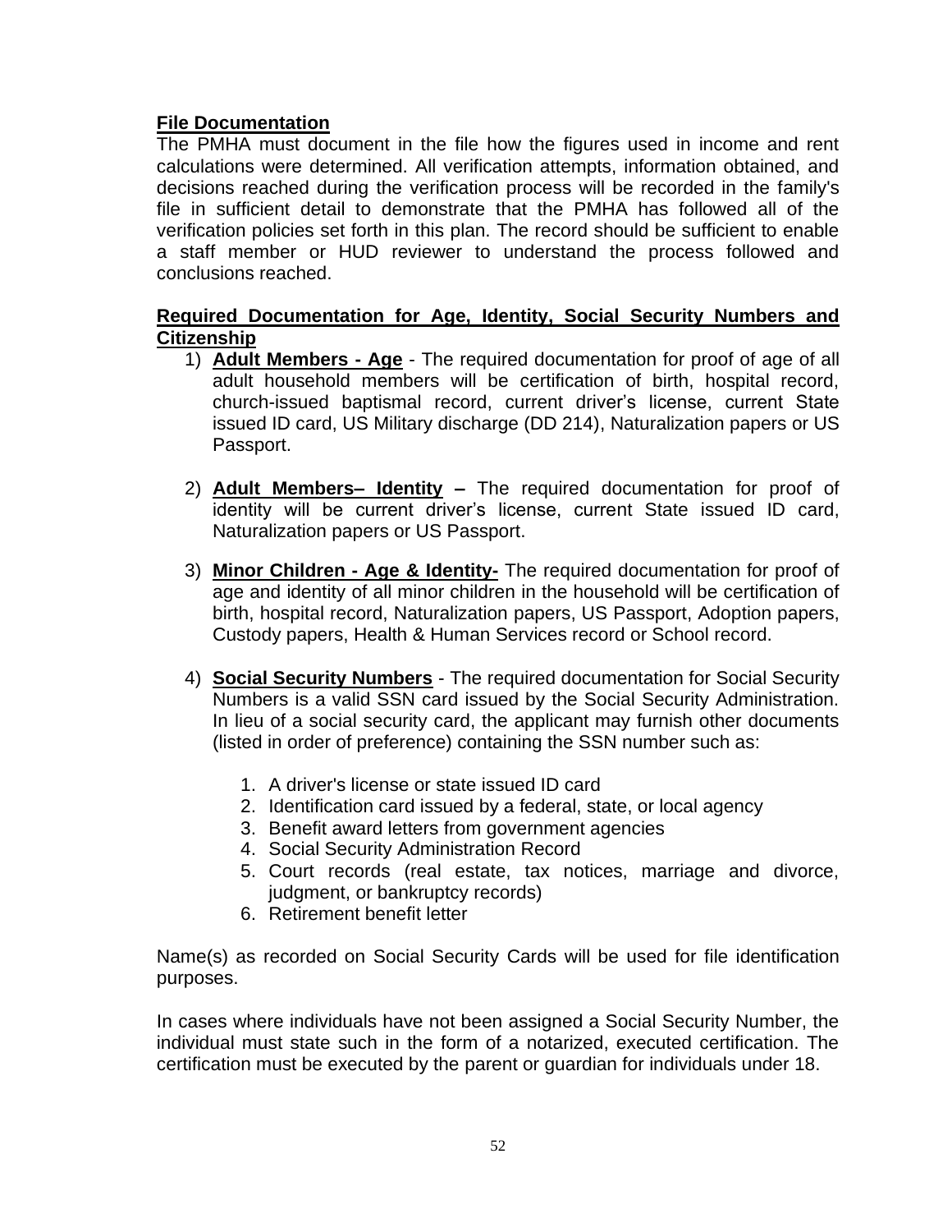**<u>File Documentation</u>**

The PMHA must document in the file how the figures used in income and rent calculations were determined. All verification attempts, information obtained, and decisions reached during the verification process will be recorded in the family's file in sufficient detail to demonstrate that the PMHA has followed all of the verification policies set forth in this plan. The record should be sufficient to enable a staff member or HUD reviewer to understand the process followed and conclusions reached.

**<u>Required Documentation for Age, Identity, Social Security Numbers and Citizenship</u>**

1) **<u>Adult Members - Age</u>** - The required documentation for proof of age of all adult household members will be certification of birth, hospital record, church-issued baptismal record, current driver's license, current State issued ID card, US Military discharge (DD 214), Naturalization papers or US Passport.

2) **<u>Adult Members– Identity</u> –** The required documentation for proof of identity will be current driver's license, current State issued ID card, Naturalization papers or US Passport.

3) **<u>Minor Children - Age & Identity-</u>** The required documentation for proof of age and identity of all minor children in the household will be certification of birth, hospital record, Naturalization papers, US Passport, Adoption papers, Custody papers, Health & Human Services record or School record.

4) **<u>Social Security Numbers</u>** - The required documentation for Social Security Numbers is a valid SSN card issued by the Social Security Administration. In lieu of a social security card, the applicant may furnish other documents (listed in order of preference) containing the SSN number such as:

    1. A driver's license or state issued ID card
    2. Identification card issued by a federal, state, or local agency
    3. Benefit award letters from government agencies
    4. Social Security Administration Record
    5. Court records (real estate, tax notices, marriage and divorce, judgment, or bankruptcy records)
    6. Retirement benefit letter

Name(s) as recorded on Social Security Cards will be used for file identification purposes.

In cases where individuals have not been assigned a Social Security Number, the individual must state such in the form of a notarized, executed certification. The certification must be executed by the parent or guardian for individuals under 18.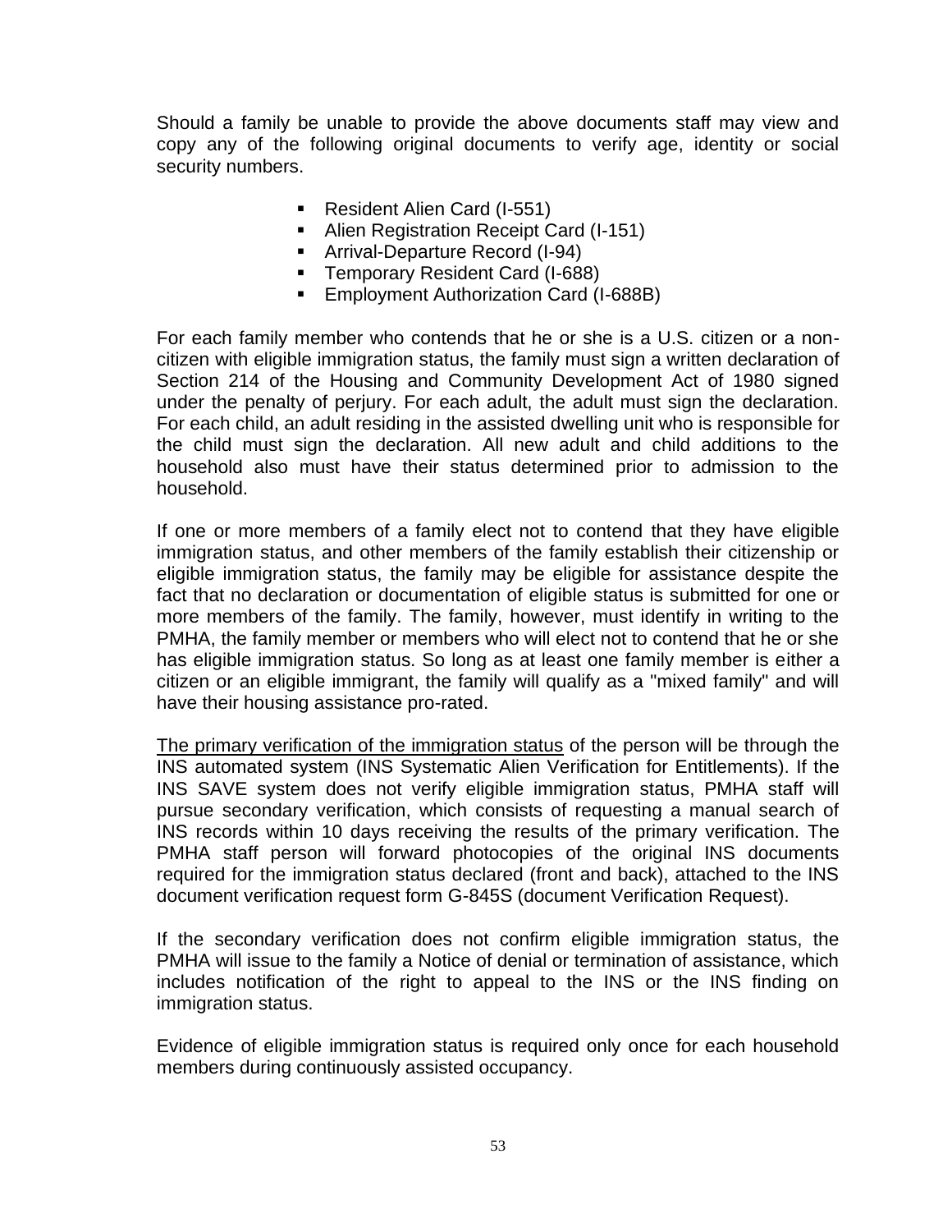Should a family be unable to provide the above documents staff may view and copy any of the following original documents to verify age, identity or social security numbers.

- Resident Alien Card (I-551)
- Alien Registration Receipt Card (I-151)
- Arrival-Departure Record (I-94)
- Temporary Resident Card (I-688)
- Employment Authorization Card (I-688B)

For each family member who contends that he or she is a U.S. citizen or a non-citizen with eligible immigration status, the family must sign a written declaration of Section 214 of the Housing and Community Development Act of 1980 signed under the penalty of perjury. For each adult, the adult must sign the declaration. For each child, an adult residing in the assisted dwelling unit who is responsible for the child must sign the declaration. All new adult and child additions to the household also must have their status determined prior to admission to the household.

If one or more members of a family elect not to contend that they have eligible immigration status, and other members of the family establish their citizenship or eligible immigration status, the family may be eligible for assistance despite the fact that no declaration or documentation of eligible status is submitted for one or more members of the family. The family, however, must identify in writing to the PMHA, the family member or members who will elect not to contend that he or she has eligible immigration status. So long as at least one family member is either a citizen or an eligible immigrant, the family will qualify as a "mixed family" and will have their housing assistance pro-rated.

<u>The primary verification of the immigration status</u> of the person will be through the INS automated system (INS Systematic Alien Verification for Entitlements). If the INS SAVE system does not verify eligible immigration status, PMHA staff will pursue secondary verification, which consists of requesting a manual search of INS records within 10 days receiving the results of the primary verification. The PMHA staff person will forward photocopies of the original INS documents required for the immigration status declared (front and back), attached to the INS document verification request form G-845S (document Verification Request).

If the secondary verification does not confirm eligible immigration status, the PMHA will issue to the family a Notice of denial or termination of assistance, which includes notification of the right to appeal to the INS or the INS finding on immigration status.

Evidence of eligible immigration status is required only once for each household members during continuously assisted occupancy.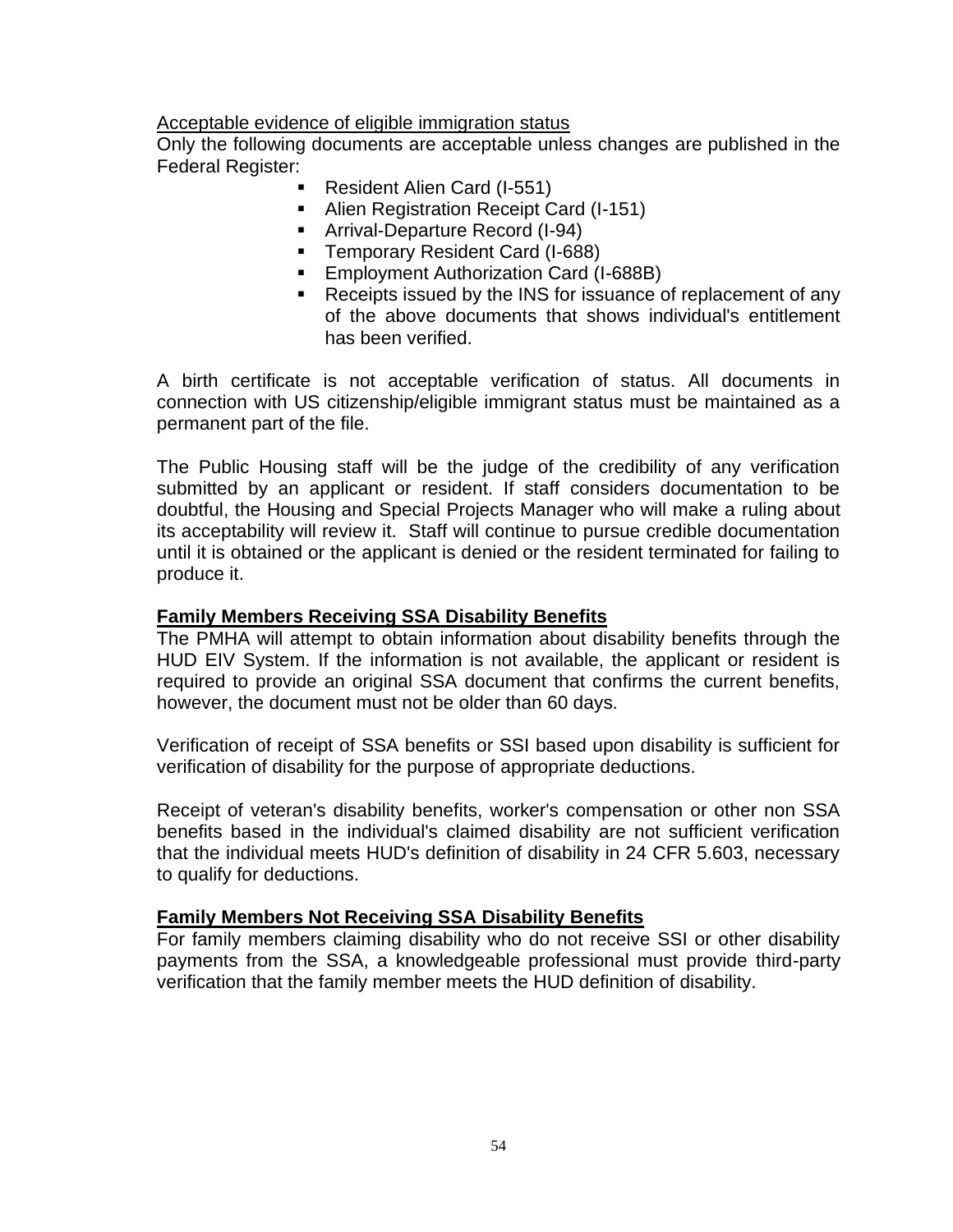Acceptable evidence of eligible immigration status

Only the following documents are acceptable unless changes are published in the Federal Register:

- Resident Alien Card (I-551)
- Alien Registration Receipt Card (I-151)
- Arrival-Departure Record (I-94)
- Temporary Resident Card (I-688)
- Employment Authorization Card (I-688B)
- Receipts issued by the INS for issuance of replacement of any of the above documents that shows individual's entitlement has been verified.

A birth certificate is not acceptable verification of status. All documents in connection with US citizenship/eligible immigrant status must be maintained as a permanent part of the file.

The Public Housing staff will be the judge of the credibility of any verification submitted by an applicant or resident. If staff considers documentation to be doubtful, the Housing and Special Projects Manager who will make a ruling about its acceptability will review it. Staff will continue to pursue credible documentation until it is obtained or the applicant is denied or the resident terminated for failing to produce it.

**Family Members Receiving SSA Disability Benefits**

The PMHA will attempt to obtain information about disability benefits through the HUD EIV System. If the information is not available, the applicant or resident is required to provide an original SSA document that confirms the current benefits, however, the document must not be older than 60 days.

Verification of receipt of SSA benefits or SSI based upon disability is sufficient for verification of disability for the purpose of appropriate deductions.

Receipt of veteran's disability benefits, worker's compensation or other non SSA benefits based in the individual's claimed disability are not sufficient verification that the individual meets HUD's definition of disability in 24 CFR 5.603, necessary to qualify for deductions.

**Family Members Not Receiving SSA Disability Benefits**

For family members claiming disability who do not receive SSI or other disability payments from the SSA, a knowledgeable professional must provide third-party verification that the family member meets the HUD definition of disability.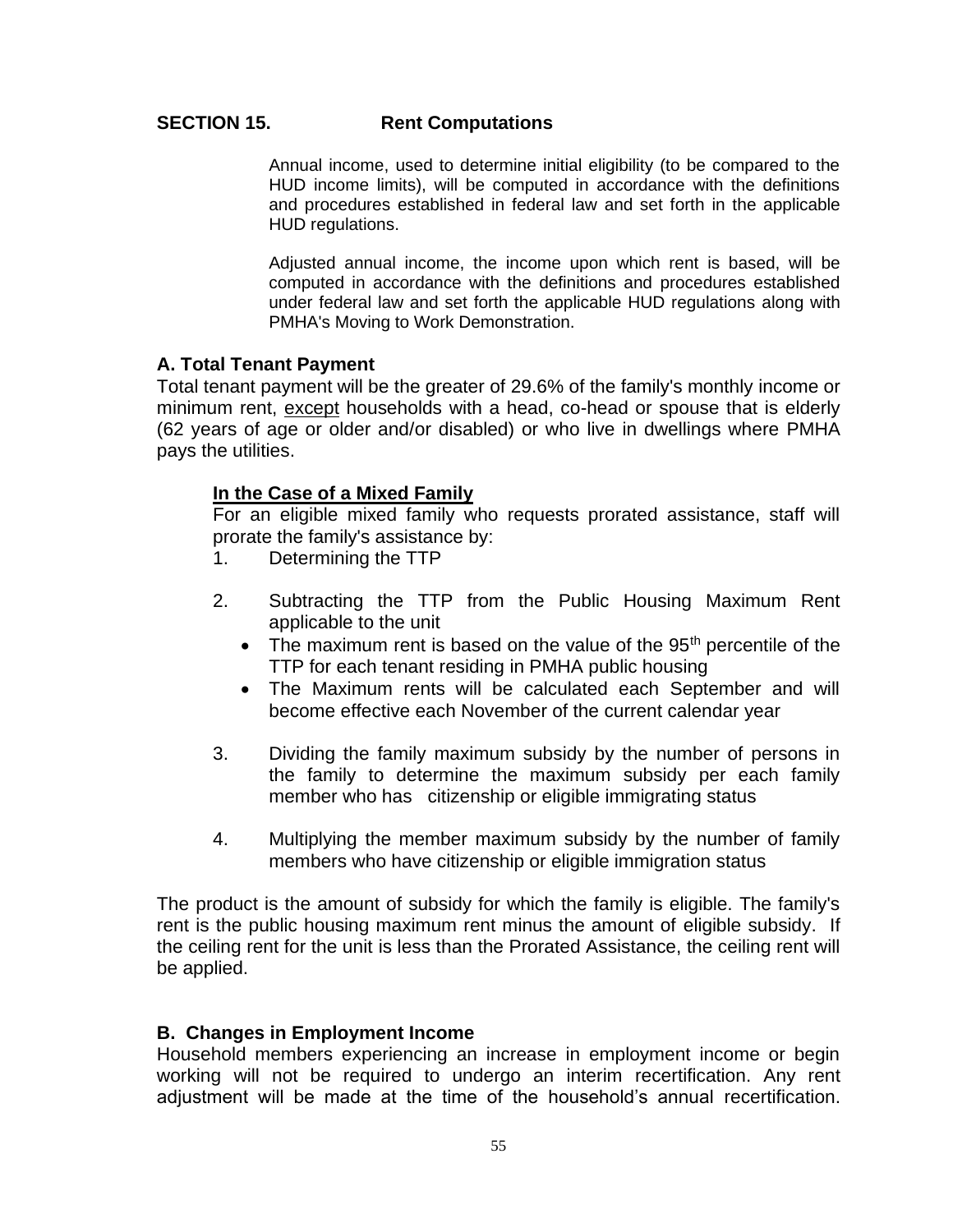## SECTION 15. Rent Computations

Annual income, used to determine initial eligibility (to be compared to the HUD income limits), will be computed in accordance with the definitions and procedures established in federal law and set forth in the applicable HUD regulations.

Adjusted annual income, the income upon which rent is based, will be computed in accordance with the definitions and procedures established under federal law and set forth the applicable HUD regulations along with PMHA's Moving to Work Demonstration.

### A. Total Tenant Payment

Total tenant payment will be the greater of 29.6% of the family's monthly income or minimum rent, <u>except</u> households with a head, co-head or spouse that is elderly (62 years of age or older and/or disabled) or who live in dwellings where PMHA pays the utilities.

**<u>In the Case of a Mixed Family</u>**

For an eligible mixed family who requests prorated assistance, staff will prorate the family's assistance by:

1. Determining the TTP

2. Subtracting the TTP from the Public Housing Maximum Rent applicable to the unit
   - The maximum rent is based on the value of the 95th percentile of the TTP for each tenant residing in PMHA public housing
   - The Maximum rents will be calculated each September and will become effective each November of the current calendar year

3. Dividing the family maximum subsidy by the number of persons in the family to determine the maximum subsidy per each family member who has citizenship or eligible immigrating status

4. Multiplying the member maximum subsidy by the number of family members who have citizenship or eligible immigration status

The product is the amount of subsidy for which the family is eligible. The family's rent is the public housing maximum rent minus the amount of eligible subsidy. If the ceiling rent for the unit is less than the Prorated Assistance, the ceiling rent will be applied.

### B. Changes in Employment Income

Household members experiencing an increase in employment income or begin working will not be required to undergo an interim recertification. Any rent adjustment will be made at the time of the household's annual recertification.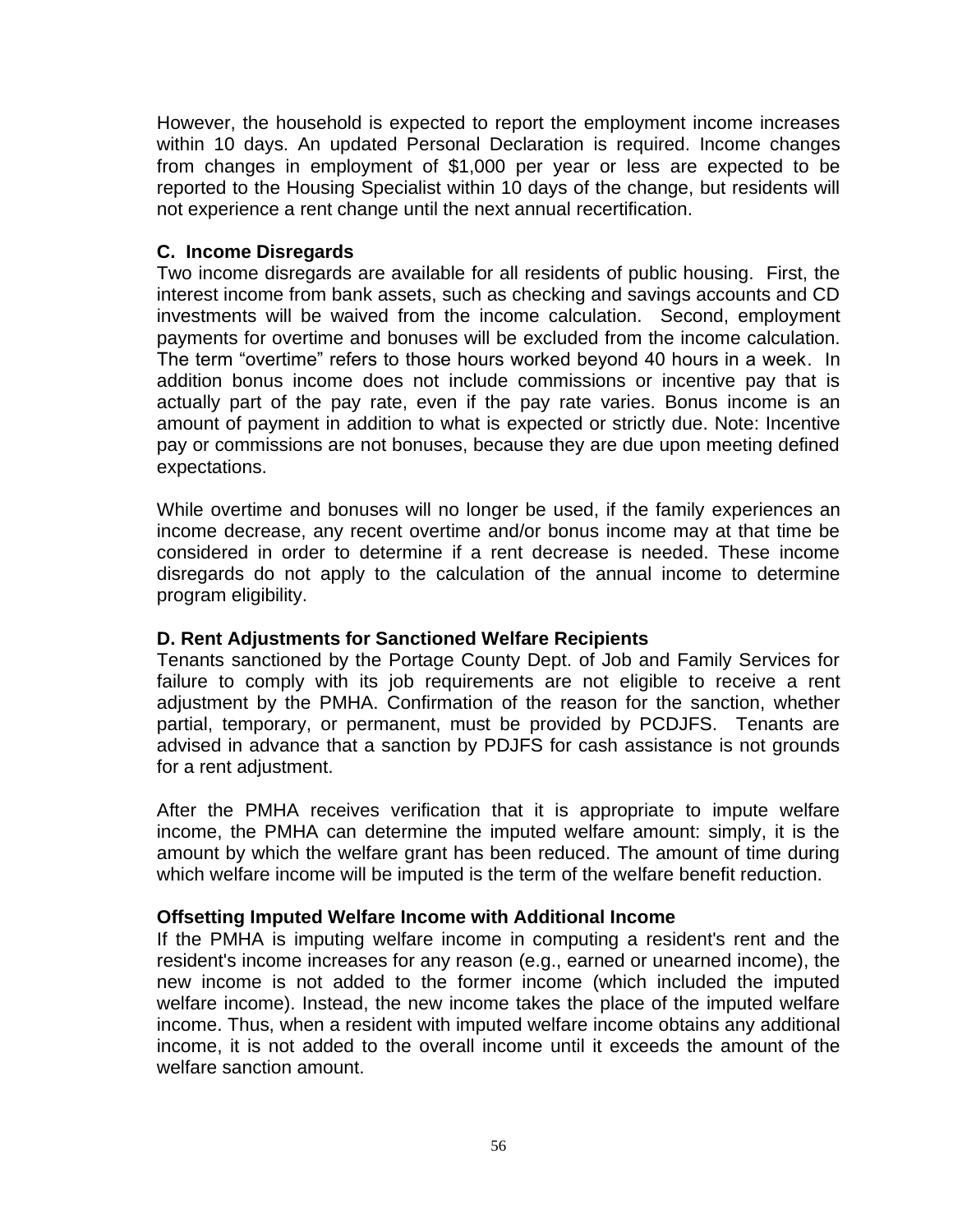However, the household is expected to report the employment income increases within 10 days. An updated Personal Declaration is required. Income changes from changes in employment of $1,000 per year or less are expected to be reported to the Housing Specialist within 10 days of the change, but residents will not experience a rent change until the next annual recertification.

### C. Income Disregards

Two income disregards are available for all residents of public housing. First, the interest income from bank assets, such as checking and savings accounts and CD investments will be waived from the income calculation. Second, employment payments for overtime and bonuses will be excluded from the income calculation. The term "overtime" refers to those hours worked beyond 40 hours in a week. In addition bonus income does not include commissions or incentive pay that is actually part of the pay rate, even if the pay rate varies. Bonus income is an amount of payment in addition to what is expected or strictly due. Note: Incentive pay or commissions are not bonuses, because they are due upon meeting defined expectations.

While overtime and bonuses will no longer be used, if the family experiences an income decrease, any recent overtime and/or bonus income may at that time be considered in order to determine if a rent decrease is needed. These income disregards do not apply to the calculation of the annual income to determine program eligibility.

### D. Rent Adjustments for Sanctioned Welfare Recipients

Tenants sanctioned by the Portage County Dept. of Job and Family Services for failure to comply with its job requirements are not eligible to receive a rent adjustment by the PMHA. Confirmation of the reason for the sanction, whether partial, temporary, or permanent, must be provided by PCDJFS. Tenants are advised in advance that a sanction by PDJFS for cash assistance is not grounds for a rent adjustment.

After the PMHA receives verification that it is appropriate to impute welfare income, the PMHA can determine the imputed welfare amount: simply, it is the amount by which the welfare grant has been reduced. The amount of time during which welfare income will be imputed is the term of the welfare benefit reduction.

#### Offsetting Imputed Welfare Income with Additional Income

If the PMHA is imputing welfare income in computing a resident's rent and the resident's income increases for any reason (e.g., earned or unearned income), the new income is not added to the former income (which included the imputed welfare income). Instead, the new income takes the place of the imputed welfare income. Thus, when a resident with imputed welfare income obtains any additional income, it is not added to the overall income until it exceeds the amount of the welfare sanction amount.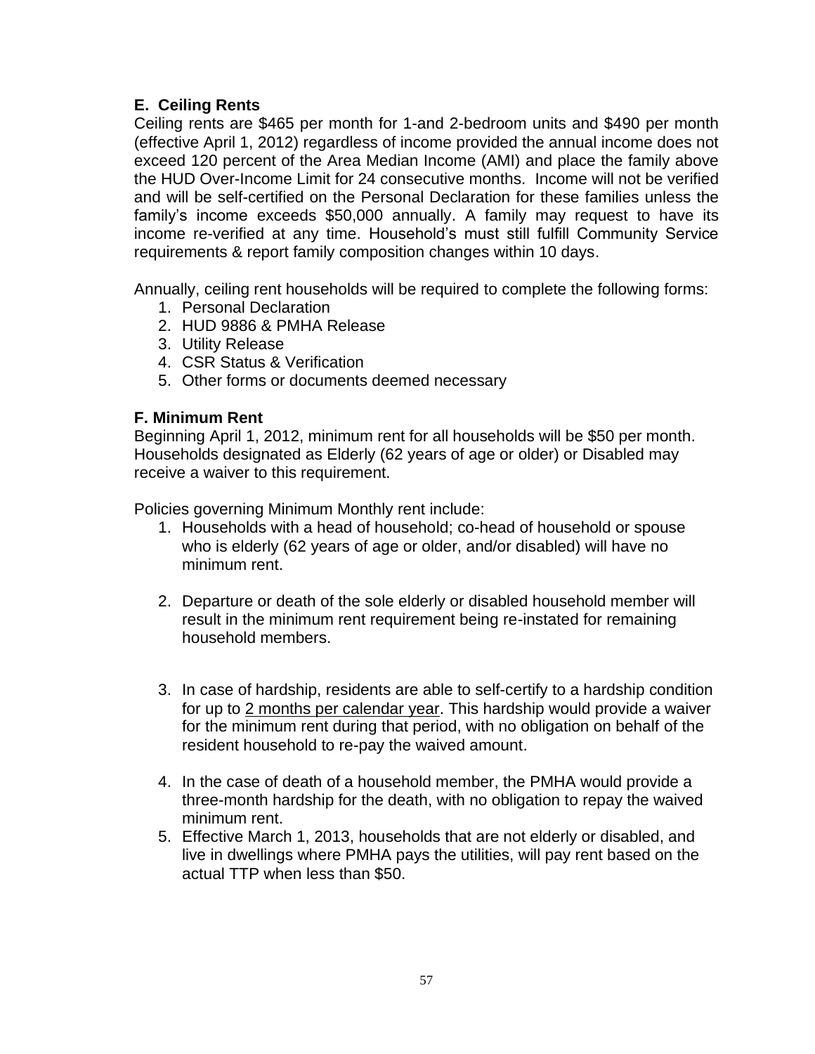### E. Ceiling Rents

Ceiling rents are $465 per month for 1-and 2-bedroom units and $490 per month (effective April 1, 2012) regardless of income provided the annual income does not exceed 120 percent of the Area Median Income (AMI) and place the family above the HUD Over-Income Limit for 24 consecutive months. Income will not be verified and will be self-certified on the Personal Declaration for these families unless the family's income exceeds $50,000 annually. A family may request to have its income re-verified at any time. Household's must still fulfill Community Service requirements & report family composition changes within 10 days.

Annually, ceiling rent households will be required to complete the following forms:

1. Personal Declaration
2. HUD 9886 & PMHA Release
3. Utility Release
4. CSR Status & Verification
5. Other forms or documents deemed necessary

### F. Minimum Rent

Beginning April 1, 2012, minimum rent for all households will be $50 per month. Households designated as Elderly (62 years of age or older) or Disabled may receive a waiver to this requirement.

Policies governing Minimum Monthly rent include:

1. Households with a head of household; co-head of household or spouse who is elderly (62 years of age or older, and/or disabled) will have no minimum rent.

2. Departure or death of the sole elderly or disabled household member will result in the minimum rent requirement being re-instated for remaining household members.

3. In case of hardship, residents are able to self-certify to a hardship condition for up to 2 months per calendar year. This hardship would provide a waiver for the minimum rent during that period, with no obligation on behalf of the resident household to re-pay the waived amount.

4. In the case of death of a household member, the PMHA would provide a three-month hardship for the death, with no obligation to repay the waived minimum rent.
5. Effective March 1, 2013, households that are not elderly or disabled, and live in dwellings where PMHA pays the utilities, will pay rent based on the actual TTP when less than $50.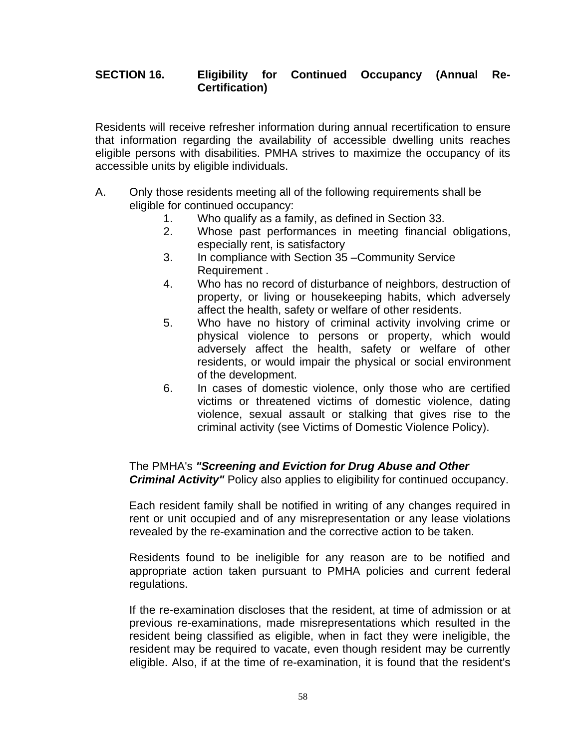## SECTION 16. Eligibility for Continued Occupancy (Annual Re-Certification)

Residents will receive refresher information during annual recertification to ensure that information regarding the availability of accessible dwelling units reaches eligible persons with disabilities. PMHA strives to maximize the occupancy of its accessible units by eligible individuals.

A. Only those residents meeting all of the following requirements shall be eligible for continued occupancy:

1. Who qualify as a family, as defined in Section 33.
2. Whose past performances in meeting financial obligations, especially rent, is satisfactory
3. In compliance with Section 35 –Community Service Requirement .
4. Who has no record of disturbance of neighbors, destruction of property, or living or housekeeping habits, which adversely affect the health, safety or welfare of other residents.
5. Who have no history of criminal activity involving crime or physical violence to persons or property, which would adversely affect the health, safety or welfare of other residents, or would impair the physical or social environment of the development.
6. In cases of domestic violence, only those who are certified victims or threatened victims of domestic violence, dating violence, sexual assault or stalking that gives rise to the criminal activity (see Victims of Domestic Violence Policy).

The PMHA's ***"Screening and Eviction for Drug Abuse and Other Criminal Activity"*** Policy also applies to eligibility for continued occupancy.

Each resident family shall be notified in writing of any changes required in rent or unit occupied and of any misrepresentation or any lease violations revealed by the re-examination and the corrective action to be taken.

Residents found to be ineligible for any reason are to be notified and appropriate action taken pursuant to PMHA policies and current federal regulations.

If the re-examination discloses that the resident, at time of admission or at previous re-examinations, made misrepresentations which resulted in the resident being classified as eligible, when in fact they were ineligible, the resident may be required to vacate, even though resident may be currently eligible. Also, if at the time of re-examination, it is found that the resident's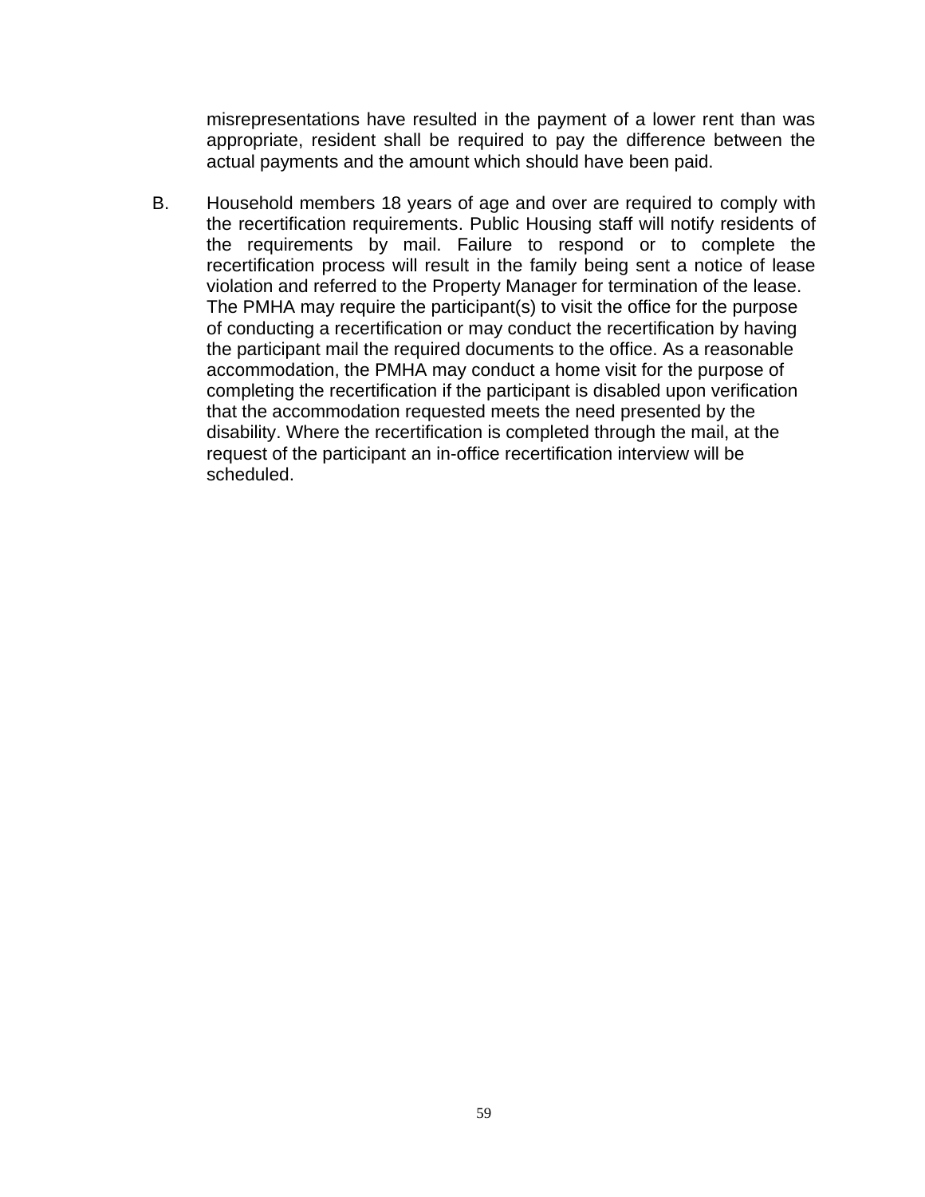misrepresentations have resulted in the payment of a lower rent than was appropriate, resident shall be required to pay the difference between the actual payments and the amount which should have been paid.

B. Household members 18 years of age and over are required to comply with the recertification requirements. Public Housing staff will notify residents of the requirements by mail. Failure to respond or to complete the recertification process will result in the family being sent a notice of lease violation and referred to the Property Manager for termination of the lease. The PMHA may require the participant(s) to visit the office for the purpose of conducting a recertification or may conduct the recertification by having the participant mail the required documents to the office. As a reasonable accommodation, the PMHA may conduct a home visit for the purpose of completing the recertification if the participant is disabled upon verification that the accommodation requested meets the need presented by the disability. Where the recertification is completed through the mail, at the request of the participant an in-office recertification interview will be scheduled.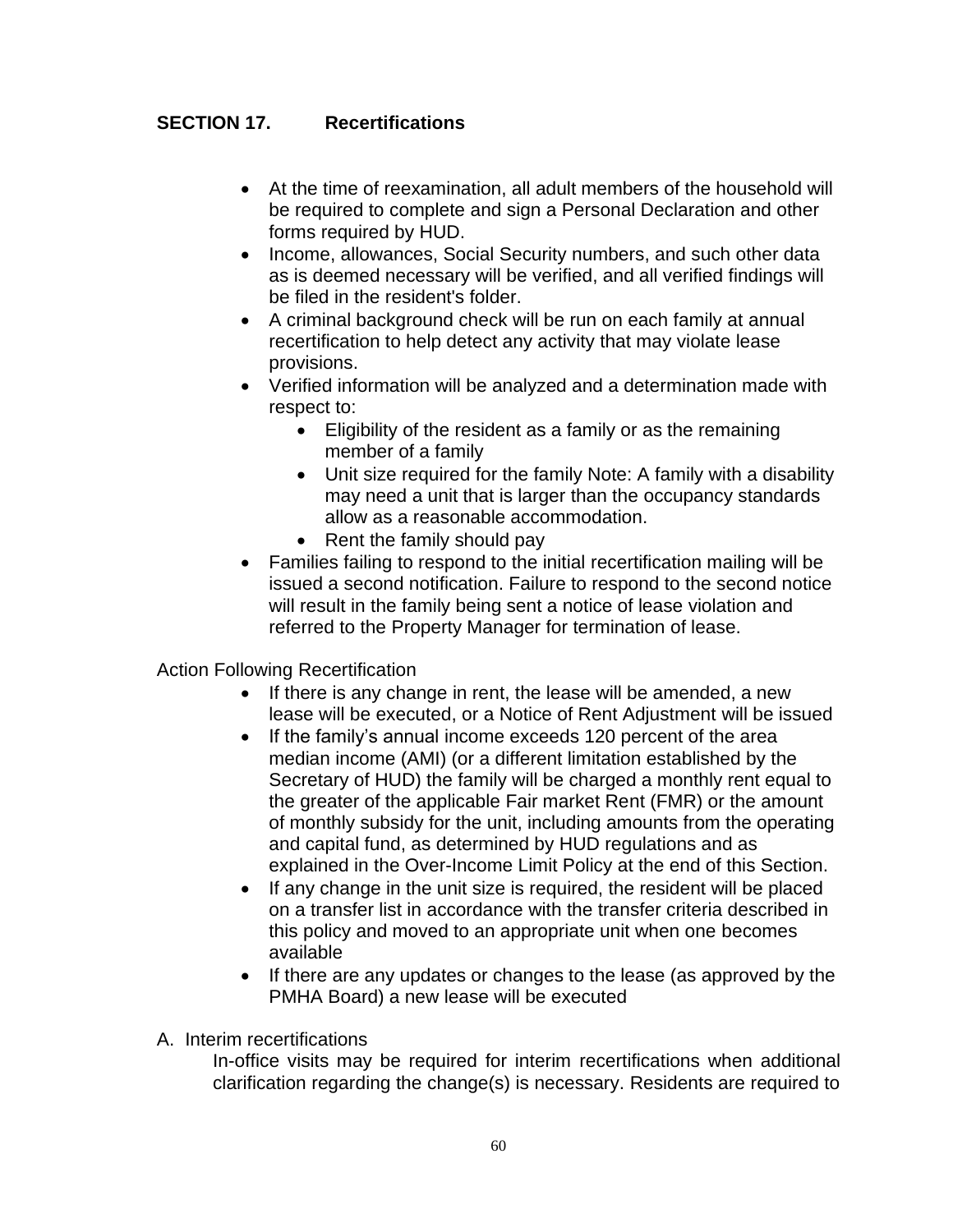## SECTION 17. Recertifications

- At the time of reexamination, all adult members of the household will be required to complete and sign a Personal Declaration and other forms required by HUD.
- Income, allowances, Social Security numbers, and such other data as is deemed necessary will be verified, and all verified findings will be filed in the resident's folder.
- A criminal background check will be run on each family at annual recertification to help detect any activity that may violate lease provisions.
- Verified information will be analyzed and a determination made with respect to:
    - Eligibility of the resident as a family or as the remaining member of a family
    - Unit size required for the family Note: A family with a disability may need a unit that is larger than the occupancy standards allow as a reasonable accommodation.
    - Rent the family should pay
- Families failing to respond to the initial recertification mailing will be issued a second notification. Failure to respond to the second notice will result in the family being sent a notice of lease violation and referred to the Property Manager for termination of lease.

Action Following Recertification

- If there is any change in rent, the lease will be amended, a new lease will be executed, or a Notice of Rent Adjustment will be issued
- If the family's annual income exceeds 120 percent of the area median income (AMI) (or a different limitation established by the Secretary of HUD) the family will be charged a monthly rent equal to the greater of the applicable Fair market Rent (FMR) or the amount of monthly subsidy for the unit, including amounts from the operating and capital fund, as determined by HUD regulations and as explained in the Over-Income Limit Policy at the end of this Section.
- If any change in the unit size is required, the resident will be placed on a transfer list in accordance with the transfer criteria described in this policy and moved to an appropriate unit when one becomes available
- If there are any updates or changes to the lease (as approved by the PMHA Board) a new lease will be executed

A. Interim recertifications

In-office visits may be required for interim recertifications when additional clarification regarding the change(s) is necessary. Residents are required to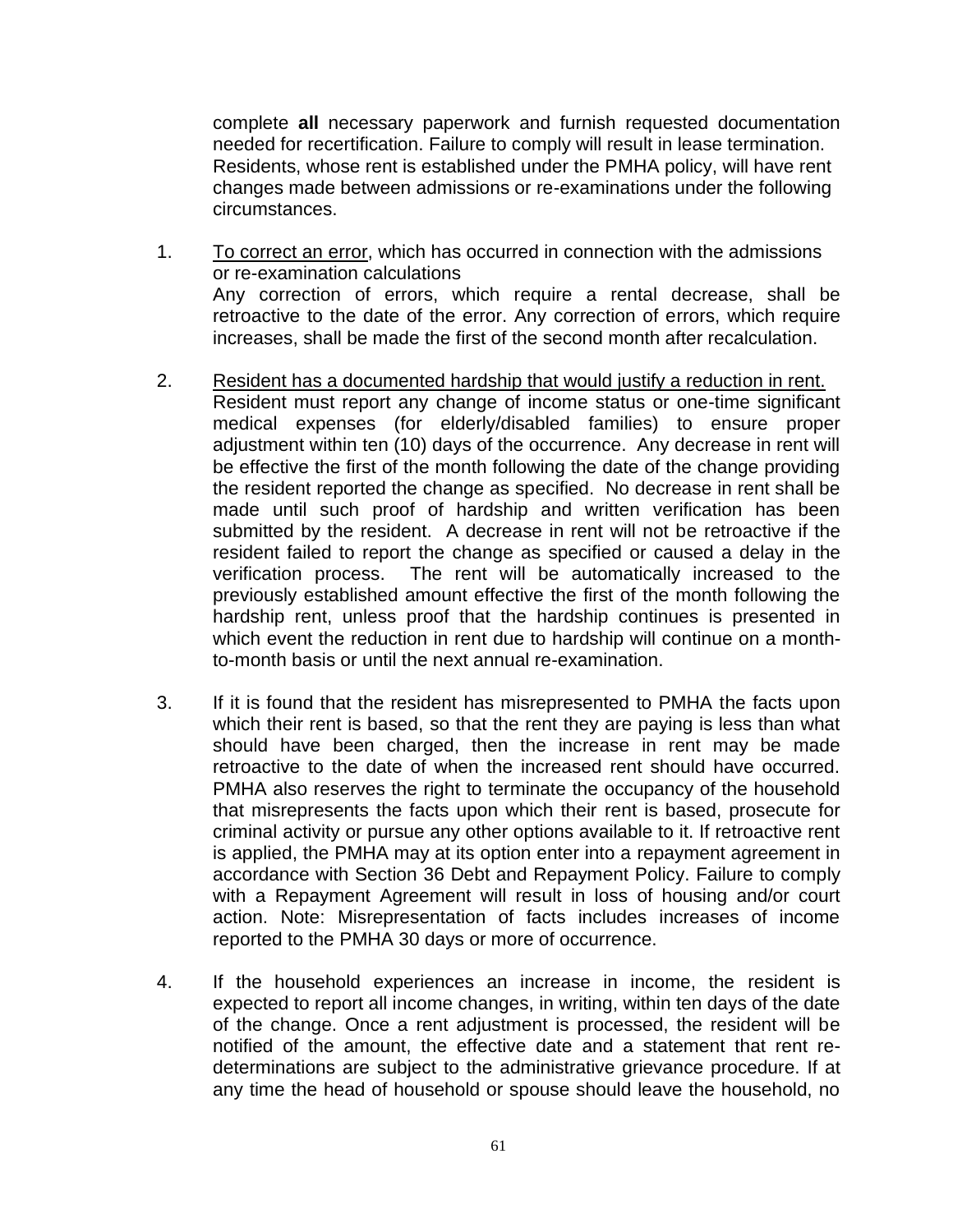complete **all** necessary paperwork and furnish requested documentation needed for recertification. Failure to comply will result in lease termination. Residents, whose rent is established under the PMHA policy, will have rent changes made between admissions or re-examinations under the following circumstances.

1. <u>To correct an error</u>, which has occurred in connection with the admissions or re-examination calculations
   Any correction of errors, which require a rental decrease, shall be retroactive to the date of the error. Any correction of errors, which require increases, shall be made the first of the second month after recalculation.

2. <u>Resident has a documented hardship that would justify a reduction in rent.</u>
   Resident must report any change of income status or one-time significant medical expenses (for elderly/disabled families) to ensure proper adjustment within ten (10) days of the occurrence. Any decrease in rent will be effective the first of the month following the date of the change providing the resident reported the change as specified. No decrease in rent shall be made until such proof of hardship and written verification has been submitted by the resident. A decrease in rent will not be retroactive if the resident failed to report the change as specified or caused a delay in the verification process. The rent will be automatically increased to the previously established amount effective the first of the month following the hardship rent, unless proof that the hardship continues is presented in which event the reduction in rent due to hardship will continue on a month-to-month basis or until the next annual re-examination.

3. If it is found that the resident has misrepresented to PMHA the facts upon which their rent is based, so that the rent they are paying is less than what should have been charged, then the increase in rent may be made retroactive to the date of when the increased rent should have occurred. PMHA also reserves the right to terminate the occupancy of the household that misrepresents the facts upon which their rent is based, prosecute for criminal activity or pursue any other options available to it. If retroactive rent is applied, the PMHA may at its option enter into a repayment agreement in accordance with Section 36 Debt and Repayment Policy. Failure to comply with a Repayment Agreement will result in loss of housing and/or court action. Note: Misrepresentation of facts includes increases of income reported to the PMHA 30 days or more of occurrence.

4. If the household experiences an increase in income, the resident is expected to report all income changes, in writing, within ten days of the date of the change. Once a rent adjustment is processed, the resident will be notified of the amount, the effective date and a statement that rent re-determinations are subject to the administrative grievance procedure. If at any time the head of household or spouse should leave the household, no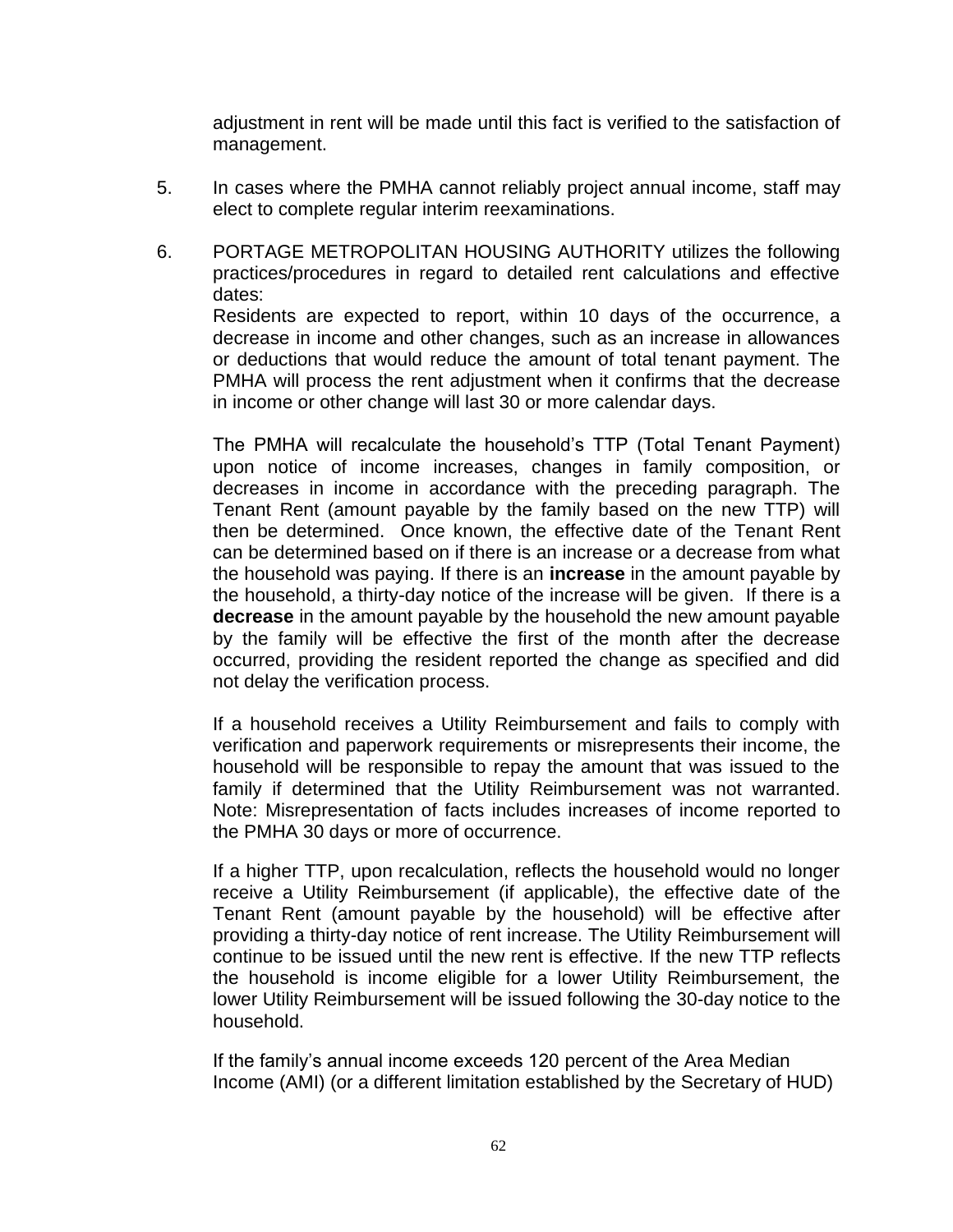adjustment in rent will be made until this fact is verified to the satisfaction of management.

5. In cases where the PMHA cannot reliably project annual income, staff may elect to complete regular interim reexaminations.

6. PORTAGE METROPOLITAN HOUSING AUTHORITY utilizes the following practices/procedures in regard to detailed rent calculations and effective dates:

   Residents are expected to report, within 10 days of the occurrence, a decrease in income and other changes, such as an increase in allowances or deductions that would reduce the amount of total tenant payment. The PMHA will process the rent adjustment when it confirms that the decrease in income or other change will last 30 or more calendar days.

   The PMHA will recalculate the household's TTP (Total Tenant Payment) upon notice of income increases, changes in family composition, or decreases in income in accordance with the preceding paragraph. The Tenant Rent (amount payable by the family based on the new TTP) will then be determined. Once known, the effective date of the Tenant Rent can be determined based on if there is an increase or a decrease from what the household was paying. If there is an **increase** in the amount payable by the household, a thirty-day notice of the increase will be given. If there is a **decrease** in the amount payable by the household the new amount payable by the family will be effective the first of the month after the decrease occurred, providing the resident reported the change as specified and did not delay the verification process.

   If a household receives a Utility Reimbursement and fails to comply with verification and paperwork requirements or misrepresents their income, the household will be responsible to repay the amount that was issued to the family if determined that the Utility Reimbursement was not warranted. Note: Misrepresentation of facts includes increases of income reported to the PMHA 30 days or more of occurrence.

   If a higher TTP, upon recalculation, reflects the household would no longer receive a Utility Reimbursement (if applicable), the effective date of the Tenant Rent (amount payable by the household) will be effective after providing a thirty-day notice of rent increase. The Utility Reimbursement will continue to be issued until the new rent is effective. If the new TTP reflects the household is income eligible for a lower Utility Reimbursement, the lower Utility Reimbursement will be issued following the 30-day notice to the household.

   If the family's annual income exceeds 120 percent of the Area Median Income (AMI) (or a different limitation established by the Secretary of HUD)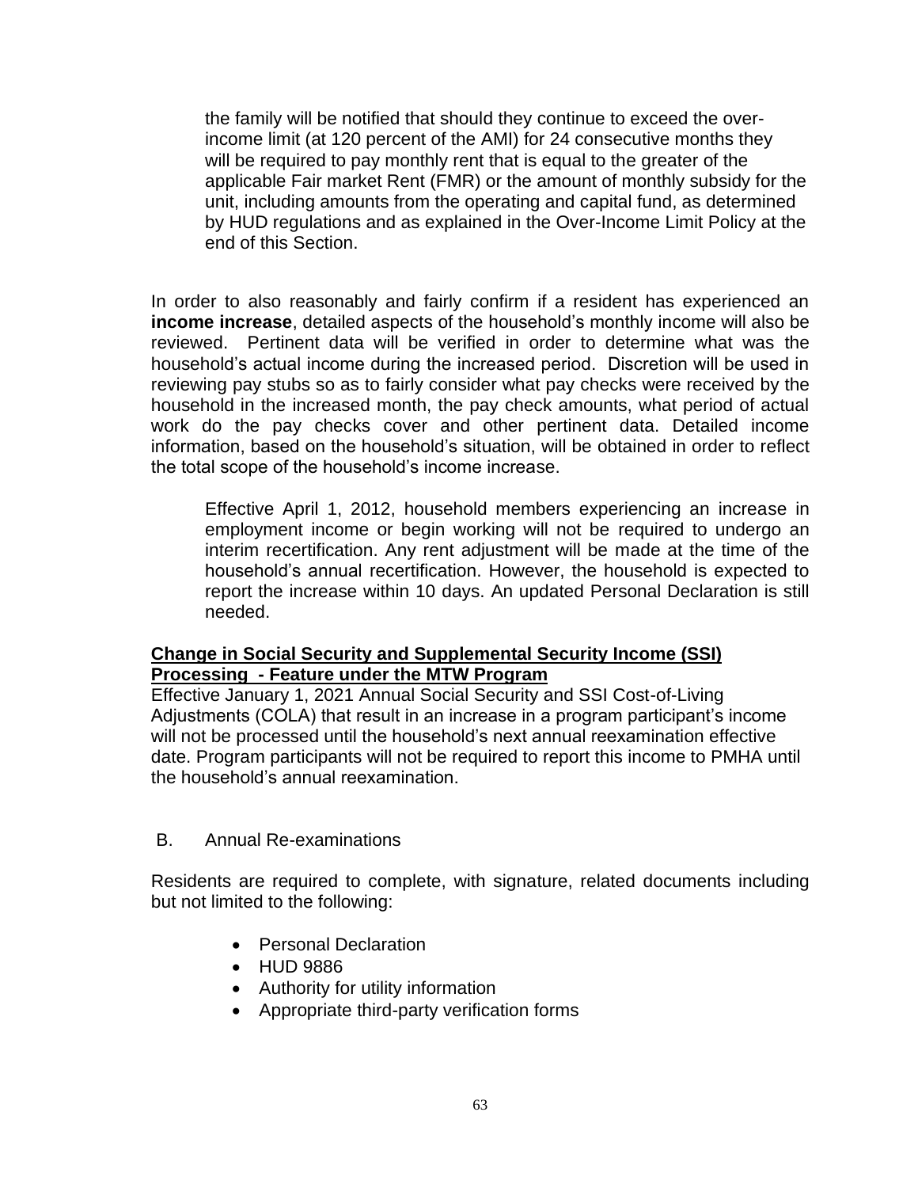the family will be notified that should they continue to exceed the over-income limit (at 120 percent of the AMI) for 24 consecutive months they will be required to pay monthly rent that is equal to the greater of the applicable Fair market Rent (FMR) or the amount of monthly subsidy for the unit, including amounts from the operating and capital fund, as determined by HUD regulations and as explained in the Over-Income Limit Policy at the end of this Section.

In order to also reasonably and fairly confirm if a resident has experienced an **income increase**, detailed aspects of the household's monthly income will also be reviewed. Pertinent data will be verified in order to determine what was the household's actual income during the increased period. Discretion will be used in reviewing pay stubs so as to fairly consider what pay checks were received by the household in the increased month, the pay check amounts, what period of actual work do the pay checks cover and other pertinent data. Detailed income information, based on the household's situation, will be obtained in order to reflect the total scope of the household's income increase.

Effective April 1, 2012, household members experiencing an increase in employment income or begin working will not be required to undergo an interim recertification. Any rent adjustment will be made at the time of the household's annual recertification. However, the household is expected to report the increase within 10 days. An updated Personal Declaration is still needed.

**Change in Social Security and Supplemental Security Income (SSI) Processing - Feature under the MTW Program**

Effective January 1, 2021 Annual Social Security and SSI Cost-of-Living Adjustments (COLA) that result in an increase in a program participant's income will not be processed until the household's next annual reexamination effective date. Program participants will not be required to report this income to PMHA until the household's annual reexamination.

B. Annual Re-examinations

Residents are required to complete, with signature, related documents including but not limited to the following:

- Personal Declaration
- HUD 9886
- Authority for utility information
- Appropriate third-party verification forms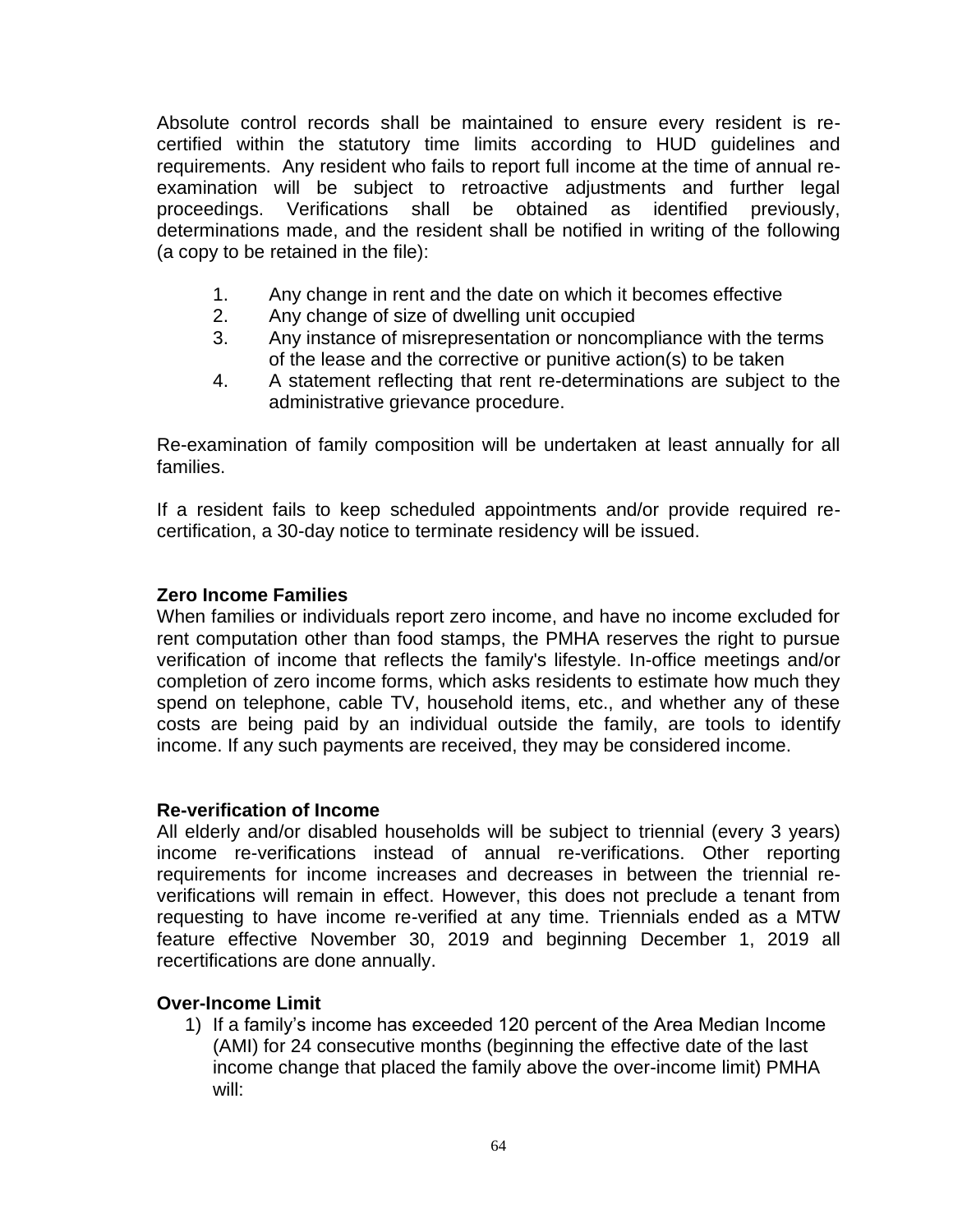Absolute control records shall be maintained to ensure every resident is re-certified within the statutory time limits according to HUD guidelines and requirements. Any resident who fails to report full income at the time of annual re-examination will be subject to retroactive adjustments and further legal proceedings. Verifications shall be obtained as identified previously, determinations made, and the resident shall be notified in writing of the following (a copy to be retained in the file):

1. Any change in rent and the date on which it becomes effective
2. Any change of size of dwelling unit occupied
3. Any instance of misrepresentation or noncompliance with the terms of the lease and the corrective or punitive action(s) to be taken
4. A statement reflecting that rent re-determinations are subject to the administrative grievance procedure.

Re-examination of family composition will be undertaken at least annually for all families.

If a resident fails to keep scheduled appointments and/or provide required re-certification, a 30-day notice to terminate residency will be issued.

**Zero Income Families**

When families or individuals report zero income, and have no income excluded for rent computation other than food stamps, the PMHA reserves the right to pursue verification of income that reflects the family's lifestyle. In-office meetings and/or completion of zero income forms, which asks residents to estimate how much they spend on telephone, cable TV, household items, etc., and whether any of these costs are being paid by an individual outside the family, are tools to identify income. If any such payments are received, they may be considered income.

**Re-verification of Income**

All elderly and/or disabled households will be subject to triennial (every 3 years) income re-verifications instead of annual re-verifications. Other reporting requirements for income increases and decreases in between the triennial re-verifications will remain in effect. However, this does not preclude a tenant from requesting to have income re-verified at any time. Triennials ended as a MTW feature effective November 30, 2019 and beginning December 1, 2019 all recertifications are done annually.

**Over-Income Limit**

1) If a family's income has exceeded 120 percent of the Area Median Income (AMI) for 24 consecutive months (beginning the effective date of the last income change that placed the family above the over-income limit) PMHA will: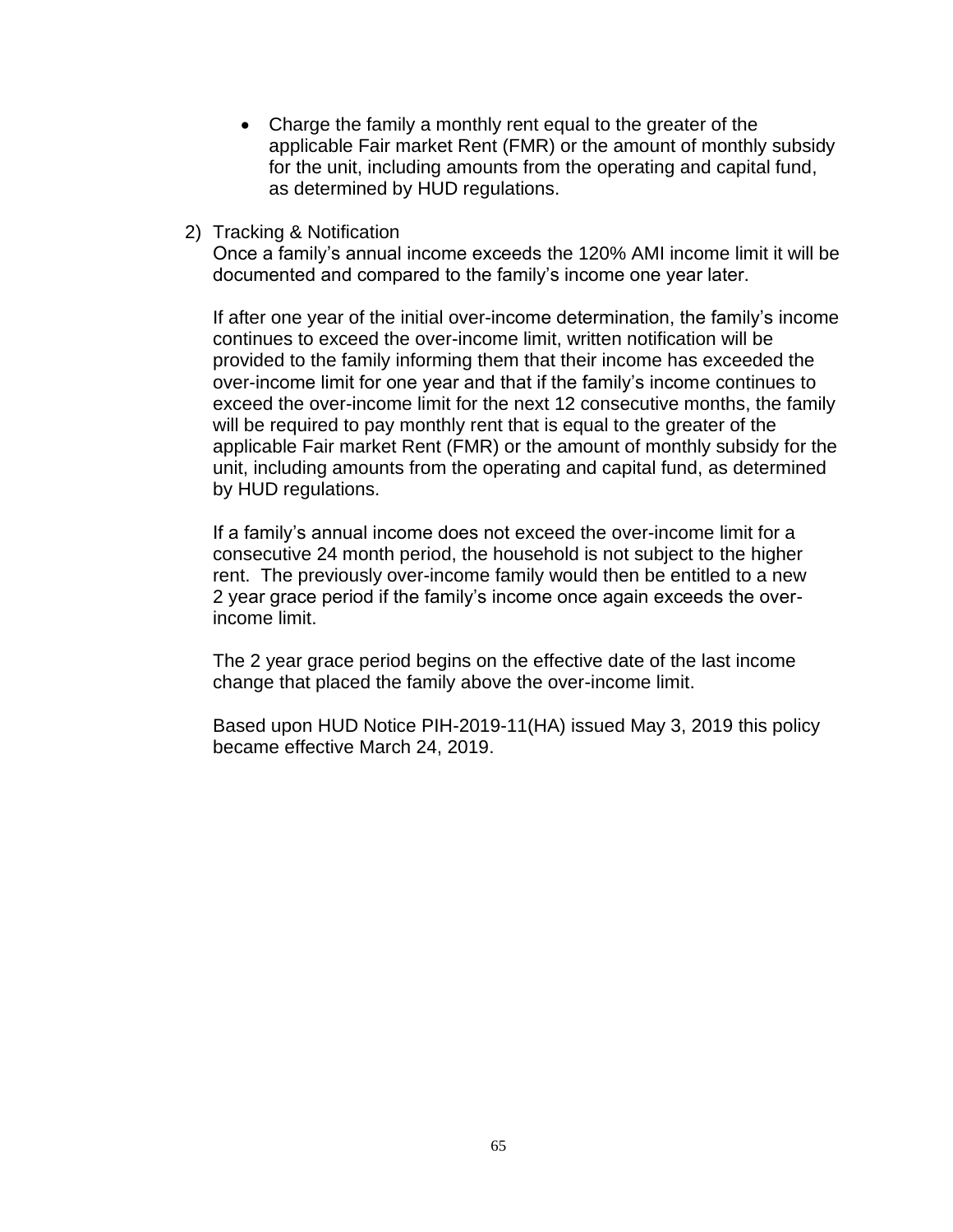- Charge the family a monthly rent equal to the greater of the applicable Fair market Rent (FMR) or the amount of monthly subsidy for the unit, including amounts from the operating and capital fund, as determined by HUD regulations.

2) Tracking & Notification

Once a family's annual income exceeds the 120% AMI income limit it will be documented and compared to the family's income one year later.

If after one year of the initial over-income determination, the family's income continues to exceed the over-income limit, written notification will be provided to the family informing them that their income has exceeded the over-income limit for one year and that if the family's income continues to exceed the over-income limit for the next 12 consecutive months, the family will be required to pay monthly rent that is equal to the greater of the applicable Fair market Rent (FMR) or the amount of monthly subsidy for the unit, including amounts from the operating and capital fund, as determined by HUD regulations.

If a family's annual income does not exceed the over-income limit for a consecutive 24 month period, the household is not subject to the higher rent. The previously over-income family would then be entitled to a new 2 year grace period if the family's income once again exceeds the over-income limit.

The 2 year grace period begins on the effective date of the last income change that placed the family above the over-income limit.

Based upon HUD Notice PIH-2019-11(HA) issued May 3, 2019 this policy became effective March 24, 2019.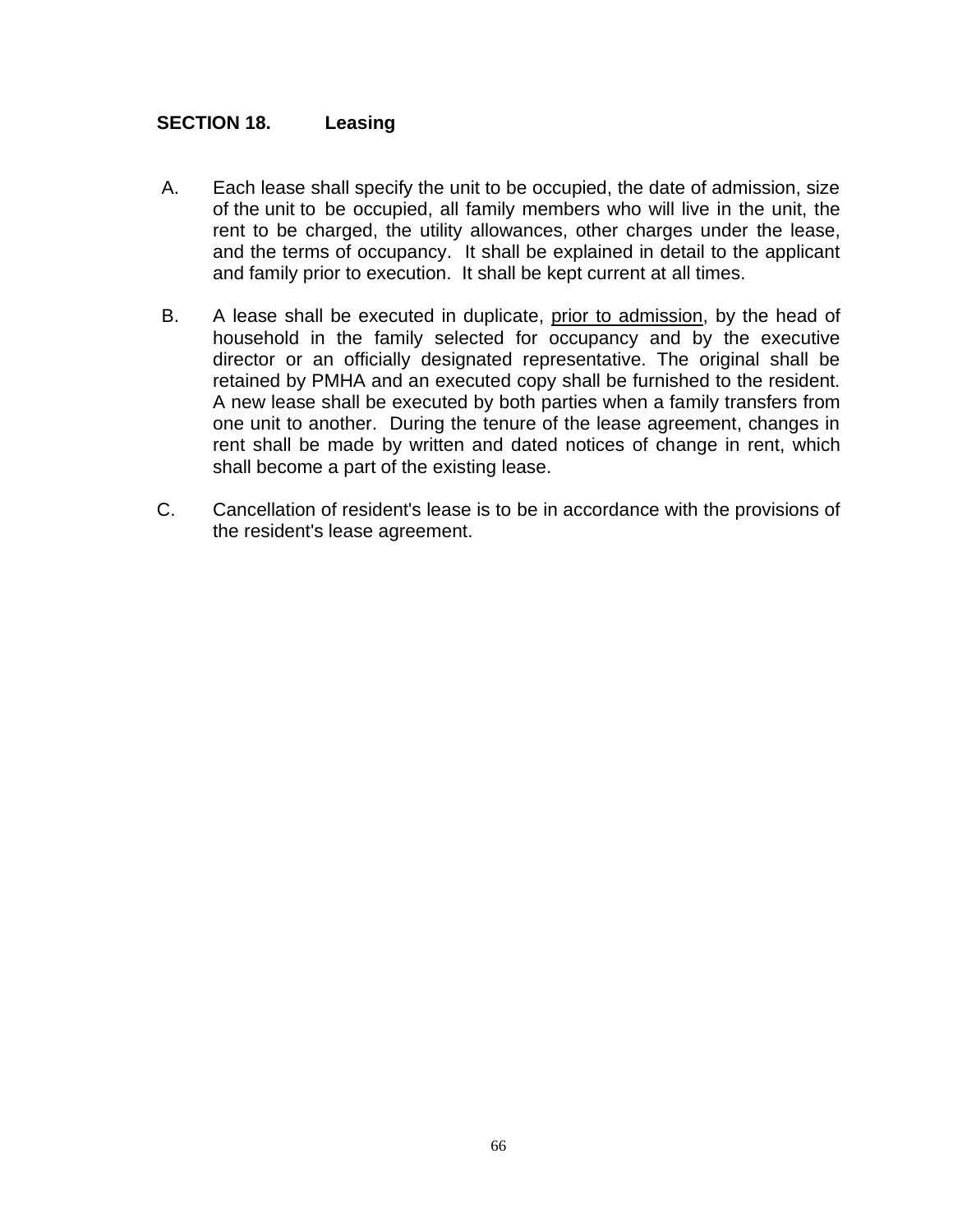## SECTION 18. Leasing

A. Each lease shall specify the unit to be occupied, the date of admission, size of the unit to be occupied, all family members who will live in the unit, the rent to be charged, the utility allowances, other charges under the lease, and the terms of occupancy. It shall be explained in detail to the applicant and family prior to execution. It shall be kept current at all times.

B. A lease shall be executed in duplicate, <u>prior to admission</u>, by the head of household in the family selected for occupancy and by the executive director or an officially designated representative. The original shall be retained by PMHA and an executed copy shall be furnished to the resident. A new lease shall be executed by both parties when a family transfers from one unit to another. During the tenure of the lease agreement, changes in rent shall be made by written and dated notices of change in rent, which shall become a part of the existing lease.

C. Cancellation of resident's lease is to be in accordance with the provisions of the resident's lease agreement.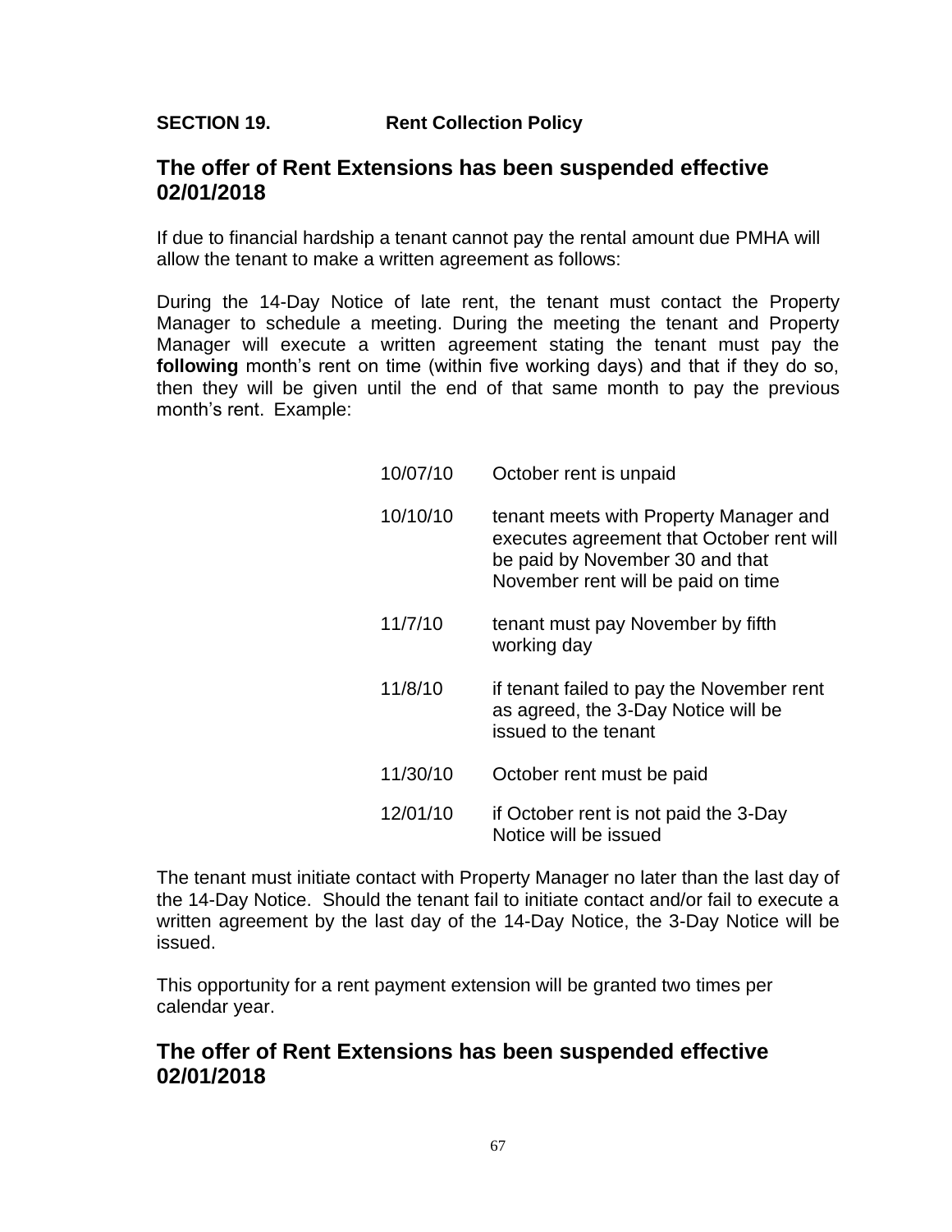## SECTION 19. Rent Collection Policy

## The offer of Rent Extensions has been suspended effective 02/01/2018

If due to financial hardship a tenant cannot pay the rental amount due PMHA will allow the tenant to make a written agreement as follows:

During the 14-Day Notice of late rent, the tenant must contact the Property Manager to schedule a meeting. During the meeting the tenant and Property Manager will execute a written agreement stating the tenant must pay the **following** month's rent on time (within five working days) and that if they do so, then they will be given until the end of that same month to pay the previous month's rent. Example:

| | |
|---|---|
| 10/07/10 | October rent is unpaid |
| 10/10/10 | tenant meets with Property Manager and executes agreement that October rent will be paid by November 30 and that November rent will be paid on time |
| 11/7/10 | tenant must pay November by fifth working day |
| 11/8/10 | if tenant failed to pay the November rent as agreed, the 3-Day Notice will be issued to the tenant |
| 11/30/10 | October rent must be paid |
| 12/01/10 | if October rent is not paid the 3-Day Notice will be issued |

The tenant must initiate contact with Property Manager no later than the last day of the 14-Day Notice. Should the tenant fail to initiate contact and/or fail to execute a written agreement by the last day of the 14-Day Notice, the 3-Day Notice will be issued.

This opportunity for a rent payment extension will be granted two times per calendar year.

## The offer of Rent Extensions has been suspended effective 02/01/2018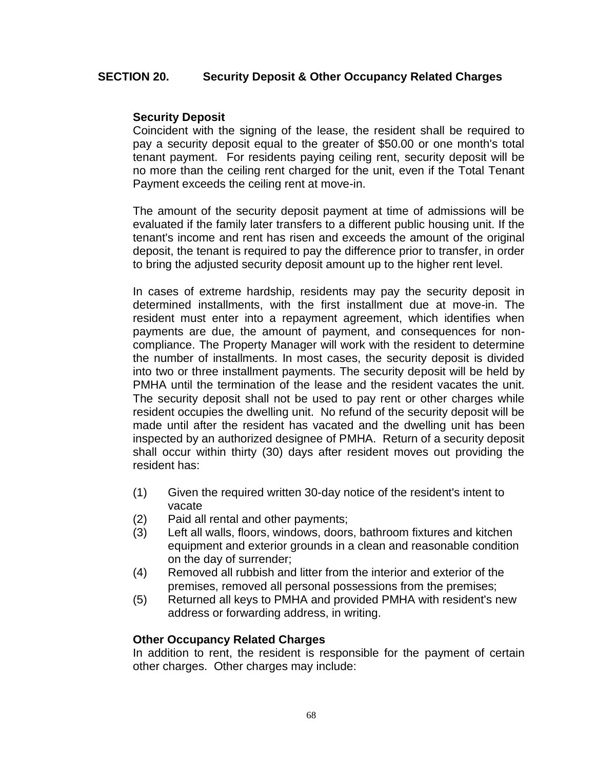## SECTION 20. Security Deposit & Other Occupancy Related Charges

### Security Deposit

Coincident with the signing of the lease, the resident shall be required to pay a security deposit equal to the greater of $50.00 or one month's total tenant payment. For residents paying ceiling rent, security deposit will be no more than the ceiling rent charged for the unit, even if the Total Tenant Payment exceeds the ceiling rent at move-in.

The amount of the security deposit payment at time of admissions will be evaluated if the family later transfers to a different public housing unit. If the tenant's income and rent has risen and exceeds the amount of the original deposit, the tenant is required to pay the difference prior to transfer, in order to bring the adjusted security deposit amount up to the higher rent level.

In cases of extreme hardship, residents may pay the security deposit in determined installments, with the first installment due at move-in. The resident must enter into a repayment agreement, which identifies when payments are due, the amount of payment, and consequences for non-compliance. The Property Manager will work with the resident to determine the number of installments. In most cases, the security deposit is divided into two or three installment payments. The security deposit will be held by PMHA until the termination of the lease and the resident vacates the unit. The security deposit shall not be used to pay rent or other charges while resident occupies the dwelling unit. No refund of the security deposit will be made until after the resident has vacated and the dwelling unit has been inspected by an authorized designee of PMHA. Return of a security deposit shall occur within thirty (30) days after resident moves out providing the resident has:

(1) Given the required written 30-day notice of the resident's intent to vacate
(2) Paid all rental and other payments;
(3) Left all walls, floors, windows, doors, bathroom fixtures and kitchen equipment and exterior grounds in a clean and reasonable condition on the day of surrender;
(4) Removed all rubbish and litter from the interior and exterior of the premises, removed all personal possessions from the premises;
(5) Returned all keys to PMHA and provided PMHA with resident's new address or forwarding address, in writing.

### Other Occupancy Related Charges

In addition to rent, the resident is responsible for the payment of certain other charges. Other charges may include: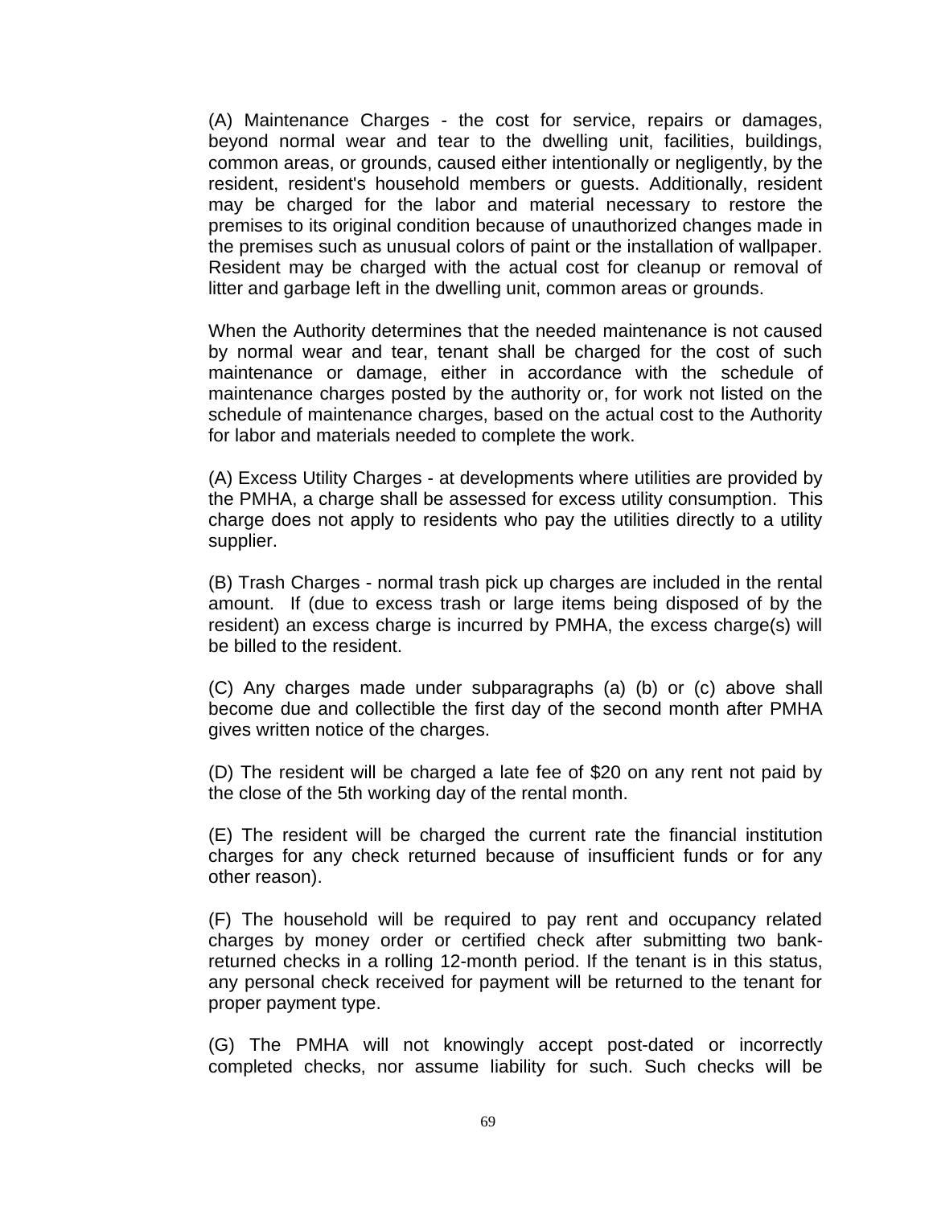(A) Maintenance Charges - the cost for service, repairs or damages, beyond normal wear and tear to the dwelling unit, facilities, buildings, common areas, or grounds, caused either intentionally or negligently, by the resident, resident's household members or guests. Additionally, resident may be charged for the labor and material necessary to restore the premises to its original condition because of unauthorized changes made in the premises such as unusual colors of paint or the installation of wallpaper. Resident may be charged with the actual cost for cleanup or removal of litter and garbage left in the dwelling unit, common areas or grounds.

When the Authority determines that the needed maintenance is not caused by normal wear and tear, tenant shall be charged for the cost of such maintenance or damage, either in accordance with the schedule of maintenance charges posted by the authority or, for work not listed on the schedule of maintenance charges, based on the actual cost to the Authority for labor and materials needed to complete the work.

(A) Excess Utility Charges - at developments where utilities are provided by the PMHA, a charge shall be assessed for excess utility consumption. This charge does not apply to residents who pay the utilities directly to a utility supplier.

(B) Trash Charges - normal trash pick up charges are included in the rental amount. If (due to excess trash or large items being disposed of by the resident) an excess charge is incurred by PMHA, the excess charge(s) will be billed to the resident.

(C) Any charges made under subparagraphs (a) (b) or (c) above shall become due and collectible the first day of the second month after PMHA gives written notice of the charges.

(D) The resident will be charged a late fee of $20 on any rent not paid by the close of the 5th working day of the rental month.

(E) The resident will be charged the current rate the financial institution charges for any check returned because of insufficient funds or for any other reason).

(F) The household will be required to pay rent and occupancy related charges by money order or certified check after submitting two bank-returned checks in a rolling 12-month period. If the tenant is in this status, any personal check received for payment will be returned to the tenant for proper payment type.

(G) The PMHA will not knowingly accept post-dated or incorrectly completed checks, nor assume liability for such. Such checks will be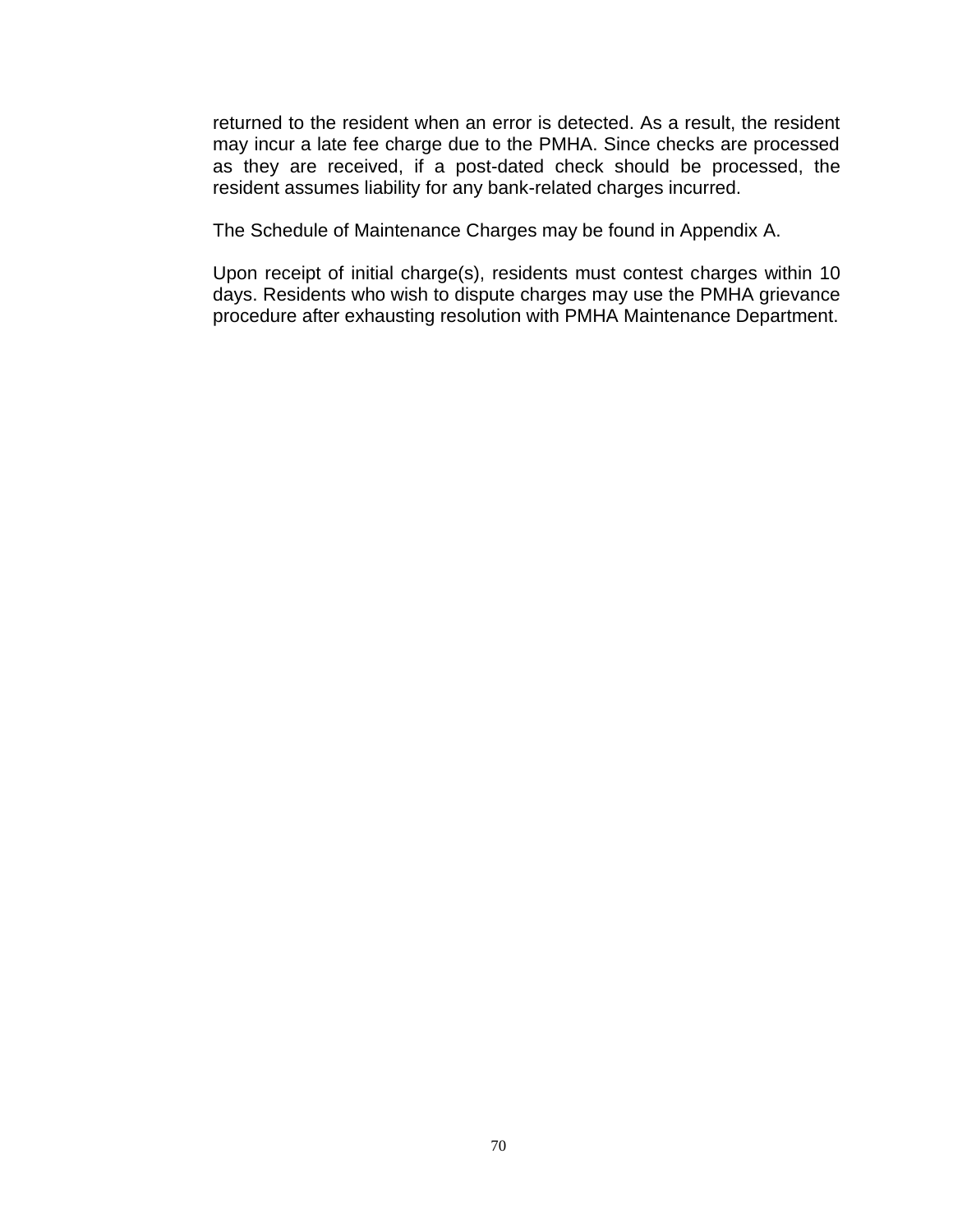returned to the resident when an error is detected. As a result, the resident may incur a late fee charge due to the PMHA. Since checks are processed as they are received, if a post-dated check should be processed, the resident assumes liability for any bank-related charges incurred.

The Schedule of Maintenance Charges may be found in Appendix A.

Upon receipt of initial charge(s), residents must contest charges within 10 days. Residents who wish to dispute charges may use the PMHA grievance procedure after exhausting resolution with PMHA Maintenance Department.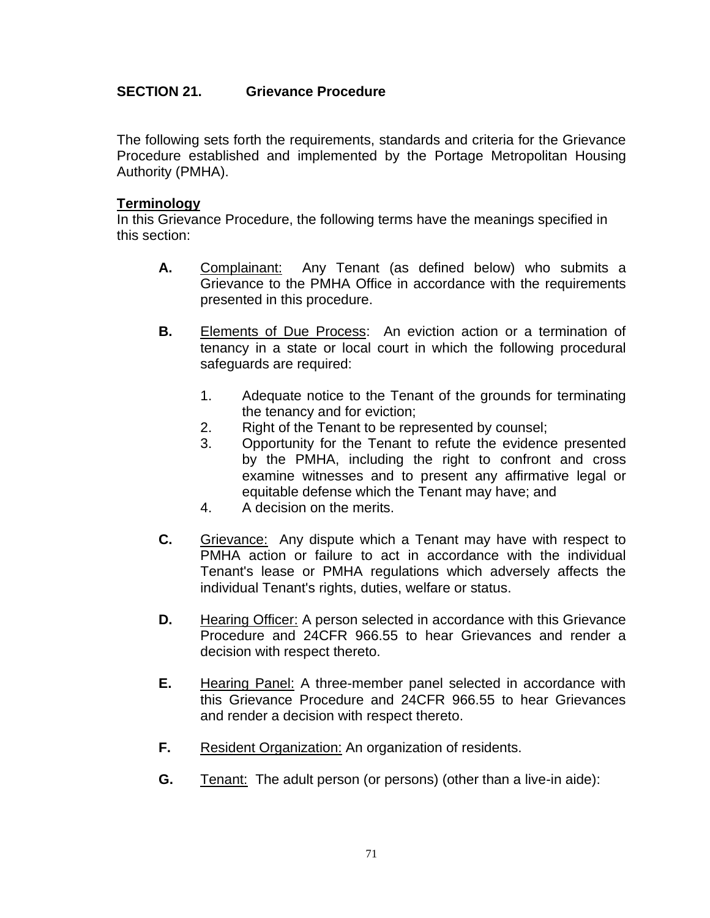## SECTION 21. Grievance Procedure

The following sets forth the requirements, standards and criteria for the Grievance Procedure established and implemented by the Portage Metropolitan Housing Authority (PMHA).

**Terminology**

In this Grievance Procedure, the following terms have the meanings specified in this section:

**A.** Complainant: Any Tenant (as defined below) who submits a Grievance to the PMHA Office in accordance with the requirements presented in this procedure.

**B.** Elements of Due Process: An eviction action or a termination of tenancy in a state or local court in which the following procedural safeguards are required:

1. Adequate notice to the Tenant of the grounds for terminating the tenancy and for eviction;
2. Right of the Tenant to be represented by counsel;
3. Opportunity for the Tenant to refute the evidence presented by the PMHA, including the right to confront and cross examine witnesses and to present any affirmative legal or equitable defense which the Tenant may have; and
4. A decision on the merits.

**C.** Grievance: Any dispute which a Tenant may have with respect to PMHA action or failure to act in accordance with the individual Tenant's lease or PMHA regulations which adversely affects the individual Tenant's rights, duties, welfare or status.

**D.** Hearing Officer: A person selected in accordance with this Grievance Procedure and 24CFR 966.55 to hear Grievances and render a decision with respect thereto.

**E.** Hearing Panel: A three-member panel selected in accordance with this Grievance Procedure and 24CFR 966.55 to hear Grievances and render a decision with respect thereto.

**F.** Resident Organization: An organization of residents.

**G.** Tenant: The adult person (or persons) (other than a live-in aide):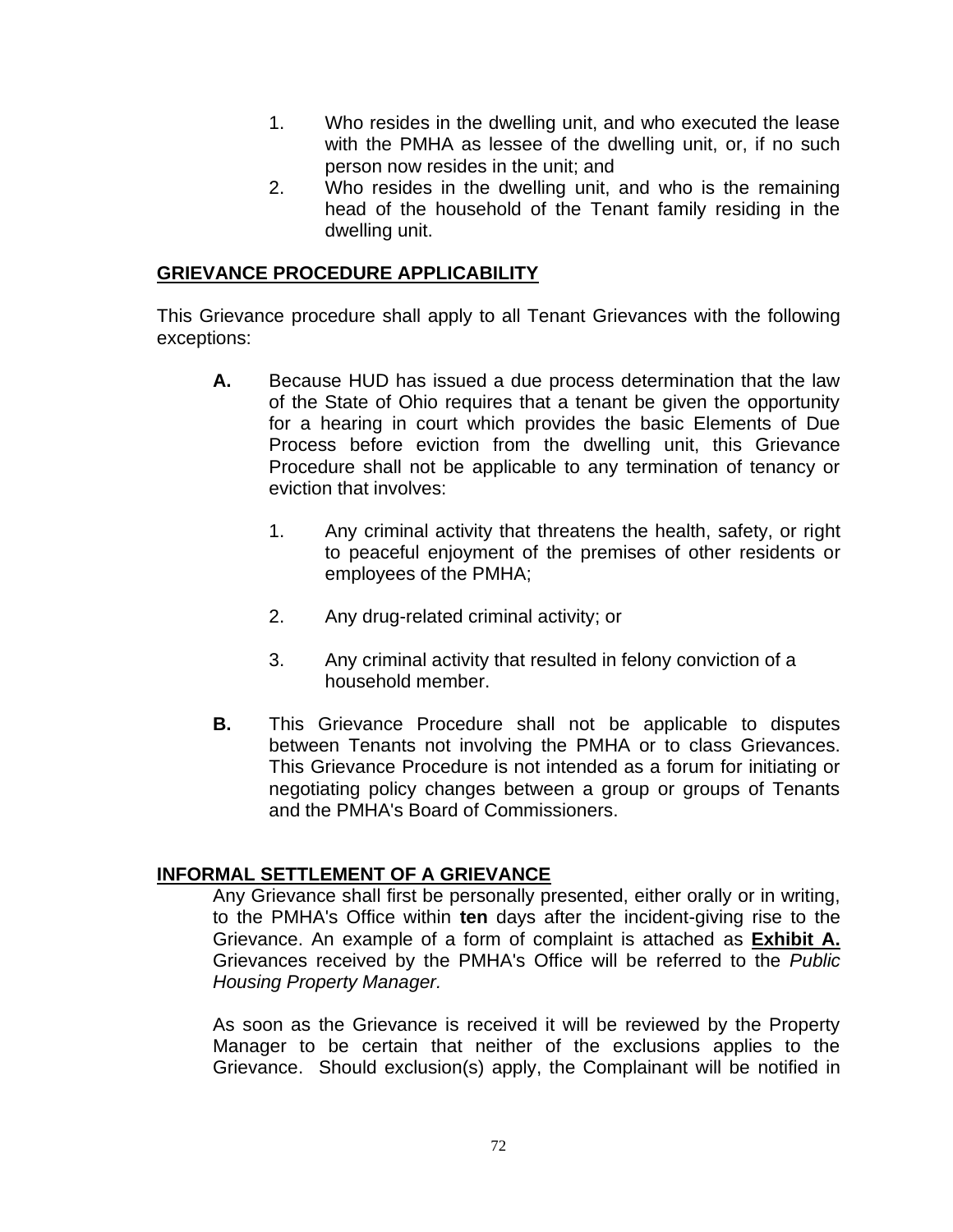1. Who resides in the dwelling unit, and who executed the lease with the PMHA as lessee of the dwelling unit, or, if no such person now resides in the unit; and
2. Who resides in the dwelling unit, and who is the remaining head of the household of the Tenant family residing in the dwelling unit.

## GRIEVANCE PROCEDURE APPLICABILITY

This Grievance procedure shall apply to all Tenant Grievances with the following exceptions:

**A.** Because HUD has issued a due process determination that the law of the State of Ohio requires that a tenant be given the opportunity for a hearing in court which provides the basic Elements of Due Process before eviction from the dwelling unit, this Grievance Procedure shall not be applicable to any termination of tenancy or eviction that involves:

1. Any criminal activity that threatens the health, safety, or right to peaceful enjoyment of the premises of other residents or employees of the PMHA;
2. Any drug-related criminal activity; or
3. Any criminal activity that resulted in felony conviction of a household member.

**B.** This Grievance Procedure shall not be applicable to disputes between Tenants not involving the PMHA or to class Grievances. This Grievance Procedure is not intended as a forum for initiating or negotiating policy changes between a group or groups of Tenants and the PMHA's Board of Commissioners.

## INFORMAL SETTLEMENT OF A GRIEVANCE

Any Grievance shall first be personally presented, either orally or in writing, to the PMHA's Office within **ten** days after the incident-giving rise to the Grievance. An example of a form of complaint is attached as **Exhibit A.** Grievances received by the PMHA's Office will be referred to the *Public Housing Property Manager.*

As soon as the Grievance is received it will be reviewed by the Property Manager to be certain that neither of the exclusions applies to the Grievance. Should exclusion(s) apply, the Complainant will be notified in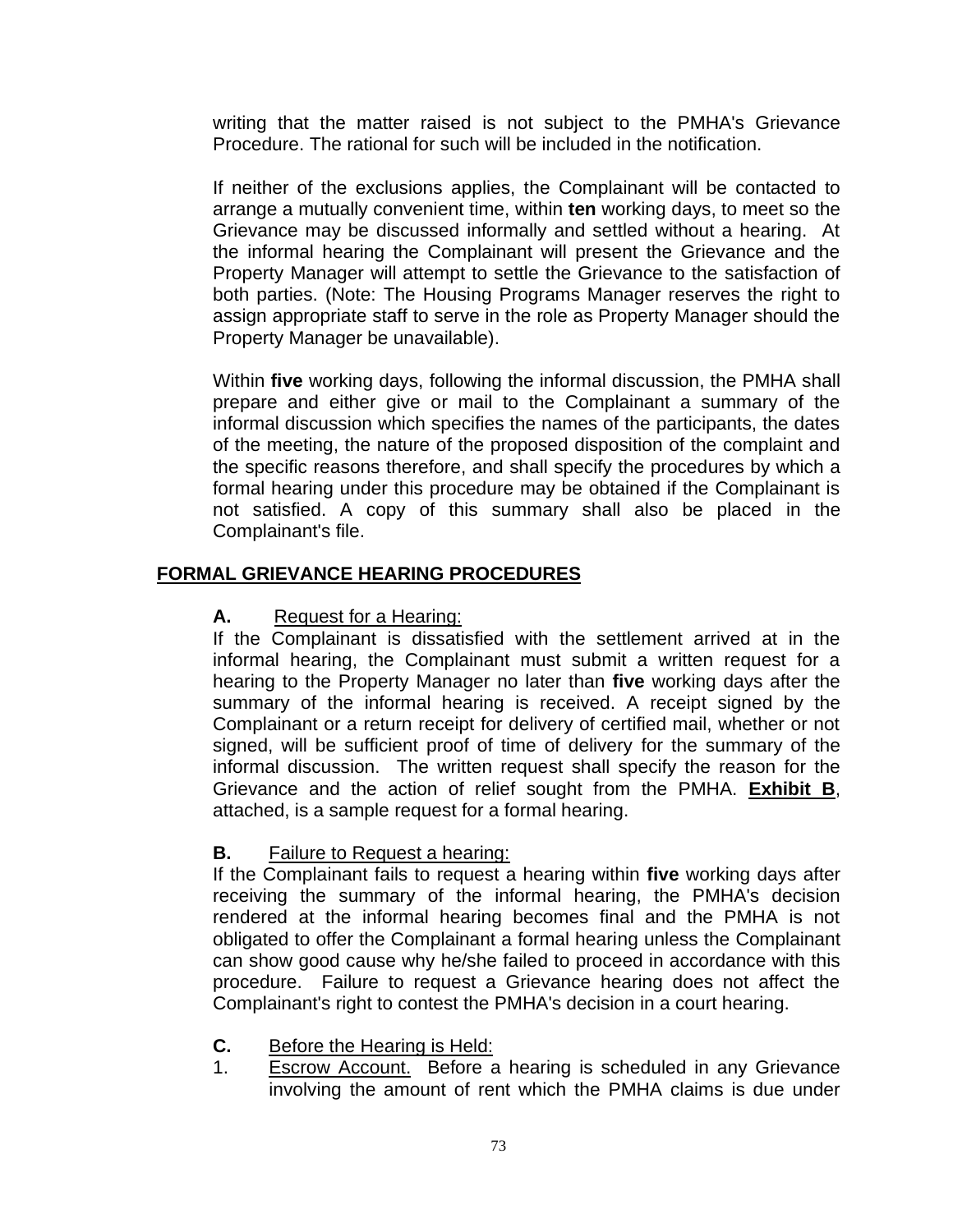writing that the matter raised is not subject to the PMHA's Grievance Procedure. The rational for such will be included in the notification.

If neither of the exclusions applies, the Complainant will be contacted to arrange a mutually convenient time, within **ten** working days, to meet so the Grievance may be discussed informally and settled without a hearing. At the informal hearing the Complainant will present the Grievance and the Property Manager will attempt to settle the Grievance to the satisfaction of both parties. (Note: The Housing Programs Manager reserves the right to assign appropriate staff to serve in the role as Property Manager should the Property Manager be unavailable).

Within **five** working days, following the informal discussion, the PMHA shall prepare and either give or mail to the Complainant a summary of the informal discussion which specifies the names of the participants, the dates of the meeting, the nature of the proposed disposition of the complaint and the specific reasons therefore, and shall specify the procedures by which a formal hearing under this procedure may be obtained if the Complainant is not satisfied. A copy of this summary shall also be placed in the Complainant's file.

## FORMAL GRIEVANCE HEARING PROCEDURES

**A.** Request for a Hearing:
If the Complainant is dissatisfied with the settlement arrived at in the informal hearing, the Complainant must submit a written request for a hearing to the Property Manager no later than **five** working days after the summary of the informal hearing is received. A receipt signed by the Complainant or a return receipt for delivery of certified mail, whether or not signed, will be sufficient proof of time of delivery for the summary of the informal discussion. The written request shall specify the reason for the Grievance and the action of relief sought from the PMHA. **Exhibit B**, attached, is a sample request for a formal hearing.

**B.** Failure to Request a hearing:
If the Complainant fails to request a hearing within **five** working days after receiving the summary of the informal hearing, the PMHA's decision rendered at the informal hearing becomes final and the PMHA is not obligated to offer the Complainant a formal hearing unless the Complainant can show good cause why he/she failed to proceed in accordance with this procedure. Failure to request a Grievance hearing does not affect the Complainant's right to contest the PMHA's decision in a court hearing.

**C.** Before the Hearing is Held:

1. Escrow Account. Before a hearing is scheduled in any Grievance involving the amount of rent which the PMHA claims is due under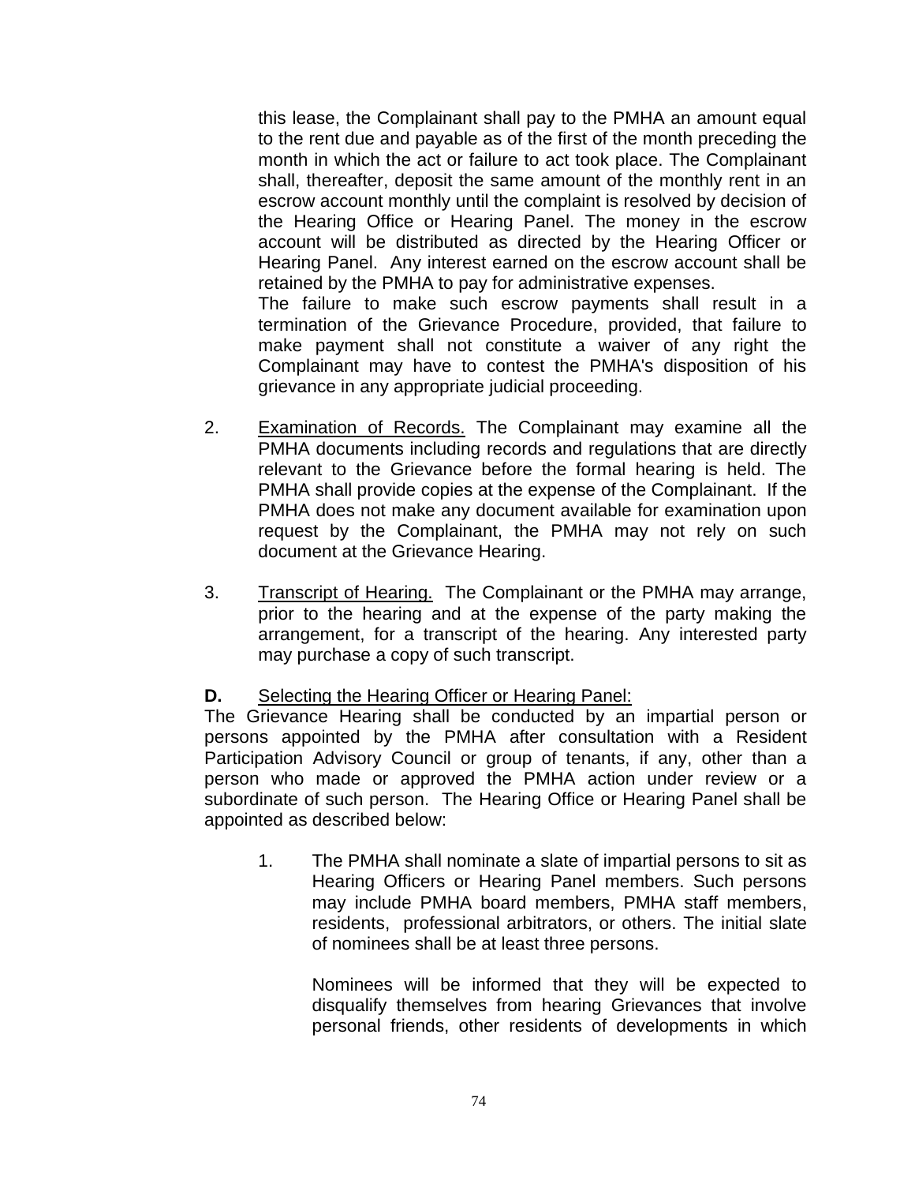this lease, the Complainant shall pay to the PMHA an amount equal to the rent due and payable as of the first of the month preceding the month in which the act or failure to act took place. The Complainant shall, thereafter, deposit the same amount of the monthly rent in an escrow account monthly until the complaint is resolved by decision of the Hearing Office or Hearing Panel. The money in the escrow account will be distributed as directed by the Hearing Officer or Hearing Panel. Any interest earned on the escrow account shall be retained by the PMHA to pay for administrative expenses.

The failure to make such escrow payments shall result in a termination of the Grievance Procedure, provided, that failure to make payment shall not constitute a waiver of any right the Complainant may have to contest the PMHA's disposition of his grievance in any appropriate judicial proceeding.

2. Examination of Records. The Complainant may examine all the PMHA documents including records and regulations that are directly relevant to the Grievance before the formal hearing is held. The PMHA shall provide copies at the expense of the Complainant. If the PMHA does not make any document available for examination upon request by the Complainant, the PMHA may not rely on such document at the Grievance Hearing.

3. Transcript of Hearing. The Complainant or the PMHA may arrange, prior to the hearing and at the expense of the party making the arrangement, for a transcript of the hearing. Any interested party may purchase a copy of such transcript.

**D.** Selecting the Hearing Officer or Hearing Panel:

The Grievance Hearing shall be conducted by an impartial person or persons appointed by the PMHA after consultation with a Resident Participation Advisory Council or group of tenants, if any, other than a person who made or approved the PMHA action under review or a subordinate of such person. The Hearing Office or Hearing Panel shall be appointed as described below:

1. The PMHA shall nominate a slate of impartial persons to sit as Hearing Officers or Hearing Panel members. Such persons may include PMHA board members, PMHA staff members, residents, professional arbitrators, or others. The initial slate of nominees shall be at least three persons.

   Nominees will be informed that they will be expected to disqualify themselves from hearing Grievances that involve personal friends, other residents of developments in which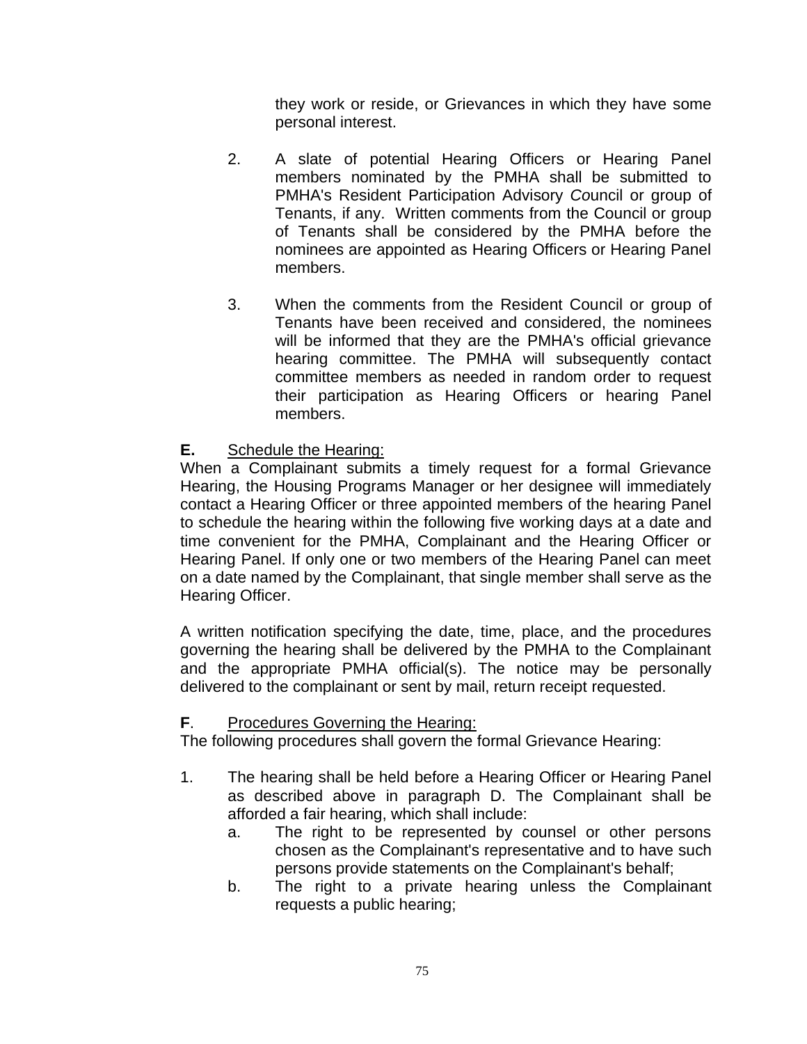they work or reside, or Grievances in which they have some personal interest.

2. A slate of potential Hearing Officers or Hearing Panel members nominated by the PMHA shall be submitted to PMHA's Resident Participation Advisory *Co*uncil or group of Tenants, if any. Written comments from the Council or group of Tenants shall be considered by the PMHA before the nominees are appointed as Hearing Officers or Hearing Panel members.

3. When the comments from the Resident Council or group of Tenants have been received and considered, the nominees will be informed that they are the PMHA's official grievance hearing committee. The PMHA will subsequently contact committee members as needed in random order to request their participation as Hearing Officers or hearing Panel members.

**E.** <u>Schedule the Hearing:</u>

When a Complainant submits a timely request for a formal Grievance Hearing, the Housing Programs Manager or her designee will immediately contact a Hearing Officer or three appointed members of the hearing Panel to schedule the hearing within the following five working days at a date and time convenient for the PMHA, Complainant and the Hearing Officer or Hearing Panel. If only one or two members of the Hearing Panel can meet on a date named by the Complainant, that single member shall serve as the Hearing Officer.

A written notification specifying the date, time, place, and the procedures governing the hearing shall be delivered by the PMHA to the Complainant and the appropriate PMHA official(s). The notice may be personally delivered to the complainant or sent by mail, return receipt requested.

**F**. <u>Procedures Governing the Hearing:</u>

The following procedures shall govern the formal Grievance Hearing:

1. The hearing shall be held before a Hearing Officer or Hearing Panel as described above in paragraph D. The Complainant shall be afforded a fair hearing, which shall include:
   a. The right to be represented by counsel or other persons chosen as the Complainant's representative and to have such persons provide statements on the Complainant's behalf;
   b. The right to a private hearing unless the Complainant requests a public hearing;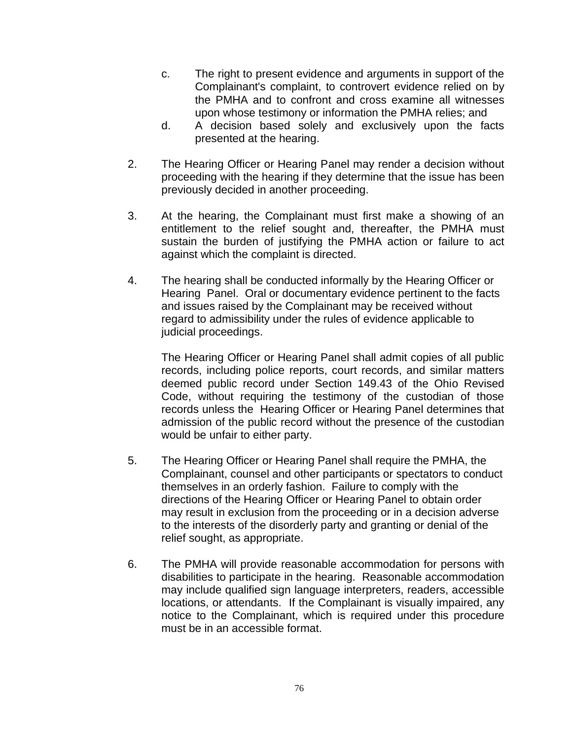c. The right to present evidence and arguments in support of the Complainant's complaint, to controvert evidence relied on by the PMHA and to confront and cross examine all witnesses upon whose testimony or information the PMHA relies; and
d. A decision based solely and exclusively upon the facts presented at the hearing.

2. The Hearing Officer or Hearing Panel may render a decision without proceeding with the hearing if they determine that the issue has been previously decided in another proceeding.

3. At the hearing, the Complainant must first make a showing of an entitlement to the relief sought and, thereafter, the PMHA must sustain the burden of justifying the PMHA action or failure to act against which the complaint is directed.

4. The hearing shall be conducted informally by the Hearing Officer or Hearing Panel. Oral or documentary evidence pertinent to the facts and issues raised by the Complainant may be received without regard to admissibility under the rules of evidence applicable to judicial proceedings.

   The Hearing Officer or Hearing Panel shall admit copies of all public records, including police reports, court records, and similar matters deemed public record under Section 149.43 of the Ohio Revised Code, without requiring the testimony of the custodian of those records unless the Hearing Officer or Hearing Panel determines that admission of the public record without the presence of the custodian would be unfair to either party.

5. The Hearing Officer or Hearing Panel shall require the PMHA, the Complainant, counsel and other participants or spectators to conduct themselves in an orderly fashion. Failure to comply with the directions of the Hearing Officer or Hearing Panel to obtain order may result in exclusion from the proceeding or in a decision adverse to the interests of the disorderly party and granting or denial of the relief sought, as appropriate.

6. The PMHA will provide reasonable accommodation for persons with disabilities to participate in the hearing. Reasonable accommodation may include qualified sign language interpreters, readers, accessible locations, or attendants. If the Complainant is visually impaired, any notice to the Complainant, which is required under this procedure must be in an accessible format.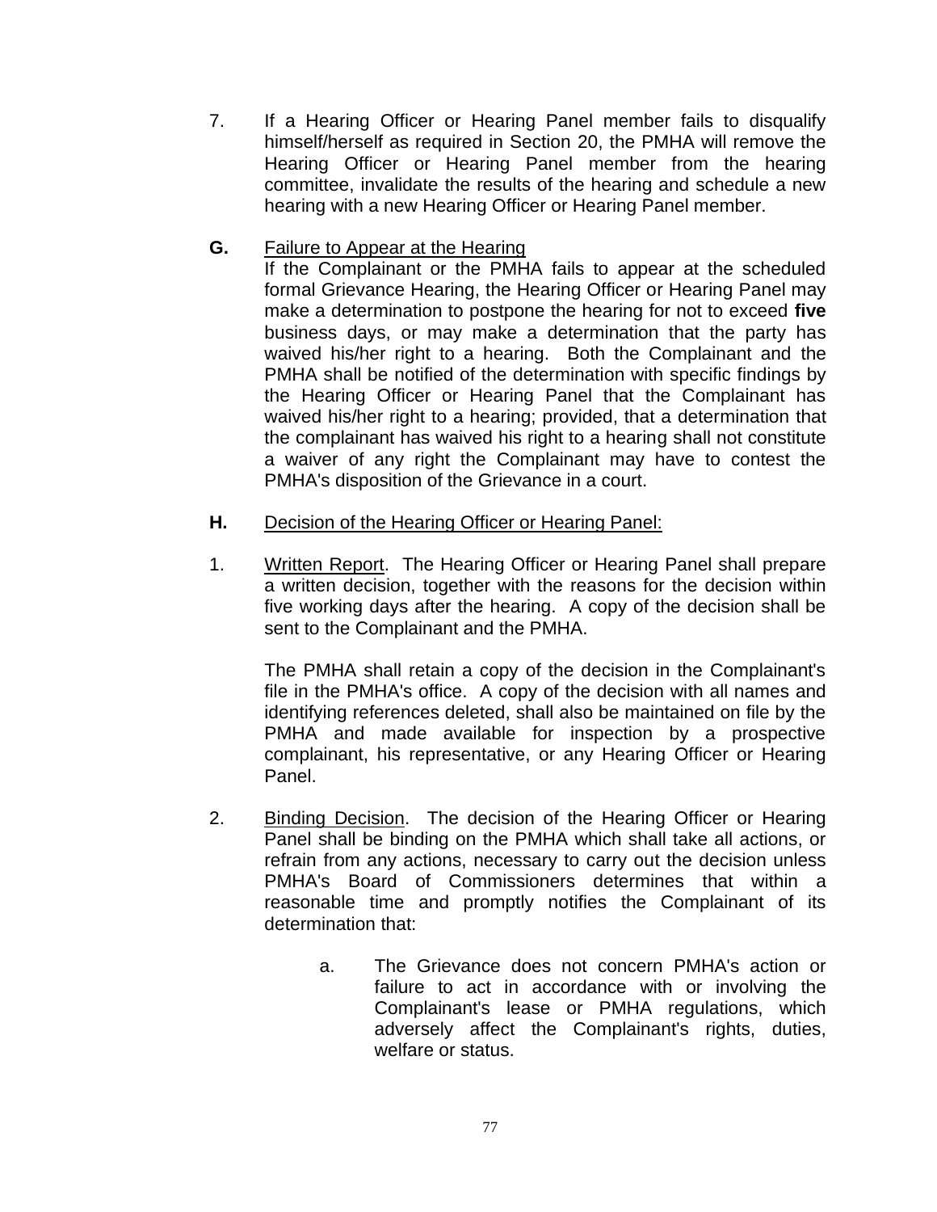7. If a Hearing Officer or Hearing Panel member fails to disqualify himself/herself as required in Section 20, the PMHA will remove the Hearing Officer or Hearing Panel member from the hearing committee, invalidate the results of the hearing and schedule a new hearing with a new Hearing Officer or Hearing Panel member.

**G.** Failure to Appear at the Hearing

If the Complainant or the PMHA fails to appear at the scheduled formal Grievance Hearing, the Hearing Officer or Hearing Panel may make a determination to postpone the hearing for not to exceed **five** business days, or may make a determination that the party has waived his/her right to a hearing. Both the Complainant and the PMHA shall be notified of the determination with specific findings by the Hearing Officer or Hearing Panel that the Complainant has waived his/her right to a hearing; provided, that a determination that the complainant has waived his right to a hearing shall not constitute a waiver of any right the Complainant may have to contest the PMHA's disposition of the Grievance in a court.

**H.** Decision of the Hearing Officer or Hearing Panel:

1. Written Report. The Hearing Officer or Hearing Panel shall prepare a written decision, together with the reasons for the decision within five working days after the hearing. A copy of the decision shall be sent to the Complainant and the PMHA.

   The PMHA shall retain a copy of the decision in the Complainant's file in the PMHA's office. A copy of the decision with all names and identifying references deleted, shall also be maintained on file by the PMHA and made available for inspection by a prospective complainant, his representative, or any Hearing Officer or Hearing Panel.

2. Binding Decision. The decision of the Hearing Officer or Hearing Panel shall be binding on the PMHA which shall take all actions, or refrain from any actions, necessary to carry out the decision unless PMHA's Board of Commissioners determines that within a reasonable time and promptly notifies the Complainant of its determination that:

   a. The Grievance does not concern PMHA's action or failure to act in accordance with or involving the Complainant's lease or PMHA regulations, which adversely affect the Complainant's rights, duties, welfare or status.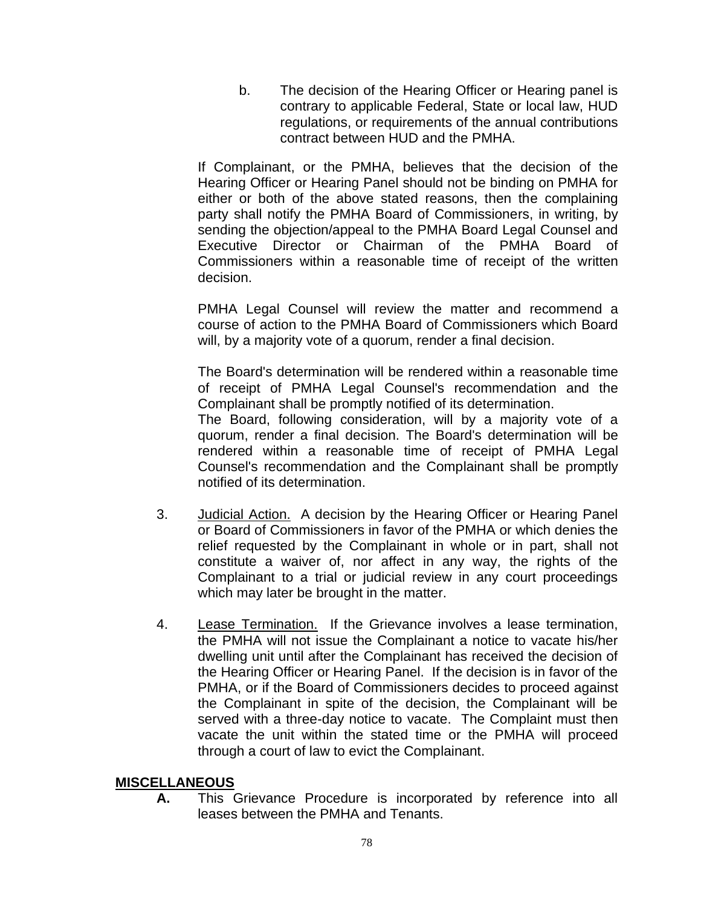b. The decision of the Hearing Officer or Hearing panel is contrary to applicable Federal, State or local law, HUD regulations, or requirements of the annual contributions contract between HUD and the PMHA.

If Complainant, or the PMHA, believes that the decision of the Hearing Officer or Hearing Panel should not be binding on PMHA for either or both of the above stated reasons, then the complaining party shall notify the PMHA Board of Commissioners, in writing, by sending the objection/appeal to the PMHA Board Legal Counsel and Executive Director or Chairman of the PMHA Board of Commissioners within a reasonable time of receipt of the written decision.

PMHA Legal Counsel will review the matter and recommend a course of action to the PMHA Board of Commissioners which Board will, by a majority vote of a quorum, render a final decision.

The Board's determination will be rendered within a reasonable time of receipt of PMHA Legal Counsel's recommendation and the Complainant shall be promptly notified of its determination.
The Board, following consideration, will by a majority vote of a quorum, render a final decision. The Board's determination will be rendered within a reasonable time of receipt of PMHA Legal Counsel's recommendation and the Complainant shall be promptly notified of its determination.

3. Judicial Action. A decision by the Hearing Officer or Hearing Panel or Board of Commissioners in favor of the PMHA or which denies the relief requested by the Complainant in whole or in part, shall not constitute a waiver of, nor affect in any way, the rights of the Complainant to a trial or judicial review in any court proceedings which may later be brought in the matter.

4. Lease Termination. If the Grievance involves a lease termination, the PMHA will not issue the Complainant a notice to vacate his/her dwelling unit until after the Complainant has received the decision of the Hearing Officer or Hearing Panel. If the decision is in favor of the PMHA, or if the Board of Commissioners decides to proceed against the Complainant in spite of the decision, the Complainant will be served with a three-day notice to vacate. The Complaint must then vacate the unit within the stated time or the PMHA will proceed through a court of law to evict the Complainant.

**MISCELLANEOUS**

**A.** This Grievance Procedure is incorporated by reference into all leases between the PMHA and Tenants.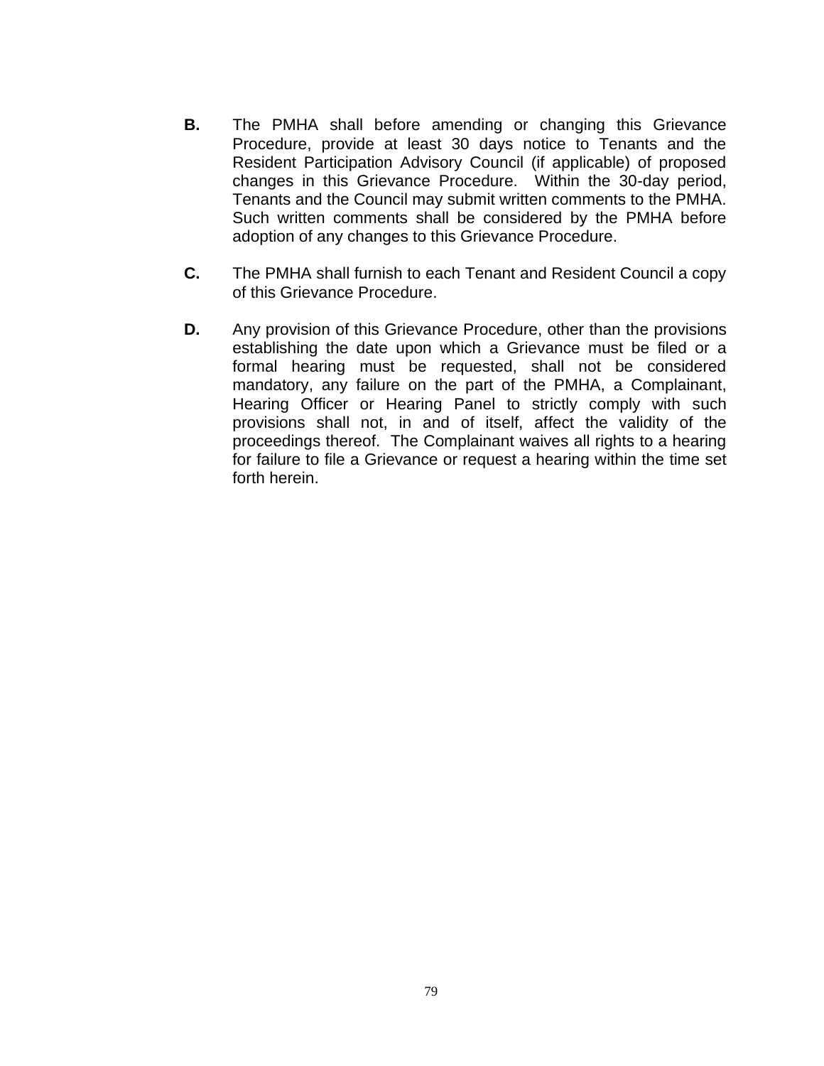**B.** The PMHA shall before amending or changing this Grievance Procedure, provide at least 30 days notice to Tenants and the Resident Participation Advisory Council (if applicable) of proposed changes in this Grievance Procedure. Within the 30-day period, Tenants and the Council may submit written comments to the PMHA. Such written comments shall be considered by the PMHA before adoption of any changes to this Grievance Procedure.

**C.** The PMHA shall furnish to each Tenant and Resident Council a copy of this Grievance Procedure.

**D.** Any provision of this Grievance Procedure, other than the provisions establishing the date upon which a Grievance must be filed or a formal hearing must be requested, shall not be considered mandatory, any failure on the part of the PMHA, a Complainant, Hearing Officer or Hearing Panel to strictly comply with such provisions shall not, in and of itself, affect the validity of the proceedings thereof. The Complainant waives all rights to a hearing for failure to file a Grievance or request a hearing within the time set forth herein.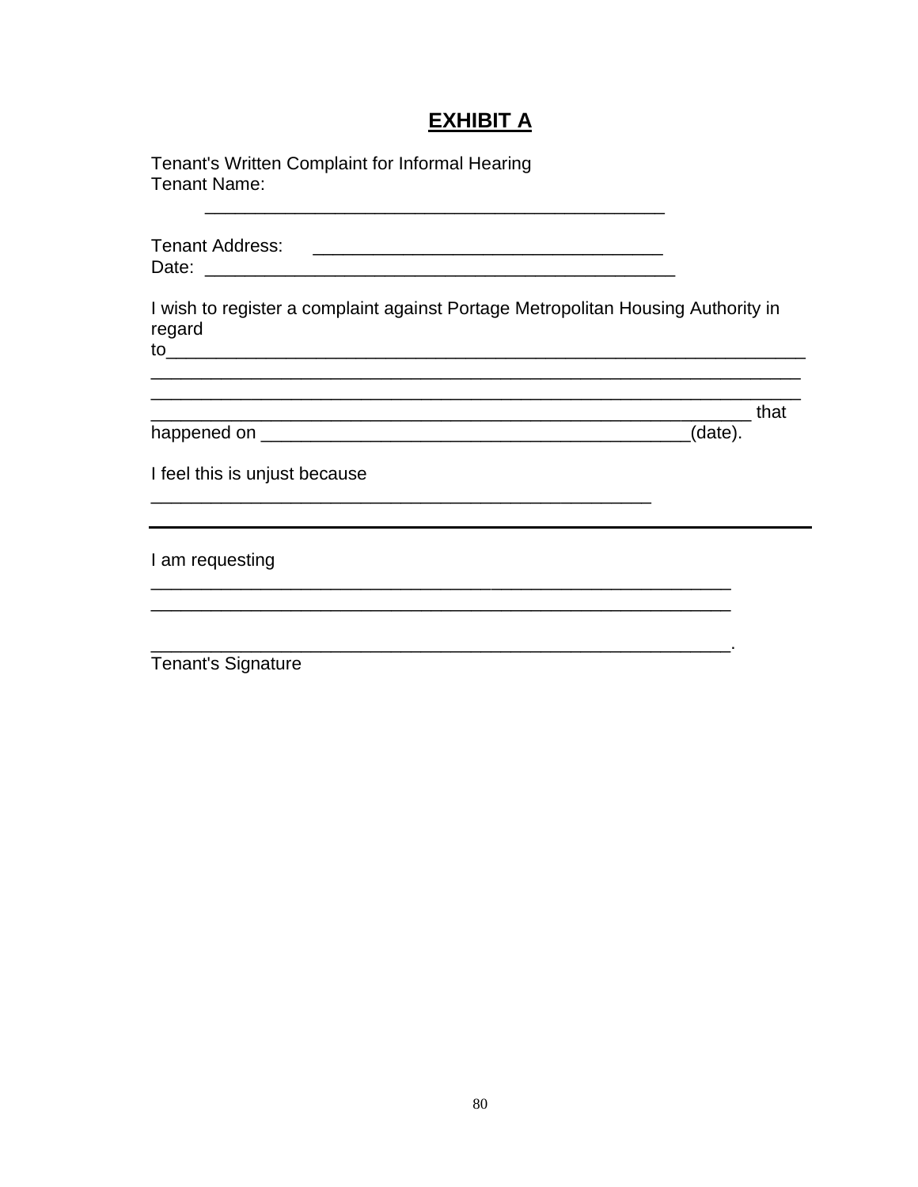# **EXHIBIT A**

Tenant's Written Complaint for Informal Hearing
Tenant Name:

______________________________________________

Tenant Address: ___________________________________
Date: _______________________________________________

I wish to register a complaint against Portage Metropolitan Housing Authority in regard
to_______________________________________________________________
_________________________________________________________________
_________________________________________________________________
___________________________________________________________ that
happened on __________________________________________(date).

I feel this is unjust because
___________________________________________________

---

I am requesting
__________________________________________________________
__________________________________________________________

__________________________________________________________.
Tenant's Signature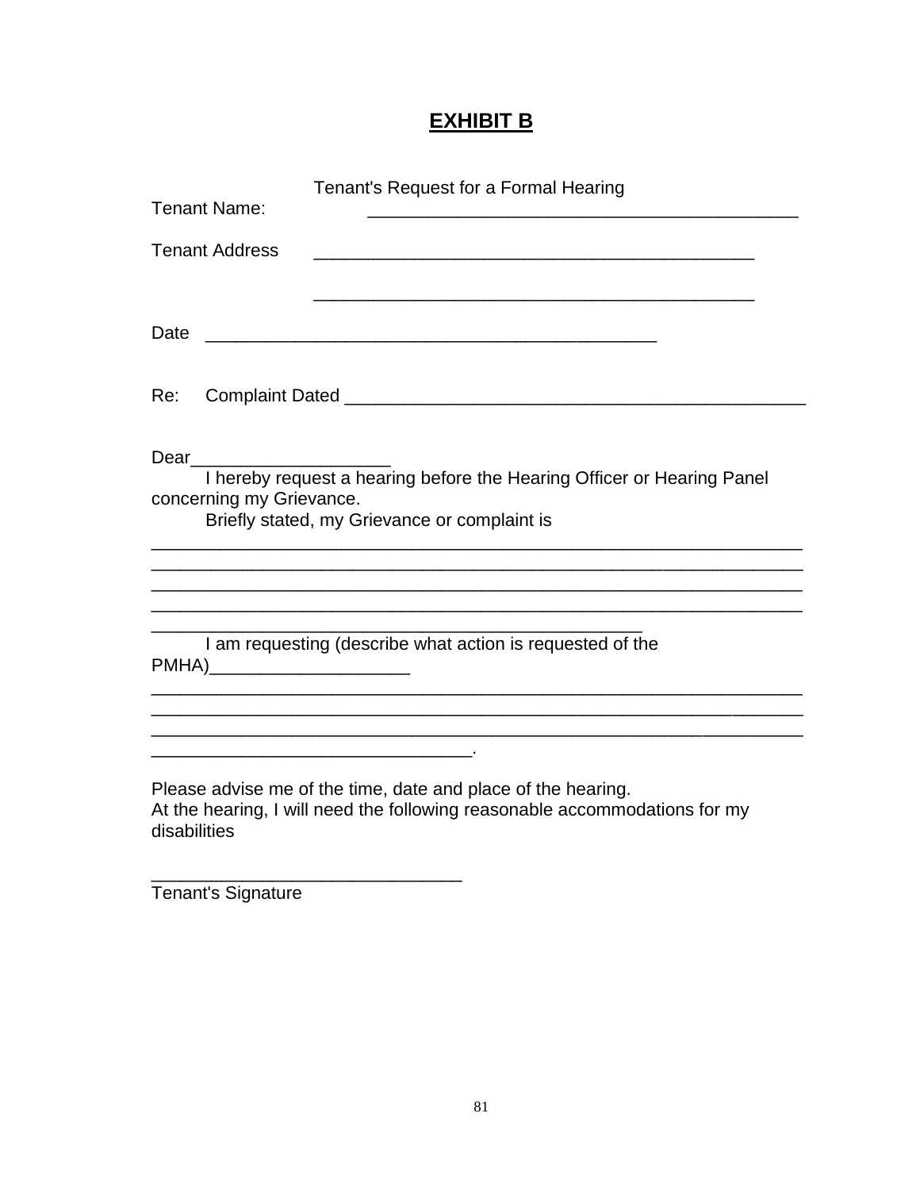# **EXHIBIT B**

Tenant's Request for a Formal Hearing

Tenant Name: ____________________________________________

Tenant Address ____________________________________________

____________________________________________

Date ____________________________________________

Re: Complaint Dated ____________________________________________

Dear____________________

I hereby request a hearing before the Hearing Officer or Hearing Panel concerning my Grievance.

Briefly stated, my Grievance or complaint is

____________________________________________________________________
____________________________________________________________________
____________________________________________________________________
____________________________________________________________________
__________________________________________________

I am requesting (describe what action is requested of the PMHA)____________________

____________________________________________________________________
____________________________________________________________________
____________________________________________________________________
________________________________.

Please advise me of the time, date and place of the hearing.

At the hearing, I will need the following reasonable accommodations for my disabilities

________________________________

Tenant's Signature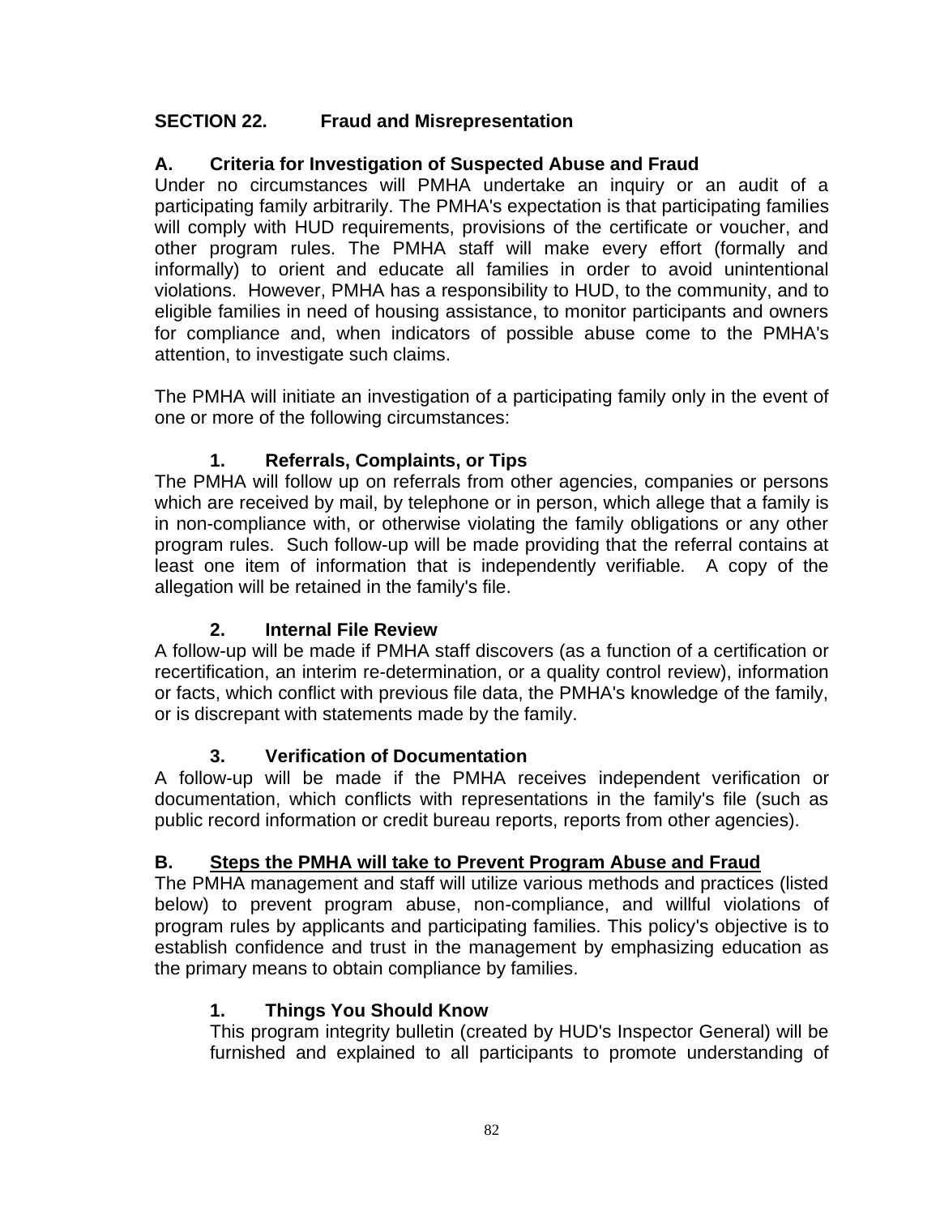## SECTION 22. Fraud and Misrepresentation

### A. Criteria for Investigation of Suspected Abuse and Fraud

Under no circumstances will PMHA undertake an inquiry or an audit of a participating family arbitrarily. The PMHA's expectation is that participating families will comply with HUD requirements, provisions of the certificate or voucher, and other program rules. The PMHA staff will make every effort (formally and informally) to orient and educate all families in order to avoid unintentional violations. However, PMHA has a responsibility to HUD, to the community, and to eligible families in need of housing assistance, to monitor participants and owners for compliance and, when indicators of possible abuse come to the PMHA's attention, to investigate such claims.

The PMHA will initiate an investigation of a participating family only in the event of one or more of the following circumstances:

#### 1. Referrals, Complaints, or Tips

The PMHA will follow up on referrals from other agencies, companies or persons which are received by mail, by telephone or in person, which allege that a family is in non-compliance with, or otherwise violating the family obligations or any other program rules. Such follow-up will be made providing that the referral contains at least one item of information that is independently verifiable. A copy of the allegation will be retained in the family's file.

#### 2. Internal File Review

A follow-up will be made if PMHA staff discovers (as a function of a certification or recertification, an interim re-determination, or a quality control review), information or facts, which conflict with previous file data, the PMHA's knowledge of the family, or is discrepant with statements made by the family.

#### 3. Verification of Documentation

A follow-up will be made if the PMHA receives independent verification or documentation, which conflicts with representations in the family's file (such as public record information or credit bureau reports, reports from other agencies).

### B. <u>Steps the PMHA will take to Prevent Program Abuse and Fraud</u>

The PMHA management and staff will utilize various methods and practices (listed below) to prevent program abuse, non-compliance, and willful violations of program rules by applicants and participating families. This policy's objective is to establish confidence and trust in the management by emphasizing education as the primary means to obtain compliance by families.

#### 1. Things You Should Know

This program integrity bulletin (created by HUD's Inspector General) will be furnished and explained to all participants to promote understanding of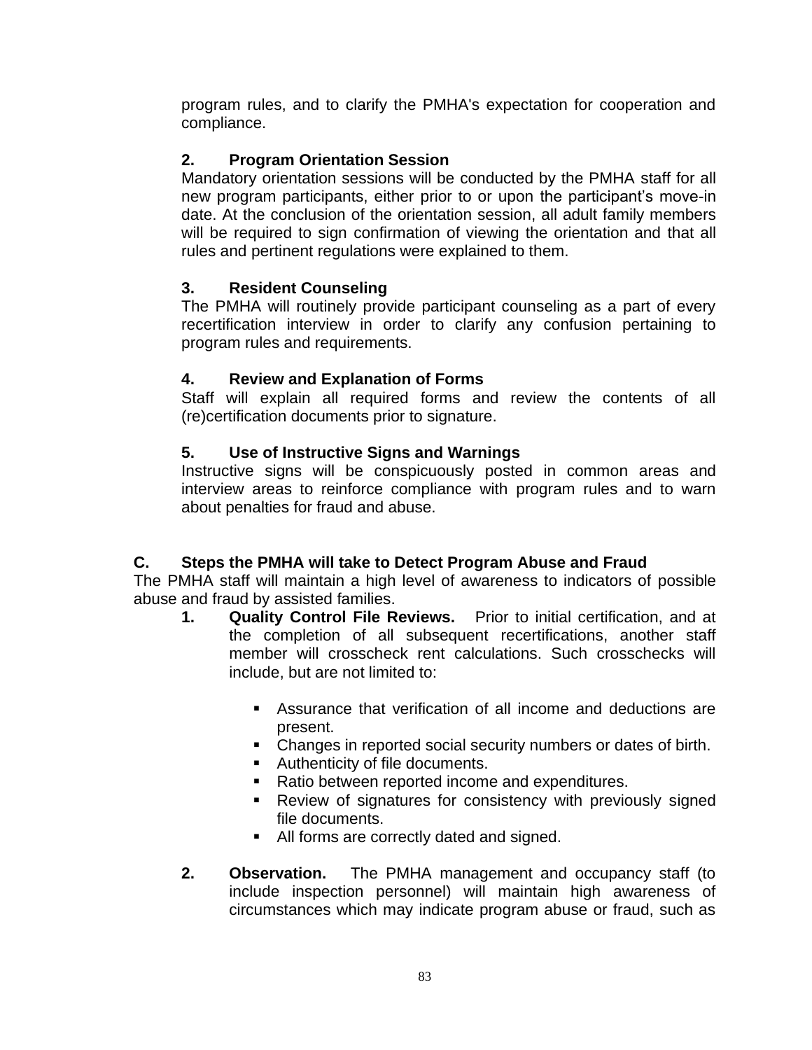program rules, and to clarify the PMHA's expectation for cooperation and compliance.

### 2. Program Orientation Session

Mandatory orientation sessions will be conducted by the PMHA staff for all new program participants, either prior to or upon the participant's move-in date. At the conclusion of the orientation session, all adult family members will be required to sign confirmation of viewing the orientation and that all rules and pertinent regulations were explained to them.

### 3. Resident Counseling

The PMHA will routinely provide participant counseling as a part of every recertification interview in order to clarify any confusion pertaining to program rules and requirements.

### 4. Review and Explanation of Forms

Staff will explain all required forms and review the contents of all (re)certification documents prior to signature.

### 5. Use of Instructive Signs and Warnings

Instructive signs will be conspicuously posted in common areas and interview areas to reinforce compliance with program rules and to warn about penalties for fraud and abuse.

## C. Steps the PMHA will take to Detect Program Abuse and Fraud

The PMHA staff will maintain a high level of awareness to indicators of possible abuse and fraud by assisted families.

1. **Quality Control File Reviews.** Prior to initial certification, and at the completion of all subsequent recertifications, another staff member will crosscheck rent calculations. Such crosschecks will include, but are not limited to:

   - Assurance that verification of all income and deductions are present.
   - Changes in reported social security numbers or dates of birth.
   - Authenticity of file documents.
   - Ratio between reported income and expenditures.
   - Review of signatures for consistency with previously signed file documents.
   - All forms are correctly dated and signed.

2. **Observation.** The PMHA management and occupancy staff (to include inspection personnel) will maintain high awareness of circumstances which may indicate program abuse or fraud, such as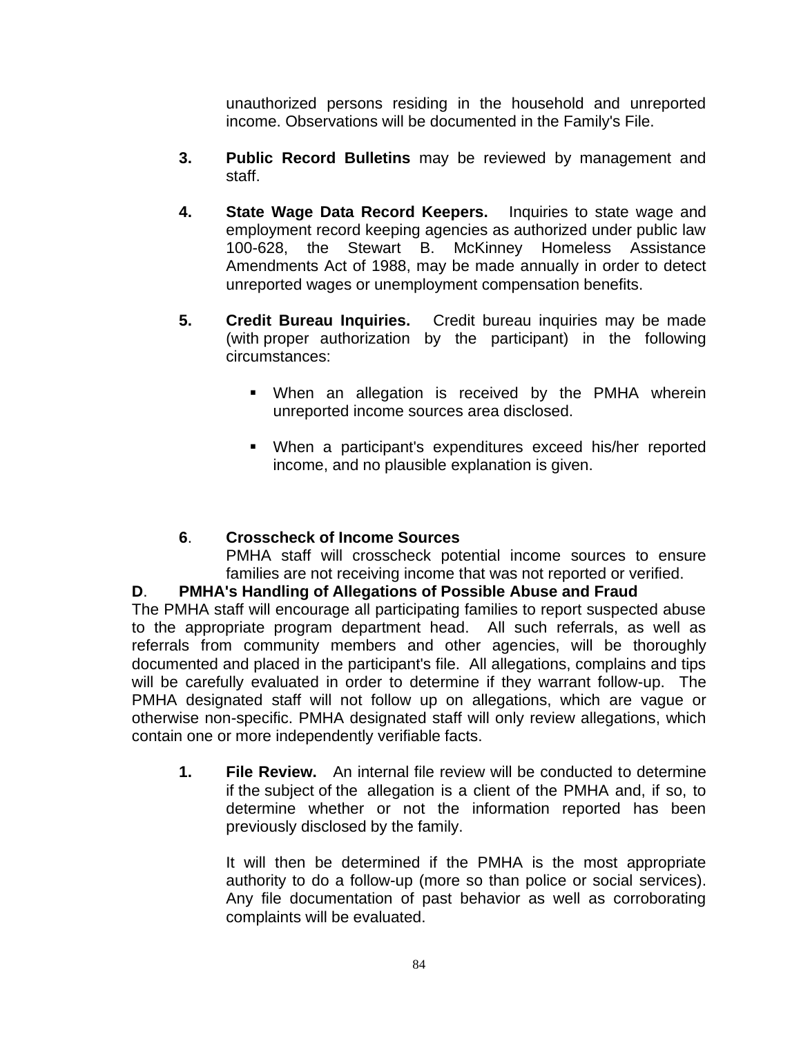unauthorized persons residing in the household and unreported income. Observations will be documented in the Family's File.

3. **Public Record Bulletins** may be reviewed by management and staff.

4. **State Wage Data Record Keepers.** Inquiries to state wage and employment record keeping agencies as authorized under public law 100-628, the Stewart B. McKinney Homeless Assistance Amendments Act of 1988, may be made annually in order to detect unreported wages or unemployment compensation benefits.

5. **Credit Bureau Inquiries.** Credit bureau inquiries may be made (with proper authorization by the participant) in the following circumstances:

   - When an allegation is received by the PMHA wherein unreported income sources area disclosed.
   - When a participant's expenditures exceed his/her reported income, and no plausible explanation is given.

6. **Crosscheck of Income Sources**
   PMHA staff will crosscheck potential income sources to ensure families are not receiving income that was not reported or verified.

**D. PMHA's Handling of Allegations of Possible Abuse and Fraud**

The PMHA staff will encourage all participating families to report suspected abuse to the appropriate program department head. All such referrals, as well as referrals from community members and other agencies, will be thoroughly documented and placed in the participant's file. All allegations, complains and tips will be carefully evaluated in order to determine if they warrant follow-up. The PMHA designated staff will not follow up on allegations, which are vague or otherwise non-specific. PMHA designated staff will only review allegations, which contain one or more independently verifiable facts.

1. **File Review.** An internal file review will be conducted to determine if the subject of the allegation is a client of the PMHA and, if so, to determine whether or not the information reported has been previously disclosed by the family.

   It will then be determined if the PMHA is the most appropriate authority to do a follow-up (more so than police or social services). Any file documentation of past behavior as well as corroborating complaints will be evaluated.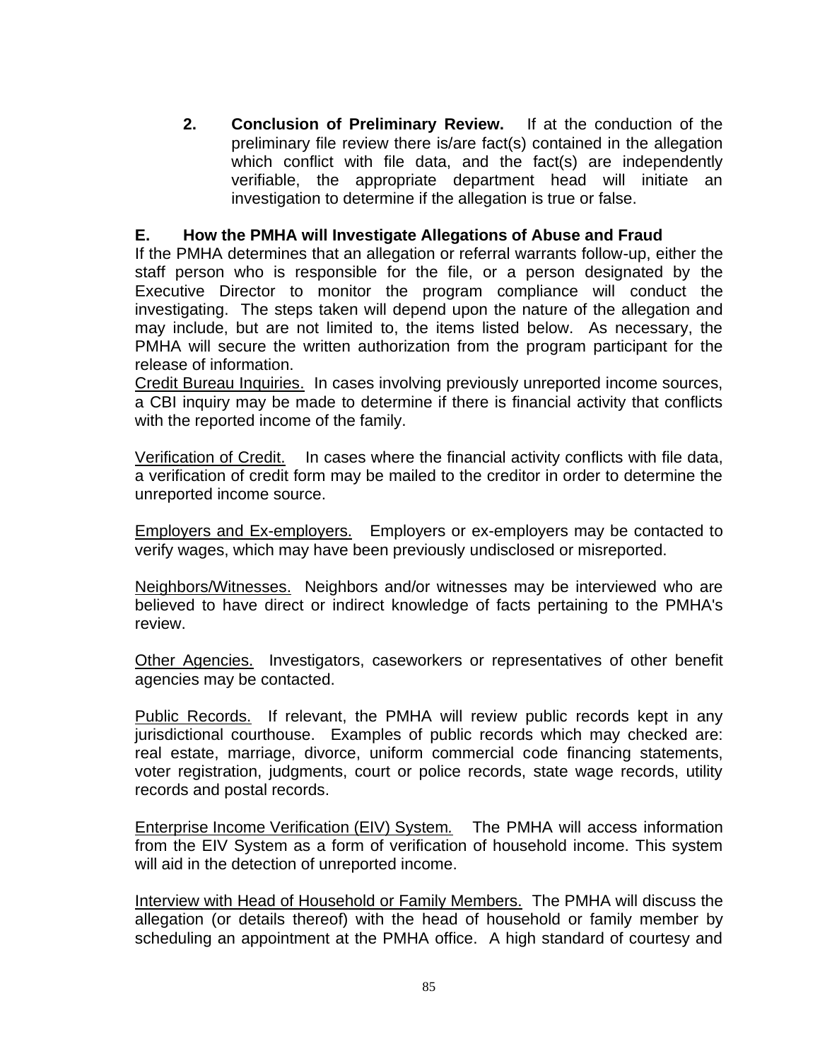2. **Conclusion of Preliminary Review.** If at the conduction of the preliminary file review there is/are fact(s) contained in the allegation which conflict with file data, and the fact(s) are independently verifiable, the appropriate department head will initiate an investigation to determine if the allegation is true or false.

**E. How the PMHA will Investigate Allegations of Abuse and Fraud**

If the PMHA determines that an allegation or referral warrants follow-up, either the staff person who is responsible for the file, or a person designated by the Executive Director to monitor the program compliance will conduct the investigating. The steps taken will depend upon the nature of the allegation and may include, but are not limited to, the items listed below. As necessary, the PMHA will secure the written authorization from the program participant for the release of information.

Credit Bureau Inquiries. In cases involving previously unreported income sources, a CBI inquiry may be made to determine if there is financial activity that conflicts with the reported income of the family.

Verification of Credit. In cases where the financial activity conflicts with file data, a verification of credit form may be mailed to the creditor in order to determine the unreported income source.

Employers and Ex-employers. Employers or ex-employers may be contacted to verify wages, which may have been previously undisclosed or misreported.

Neighbors/Witnesses. Neighbors and/or witnesses may be interviewed who are believed to have direct or indirect knowledge of facts pertaining to the PMHA's review.

Other Agencies. Investigators, caseworkers or representatives of other benefit agencies may be contacted.

Public Records. If relevant, the PMHA will review public records kept in any jurisdictional courthouse. Examples of public records which may checked are: real estate, marriage, divorce, uniform commercial code financing statements, voter registration, judgments, court or police records, state wage records, utility records and postal records.

Enterprise Income Verification (EIV) System*.* The PMHA will access information from the EIV System as a form of verification of household income. This system will aid in the detection of unreported income.

Interview with Head of Household or Family Members. The PMHA will discuss the allegation (or details thereof) with the head of household or family member by scheduling an appointment at the PMHA office. A high standard of courtesy and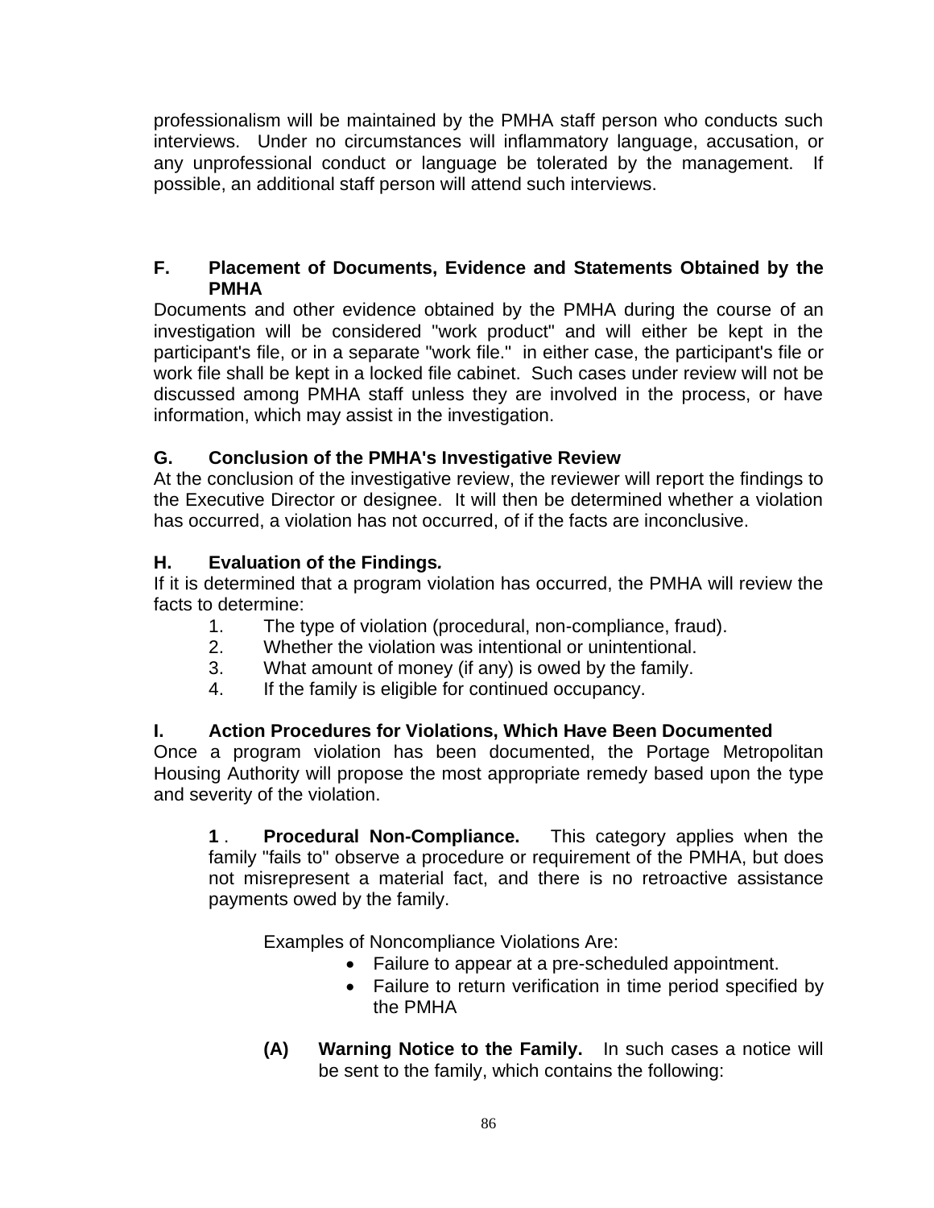professionalism will be maintained by the PMHA staff person who conducts such interviews. Under no circumstances will inflammatory language, accusation, or any unprofessional conduct or language be tolerated by the management. If possible, an additional staff person will attend such interviews.

### F. Placement of Documents, Evidence and Statements Obtained by the PMHA

Documents and other evidence obtained by the PMHA during the course of an investigation will be considered "work product" and will either be kept in the participant's file, or in a separate "work file." in either case, the participant's file or work file shall be kept in a locked file cabinet. Such cases under review will not be discussed among PMHA staff unless they are involved in the process, or have information, which may assist in the investigation.

### G. Conclusion of the PMHA's Investigative Review

At the conclusion of the investigative review, the reviewer will report the findings to the Executive Director or designee. It will then be determined whether a violation has occurred, a violation has not occurred, of if the facts are inconclusive.

### H. Evaluation of the Findings*.*

If it is determined that a program violation has occurred, the PMHA will review the facts to determine:

1. The type of violation (procedural, non-compliance, fraud).
2. Whether the violation was intentional or unintentional.
3. What amount of money (if any) is owed by the family.
4. If the family is eligible for continued occupancy.

### I. Action Procedures for Violations, Which Have Been Documented

Once a program violation has been documented, the Portage Metropolitan Housing Authority will propose the most appropriate remedy based upon the type and severity of the violation.

**1** . **Procedural Non-Compliance.** This category applies when the family "fails to" observe a procedure or requirement of the PMHA, but does not misrepresent a material fact, and there is no retroactive assistance payments owed by the family.

Examples of Noncompliance Violations Are:

- Failure to appear at a pre-scheduled appointment.
- Failure to return verification in time period specified by the PMHA

**(A) Warning Notice to the Family.** In such cases a notice will be sent to the family, which contains the following: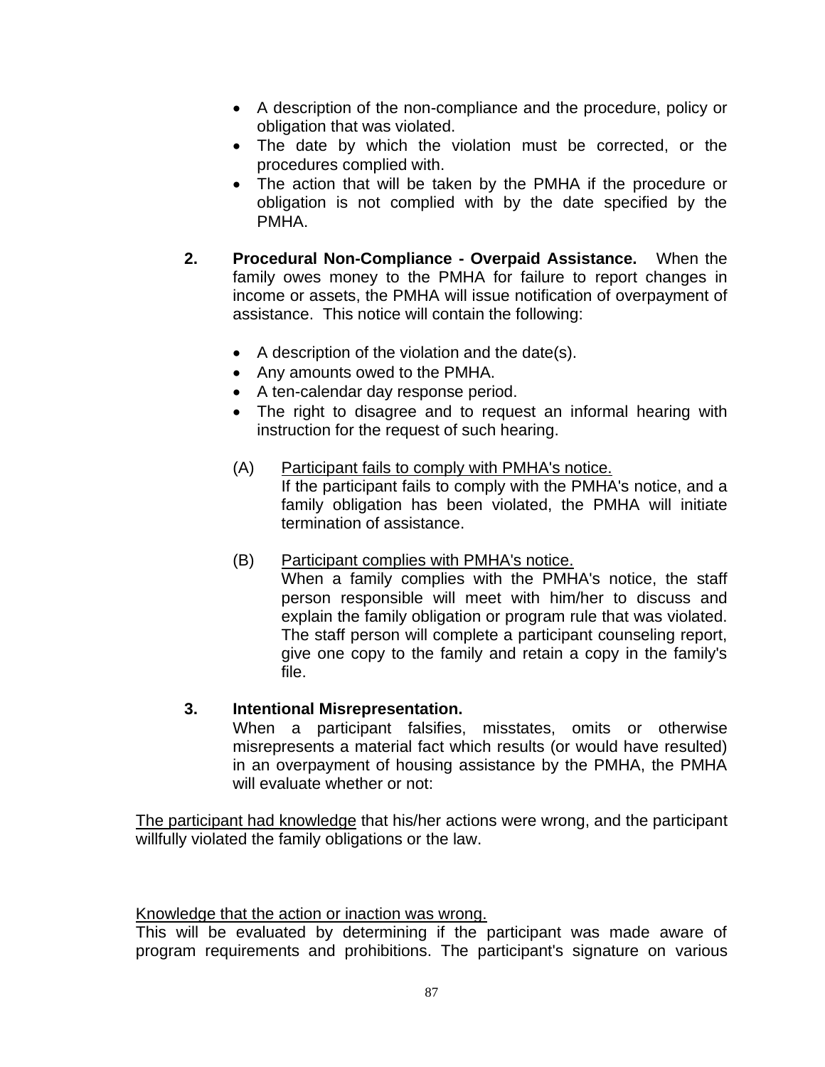- A description of the non-compliance and the procedure, policy or obligation that was violated.
- The date by which the violation must be corrected, or the procedures complied with.
- The action that will be taken by the PMHA if the procedure or obligation is not complied with by the date specified by the PMHA.

**2. Procedural Non-Compliance - Overpaid Assistance.** When the family owes money to the PMHA for failure to report changes in income or assets, the PMHA will issue notification of overpayment of assistance. This notice will contain the following:

- A description of the violation and the date(s).
- Any amounts owed to the PMHA.
- A ten-calendar day response period.
- The right to disagree and to request an informal hearing with instruction for the request of such hearing.

(A) Participant fails to comply with PMHA's notice.
If the participant fails to comply with the PMHA's notice, and a family obligation has been violated, the PMHA will initiate termination of assistance.

(B) Participant complies with PMHA's notice.
When a family complies with the PMHA's notice, the staff person responsible will meet with him/her to discuss and explain the family obligation or program rule that was violated. The staff person will complete a participant counseling report, give one copy to the family and retain a copy in the family's file.

**3. Intentional Misrepresentation.**
When a participant falsifies, misstates, omits or otherwise misrepresents a material fact which results (or would have resulted) in an overpayment of housing assistance by the PMHA, the PMHA will evaluate whether or not:

The participant had knowledge that his/her actions were wrong, and the participant willfully violated the family obligations or the law.

Knowledge that the action or inaction was wrong.
This will be evaluated by determining if the participant was made aware of program requirements and prohibitions. The participant's signature on various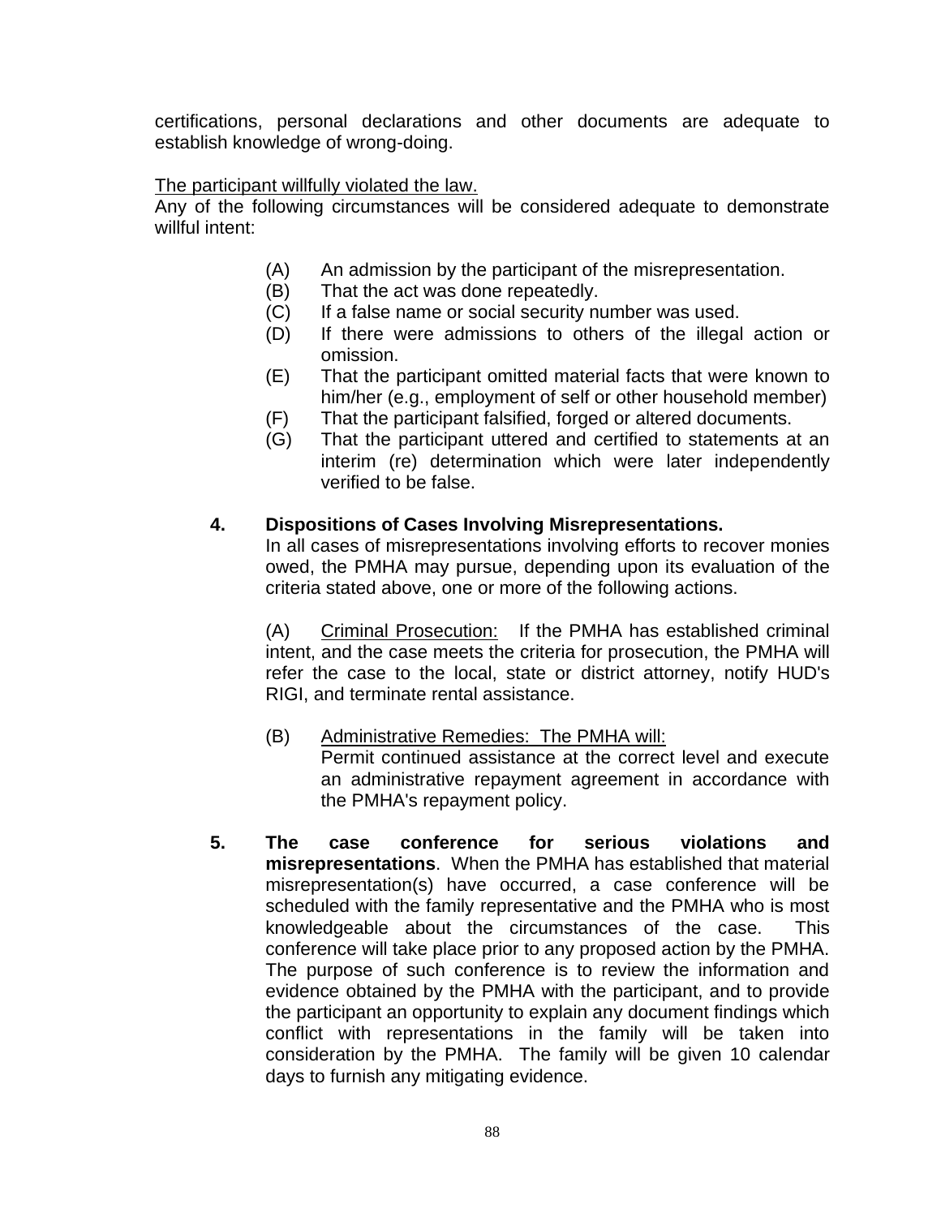certifications, personal declarations and other documents are adequate to establish knowledge of wrong-doing.

The participant willfully violated the law.

Any of the following circumstances will be considered adequate to demonstrate willful intent:

(A) An admission by the participant of the misrepresentation.

(B) That the act was done repeatedly.

(C) If a false name or social security number was used.

(D) If there were admissions to others of the illegal action or omission.

(E) That the participant omitted material facts that were known to him/her (e.g., employment of self or other household member)

(F) That the participant falsified, forged or altered documents.

(G) That the participant uttered and certified to statements at an interim (re) determination which were later independently verified to be false.

**4. Dispositions of Cases Involving Misrepresentations.**

In all cases of misrepresentations involving efforts to recover monies owed, the PMHA may pursue, depending upon its evaluation of the criteria stated above, one or more of the following actions.

(A) Criminal Prosecution: If the PMHA has established criminal intent, and the case meets the criteria for prosecution, the PMHA will refer the case to the local, state or district attorney, notify HUD's RIGI, and terminate rental assistance.

(B) Administrative Remedies: The PMHA will:

Permit continued assistance at the correct level and execute an administrative repayment agreement in accordance with the PMHA's repayment policy.

**5. The case conference for serious violations and misrepresentations**. When the PMHA has established that material misrepresentation(s) have occurred, a case conference will be scheduled with the family representative and the PMHA who is most knowledgeable about the circumstances of the case. This conference will take place prior to any proposed action by the PMHA. The purpose of such conference is to review the information and evidence obtained by the PMHA with the participant, and to provide the participant an opportunity to explain any document findings which conflict with representations in the family will be taken into consideration by the PMHA. The family will be given 10 calendar days to furnish any mitigating evidence.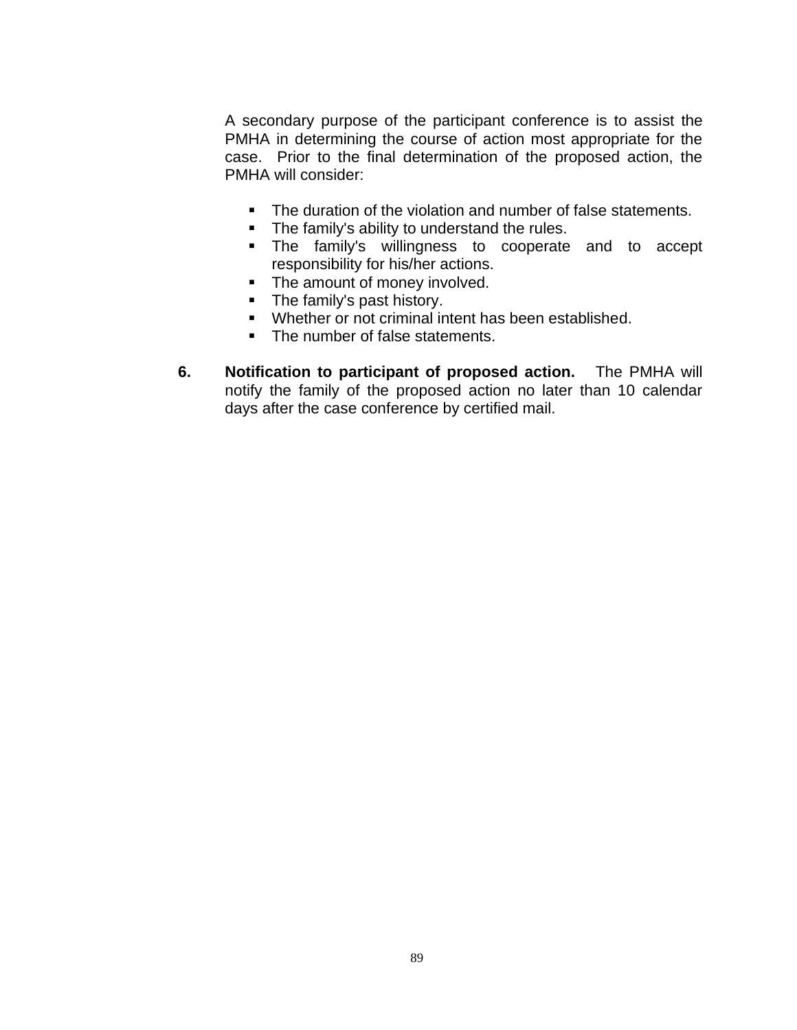A secondary purpose of the participant conference is to assist the PMHA in determining the course of action most appropriate for the case. Prior to the final determination of the proposed action, the PMHA will consider:

- The duration of the violation and number of false statements.
- The family's ability to understand the rules.
- The family's willingness to cooperate and to accept responsibility for his/her actions.
- The amount of money involved.
- The family's past history.
- Whether or not criminal intent has been established.
- The number of false statements.

6. **Notification to participant of proposed action.** The PMHA will notify the family of the proposed action no later than 10 calendar days after the case conference by certified mail.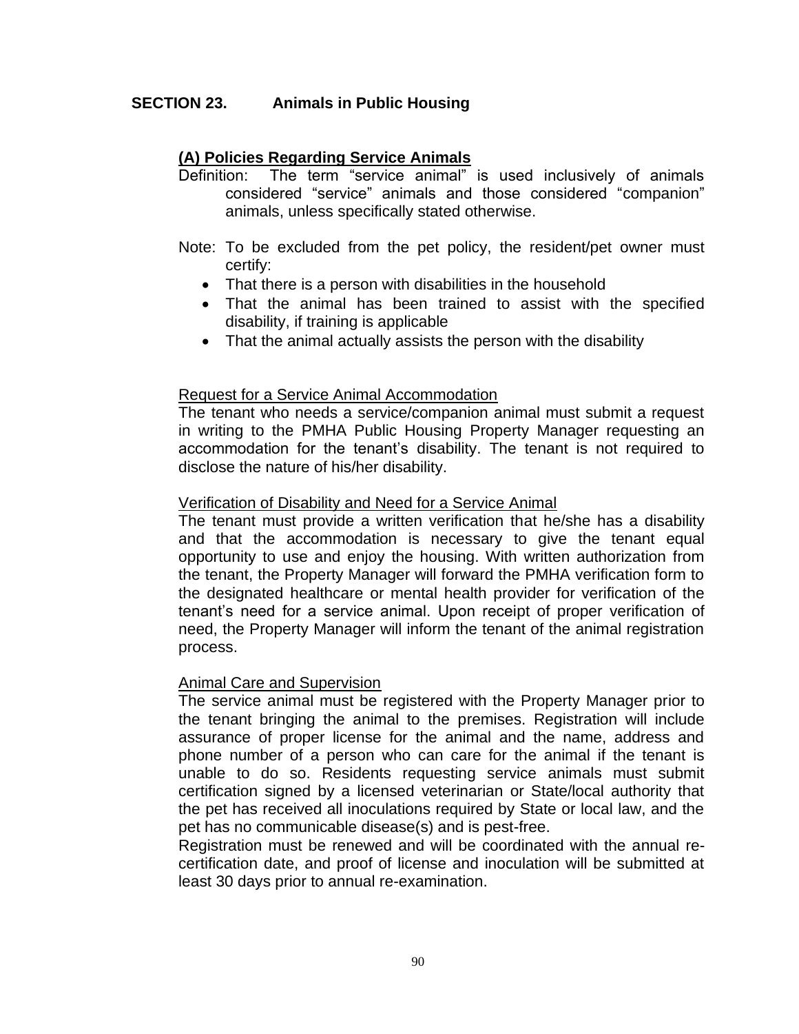## SECTION 23. Animals in Public Housing

### (A) Policies Regarding Service Animals

Definition: The term "service animal" is used inclusively of animals considered "service" animals and those considered "companion" animals, unless specifically stated otherwise.

Note: To be excluded from the pet policy, the resident/pet owner must certify:

- That there is a person with disabilities in the household
- That the animal has been trained to assist with the specified disability, if training is applicable
- That the animal actually assists the person with the disability

Request for a Service Animal Accommodation

The tenant who needs a service/companion animal must submit a request in writing to the PMHA Public Housing Property Manager requesting an accommodation for the tenant's disability. The tenant is not required to disclose the nature of his/her disability.

Verification of Disability and Need for a Service Animal

The tenant must provide a written verification that he/she has a disability and that the accommodation is necessary to give the tenant equal opportunity to use and enjoy the housing. With written authorization from the tenant, the Property Manager will forward the PMHA verification form to the designated healthcare or mental health provider for verification of the tenant's need for a service animal. Upon receipt of proper verification of need, the Property Manager will inform the tenant of the animal registration process.

Animal Care and Supervision

The service animal must be registered with the Property Manager prior to the tenant bringing the animal to the premises. Registration will include assurance of proper license for the animal and the name, address and phone number of a person who can care for the animal if the tenant is unable to do so. Residents requesting service animals must submit certification signed by a licensed veterinarian or State/local authority that the pet has received all inoculations required by State or local law, and the pet has no communicable disease(s) and is pest-free.

Registration must be renewed and will be coordinated with the annual re-certification date, and proof of license and inoculation will be submitted at least 30 days prior to annual re-examination.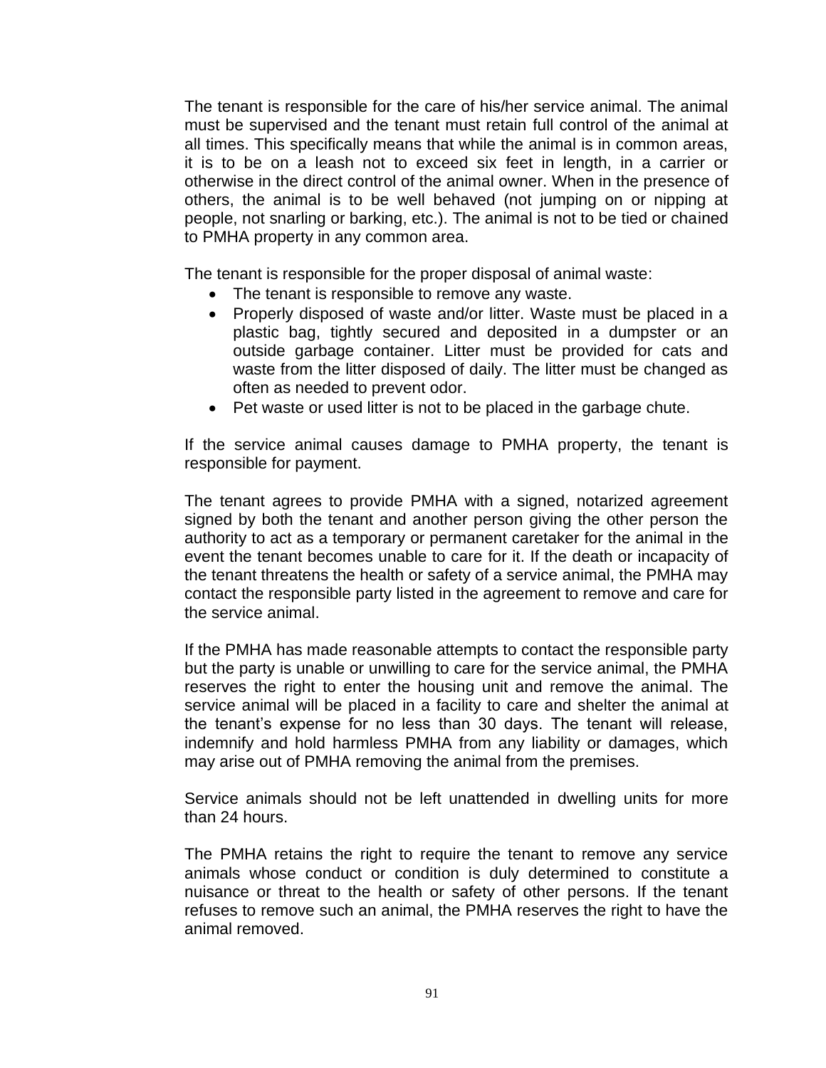The tenant is responsible for the care of his/her service animal. The animal must be supervised and the tenant must retain full control of the animal at all times. This specifically means that while the animal is in common areas, it is to be on a leash not to exceed six feet in length, in a carrier or otherwise in the direct control of the animal owner. When in the presence of others, the animal is to be well behaved (not jumping on or nipping at people, not snarling or barking, etc.). The animal is not to be tied or chained to PMHA property in any common area.

The tenant is responsible for the proper disposal of animal waste:

- The tenant is responsible to remove any waste.
- Properly disposed of waste and/or litter. Waste must be placed in a plastic bag, tightly secured and deposited in a dumpster or an outside garbage container. Litter must be provided for cats and waste from the litter disposed of daily. The litter must be changed as often as needed to prevent odor.
- Pet waste or used litter is not to be placed in the garbage chute.

If the service animal causes damage to PMHA property, the tenant is responsible for payment.

The tenant agrees to provide PMHA with a signed, notarized agreement signed by both the tenant and another person giving the other person the authority to act as a temporary or permanent caretaker for the animal in the event the tenant becomes unable to care for it. If the death or incapacity of the tenant threatens the health or safety of a service animal, the PMHA may contact the responsible party listed in the agreement to remove and care for the service animal.

If the PMHA has made reasonable attempts to contact the responsible party but the party is unable or unwilling to care for the service animal, the PMHA reserves the right to enter the housing unit and remove the animal. The service animal will be placed in a facility to care and shelter the animal at the tenant's expense for no less than 30 days. The tenant will release, indemnify and hold harmless PMHA from any liability or damages, which may arise out of PMHA removing the animal from the premises.

Service animals should not be left unattended in dwelling units for more than 24 hours.

The PMHA retains the right to require the tenant to remove any service animals whose conduct or condition is duly determined to constitute a nuisance or threat to the health or safety of other persons. If the tenant refuses to remove such an animal, the PMHA reserves the right to have the animal removed.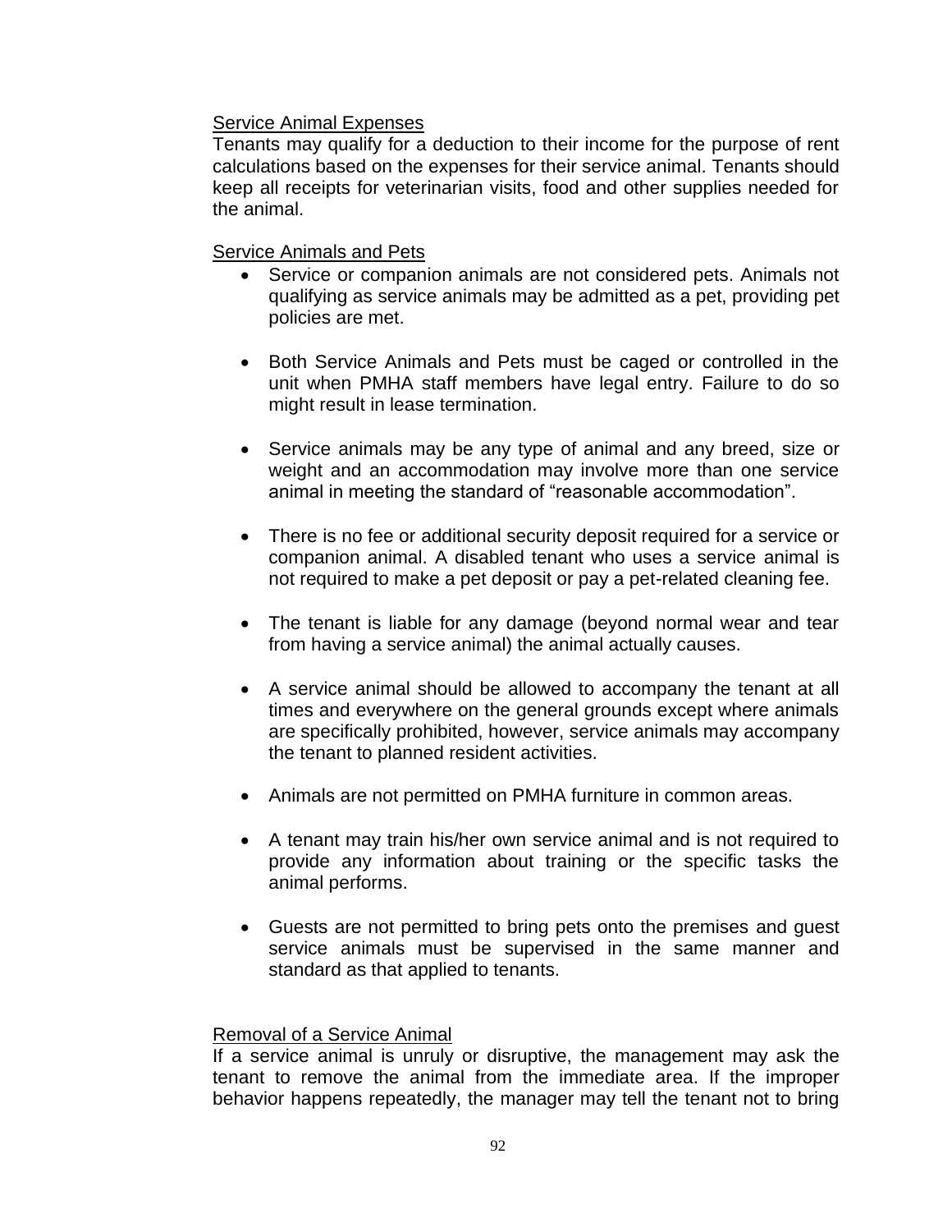Service Animal Expenses

Tenants may qualify for a deduction to their income for the purpose of rent calculations based on the expenses for their service animal. Tenants should keep all receipts for veterinarian visits, food and other supplies needed for the animal.

Service Animals and Pets

- Service or companion animals are not considered pets. Animals not qualifying as service animals may be admitted as a pet, providing pet policies are met.

- Both Service Animals and Pets must be caged or controlled in the unit when PMHA staff members have legal entry. Failure to do so might result in lease termination.

- Service animals may be any type of animal and any breed, size or weight and an accommodation may involve more than one service animal in meeting the standard of "reasonable accommodation".

- There is no fee or additional security deposit required for a service or companion animal. A disabled tenant who uses a service animal is not required to make a pet deposit or pay a pet-related cleaning fee.

- The tenant is liable for any damage (beyond normal wear and tear from having a service animal) the animal actually causes.

- A service animal should be allowed to accompany the tenant at all times and everywhere on the general grounds except where animals are specifically prohibited, however, service animals may accompany the tenant to planned resident activities.

- Animals are not permitted on PMHA furniture in common areas.

- A tenant may train his/her own service animal and is not required to provide any information about training or the specific tasks the animal performs.

- Guests are not permitted to bring pets onto the premises and guest service animals must be supervised in the same manner and standard as that applied to tenants.

Removal of a Service Animal

If a service animal is unruly or disruptive, the management may ask the tenant to remove the animal from the immediate area. If the improper behavior happens repeatedly, the manager may tell the tenant not to bring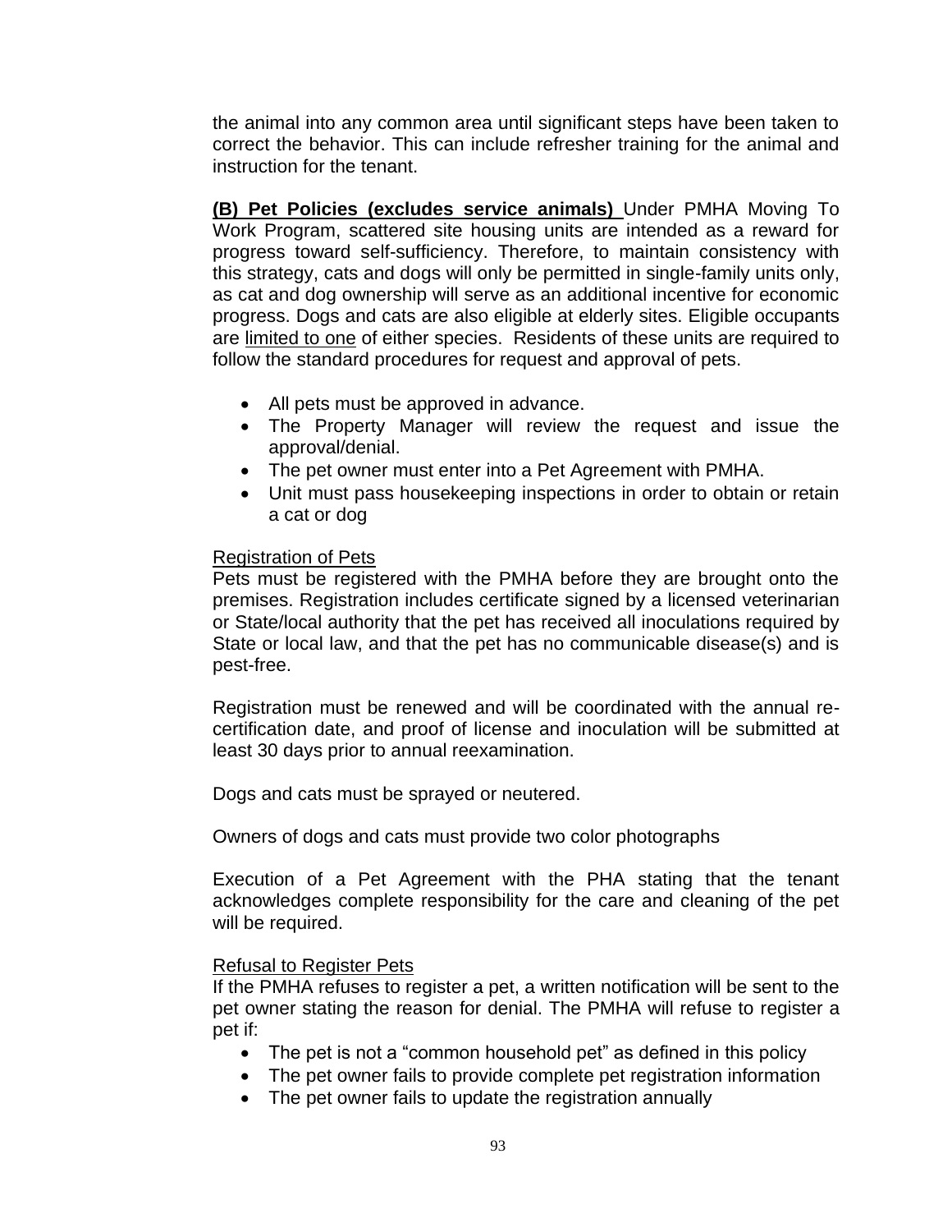the animal into any common area until significant steps have been taken to correct the behavior. This can include refresher training for the animal and instruction for the tenant.

**(B) Pet Policies (excludes service animals)** Under PMHA Moving To Work Program, scattered site housing units are intended as a reward for progress toward self-sufficiency. Therefore, to maintain consistency with this strategy, cats and dogs will only be permitted in single-family units only, as cat and dog ownership will serve as an additional incentive for economic progress. Dogs and cats are also eligible at elderly sites. Eligible occupants are limited to one of either species. Residents of these units are required to follow the standard procedures for request and approval of pets.

- All pets must be approved in advance.
- The Property Manager will review the request and issue the approval/denial.
- The pet owner must enter into a Pet Agreement with PMHA.
- Unit must pass housekeeping inspections in order to obtain or retain a cat or dog

Registration of Pets

Pets must be registered with the PMHA before they are brought onto the premises. Registration includes certificate signed by a licensed veterinarian or State/local authority that the pet has received all inoculations required by State or local law, and that the pet has no communicable disease(s) and is pest-free.

Registration must be renewed and will be coordinated with the annual re-certification date, and proof of license and inoculation will be submitted at least 30 days prior to annual reexamination.

Dogs and cats must be sprayed or neutered.

Owners of dogs and cats must provide two color photographs

Execution of a Pet Agreement with the PHA stating that the tenant acknowledges complete responsibility for the care and cleaning of the pet will be required.

Refusal to Register Pets

If the PMHA refuses to register a pet, a written notification will be sent to the pet owner stating the reason for denial. The PMHA will refuse to register a pet if:

- The pet is not a "common household pet" as defined in this policy
- The pet owner fails to provide complete pet registration information
- The pet owner fails to update the registration annually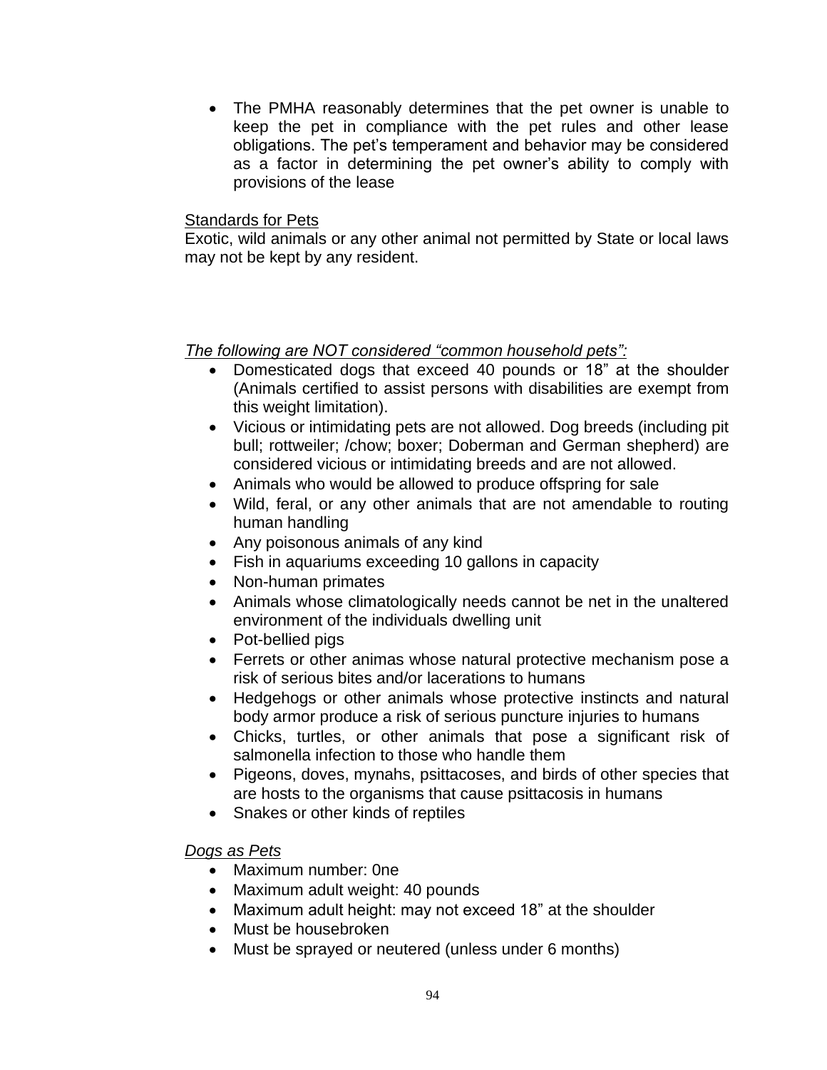- The PMHA reasonably determines that the pet owner is unable to keep the pet in compliance with the pet rules and other lease obligations. The pet's temperament and behavior may be considered as a factor in determining the pet owner's ability to comply with provisions of the lease

<u>Standards for Pets</u>

Exotic, wild animals or any other animal not permitted by State or local laws may not be kept by any resident.

*<u>The following are NOT considered "common household pets":</u>*

- Domesticated dogs that exceed 40 pounds or 18" at the shoulder (Animals certified to assist persons with disabilities are exempt from this weight limitation).
- Vicious or intimidating pets are not allowed. Dog breeds (including pit bull; rottweiler; /chow; boxer; Doberman and German shepherd) are considered vicious or intimidating breeds and are not allowed.
- Animals who would be allowed to produce offspring for sale
- Wild, feral, or any other animals that are not amendable to routing human handling
- Any poisonous animals of any kind
- Fish in aquariums exceeding 10 gallons in capacity
- Non-human primates
- Animals whose climatologically needs cannot be net in the unaltered environment of the individuals dwelling unit
- Pot-bellied pigs
- Ferrets or other animas whose natural protective mechanism pose a risk of serious bites and/or lacerations to humans
- Hedgehogs or other animals whose protective instincts and natural body armor produce a risk of serious puncture injuries to humans
- Chicks, turtles, or other animals that pose a significant risk of salmonella infection to those who handle them
- Pigeons, doves, mynahs, psittacoses, and birds of other species that are hosts to the organisms that cause psittacosis in humans
- Snakes or other kinds of reptiles

*<u>Dogs as Pets</u>*

- Maximum number: 0ne
- Maximum adult weight: 40 pounds
- Maximum adult height: may not exceed 18" at the shoulder
- Must be housebroken
- Must be sprayed or neutered (unless under 6 months)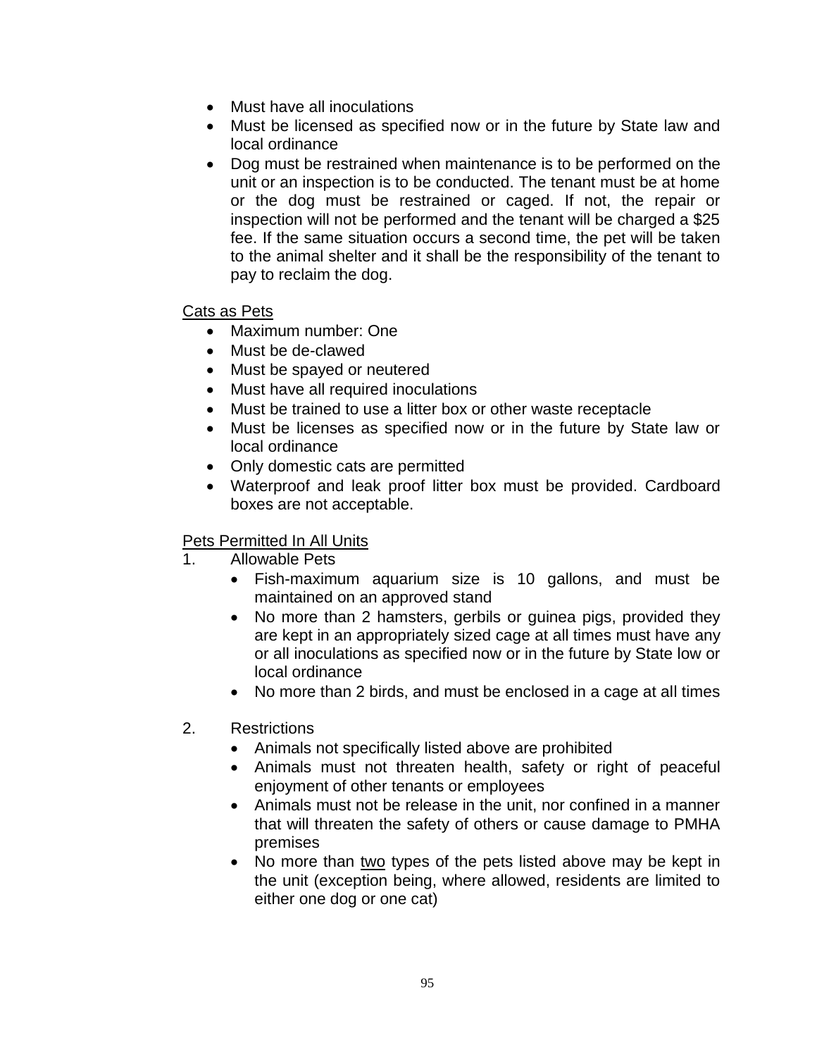- Must have all inoculations
- Must be licensed as specified now or in the future by State law and local ordinance
- Dog must be restrained when maintenance is to be performed on the unit or an inspection is to be conducted. The tenant must be at home or the dog must be restrained or caged. If not, the repair or inspection will not be performed and the tenant will be charged a $25 fee. If the same situation occurs a second time, the pet will be taken to the animal shelter and it shall be the responsibility of the tenant to pay to reclaim the dog.

<u>Cats as Pets</u>

- Maximum number: One
- Must be de-clawed
- Must be spayed or neutered
- Must have all required inoculations
- Must be trained to use a litter box or other waste receptacle
- Must be licenses as specified now or in the future by State law or local ordinance
- Only domestic cats are permitted
- Waterproof and leak proof litter box must be provided. Cardboard boxes are not acceptable.

<u>Pets Permitted In All Units</u>

1. Allowable Pets
   - Fish-maximum aquarium size is 10 gallons, and must be maintained on an approved stand
   - No more than 2 hamsters, gerbils or guinea pigs, provided they are kept in an appropriately sized cage at all times must have any or all inoculations as specified now or in the future by State low or local ordinance
   - No more than 2 birds, and must be enclosed in a cage at all times

2. Restrictions
   - Animals not specifically listed above are prohibited
   - Animals must not threaten health, safety or right of peaceful enjoyment of other tenants or employees
   - Animals must not be release in the unit, nor confined in a manner that will threaten the safety of others or cause damage to PMHA premises
   - No more than <u>two</u> types of the pets listed above may be kept in the unit (exception being, where allowed, residents are limited to either one dog or one cat)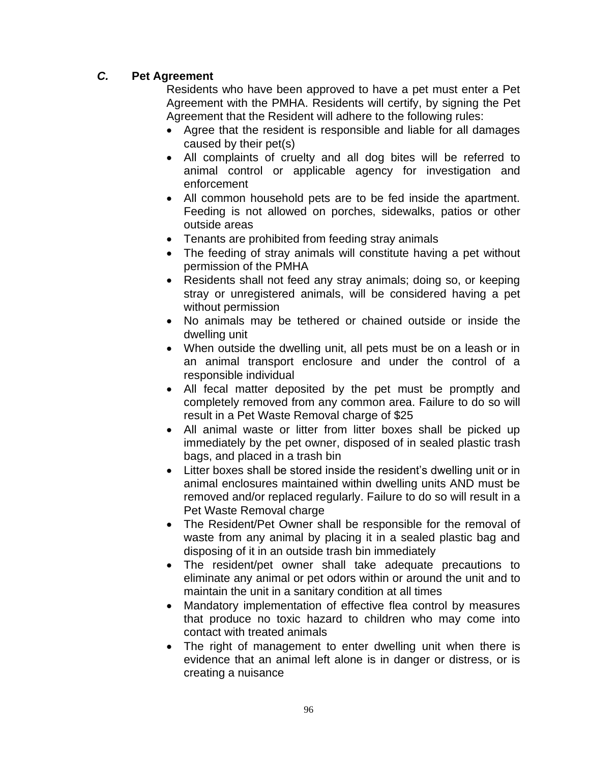### *C.* Pet Agreement

Residents who have been approved to have a pet must enter a Pet Agreement with the PMHA. Residents will certify, by signing the Pet Agreement that the Resident will adhere to the following rules:

- Agree that the resident is responsible and liable for all damages caused by their pet(s)
- All complaints of cruelty and all dog bites will be referred to animal control or applicable agency for investigation and enforcement
- All common household pets are to be fed inside the apartment. Feeding is not allowed on porches, sidewalks, patios or other outside areas
- Tenants are prohibited from feeding stray animals
- The feeding of stray animals will constitute having a pet without permission of the PMHA
- Residents shall not feed any stray animals; doing so, or keeping stray or unregistered animals, will be considered having a pet without permission
- No animals may be tethered or chained outside or inside the dwelling unit
- When outside the dwelling unit, all pets must be on a leash or in an animal transport enclosure and under the control of a responsible individual
- All fecal matter deposited by the pet must be promptly and completely removed from any common area. Failure to do so will result in a Pet Waste Removal charge of $25
- All animal waste or litter from litter boxes shall be picked up immediately by the pet owner, disposed of in sealed plastic trash bags, and placed in a trash bin
- Litter boxes shall be stored inside the resident's dwelling unit or in animal enclosures maintained within dwelling units AND must be removed and/or replaced regularly. Failure to do so will result in a Pet Waste Removal charge
- The Resident/Pet Owner shall be responsible for the removal of waste from any animal by placing it in a sealed plastic bag and disposing of it in an outside trash bin immediately
- The resident/pet owner shall take adequate precautions to eliminate any animal or pet odors within or around the unit and to maintain the unit in a sanitary condition at all times
- Mandatory implementation of effective flea control by measures that produce no toxic hazard to children who may come into contact with treated animals
- The right of management to enter dwelling unit when there is evidence that an animal left alone is in danger or distress, or is creating a nuisance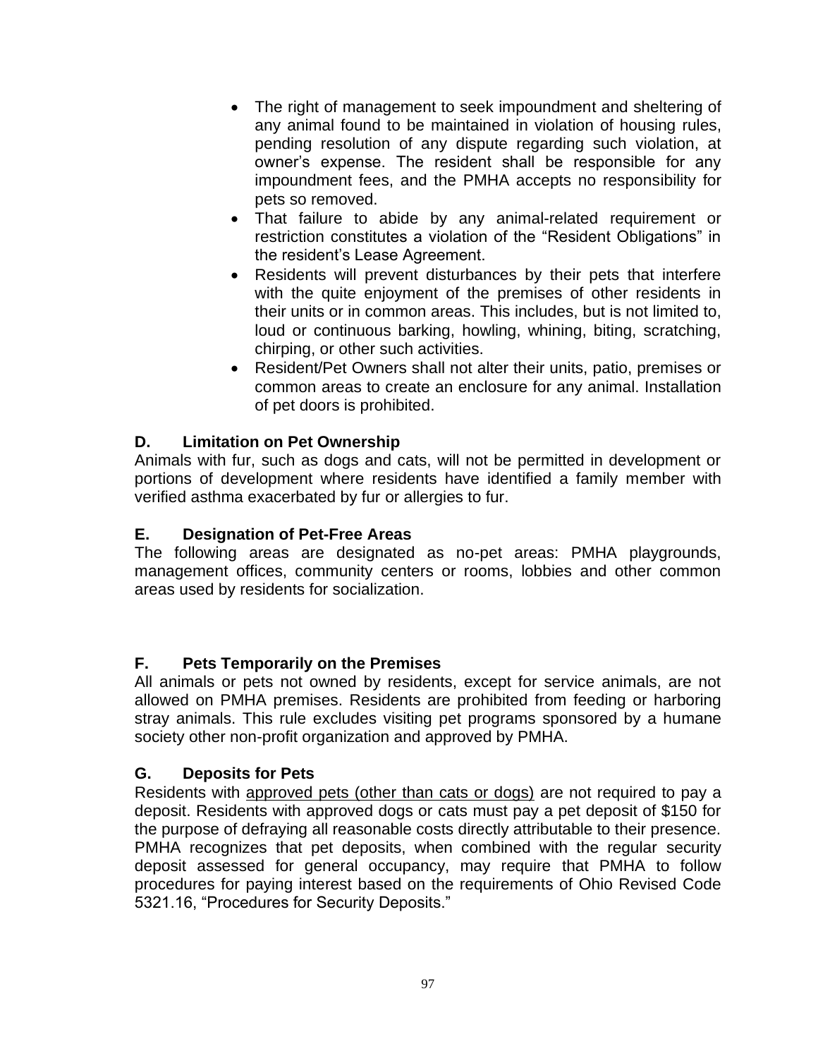- The right of management to seek impoundment and sheltering of any animal found to be maintained in violation of housing rules, pending resolution of any dispute regarding such violation, at owner's expense. The resident shall be responsible for any impoundment fees, and the PMHA accepts no responsibility for pets so removed.
- That failure to abide by any animal-related requirement or restriction constitutes a violation of the "Resident Obligations" in the resident's Lease Agreement.
- Residents will prevent disturbances by their pets that interfere with the quite enjoyment of the premises of other residents in their units or in common areas. This includes, but is not limited to, loud or continuous barking, howling, whining, biting, scratching, chirping, or other such activities.
- Resident/Pet Owners shall not alter their units, patio, premises or common areas to create an enclosure for any animal. Installation of pet doors is prohibited.

## D. Limitation on Pet Ownership

Animals with fur, such as dogs and cats, will not be permitted in development or portions of development where residents have identified a family member with verified asthma exacerbated by fur or allergies to fur.

## E. Designation of Pet-Free Areas

The following areas are designated as no-pet areas: PMHA playgrounds, management offices, community centers or rooms, lobbies and other common areas used by residents for socialization.

## F. Pets Temporarily on the Premises

All animals or pets not owned by residents, except for service animals, are not allowed on PMHA premises. Residents are prohibited from feeding or harboring stray animals. This rule excludes visiting pet programs sponsored by a humane society other non-profit organization and approved by PMHA.

## G. Deposits for Pets

Residents with <u>approved pets (other than cats or dogs)</u> are not required to pay a deposit. Residents with approved dogs or cats must pay a pet deposit of $150 for the purpose of defraying all reasonable costs directly attributable to their presence. PMHA recognizes that pet deposits, when combined with the regular security deposit assessed for general occupancy, may require that PMHA to follow procedures for paying interest based on the requirements of Ohio Revised Code 5321.16, "Procedures for Security Deposits."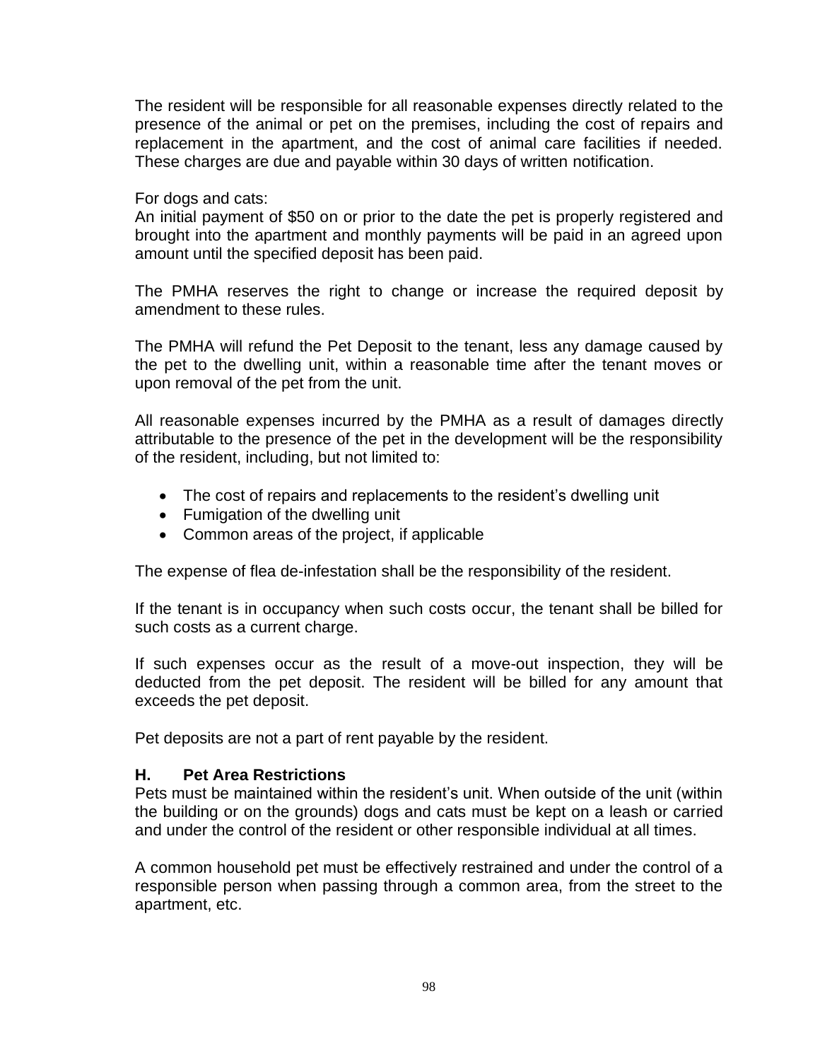The resident will be responsible for all reasonable expenses directly related to the presence of the animal or pet on the premises, including the cost of repairs and replacement in the apartment, and the cost of animal care facilities if needed. These charges are due and payable within 30 days of written notification.

For dogs and cats:
An initial payment of $50 on or prior to the date the pet is properly registered and brought into the apartment and monthly payments will be paid in an agreed upon amount until the specified deposit has been paid.

The PMHA reserves the right to change or increase the required deposit by amendment to these rules.

The PMHA will refund the Pet Deposit to the tenant, less any damage caused by the pet to the dwelling unit, within a reasonable time after the tenant moves or upon removal of the pet from the unit.

All reasonable expenses incurred by the PMHA as a result of damages directly attributable to the presence of the pet in the development will be the responsibility of the resident, including, but not limited to:

- The cost of repairs and replacements to the resident's dwelling unit
- Fumigation of the dwelling unit
- Common areas of the project, if applicable

The expense of flea de-infestation shall be the responsibility of the resident.

If the tenant is in occupancy when such costs occur, the tenant shall be billed for such costs as a current charge.

If such expenses occur as the result of a move-out inspection, they will be deducted from the pet deposit. The resident will be billed for any amount that exceeds the pet deposit.

Pet deposits are not a part of rent payable by the resident.

### H. Pet Area Restrictions

Pets must be maintained within the resident's unit. When outside of the unit (within the building or on the grounds) dogs and cats must be kept on a leash or carried and under the control of the resident or other responsible individual at all times.

A common household pet must be effectively restrained and under the control of a responsible person when passing through a common area, from the street to the apartment, etc.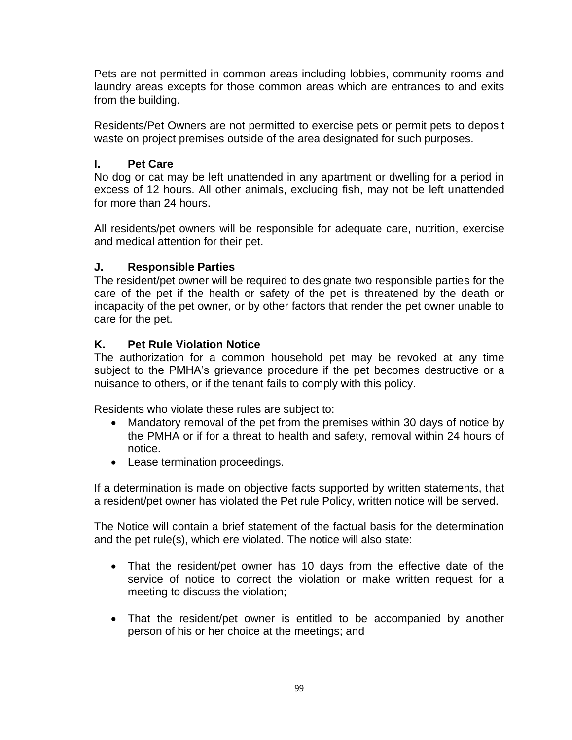Pets are not permitted in common areas including lobbies, community rooms and laundry areas excepts for those common areas which are entrances to and exits from the building.

Residents/Pet Owners are not permitted to exercise pets or permit pets to deposit waste on project premises outside of the area designated for such purposes.

### I. Pet Care

No dog or cat may be left unattended in any apartment or dwelling for a period in excess of 12 hours. All other animals, excluding fish, may not be left unattended for more than 24 hours.

All residents/pet owners will be responsible for adequate care, nutrition, exercise and medical attention for their pet.

### J. Responsible Parties

The resident/pet owner will be required to designate two responsible parties for the care of the pet if the health or safety of the pet is threatened by the death or incapacity of the pet owner, or by other factors that render the pet owner unable to care for the pet.

### K. Pet Rule Violation Notice

The authorization for a common household pet may be revoked at any time subject to the PMHA's grievance procedure if the pet becomes destructive or a nuisance to others, or if the tenant fails to comply with this policy.

Residents who violate these rules are subject to:

- Mandatory removal of the pet from the premises within 30 days of notice by the PMHA or if for a threat to health and safety, removal within 24 hours of notice.
- Lease termination proceedings.

If a determination is made on objective facts supported by written statements, that a resident/pet owner has violated the Pet rule Policy, written notice will be served.

The Notice will contain a brief statement of the factual basis for the determination and the pet rule(s), which ere violated. The notice will also state:

- That the resident/pet owner has 10 days from the effective date of the service of notice to correct the violation or make written request for a meeting to discuss the violation;
- That the resident/pet owner is entitled to be accompanied by another person of his or her choice at the meetings; and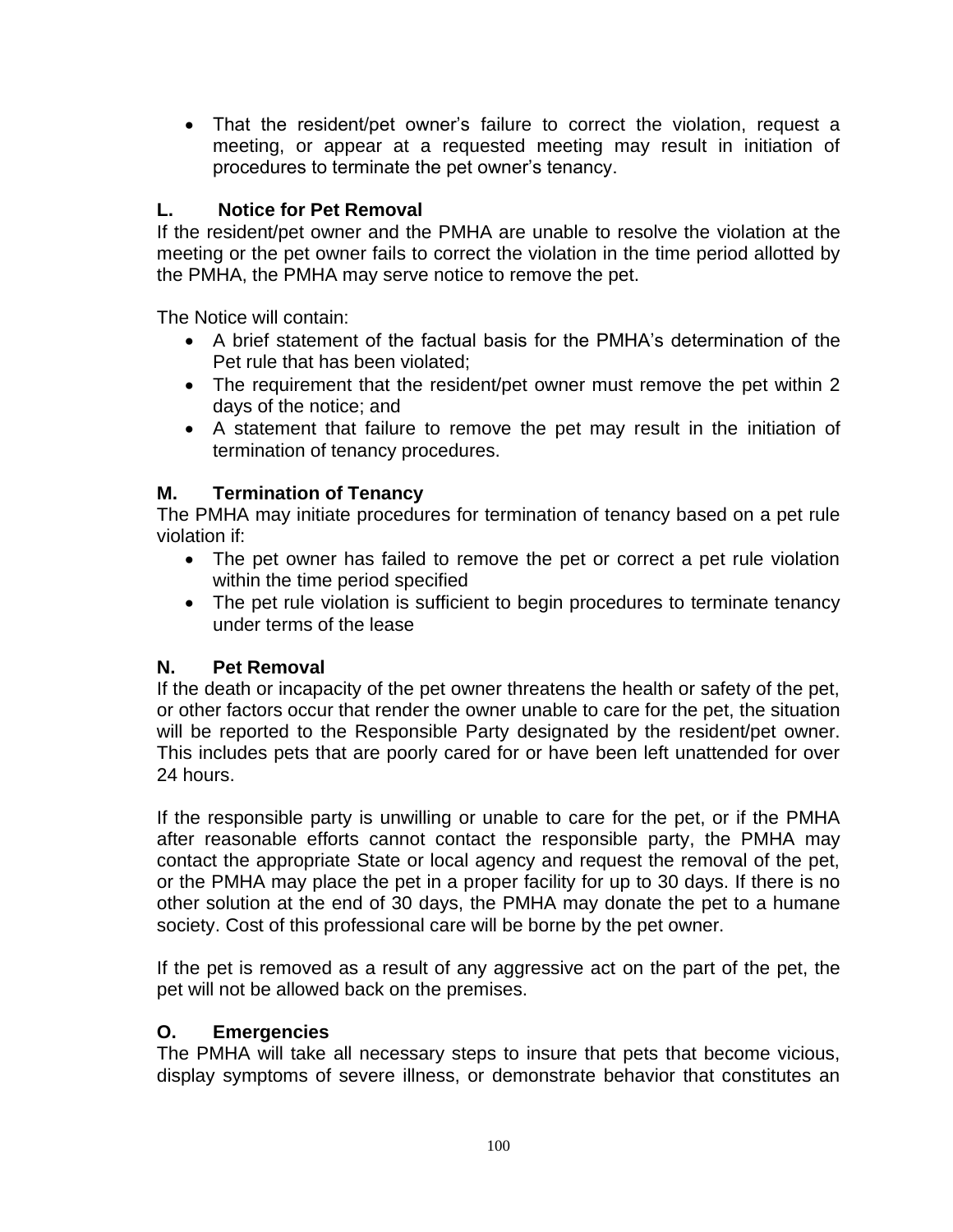- That the resident/pet owner's failure to correct the violation, request a meeting, or appear at a requested meeting may result in initiation of procedures to terminate the pet owner's tenancy.

### L. Notice for Pet Removal

If the resident/pet owner and the PMHA are unable to resolve the violation at the meeting or the pet owner fails to correct the violation in the time period allotted by the PMHA, the PMHA may serve notice to remove the pet.

The Notice will contain:

- A brief statement of the factual basis for the PMHA's determination of the Pet rule that has been violated;
- The requirement that the resident/pet owner must remove the pet within 2 days of the notice; and
- A statement that failure to remove the pet may result in the initiation of termination of tenancy procedures.

### M. Termination of Tenancy

The PMHA may initiate procedures for termination of tenancy based on a pet rule violation if:

- The pet owner has failed to remove the pet or correct a pet rule violation within the time period specified
- The pet rule violation is sufficient to begin procedures to terminate tenancy under terms of the lease

### N. Pet Removal

If the death or incapacity of the pet owner threatens the health or safety of the pet, or other factors occur that render the owner unable to care for the pet, the situation will be reported to the Responsible Party designated by the resident/pet owner. This includes pets that are poorly cared for or have been left unattended for over 24 hours.

If the responsible party is unwilling or unable to care for the pet, or if the PMHA after reasonable efforts cannot contact the responsible party, the PMHA may contact the appropriate State or local agency and request the removal of the pet, or the PMHA may place the pet in a proper facility for up to 30 days. If there is no other solution at the end of 30 days, the PMHA may donate the pet to a humane society. Cost of this professional care will be borne by the pet owner.

If the pet is removed as a result of any aggressive act on the part of the pet, the pet will not be allowed back on the premises.

### O. Emergencies

The PMHA will take all necessary steps to insure that pets that become vicious, display symptoms of severe illness, or demonstrate behavior that constitutes an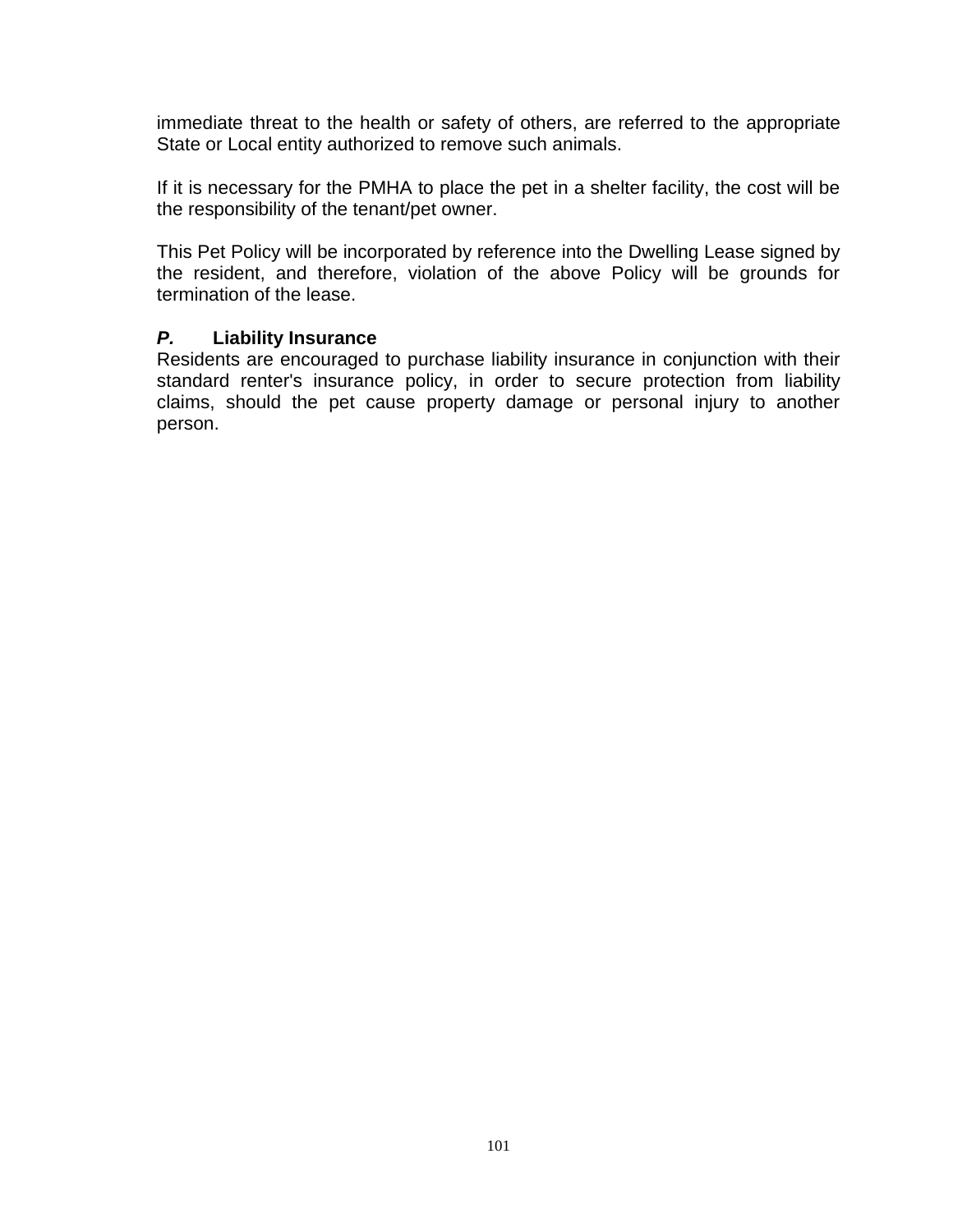immediate threat to the health or safety of others, are referred to the appropriate State or Local entity authorized to remove such animals.

If it is necessary for the PMHA to place the pet in a shelter facility, the cost will be the responsibility of the tenant/pet owner.

This Pet Policy will be incorporated by reference into the Dwelling Lease signed by the resident, and therefore, violation of the above Policy will be grounds for termination of the lease.

***P.*** **Liability Insurance**

Residents are encouraged to purchase liability insurance in conjunction with their standard renter's insurance policy, in order to secure protection from liability claims, should the pet cause property damage or personal injury to another person.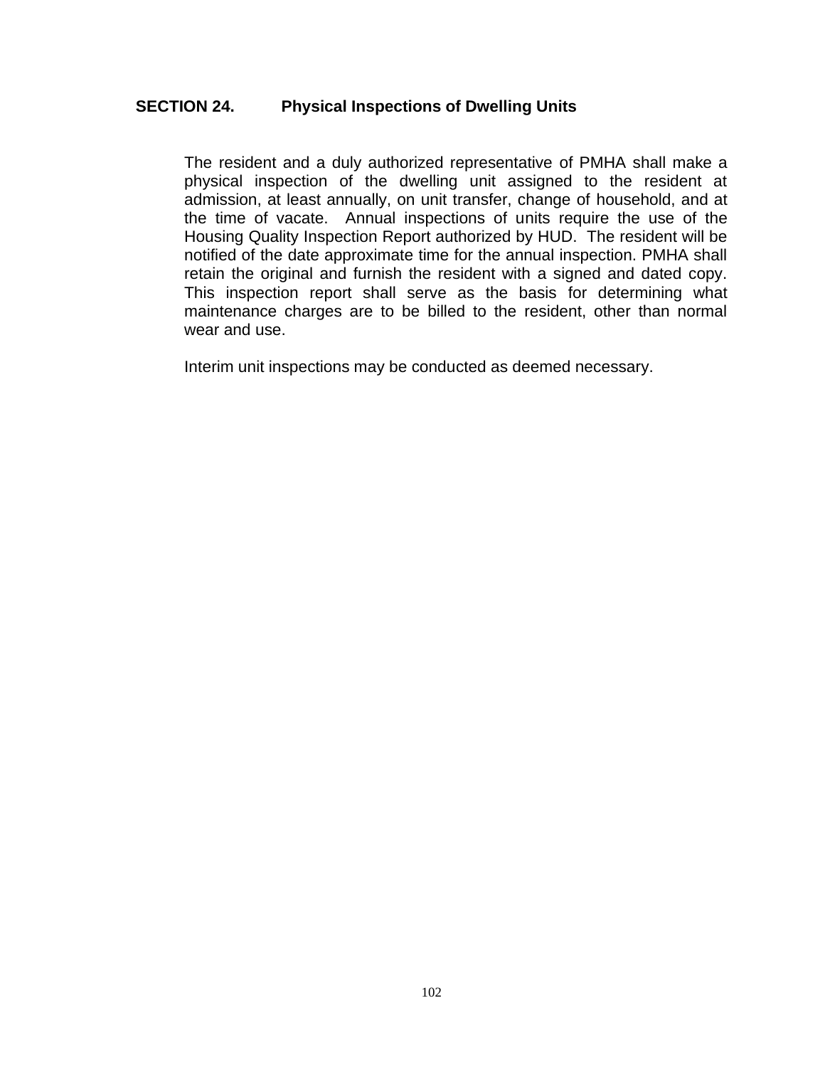## SECTION 24. Physical Inspections of Dwelling Units

The resident and a duly authorized representative of PMHA shall make a physical inspection of the dwelling unit assigned to the resident at admission, at least annually, on unit transfer, change of household, and at the time of vacate. Annual inspections of units require the use of the Housing Quality Inspection Report authorized by HUD. The resident will be notified of the date approximate time for the annual inspection. PMHA shall retain the original and furnish the resident with a signed and dated copy. This inspection report shall serve as the basis for determining what maintenance charges are to be billed to the resident, other than normal wear and use.

Interim unit inspections may be conducted as deemed necessary.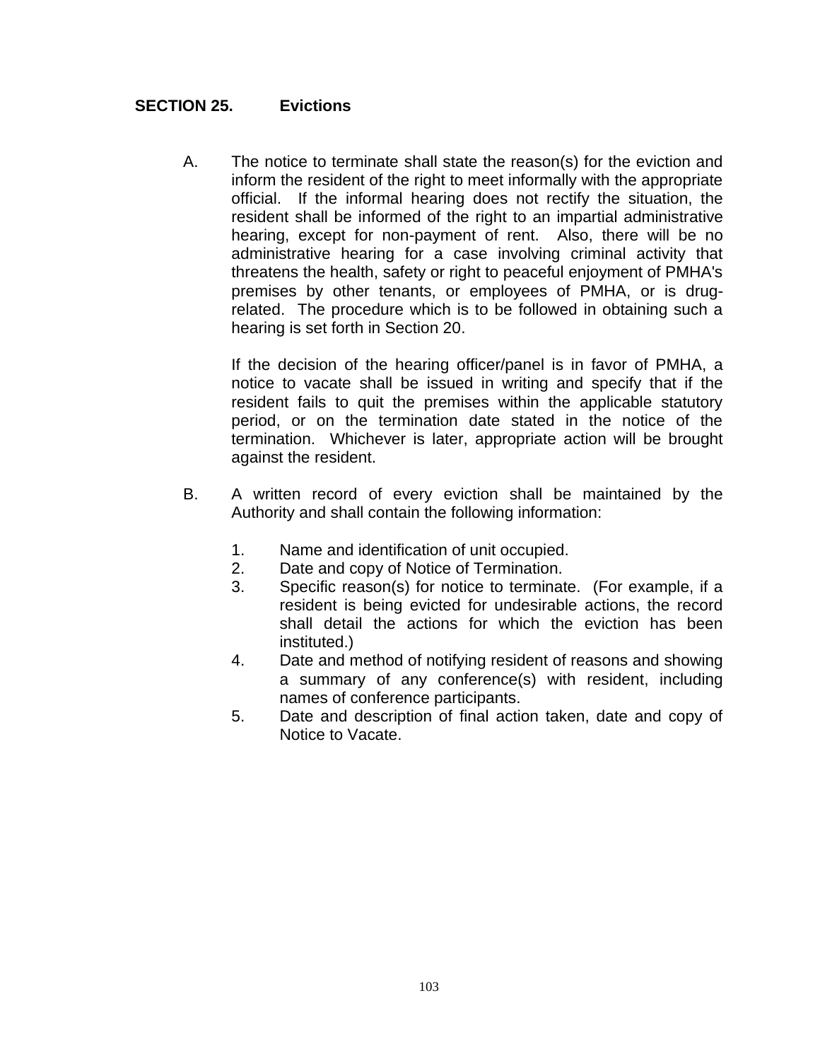## SECTION 25. Evictions

A. The notice to terminate shall state the reason(s) for the eviction and inform the resident of the right to meet informally with the appropriate official. If the informal hearing does not rectify the situation, the resident shall be informed of the right to an impartial administrative hearing, except for non-payment of rent. Also, there will be no administrative hearing for a case involving criminal activity that threatens the health, safety or right to peaceful enjoyment of PMHA's premises by other tenants, or employees of PMHA, or is drug-related. The procedure which is to be followed in obtaining such a hearing is set forth in Section 20.

   If the decision of the hearing officer/panel is in favor of PMHA, a notice to vacate shall be issued in writing and specify that if the resident fails to quit the premises within the applicable statutory period, or on the termination date stated in the notice of the termination. Whichever is later, appropriate action will be brought against the resident.

B. A written record of every eviction shall be maintained by the Authority and shall contain the following information:

   1. Name and identification of unit occupied.
   2. Date and copy of Notice of Termination.
   3. Specific reason(s) for notice to terminate. (For example, if a resident is being evicted for undesirable actions, the record shall detail the actions for which the eviction has been instituted.)
   4. Date and method of notifying resident of reasons and showing a summary of any conference(s) with resident, including names of conference participants.
   5. Date and description of final action taken, date and copy of Notice to Vacate.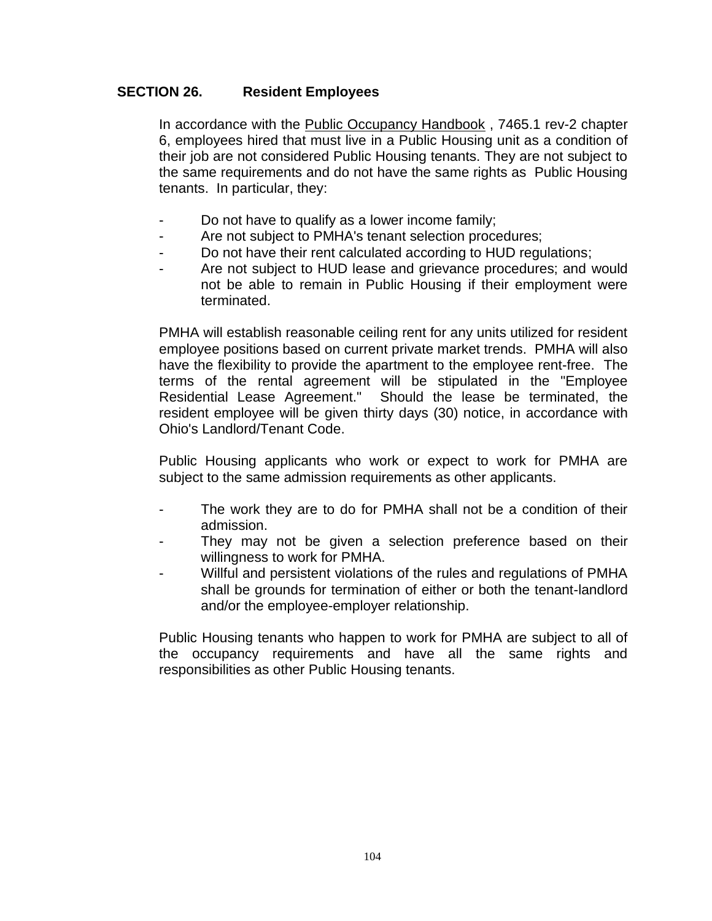## SECTION 26. Resident Employees

In accordance with the Public Occupancy Handbook , 7465.1 rev-2 chapter 6, employees hired that must live in a Public Housing unit as a condition of their job are not considered Public Housing tenants. They are not subject to the same requirements and do not have the same rights as Public Housing tenants. In particular, they:

- Do not have to qualify as a lower income family;
- Are not subject to PMHA's tenant selection procedures;
- Do not have their rent calculated according to HUD regulations;
- Are not subject to HUD lease and grievance procedures; and would not be able to remain in Public Housing if their employment were terminated.

PMHA will establish reasonable ceiling rent for any units utilized for resident employee positions based on current private market trends. PMHA will also have the flexibility to provide the apartment to the employee rent-free. The terms of the rental agreement will be stipulated in the "Employee Residential Lease Agreement." Should the lease be terminated, the resident employee will be given thirty days (30) notice, in accordance with Ohio's Landlord/Tenant Code.

Public Housing applicants who work or expect to work for PMHA are subject to the same admission requirements as other applicants.

- The work they are to do for PMHA shall not be a condition of their admission.
- They may not be given a selection preference based on their willingness to work for PMHA.
- Willful and persistent violations of the rules and regulations of PMHA shall be grounds for termination of either or both the tenant-landlord and/or the employee-employer relationship.

Public Housing tenants who happen to work for PMHA are subject to all of the occupancy requirements and have all the same rights and responsibilities as other Public Housing tenants.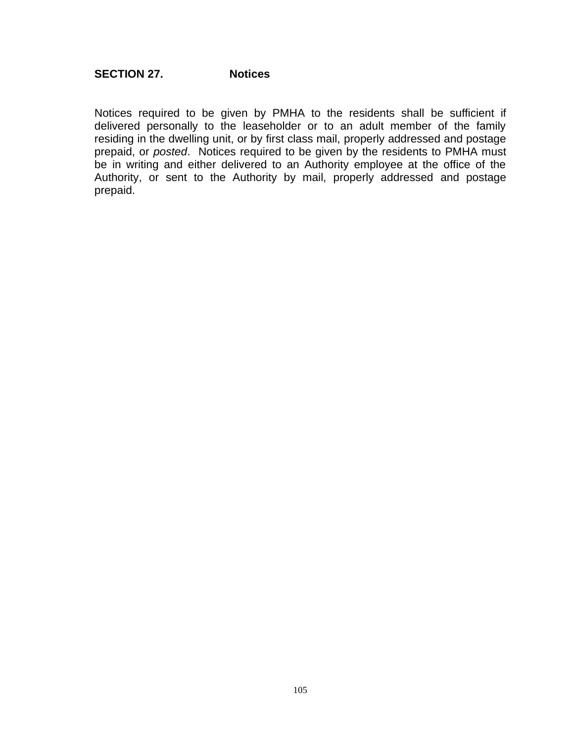## SECTION 27. Notices

Notices required to be given by PMHA to the residents shall be sufficient if delivered personally to the leaseholder or to an adult member of the family residing in the dwelling unit, or by first class mail, properly addressed and postage prepaid, or *posted*. Notices required to be given by the residents to PMHA must be in writing and either delivered to an Authority employee at the office of the Authority, or sent to the Authority by mail, properly addressed and postage prepaid.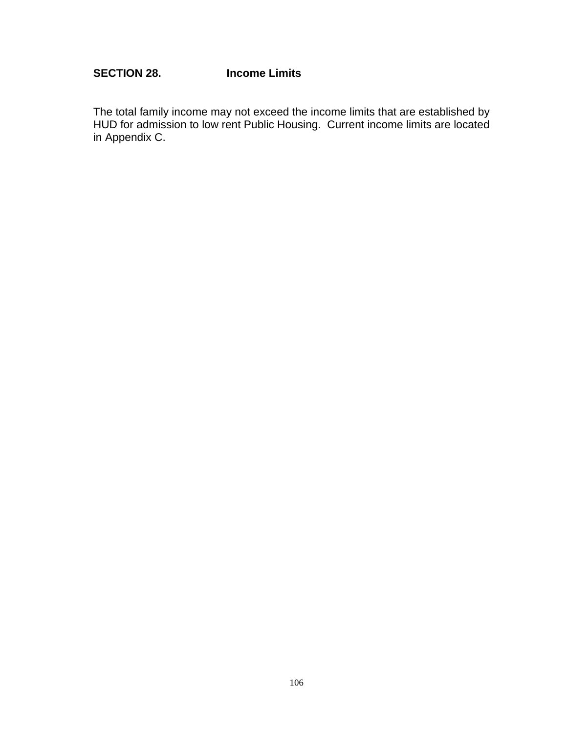## SECTION 28. Income Limits

The total family income may not exceed the income limits that are established by HUD for admission to low rent Public Housing. Current income limits are located in Appendix C.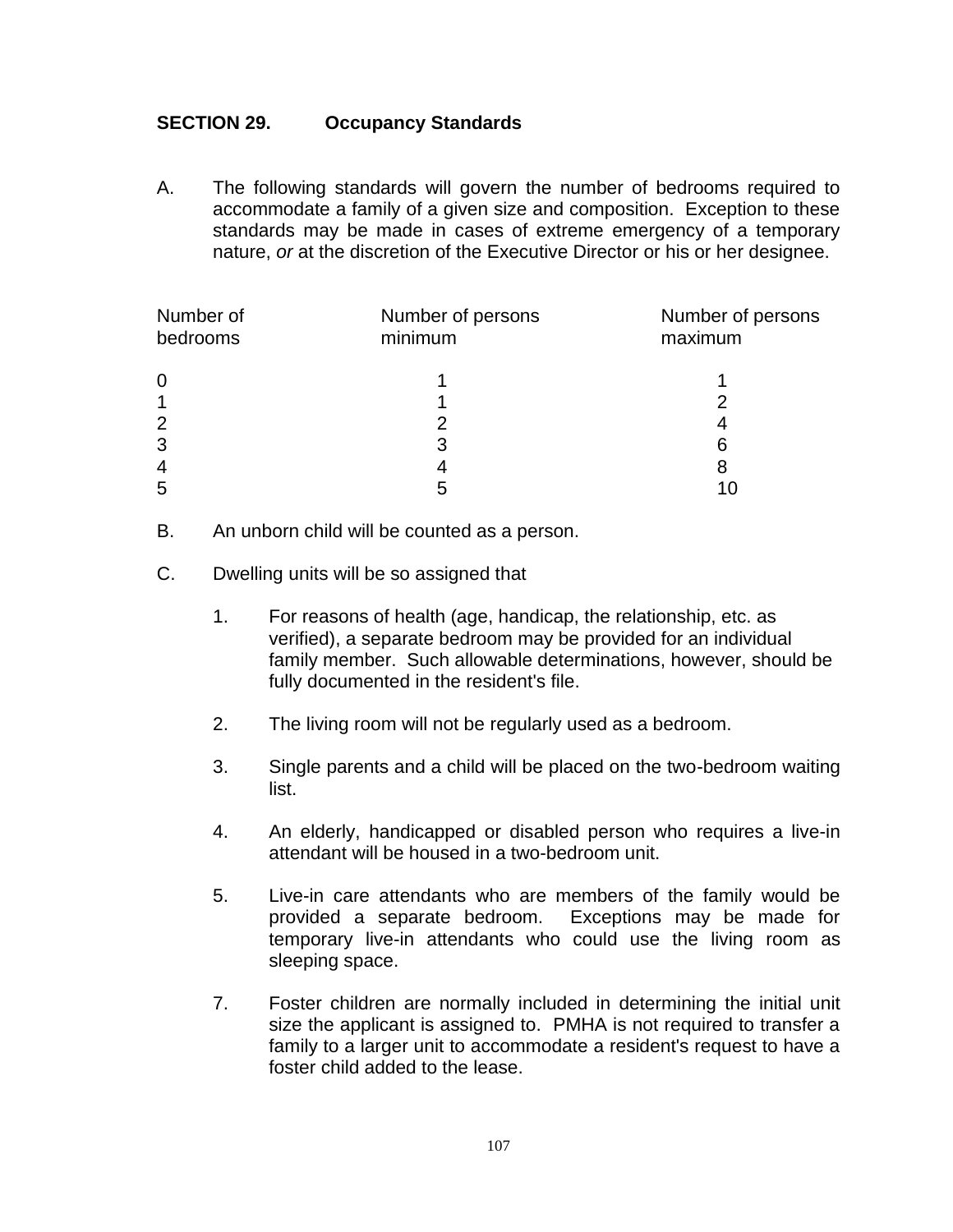## SECTION 29. Occupancy Standards

A. The following standards will govern the number of bedrooms required to accommodate a family of a given size and composition. Exception to these standards may be made in cases of extreme emergency of a temporary nature, *or* at the discretion of the Executive Director or his or her designee.

| Number of bedrooms | Number of persons minimum | Number of persons maximum |
|---|---|---|
| 0 | 1 | 1 |
| 1 | 1 | 2 |
| 2 | 2 | 4 |
| 3 | 3 | 6 |
| 4 | 4 | 8 |
| 5 | 5 | 10 |

B. An unborn child will be counted as a person.

C. Dwelling units will be so assigned that

1. For reasons of health (age, handicap, the relationship, etc. as verified), a separate bedroom may be provided for an individual family member. Such allowable determinations, however, should be fully documented in the resident's file.

2. The living room will not be regularly used as a bedroom.

3. Single parents and a child will be placed on the two-bedroom waiting list.

4. An elderly, handicapped or disabled person who requires a live-in attendant will be housed in a two-bedroom unit.

5. Live-in care attendants who are members of the family would be provided a separate bedroom. Exceptions may be made for temporary live-in attendants who could use the living room as sleeping space.

7. Foster children are normally included in determining the initial unit size the applicant is assigned to. PMHA is not required to transfer a family to a larger unit to accommodate a resident's request to have a foster child added to the lease.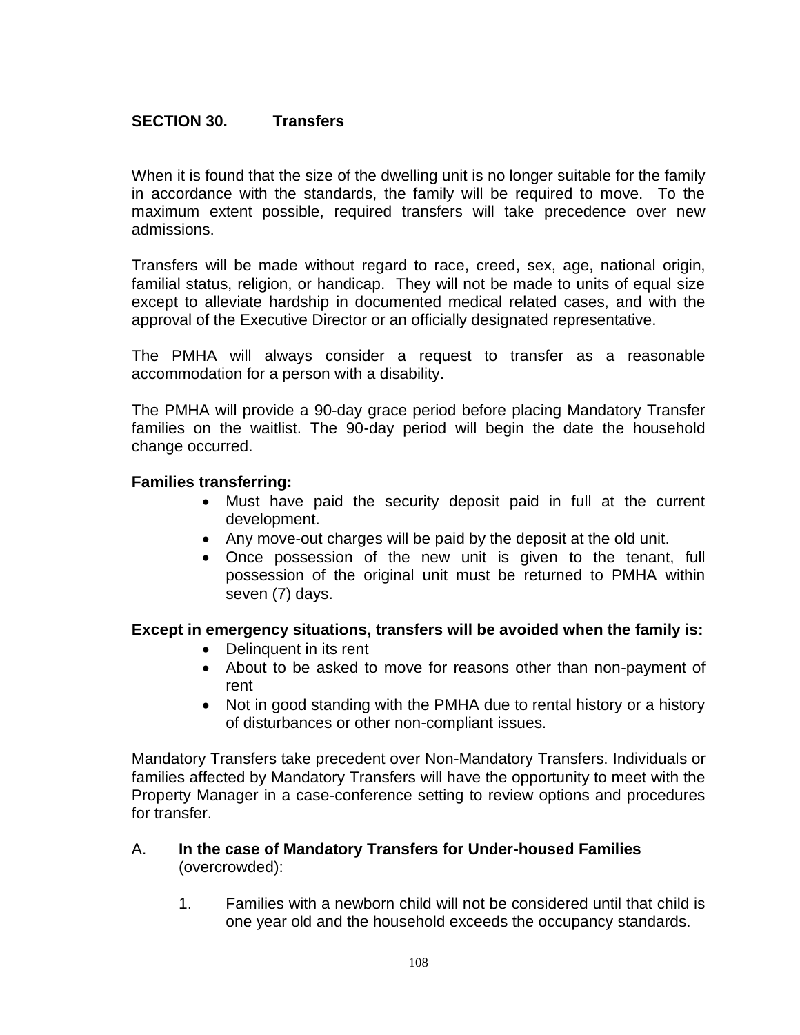## SECTION 30. Transfers

When it is found that the size of the dwelling unit is no longer suitable for the family in accordance with the standards, the family will be required to move. To the maximum extent possible, required transfers will take precedence over new admissions.

Transfers will be made without regard to race, creed, sex, age, national origin, familial status, religion, or handicap. They will not be made to units of equal size except to alleviate hardship in documented medical related cases, and with the approval of the Executive Director or an officially designated representative.

The PMHA will always consider a request to transfer as a reasonable accommodation for a person with a disability.

The PMHA will provide a 90-day grace period before placing Mandatory Transfer families on the waitlist. The 90-day period will begin the date the household change occurred.

**Families transferring:**

- Must have paid the security deposit paid in full at the current development.
- Any move-out charges will be paid by the deposit at the old unit.
- Once possession of the new unit is given to the tenant, full possession of the original unit must be returned to PMHA within seven (7) days.

**Except in emergency situations, transfers will be avoided when the family is:**

- Delinquent in its rent
- About to be asked to move for reasons other than non-payment of rent
- Not in good standing with the PMHA due to rental history or a history of disturbances or other non-compliant issues.

Mandatory Transfers take precedent over Non-Mandatory Transfers. Individuals or families affected by Mandatory Transfers will have the opportunity to meet with the Property Manager in a case-conference setting to review options and procedures for transfer.

A. **In the case of Mandatory Transfers for Under-housed Families** (overcrowded):

1. Families with a newborn child will not be considered until that child is one year old and the household exceeds the occupancy standards.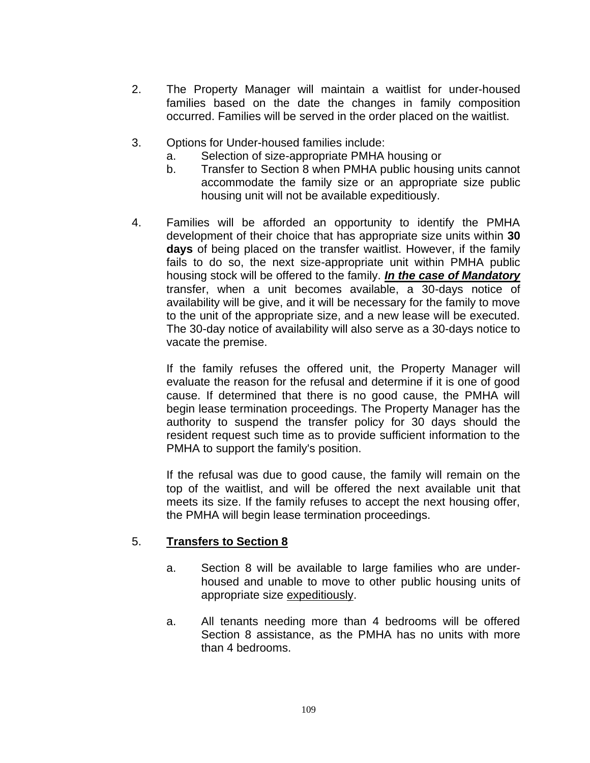2. The Property Manager will maintain a waitlist for under-housed families based on the date the changes in family composition occurred. Families will be served in the order placed on the waitlist.

3. Options for Under-housed families include:
   a. Selection of size-appropriate PMHA housing or
   b. Transfer to Section 8 when PMHA public housing units cannot accommodate the family size or an appropriate size public housing unit will not be available expeditiously.

4. Families will be afforded an opportunity to identify the PMHA development of their choice that has appropriate size units within **30 days** of being placed on the transfer waitlist. However, if the family fails to do so, the next size-appropriate unit within PMHA public housing stock will be offered to the family. ***<u>In the case of Mandatory</u>*** transfer, when a unit becomes available, a 30-days notice of availability will be give, and it will be necessary for the family to move to the unit of the appropriate size, and a new lease will be executed. The 30-day notice of availability will also serve as a 30-days notice to vacate the premise.

   If the family refuses the offered unit, the Property Manager will evaluate the reason for the refusal and determine if it is one of good cause. If determined that there is no good cause, the PMHA will begin lease termination proceedings. The Property Manager has the authority to suspend the transfer policy for 30 days should the resident request such time as to provide sufficient information to the PMHA to support the family's position.

   If the refusal was due to good cause, the family will remain on the top of the waitlist, and will be offered the next available unit that meets its size. If the family refuses to accept the next housing offer, the PMHA will begin lease termination proceedings.

5. **<u>Transfers to Section 8</u>**

   a. Section 8 will be available to large families who are under-housed and unable to move to other public housing units of appropriate size <u>expeditiously</u>.

   a. All tenants needing more than 4 bedrooms will be offered Section 8 assistance, as the PMHA has no units with more than 4 bedrooms.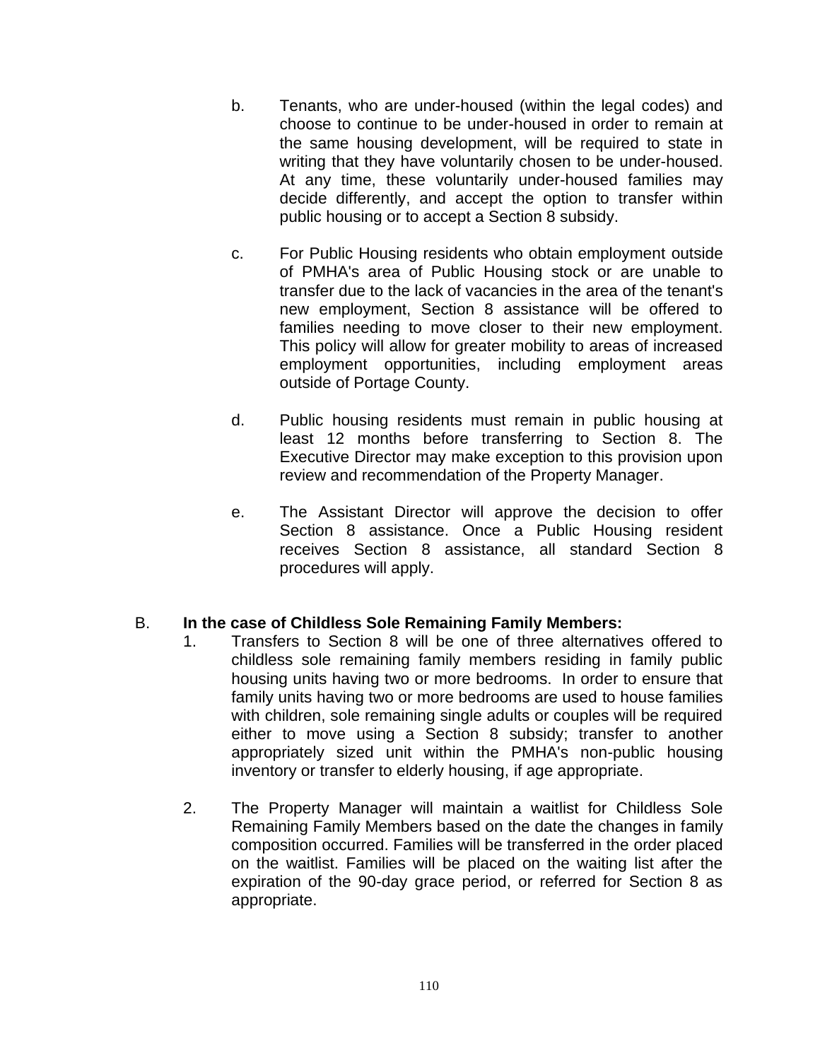b. Tenants, who are under-housed (within the legal codes) and choose to continue to be under-housed in order to remain at the same housing development, will be required to state in writing that they have voluntarily chosen to be under-housed. At any time, these voluntarily under-housed families may decide differently, and accept the option to transfer within public housing or to accept a Section 8 subsidy.

c. For Public Housing residents who obtain employment outside of PMHA's area of Public Housing stock or are unable to transfer due to the lack of vacancies in the area of the tenant's new employment, Section 8 assistance will be offered to families needing to move closer to their new employment. This policy will allow for greater mobility to areas of increased employment opportunities, including employment areas outside of Portage County.

d. Public housing residents must remain in public housing at least 12 months before transferring to Section 8. The Executive Director may make exception to this provision upon review and recommendation of the Property Manager.

e. The Assistant Director will approve the decision to offer Section 8 assistance. Once a Public Housing resident receives Section 8 assistance, all standard Section 8 procedures will apply.

B. **In the case of Childless Sole Remaining Family Members:**

1. Transfers to Section 8 will be one of three alternatives offered to childless sole remaining family members residing in family public housing units having two or more bedrooms. In order to ensure that family units having two or more bedrooms are used to house families with children, sole remaining single adults or couples will be required either to move using a Section 8 subsidy; transfer to another appropriately sized unit within the PMHA's non-public housing inventory or transfer to elderly housing, if age appropriate.

2. The Property Manager will maintain a waitlist for Childless Sole Remaining Family Members based on the date the changes in family composition occurred. Families will be transferred in the order placed on the waitlist. Families will be placed on the waiting list after the expiration of the 90-day grace period, or referred for Section 8 as appropriate.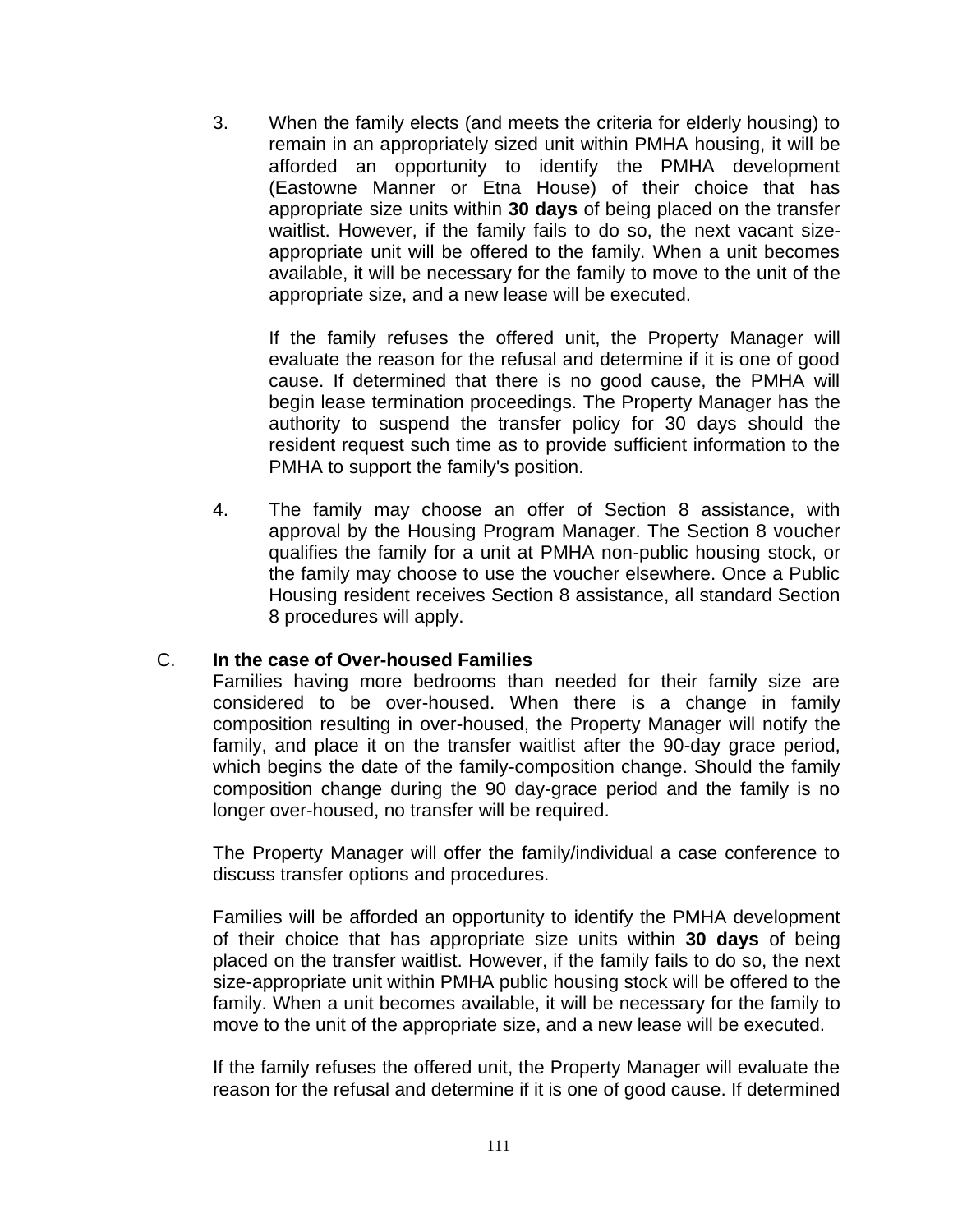3. When the family elects (and meets the criteria for elderly housing) to remain in an appropriately sized unit within PMHA housing, it will be afforded an opportunity to identify the PMHA development (Eastowne Manner or Etna House) of their choice that has appropriate size units within **30 days** of being placed on the transfer waitlist. However, if the family fails to do so, the next vacant size-appropriate unit will be offered to the family. When a unit becomes available, it will be necessary for the family to move to the unit of the appropriate size, and a new lease will be executed.

   If the family refuses the offered unit, the Property Manager will evaluate the reason for the refusal and determine if it is one of good cause. If determined that there is no good cause, the PMHA will begin lease termination proceedings. The Property Manager has the authority to suspend the transfer policy for 30 days should the resident request such time as to provide sufficient information to the PMHA to support the family's position.

4. The family may choose an offer of Section 8 assistance, with approval by the Housing Program Manager. The Section 8 voucher qualifies the family for a unit at PMHA non-public housing stock, or the family may choose to use the voucher elsewhere. Once a Public Housing resident receives Section 8 assistance, all standard Section 8 procedures will apply.

C. **In the case of Over-housed Families**

Families having more bedrooms than needed for their family size are considered to be over-housed. When there is a change in family composition resulting in over-housed, the Property Manager will notify the family, and place it on the transfer waitlist after the 90-day grace period, which begins the date of the family-composition change. Should the family composition change during the 90 day-grace period and the family is no longer over-housed, no transfer will be required.

The Property Manager will offer the family/individual a case conference to discuss transfer options and procedures.

Families will be afforded an opportunity to identify the PMHA development of their choice that has appropriate size units within **30 days** of being placed on the transfer waitlist. However, if the family fails to do so, the next size-appropriate unit within PMHA public housing stock will be offered to the family. When a unit becomes available, it will be necessary for the family to move to the unit of the appropriate size, and a new lease will be executed.

If the family refuses the offered unit, the Property Manager will evaluate the reason for the refusal and determine if it is one of good cause. If determined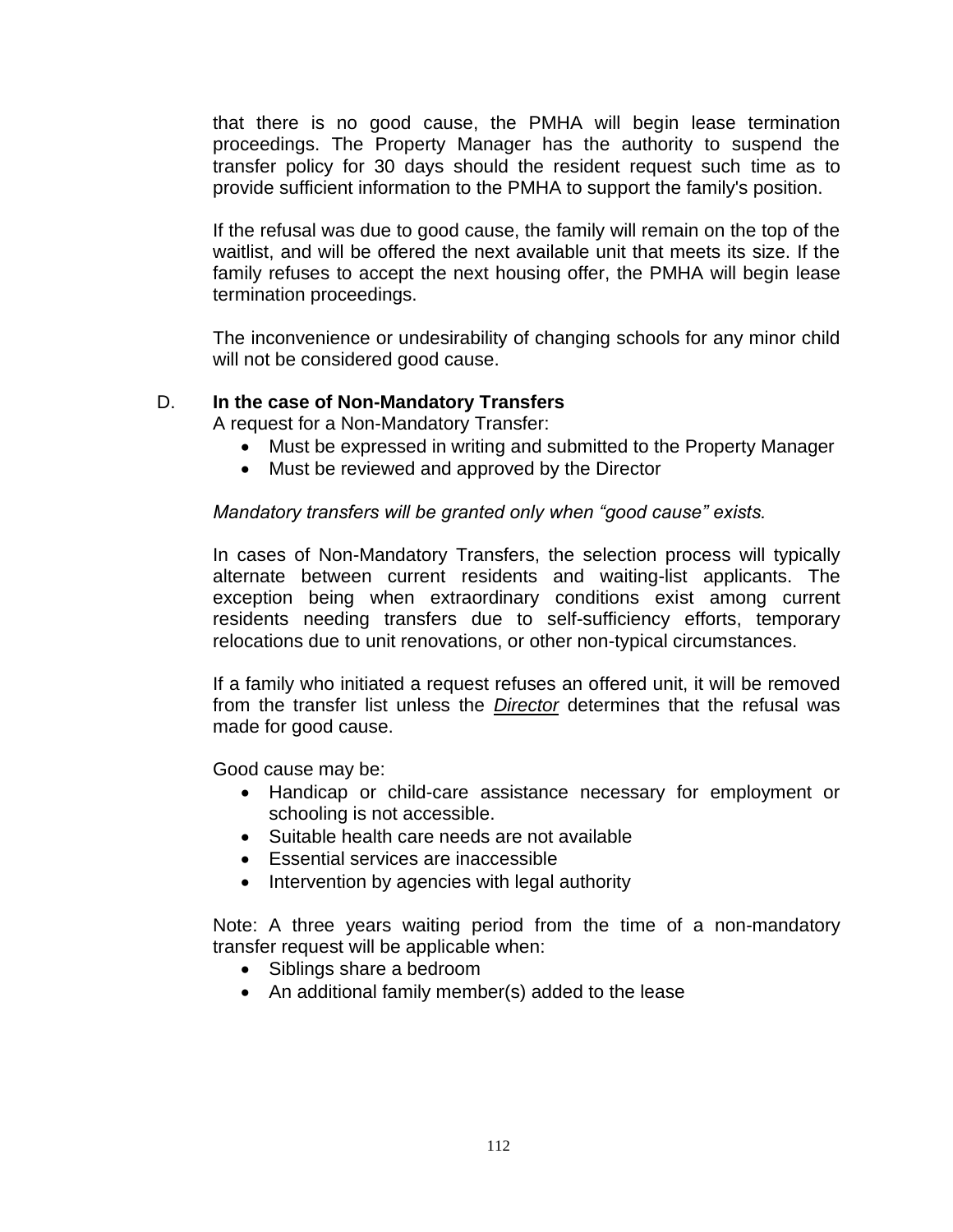that there is no good cause, the PMHA will begin lease termination proceedings. The Property Manager has the authority to suspend the transfer policy for 30 days should the resident request such time as to provide sufficient information to the PMHA to support the family's position.

If the refusal was due to good cause, the family will remain on the top of the waitlist, and will be offered the next available unit that meets its size. If the family refuses to accept the next housing offer, the PMHA will begin lease termination proceedings.

The inconvenience or undesirability of changing schools for any minor child will not be considered good cause.

D. **In the case of Non-Mandatory Transfers**

A request for a Non-Mandatory Transfer:

- Must be expressed in writing and submitted to the Property Manager
- Must be reviewed and approved by the Director

*Mandatory transfers will be granted only when "good cause" exists.*

In cases of Non-Mandatory Transfers, the selection process will typically alternate between current residents and waiting-list applicants. The exception being when extraordinary conditions exist among current residents needing transfers due to self-sufficiency efforts, temporary relocations due to unit renovations, or other non-typical circumstances.

If a family who initiated a request refuses an offered unit, it will be removed from the transfer list unless the ***Director*** determines that the refusal was made for good cause.

Good cause may be:

- Handicap or child-care assistance necessary for employment or schooling is not accessible.
- Suitable health care needs are not available
- Essential services are inaccessible
- Intervention by agencies with legal authority

Note: A three years waiting period from the time of a non-mandatory transfer request will be applicable when:

- Siblings share a bedroom
- An additional family member(s) added to the lease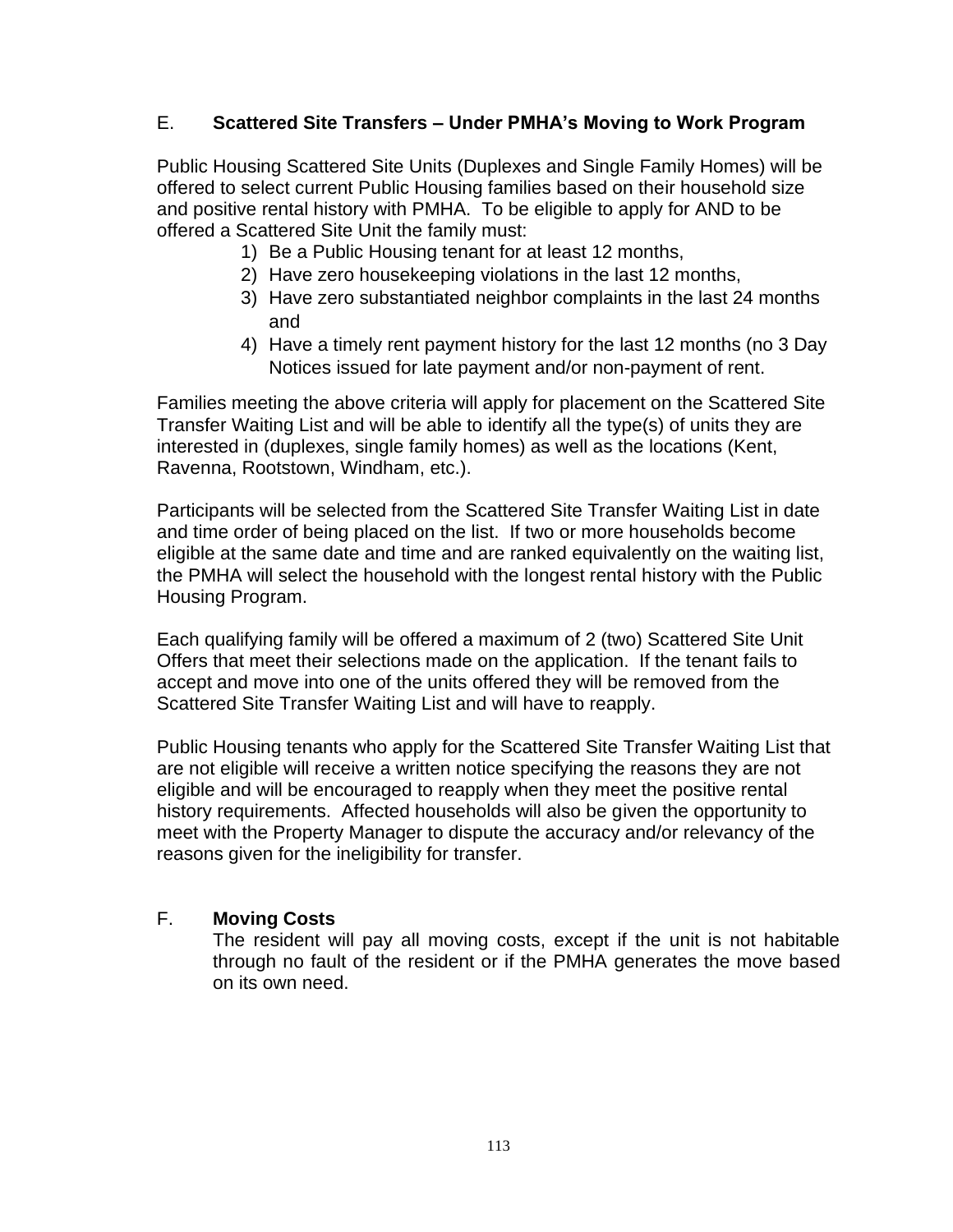E. **Scattered Site Transfers – Under PMHA's Moving to Work Program**

Public Housing Scattered Site Units (Duplexes and Single Family Homes) will be offered to select current Public Housing families based on their household size and positive rental history with PMHA. To be eligible to apply for AND to be offered a Scattered Site Unit the family must:

1) Be a Public Housing tenant for at least 12 months,
2) Have zero housekeeping violations in the last 12 months,
3) Have zero substantiated neighbor complaints in the last 24 months and
4) Have a timely rent payment history for the last 12 months (no 3 Day Notices issued for late payment and/or non-payment of rent.

Families meeting the above criteria will apply for placement on the Scattered Site Transfer Waiting List and will be able to identify all the type(s) of units they are interested in (duplexes, single family homes) as well as the locations (Kent, Ravenna, Rootstown, Windham, etc.).

Participants will be selected from the Scattered Site Transfer Waiting List in date and time order of being placed on the list. If two or more households become eligible at the same date and time and are ranked equivalently on the waiting list, the PMHA will select the household with the longest rental history with the Public Housing Program.

Each qualifying family will be offered a maximum of 2 (two) Scattered Site Unit Offers that meet their selections made on the application. If the tenant fails to accept and move into one of the units offered they will be removed from the Scattered Site Transfer Waiting List and will have to reapply.

Public Housing tenants who apply for the Scattered Site Transfer Waiting List that are not eligible will receive a written notice specifying the reasons they are not eligible and will be encouraged to reapply when they meet the positive rental history requirements. Affected households will also be given the opportunity to meet with the Property Manager to dispute the accuracy and/or relevancy of the reasons given for the ineligibility for transfer.

F. **Moving Costs**

The resident will pay all moving costs, except if the unit is not habitable through no fault of the resident or if the PMHA generates the move based on its own need.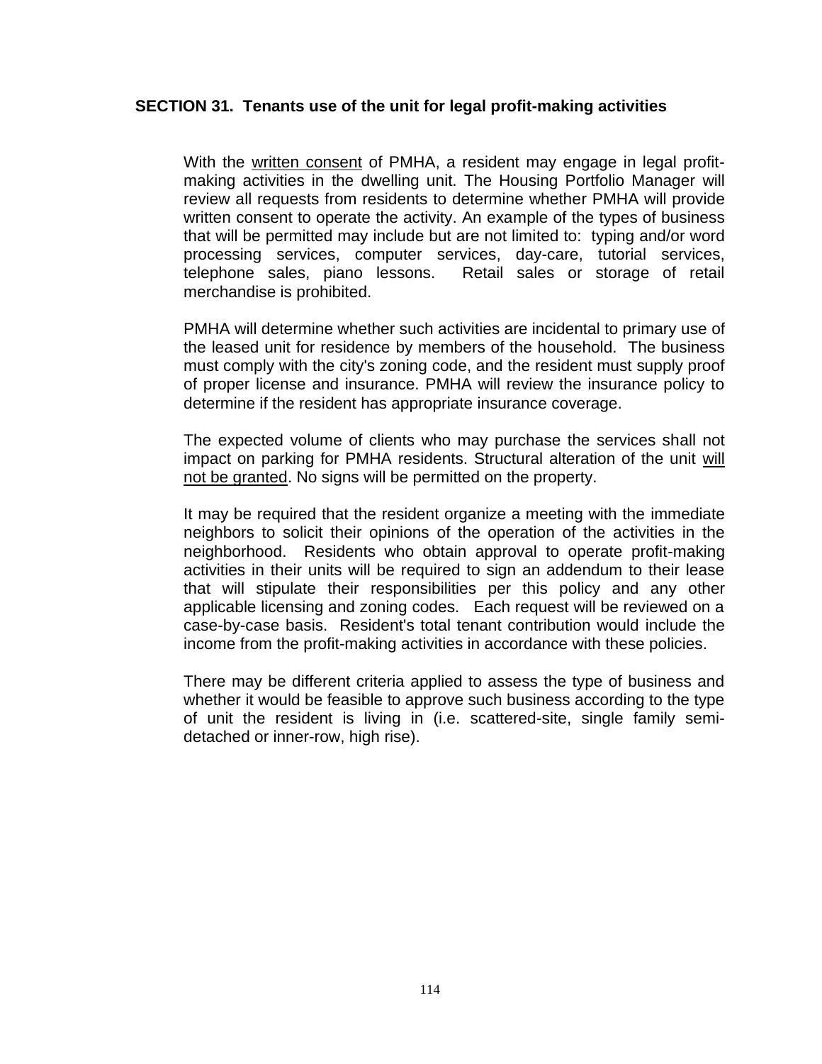## SECTION 31. Tenants use of the unit for legal profit-making activities

With the <u>written consent</u> of PMHA, a resident may engage in legal profit-making activities in the dwelling unit. The Housing Portfolio Manager will review all requests from residents to determine whether PMHA will provide written consent to operate the activity. An example of the types of business that will be permitted may include but are not limited to: typing and/or word processing services, computer services, day-care, tutorial services, telephone sales, piano lessons. Retail sales or storage of retail merchandise is prohibited.

PMHA will determine whether such activities are incidental to primary use of the leased unit for residence by members of the household. The business must comply with the city's zoning code, and the resident must supply proof of proper license and insurance. PMHA will review the insurance policy to determine if the resident has appropriate insurance coverage.

The expected volume of clients who may purchase the services shall not impact on parking for PMHA residents. Structural alteration of the unit <u>will not be granted</u>. No signs will be permitted on the property.

It may be required that the resident organize a meeting with the immediate neighbors to solicit their opinions of the operation of the activities in the neighborhood. Residents who obtain approval to operate profit-making activities in their units will be required to sign an addendum to their lease that will stipulate their responsibilities per this policy and any other applicable licensing and zoning codes. Each request will be reviewed on a case-by-case basis. Resident's total tenant contribution would include the income from the profit-making activities in accordance with these policies.

There may be different criteria applied to assess the type of business and whether it would be feasible to approve such business according to the type of unit the resident is living in (i.e. scattered-site, single family semi-detached or inner-row, high rise).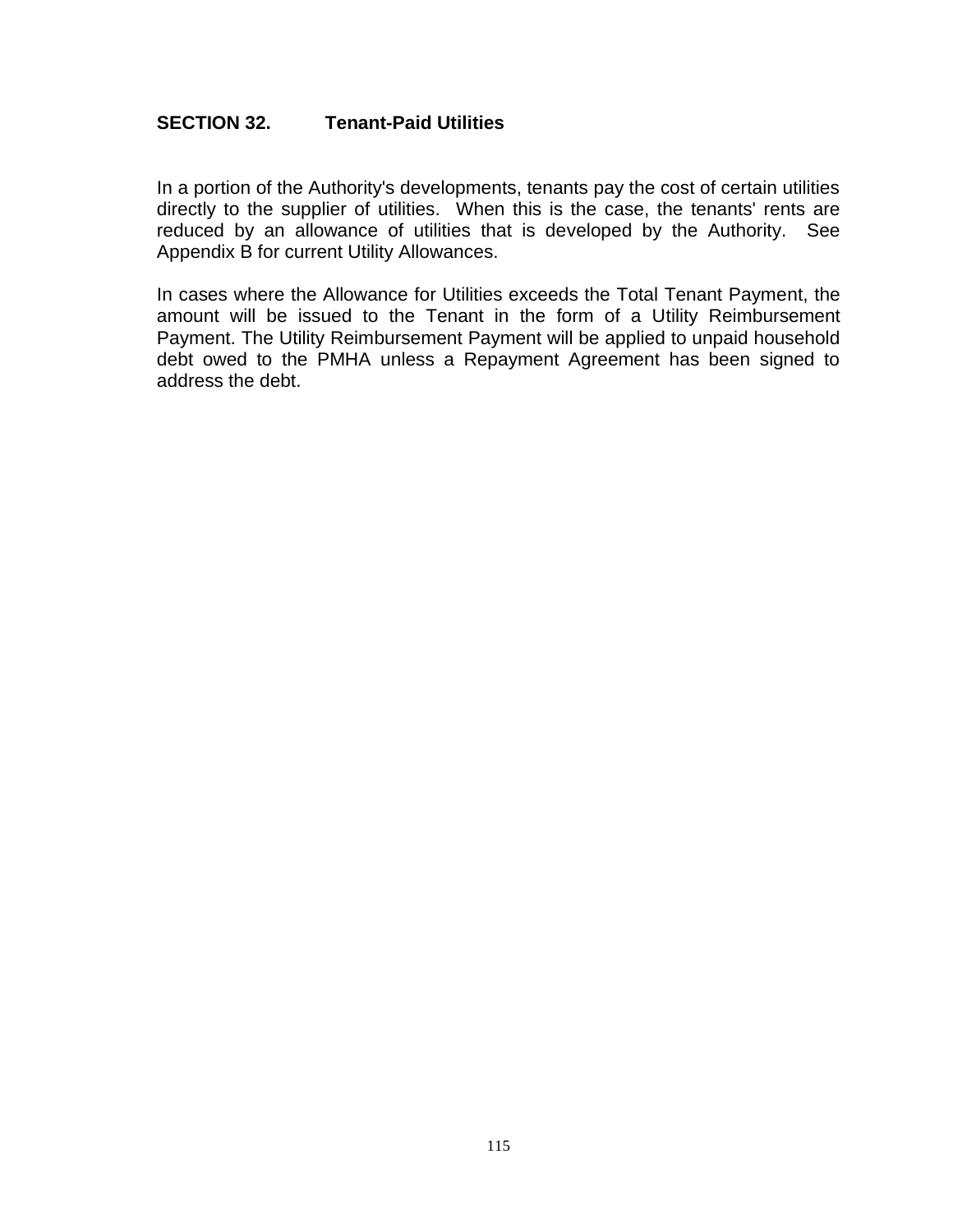## SECTION 32. Tenant-Paid Utilities

In a portion of the Authority's developments, tenants pay the cost of certain utilities directly to the supplier of utilities. When this is the case, the tenants' rents are reduced by an allowance of utilities that is developed by the Authority. See Appendix B for current Utility Allowances.

In cases where the Allowance for Utilities exceeds the Total Tenant Payment, the amount will be issued to the Tenant in the form of a Utility Reimbursement Payment. The Utility Reimbursement Payment will be applied to unpaid household debt owed to the PMHA unless a Repayment Agreement has been signed to address the debt.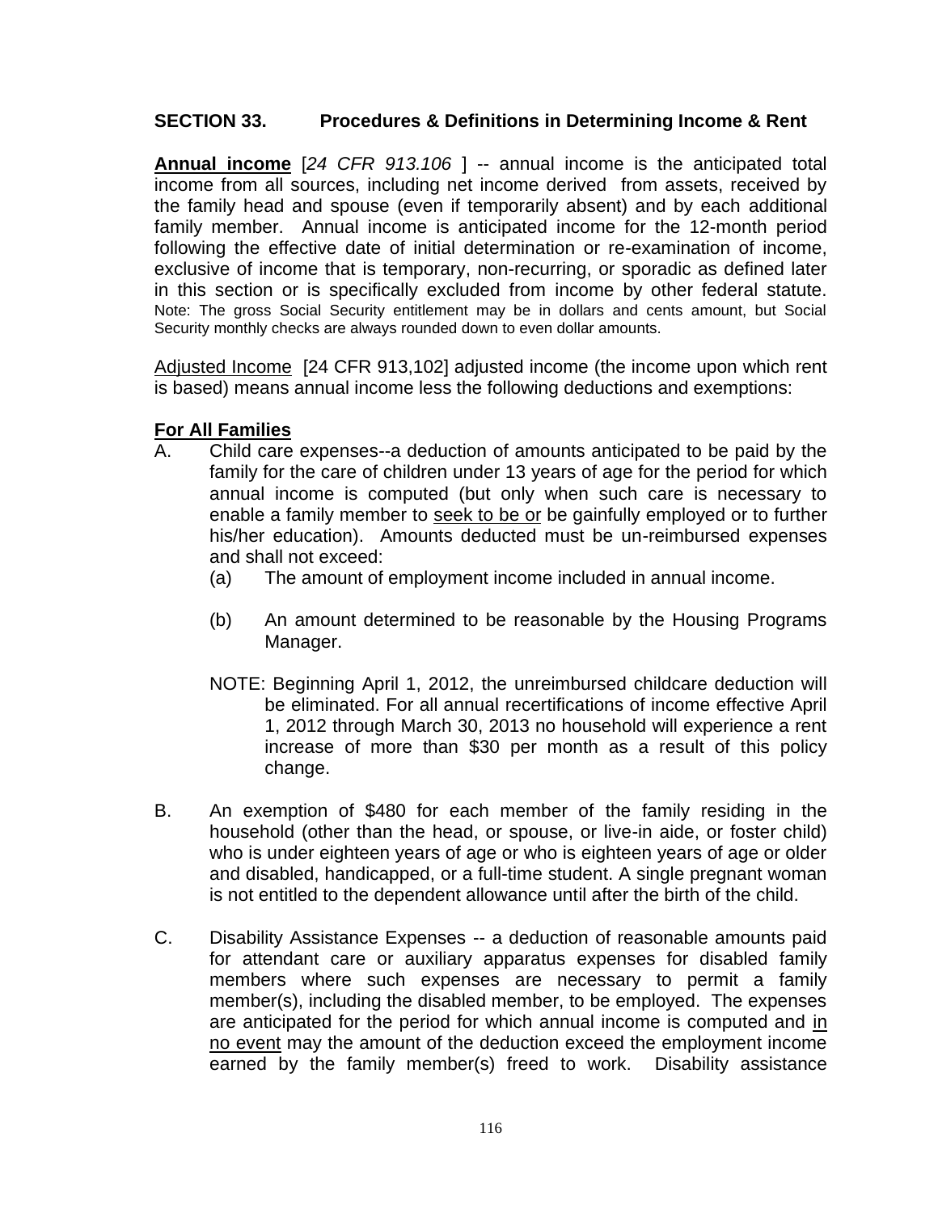## SECTION 33. Procedures & Definitions in Determining Income & Rent

**Annual income** [*24 CFR 913.106* ] -- annual income is the anticipated total income from all sources, including net income derived from assets, received by the family head and spouse (even if temporarily absent) and by each additional family member. Annual income is anticipated income for the 12-month period following the effective date of initial determination or re-examination of income, exclusive of income that is temporary, non-recurring, or sporadic as defined later in this section or is specifically excluded from income by other federal statute. Note: The gross Social Security entitlement may be in dollars and cents amount, but Social Security monthly checks are always rounded down to even dollar amounts.

Adjusted Income [24 CFR 913,102] adjusted income (the income upon which rent is based) means annual income less the following deductions and exemptions:

**For All Families**

A. Child care expenses--a deduction of amounts anticipated to be paid by the family for the care of children under 13 years of age for the period for which annual income is computed (but only when such care is necessary to enable a family member to seek to be or be gainfully employed or to further his/her education). Amounts deducted must be un-reimbursed expenses and shall not exceed:

   (a) The amount of employment income included in annual income.

   (b) An amount determined to be reasonable by the Housing Programs Manager.

   NOTE: Beginning April 1, 2012, the unreimbursed childcare deduction will be eliminated. For all annual recertifications of income effective April 1, 2012 through March 30, 2013 no household will experience a rent increase of more than $30 per month as a result of this policy change.

B. An exemption of $480 for each member of the family residing in the household (other than the head, or spouse, or live-in aide, or foster child) who is under eighteen years of age or who is eighteen years of age or older and disabled, handicapped, or a full-time student. A single pregnant woman is not entitled to the dependent allowance until after the birth of the child.

C. Disability Assistance Expenses -- a deduction of reasonable amounts paid for attendant care or auxiliary apparatus expenses for disabled family members where such expenses are necessary to permit a family member(s), including the disabled member, to be employed. The expenses are anticipated for the period for which annual income is computed and in no event may the amount of the deduction exceed the employment income earned by the family member(s) freed to work. Disability assistance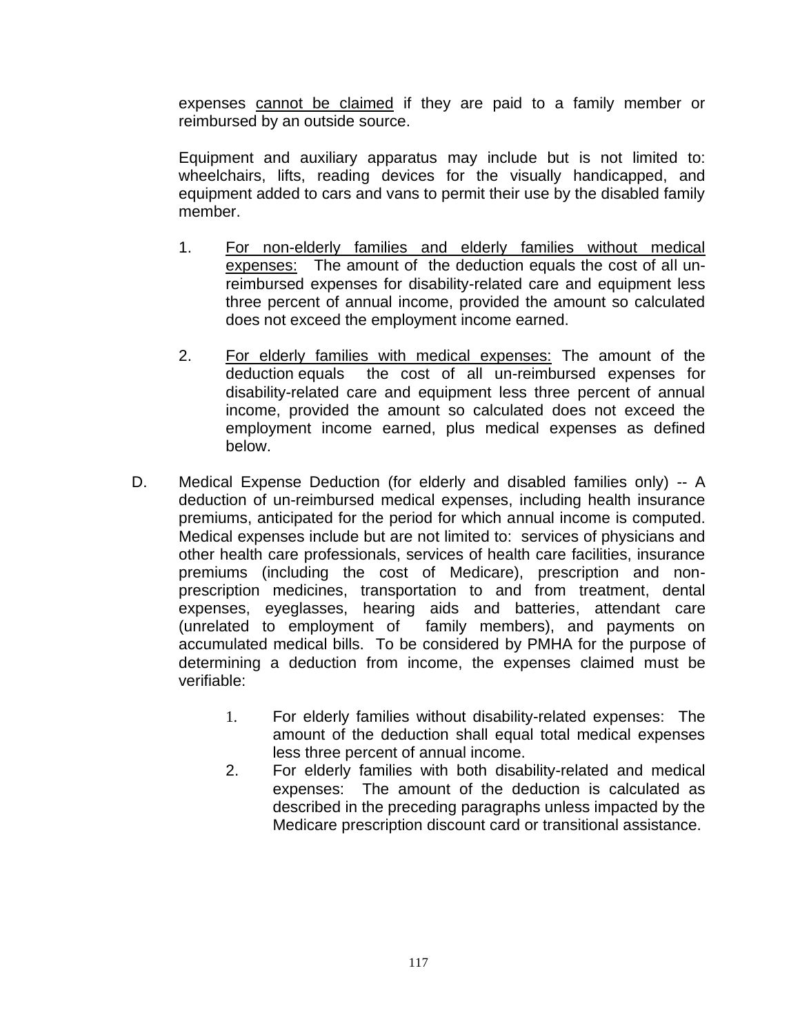expenses <u>cannot be claimed</u> if they are paid to a family member or reimbursed by an outside source.

Equipment and auxiliary apparatus may include but is not limited to: wheelchairs, lifts, reading devices for the visually handicapped, and equipment added to cars and vans to permit their use by the disabled family member.

1. <u>For non-elderly families and elderly families without medical expenses:</u> The amount of the deduction equals the cost of all un-reimbursed expenses for disability-related care and equipment less three percent of annual income, provided the amount so calculated does not exceed the employment income earned.

2. <u>For elderly families with medical expenses:</u> The amount of the deduction equals the cost of all un-reimbursed expenses for disability-related care and equipment less three percent of annual income, provided the amount so calculated does not exceed the employment income earned, plus medical expenses as defined below.

D. Medical Expense Deduction (for elderly and disabled families only) -- A deduction of un-reimbursed medical expenses, including health insurance premiums, anticipated for the period for which annual income is computed. Medical expenses include but are not limited to: services of physicians and other health care professionals, services of health care facilities, insurance premiums (including the cost of Medicare), prescription and non-prescription medicines, transportation to and from treatment, dental expenses, eyeglasses, hearing aids and batteries, attendant care (unrelated to employment of family members), and payments on accumulated medical bills. To be considered by PMHA for the purpose of determining a deduction from income, the expenses claimed must be verifiable:

    1. For elderly families without disability-related expenses: The amount of the deduction shall equal total medical expenses less three percent of annual income.
    2. For elderly families with both disability-related and medical expenses: The amount of the deduction is calculated as described in the preceding paragraphs unless impacted by the Medicare prescription discount card or transitional assistance.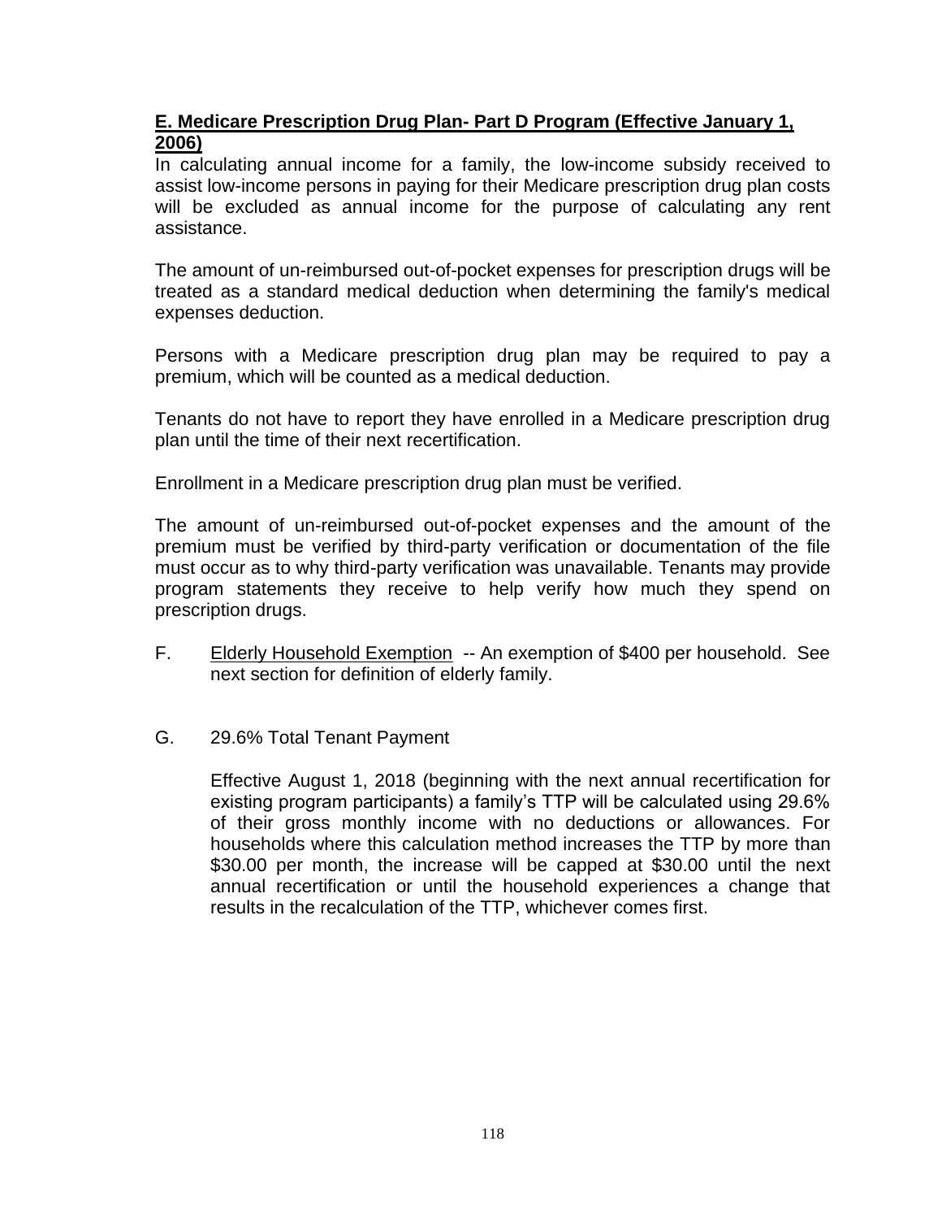**E. Medicare Prescription Drug Plan- Part D Program (Effective January 1, 2006)**

In calculating annual income for a family, the low-income subsidy received to assist low-income persons in paying for their Medicare prescription drug plan costs will be excluded as annual income for the purpose of calculating any rent assistance.

The amount of un-reimbursed out-of-pocket expenses for prescription drugs will be treated as a standard medical deduction when determining the family's medical expenses deduction.

Persons with a Medicare prescription drug plan may be required to pay a premium, which will be counted as a medical deduction.

Tenants do not have to report they have enrolled in a Medicare prescription drug plan until the time of their next recertification.

Enrollment in a Medicare prescription drug plan must be verified.

The amount of un-reimbursed out-of-pocket expenses and the amount of the premium must be verified by third-party verification or documentation of the file must occur as to why third-party verification was unavailable. Tenants may provide program statements they receive to help verify how much they spend on prescription drugs.

F. Elderly Household Exemption -- An exemption of $400 per household. See next section for definition of elderly family.

G. 29.6% Total Tenant Payment

Effective August 1, 2018 (beginning with the next annual recertification for existing program participants) a family's TTP will be calculated using 29.6% of their gross monthly income with no deductions or allowances. For households where this calculation method increases the TTP by more than $30.00 per month, the increase will be capped at $30.00 until the next annual recertification or until the household experiences a change that results in the recalculation of the TTP, whichever comes first.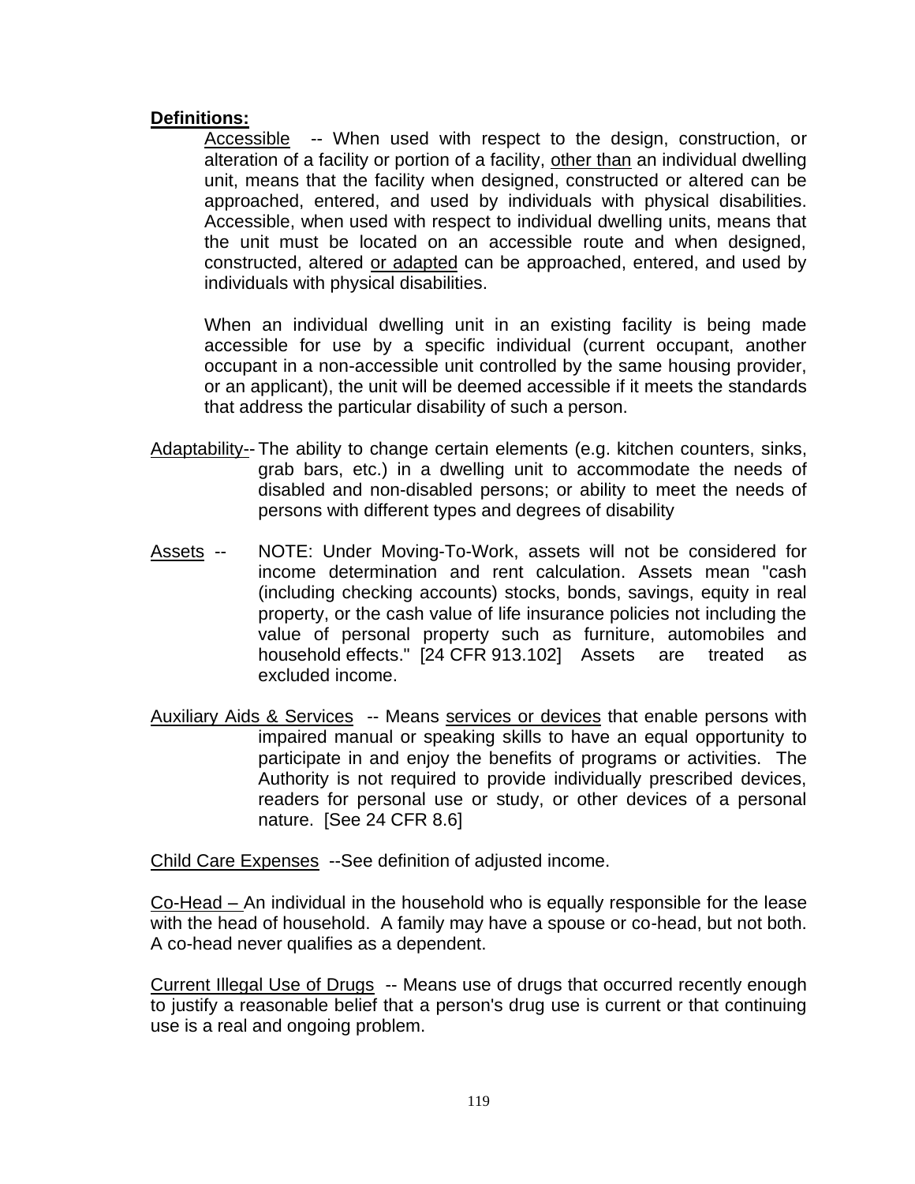**Definitions:**

Accessible -- When used with respect to the design, construction, or alteration of a facility or portion of a facility, other than an individual dwelling unit, means that the facility when designed, constructed or altered can be approached, entered, and used by individuals with physical disabilities. Accessible, when used with respect to individual dwelling units, means that the unit must be located on an accessible route and when designed, constructed, altered or adapted can be approached, entered, and used by individuals with physical disabilities.

When an individual dwelling unit in an existing facility is being made accessible for use by a specific individual (current occupant, another occupant in a non-accessible unit controlled by the same housing provider, or an applicant), the unit will be deemed accessible if it meets the standards that address the particular disability of such a person.

Adaptability-- The ability to change certain elements (e.g. kitchen counters, sinks, grab bars, etc.) in a dwelling unit to accommodate the needs of disabled and non-disabled persons; or ability to meet the needs of persons with different types and degrees of disability

Assets -- NOTE: Under Moving-To-Work, assets will not be considered for income determination and rent calculation. Assets mean "cash (including checking accounts) stocks, bonds, savings, equity in real property, or the cash value of life insurance policies not including the value of personal property such as furniture, automobiles and household effects." [24 CFR 913.102] Assets are treated as excluded income.

Auxiliary Aids & Services -- Means services or devices that enable persons with impaired manual or speaking skills to have an equal opportunity to participate in and enjoy the benefits of programs or activities. The Authority is not required to provide individually prescribed devices, readers for personal use or study, or other devices of a personal nature. [See 24 CFR 8.6]

Child Care Expenses --See definition of adjusted income.

Co-Head – An individual in the household who is equally responsible for the lease with the head of household. A family may have a spouse or co-head, but not both. A co-head never qualifies as a dependent.

Current Illegal Use of Drugs -- Means use of drugs that occurred recently enough to justify a reasonable belief that a person's drug use is current or that continuing use is a real and ongoing problem.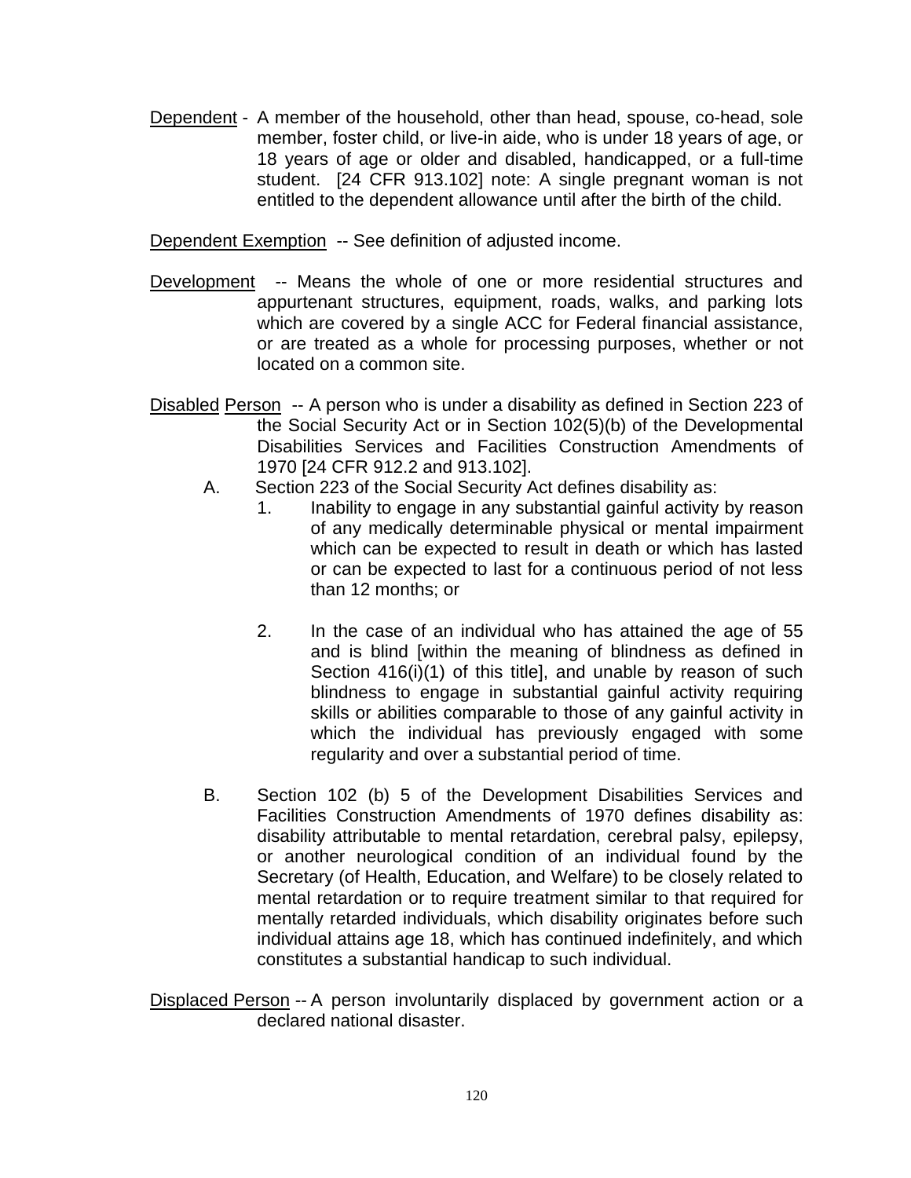Dependent - A member of the household, other than head, spouse, co-head, sole member, foster child, or live-in aide, who is under 18 years of age, or 18 years of age or older and disabled, handicapped, or a full-time student. [24 CFR 913.102] note: A single pregnant woman is not entitled to the dependent allowance until after the birth of the child.

Dependent Exemption -- See definition of adjusted income.

Development -- Means the whole of one or more residential structures and appurtenant structures, equipment, roads, walks, and parking lots which are covered by a single ACC for Federal financial assistance, or are treated as a whole for processing purposes, whether or not located on a common site.

Disabled Person -- A person who is under a disability as defined in Section 223 of the Social Security Act or in Section 102(5)(b) of the Developmental Disabilities Services and Facilities Construction Amendments of 1970 [24 CFR 912.2 and 913.102].

A. Section 223 of the Social Security Act defines disability as:

  1. Inability to engage in any substantial gainful activity by reason of any medically determinable physical or mental impairment which can be expected to result in death or which has lasted or can be expected to last for a continuous period of not less than 12 months; or

  2. In the case of an individual who has attained the age of 55 and is blind [within the meaning of blindness as defined in Section 416(i)(1) of this title], and unable by reason of such blindness to engage in substantial gainful activity requiring skills or abilities comparable to those of any gainful activity in which the individual has previously engaged with some regularity and over a substantial period of time.

B. Section 102 (b) 5 of the Development Disabilities Services and Facilities Construction Amendments of 1970 defines disability as: disability attributable to mental retardation, cerebral palsy, epilepsy, or another neurological condition of an individual found by the Secretary (of Health, Education, and Welfare) to be closely related to mental retardation or to require treatment similar to that required for mentally retarded individuals, which disability originates before such individual attains age 18, which has continued indefinitely, and which constitutes a substantial handicap to such individual.

Displaced Person -- A person involuntarily displaced by government action or a declared national disaster.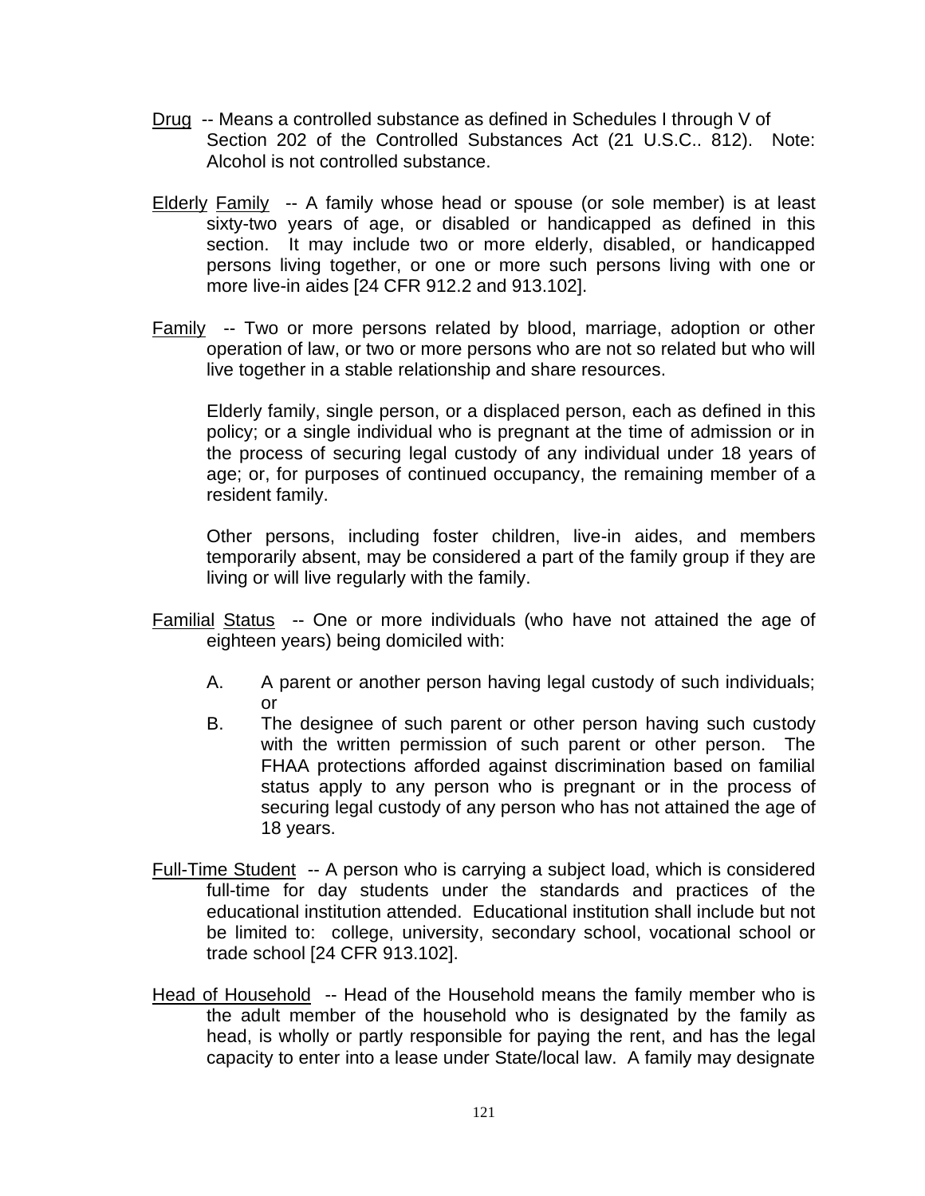<u>Drug</u> -- Means a controlled substance as defined in Schedules I through V of Section 202 of the Controlled Substances Act (21 U.S.C.. 812). Note: Alcohol is not controlled substance.

<u>Elderly Family</u> -- A family whose head or spouse (or sole member) is at least sixty-two years of age, or disabled or handicapped as defined in this section. It may include two or more elderly, disabled, or handicapped persons living together, or one or more such persons living with one or more live-in aides [24 CFR 912.2 and 913.102].

<u>Family</u> -- Two or more persons related by blood, marriage, adoption or other operation of law, or two or more persons who are not so related but who will live together in a stable relationship and share resources.

Elderly family, single person, or a displaced person, each as defined in this policy; or a single individual who is pregnant at the time of admission or in the process of securing legal custody of any individual under 18 years of age; or, for purposes of continued occupancy, the remaining member of a resident family.

Other persons, including foster children, live-in aides, and members temporarily absent, may be considered a part of the family group if they are living or will live regularly with the family.

<u>Familial Status</u> -- One or more individuals (who have not attained the age of eighteen years) being domiciled with:

A. A parent or another person having legal custody of such individuals; or

B. The designee of such parent or other person having such custody with the written permission of such parent or other person. The FHAA protections afforded against discrimination based on familial status apply to any person who is pregnant or in the process of securing legal custody of any person who has not attained the age of 18 years.

<u>Full-Time Student</u> -- A person who is carrying a subject load, which is considered full-time for day students under the standards and practices of the educational institution attended. Educational institution shall include but not be limited to: college, university, secondary school, vocational school or trade school [24 CFR 913.102].

<u>Head of Household</u> -- Head of the Household means the family member who is the adult member of the household who is designated by the family as head, is wholly or partly responsible for paying the rent, and has the legal capacity to enter into a lease under State/local law. A family may designate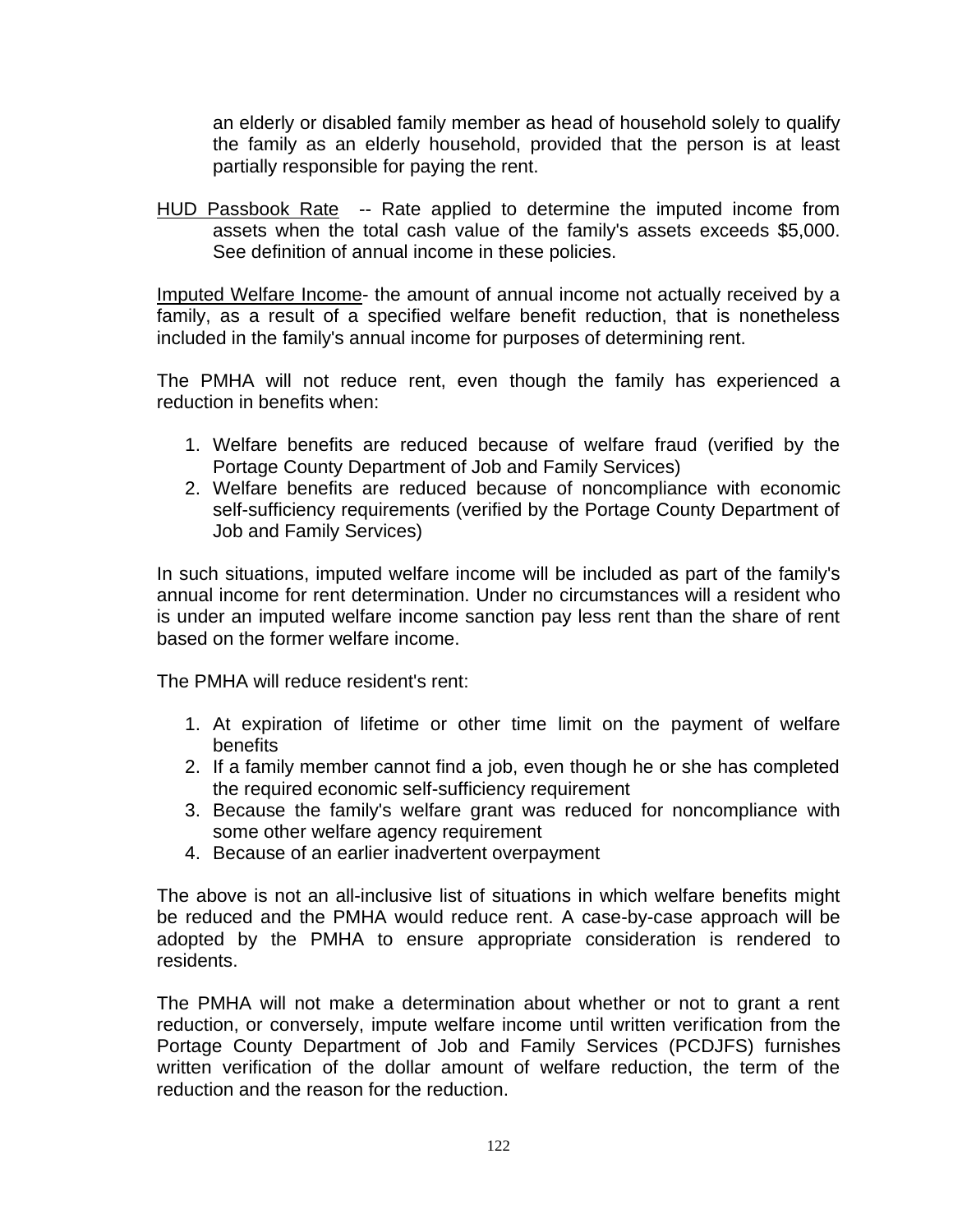an elderly or disabled family member as head of household solely to qualify the family as an elderly household, provided that the person is at least partially responsible for paying the rent.

HUD Passbook Rate -- Rate applied to determine the imputed income from assets when the total cash value of the family's assets exceeds $5,000. See definition of annual income in these policies.

Imputed Welfare Income- the amount of annual income not actually received by a family, as a result of a specified welfare benefit reduction, that is nonetheless included in the family's annual income for purposes of determining rent.

The PMHA will not reduce rent, even though the family has experienced a reduction in benefits when:

1. Welfare benefits are reduced because of welfare fraud (verified by the Portage County Department of Job and Family Services)
2. Welfare benefits are reduced because of noncompliance with economic self-sufficiency requirements (verified by the Portage County Department of Job and Family Services)

In such situations, imputed welfare income will be included as part of the family's annual income for rent determination. Under no circumstances will a resident who is under an imputed welfare income sanction pay less rent than the share of rent based on the former welfare income.

The PMHA will reduce resident's rent:

1. At expiration of lifetime or other time limit on the payment of welfare benefits
2. If a family member cannot find a job, even though he or she has completed the required economic self-sufficiency requirement
3. Because the family's welfare grant was reduced for noncompliance with some other welfare agency requirement
4. Because of an earlier inadvertent overpayment

The above is not an all-inclusive list of situations in which welfare benefits might be reduced and the PMHA would reduce rent. A case-by-case approach will be adopted by the PMHA to ensure appropriate consideration is rendered to residents.

The PMHA will not make a determination about whether or not to grant a rent reduction, or conversely, impute welfare income until written verification from the Portage County Department of Job and Family Services (PCDJFS) furnishes written verification of the dollar amount of welfare reduction, the term of the reduction and the reason for the reduction.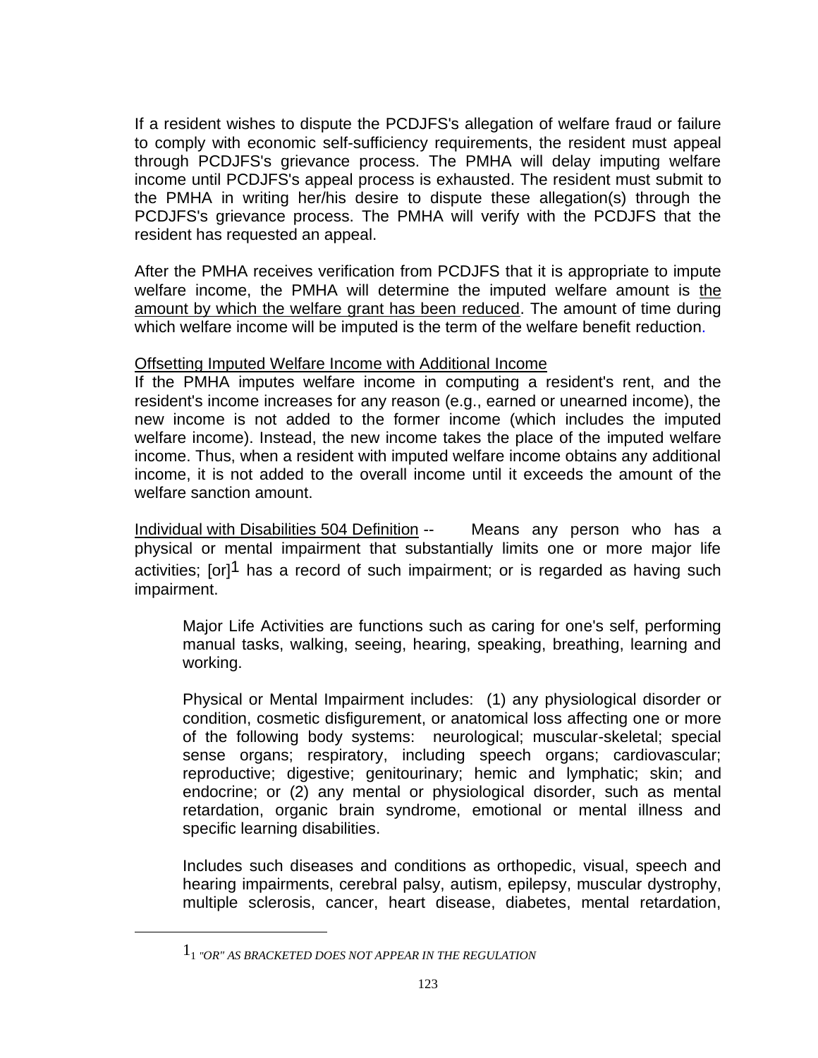If a resident wishes to dispute the PCDJFS's allegation of welfare fraud or failure to comply with economic self-sufficiency requirements, the resident must appeal through PCDJFS's grievance process. The PMHA will delay imputing welfare income until PCDJFS's appeal process is exhausted. The resident must submit to the PMHA in writing her/his desire to dispute these allegation(s) through the PCDJFS's grievance process. The PMHA will verify with the PCDJFS that the resident has requested an appeal.

After the PMHA receives verification from PCDJFS that it is appropriate to impute welfare income, the PMHA will determine the imputed welfare amount is <u>the amount by which the welfare grant has been reduced</u>. The amount of time during which welfare income will be imputed is the term of the welfare benefit reduction.

<u>Offsetting Imputed Welfare Income with Additional Income</u>

If the PMHA imputes welfare income in computing a resident's rent, and the resident's income increases for any reason (e.g., earned or unearned income), the new income is not added to the former income (which includes the imputed welfare income). Instead, the new income takes the place of the imputed welfare income. Thus, when a resident with imputed welfare income obtains any additional income, it is not added to the overall income until it exceeds the amount of the welfare sanction amount.

<u>Individual with Disabilities 504 Definition</u> -- Means any person who has a physical or mental impairment that substantially limits one or more major life activities; [or][1] has a record of such impairment; or is regarded as having such impairment.

> Major Life Activities are functions such as caring for one's self, performing manual tasks, walking, seeing, hearing, speaking, breathing, learning and working.
>
> Physical or Mental Impairment includes: (1) any physiological disorder or condition, cosmetic disfigurement, or anatomical loss affecting one or more of the following body systems: neurological; muscular-skeletal; special sense organs; respiratory, including speech organs; cardiovascular; reproductive; digestive; genitourinary; hemic and lymphatic; skin; and endocrine; or (2) any mental or physiological disorder, such as mental retardation, organic brain syndrome, emotional or mental illness and specific learning disabilities.
>
> Includes such diseases and conditions as orthopedic, visual, speech and hearing impairments, cerebral palsy, autism, epilepsy, muscular dystrophy, multiple sclerosis, cancer, heart disease, diabetes, mental retardation,

---

[1] *"OR" AS BRACKETED DOES NOT APPEAR IN THE REGULATION*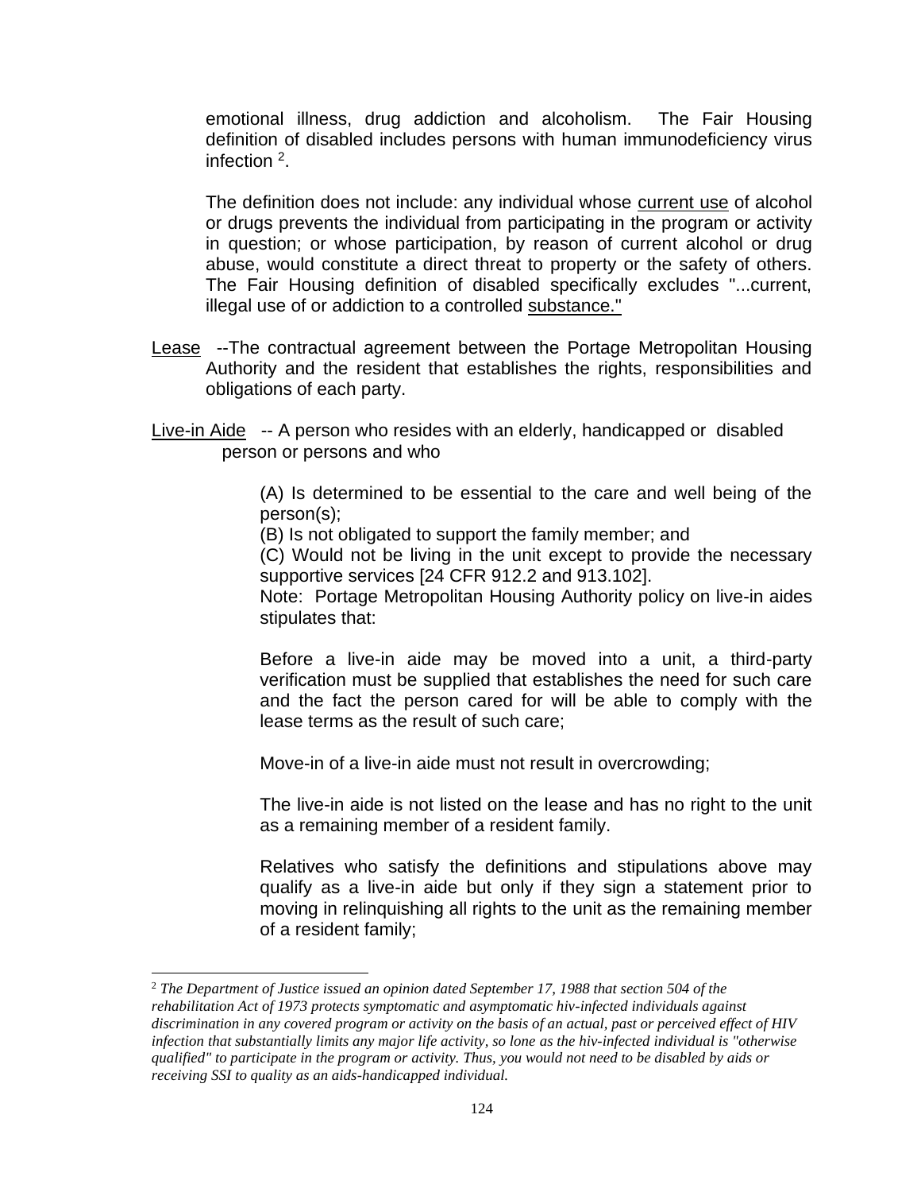emotional illness, drug addiction and alcoholism. The Fair Housing definition of disabled includes persons with human immunodeficiency virus infection [2].

The definition does not include: any individual whose <u>current use</u> of alcohol or drugs prevents the individual from participating in the program or activity in question; or whose participation, by reason of current alcohol or drug abuse, would constitute a direct threat to property or the safety of others. The Fair Housing definition of disabled specifically excludes "...current, illegal use of or addiction to a controlled <u>substance."</u>

<u>Lease</u> --The contractual agreement between the Portage Metropolitan Housing Authority and the resident that establishes the rights, responsibilities and obligations of each party.

<u>Live-in Aide</u> -- A person who resides with an elderly, handicapped or disabled person or persons and who

(A) Is determined to be essential to the care and well being of the person(s);
(B) Is not obligated to support the family member; and
(C) Would not be living in the unit except to provide the necessary supportive services [24 CFR 912.2 and 913.102].
Note: Portage Metropolitan Housing Authority policy on live-in aides stipulates that:

Before a live-in aide may be moved into a unit, a third-party verification must be supplied that establishes the need for such care and the fact the person cared for will be able to comply with the lease terms as the result of such care;

Move-in of a live-in aide must not result in overcrowding;

The live-in aide is not listed on the lease and has no right to the unit as a remaining member of a resident family.

Relatives who satisfy the definitions and stipulations above may qualify as a live-in aide but only if they sign a statement prior to moving in relinquishing all rights to the unit as the remaining member of a resident family;

---

[2] *The Department of Justice issued an opinion dated September 17, 1988 that section 504 of the rehabilitation Act of 1973 protects symptomatic and asymptomatic hiv-infected individuals against discrimination in any covered program or activity on the basis of an actual, past or perceived effect of HIV infection that substantially limits any major life activity, so lone as the hiv-infected individual is "otherwise qualified" to participate in the program or activity. Thus, you would not need to be disabled by aids or receiving SSI to quality as an aids-handicapped individual.*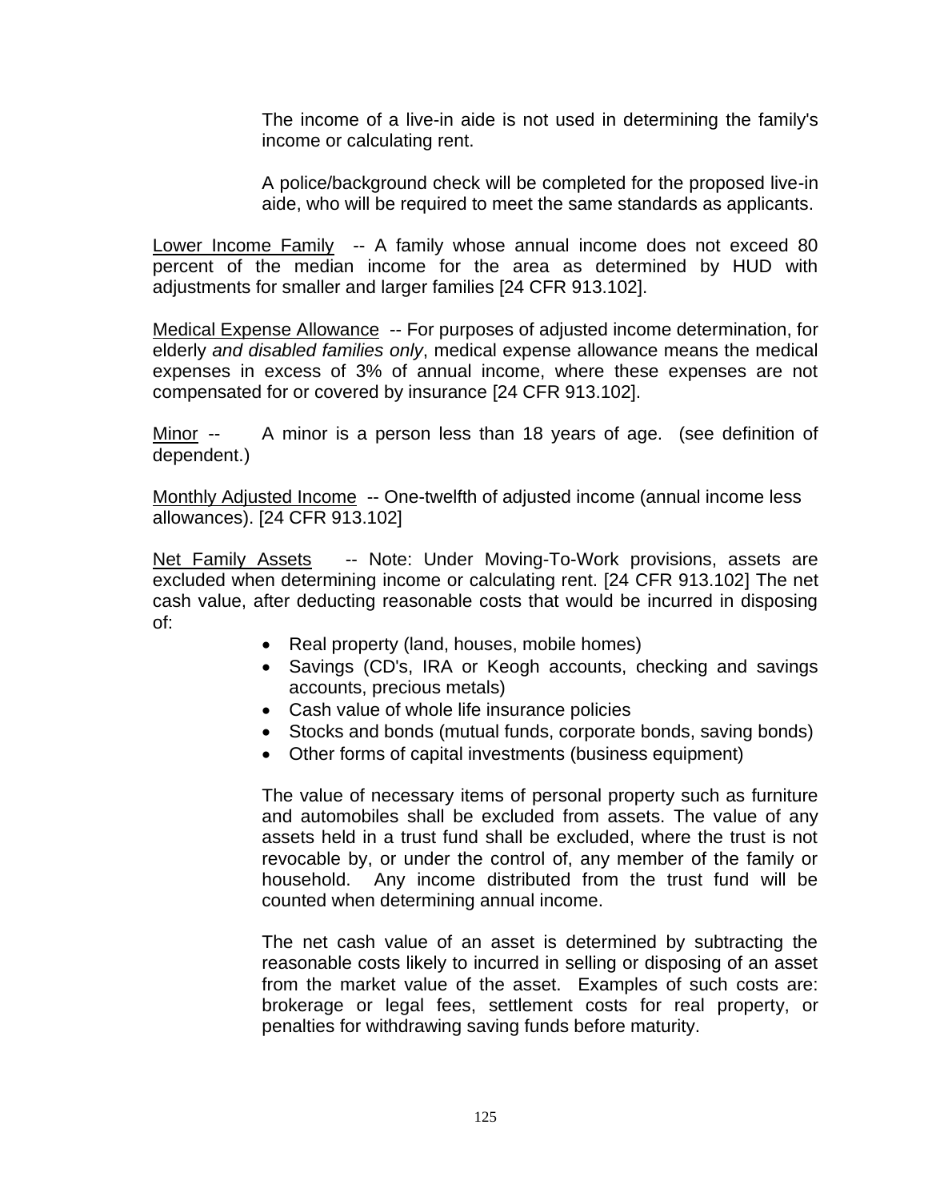The income of a live-in aide is not used in determining the family's income or calculating rent.

A police/background check will be completed for the proposed live-in aide, who will be required to meet the same standards as applicants.

<u>Lower Income Family</u> -- A family whose annual income does not exceed 80 percent of the median income for the area as determined by HUD with adjustments for smaller and larger families [24 CFR 913.102].

<u>Medical Expense Allowance</u> -- For purposes of adjusted income determination, for elderly *and disabled families only*, medical expense allowance means the medical expenses in excess of 3% of annual income, where these expenses are not compensated for or covered by insurance [24 CFR 913.102].

<u>Minor</u> -- A minor is a person less than 18 years of age. (see definition of dependent.)

<u>Monthly Adjusted Income</u> -- One-twelfth of adjusted income (annual income less allowances). [24 CFR 913.102]

<u>Net Family Assets</u> -- Note: Under Moving-To-Work provisions, assets are excluded when determining income or calculating rent. [24 CFR 913.102] The net cash value, after deducting reasonable costs that would be incurred in disposing of:

- Real property (land, houses, mobile homes)
- Savings (CD's, IRA or Keogh accounts, checking and savings accounts, precious metals)
- Cash value of whole life insurance policies
- Stocks and bonds (mutual funds, corporate bonds, saving bonds)
- Other forms of capital investments (business equipment)

The value of necessary items of personal property such as furniture and automobiles shall be excluded from assets. The value of any assets held in a trust fund shall be excluded, where the trust is not revocable by, or under the control of, any member of the family or household. Any income distributed from the trust fund will be counted when determining annual income.

The net cash value of an asset is determined by subtracting the reasonable costs likely to incurred in selling or disposing of an asset from the market value of the asset. Examples of such costs are: brokerage or legal fees, settlement costs for real property, or penalties for withdrawing saving funds before maturity.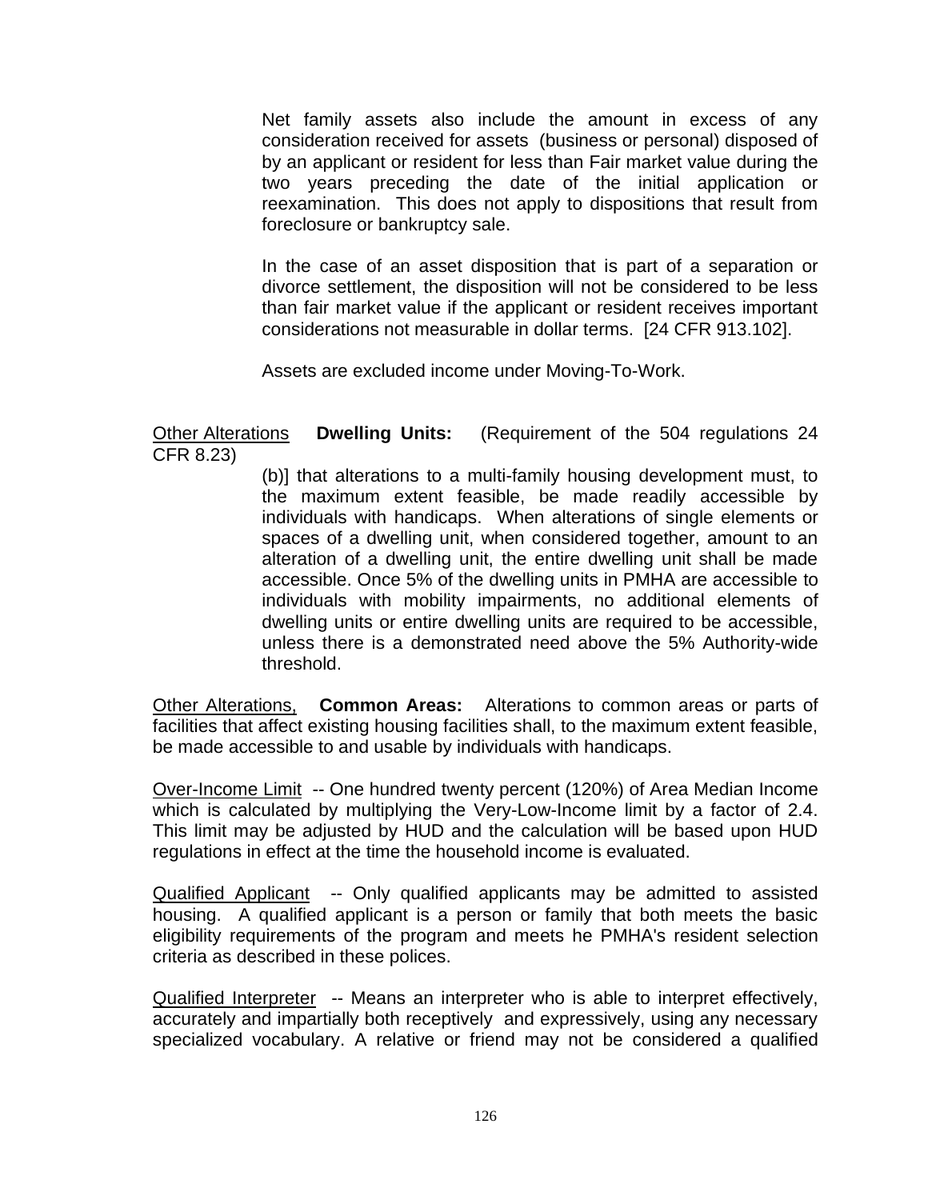Net family assets also include the amount in excess of any consideration received for assets (business or personal) disposed of by an applicant or resident for less than Fair market value during the two years preceding the date of the initial application or reexamination. This does not apply to dispositions that result from foreclosure or bankruptcy sale.

In the case of an asset disposition that is part of a separation or divorce settlement, the disposition will not be considered to be less than fair market value if the applicant or resident receives important considerations not measurable in dollar terms. [24 CFR 913.102].

Assets are excluded income under Moving-To-Work.

Other Alterations **Dwelling Units:** (Requirement of the 504 regulations 24 CFR 8.23)

(b)] that alterations to a multi-family housing development must, to the maximum extent feasible, be made readily accessible by individuals with handicaps. When alterations of single elements or spaces of a dwelling unit, when considered together, amount to an alteration of a dwelling unit, the entire dwelling unit shall be made accessible. Once 5% of the dwelling units in PMHA are accessible to individuals with mobility impairments, no additional elements of dwelling units or entire dwelling units are required to be accessible, unless there is a demonstrated need above the 5% Authority-wide threshold.

Other Alterations, **Common Areas:** Alterations to common areas or parts of facilities that affect existing housing facilities shall, to the maximum extent feasible, be made accessible to and usable by individuals with handicaps.

Over-Income Limit -- One hundred twenty percent (120%) of Area Median Income which is calculated by multiplying the Very-Low-Income limit by a factor of 2.4. This limit may be adjusted by HUD and the calculation will be based upon HUD regulations in effect at the time the household income is evaluated.

Qualified Applicant -- Only qualified applicants may be admitted to assisted housing. A qualified applicant is a person or family that both meets the basic eligibility requirements of the program and meets he PMHA's resident selection criteria as described in these polices.

Qualified Interpreter -- Means an interpreter who is able to interpret effectively, accurately and impartially both receptively and expressively, using any necessary specialized vocabulary. A relative or friend may not be considered a qualified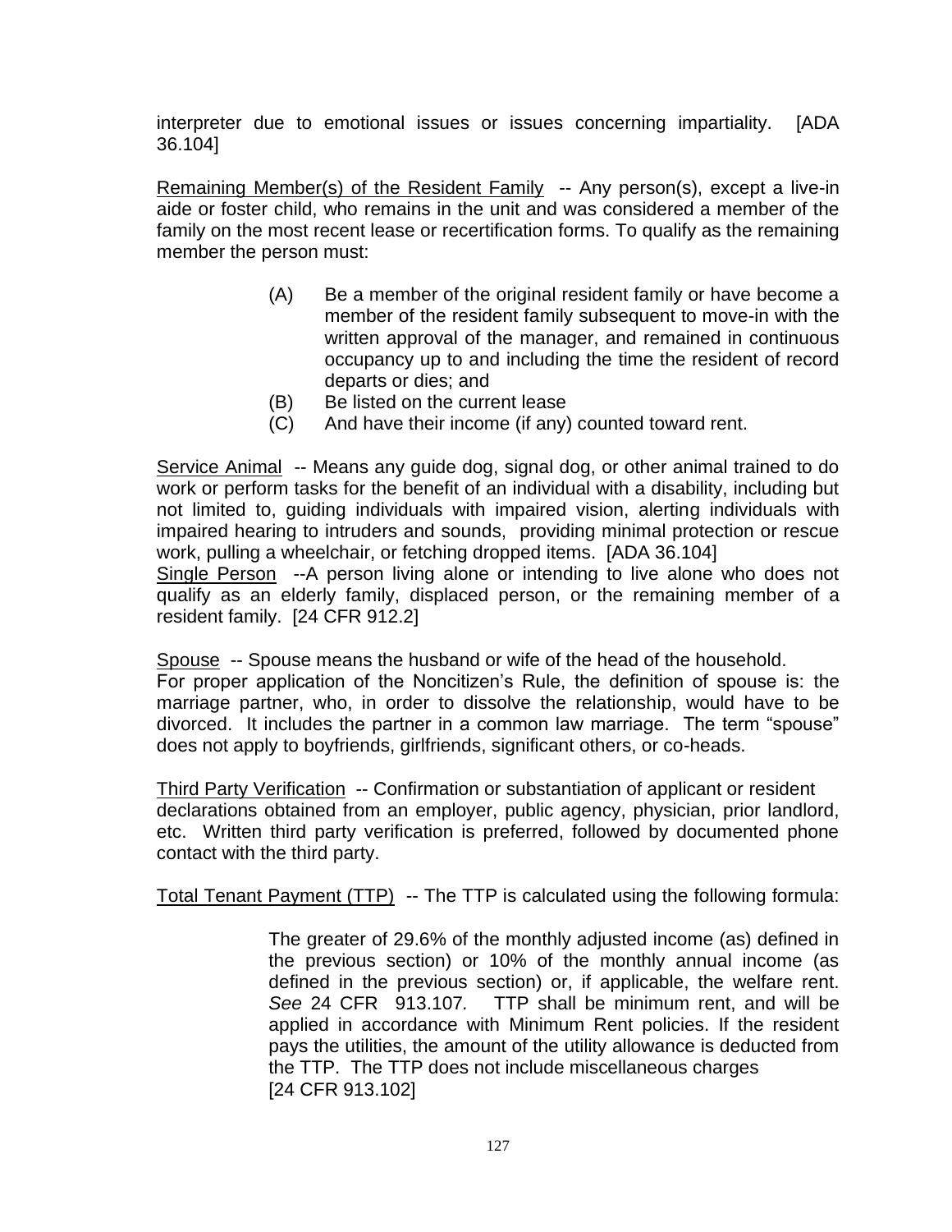interpreter due to emotional issues or issues concerning impartiality. [ADA 36.104]

Remaining Member(s) of the Resident Family -- Any person(s), except a live-in aide or foster child, who remains in the unit and was considered a member of the family on the most recent lease or recertification forms. To qualify as the remaining member the person must:

(A) Be a member of the original resident family or have become a member of the resident family subsequent to move-in with the written approval of the manager, and remained in continuous occupancy up to and including the time the resident of record departs or dies; and
(B) Be listed on the current lease
(C) And have their income (if any) counted toward rent.

Service Animal -- Means any guide dog, signal dog, or other animal trained to do work or perform tasks for the benefit of an individual with a disability, including but not limited to, guiding individuals with impaired vision, alerting individuals with impaired hearing to intruders and sounds, providing minimal protection or rescue work, pulling a wheelchair, or fetching dropped items. [ADA 36.104]

Single Person --A person living alone or intending to live alone who does not qualify as an elderly family, displaced person, or the remaining member of a resident family. [24 CFR 912.2]

Spouse -- Spouse means the husband or wife of the head of the household.
For proper application of the Noncitizen's Rule, the definition of spouse is: the marriage partner, who, in order to dissolve the relationship, would have to be divorced. It includes the partner in a common law marriage. The term "spouse" does not apply to boyfriends, girlfriends, significant others, or co-heads.

Third Party Verification -- Confirmation or substantiation of applicant or resident declarations obtained from an employer, public agency, physician, prior landlord, etc. Written third party verification is preferred, followed by documented phone contact with the third party.

Total Tenant Payment (TTP) -- The TTP is calculated using the following formula:

> The greater of 29.6% of the monthly adjusted income (as) defined in the previous section) or 10% of the monthly annual income (as defined in the previous section) or, if applicable, the welfare rent. *See* 24 CFR 913.107*.* TTP shall be minimum rent, and will be applied in accordance with Minimum Rent policies. If the resident pays the utilities, the amount of the utility allowance is deducted from the TTP. The TTP does not include miscellaneous charges [24 CFR 913.102]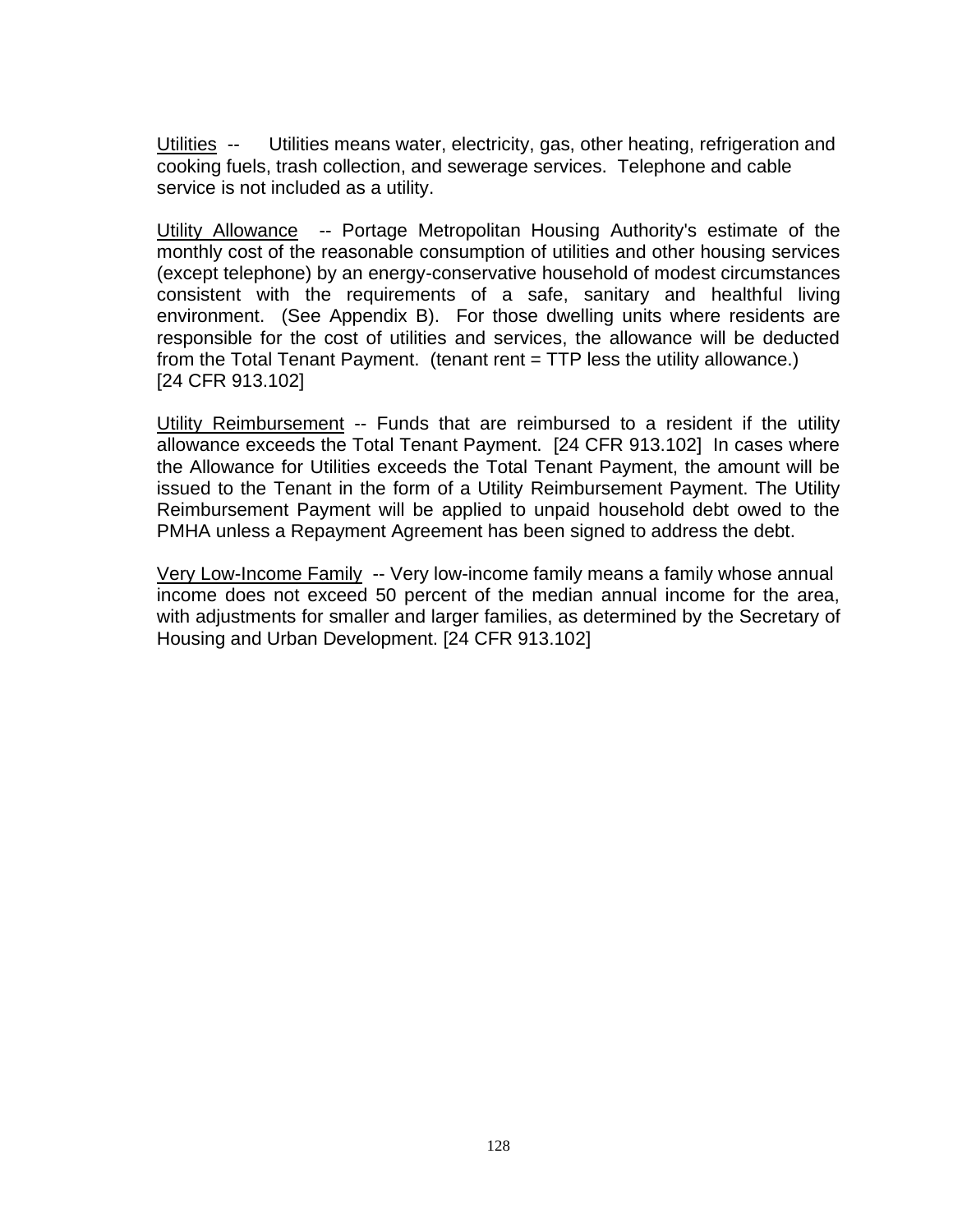Utilities -- Utilities means water, electricity, gas, other heating, refrigeration and cooking fuels, trash collection, and sewerage services. Telephone and cable service is not included as a utility.

Utility Allowance -- Portage Metropolitan Housing Authority's estimate of the monthly cost of the reasonable consumption of utilities and other housing services (except telephone) by an energy-conservative household of modest circumstances consistent with the requirements of a safe, sanitary and healthful living environment. (See Appendix B). For those dwelling units where residents are responsible for the cost of utilities and services, the allowance will be deducted from the Total Tenant Payment. (tenant rent = TTP less the utility allowance.) [24 CFR 913.102]

Utility Reimbursement -- Funds that are reimbursed to a resident if the utility allowance exceeds the Total Tenant Payment. [24 CFR 913.102] In cases where the Allowance for Utilities exceeds the Total Tenant Payment, the amount will be issued to the Tenant in the form of a Utility Reimbursement Payment. The Utility Reimbursement Payment will be applied to unpaid household debt owed to the PMHA unless a Repayment Agreement has been signed to address the debt.

Very Low-Income Family -- Very low-income family means a family whose annual income does not exceed 50 percent of the median annual income for the area, with adjustments for smaller and larger families, as determined by the Secretary of Housing and Urban Development. [24 CFR 913.102]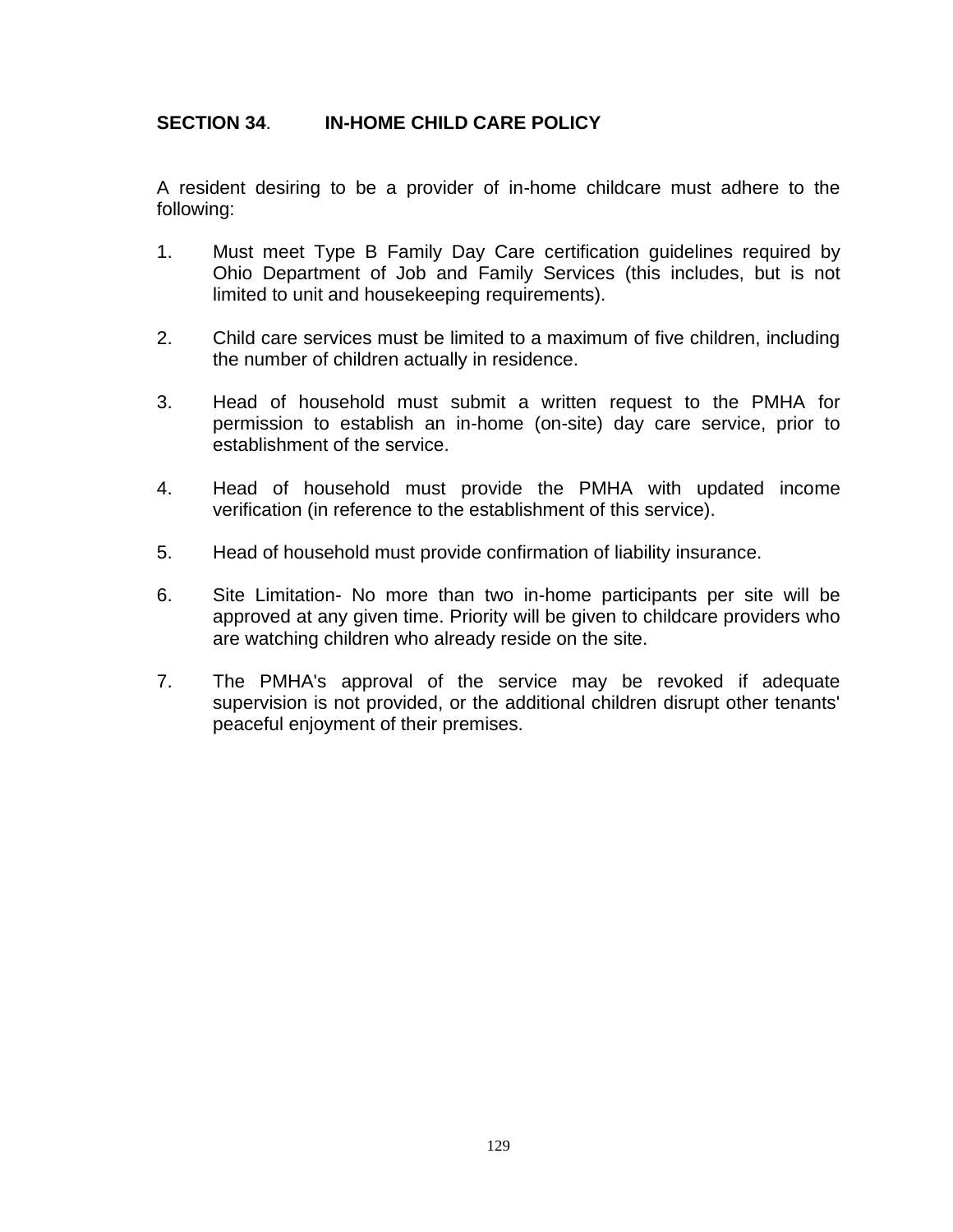## SECTION 34. IN-HOME CHILD CARE POLICY

A resident desiring to be a provider of in-home childcare must adhere to the following:

1. Must meet Type B Family Day Care certification guidelines required by Ohio Department of Job and Family Services (this includes, but is not limited to unit and housekeeping requirements).

2. Child care services must be limited to a maximum of five children, including the number of children actually in residence.

3. Head of household must submit a written request to the PMHA for permission to establish an in-home (on-site) day care service, prior to establishment of the service.

4. Head of household must provide the PMHA with updated income verification (in reference to the establishment of this service).

5. Head of household must provide confirmation of liability insurance.

6. Site Limitation- No more than two in-home participants per site will be approved at any given time. Priority will be given to childcare providers who are watching children who already reside on the site.

7. The PMHA's approval of the service may be revoked if adequate supervision is not provided, or the additional children disrupt other tenants' peaceful enjoyment of their premises.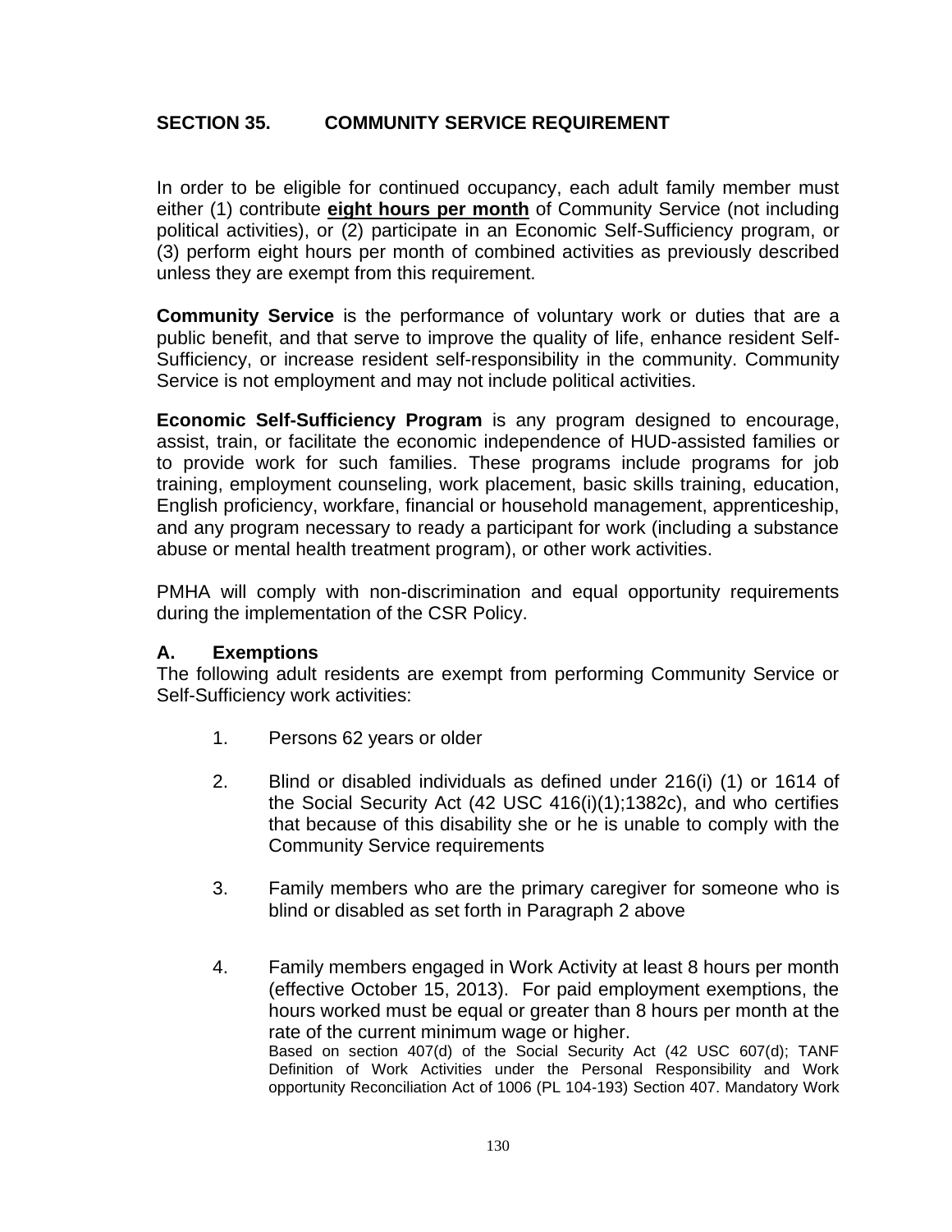## SECTION 35. COMMUNITY SERVICE REQUIREMENT

In order to be eligible for continued occupancy, each adult family member must either (1) contribute **eight hours per month** of Community Service (not including political activities), or (2) participate in an Economic Self-Sufficiency program, or (3) perform eight hours per month of combined activities as previously described unless they are exempt from this requirement.

**Community Service** is the performance of voluntary work or duties that are a public benefit, and that serve to improve the quality of life, enhance resident Self-Sufficiency, or increase resident self-responsibility in the community. Community Service is not employment and may not include political activities.

**Economic Self-Sufficiency Program** is any program designed to encourage, assist, train, or facilitate the economic independence of HUD-assisted families or to provide work for such families. These programs include programs for job training, employment counseling, work placement, basic skills training, education, English proficiency, workfare, financial or household management, apprenticeship, and any program necessary to ready a participant for work (including a substance abuse or mental health treatment program), or other work activities.

PMHA will comply with non-discrimination and equal opportunity requirements during the implementation of the CSR Policy.

### A. Exemptions

The following adult residents are exempt from performing Community Service or Self-Sufficiency work activities:

1. Persons 62 years or older

2. Blind or disabled individuals as defined under 216(i) (1) or 1614 of the Social Security Act (42 USC 416(i)(1);1382c), and who certifies that because of this disability she or he is unable to comply with the Community Service requirements

3. Family members who are the primary caregiver for someone who is blind or disabled as set forth in Paragraph 2 above

4. Family members engaged in Work Activity at least 8 hours per month (effective October 15, 2013). For paid employment exemptions, the hours worked must be equal or greater than 8 hours per month at the rate of the current minimum wage or higher.
   Based on section 407(d) of the Social Security Act (42 USC 607(d); TANF Definition of Work Activities under the Personal Responsibility and Work opportunity Reconciliation Act of 1006 (PL 104-193) Section 407. Mandatory Work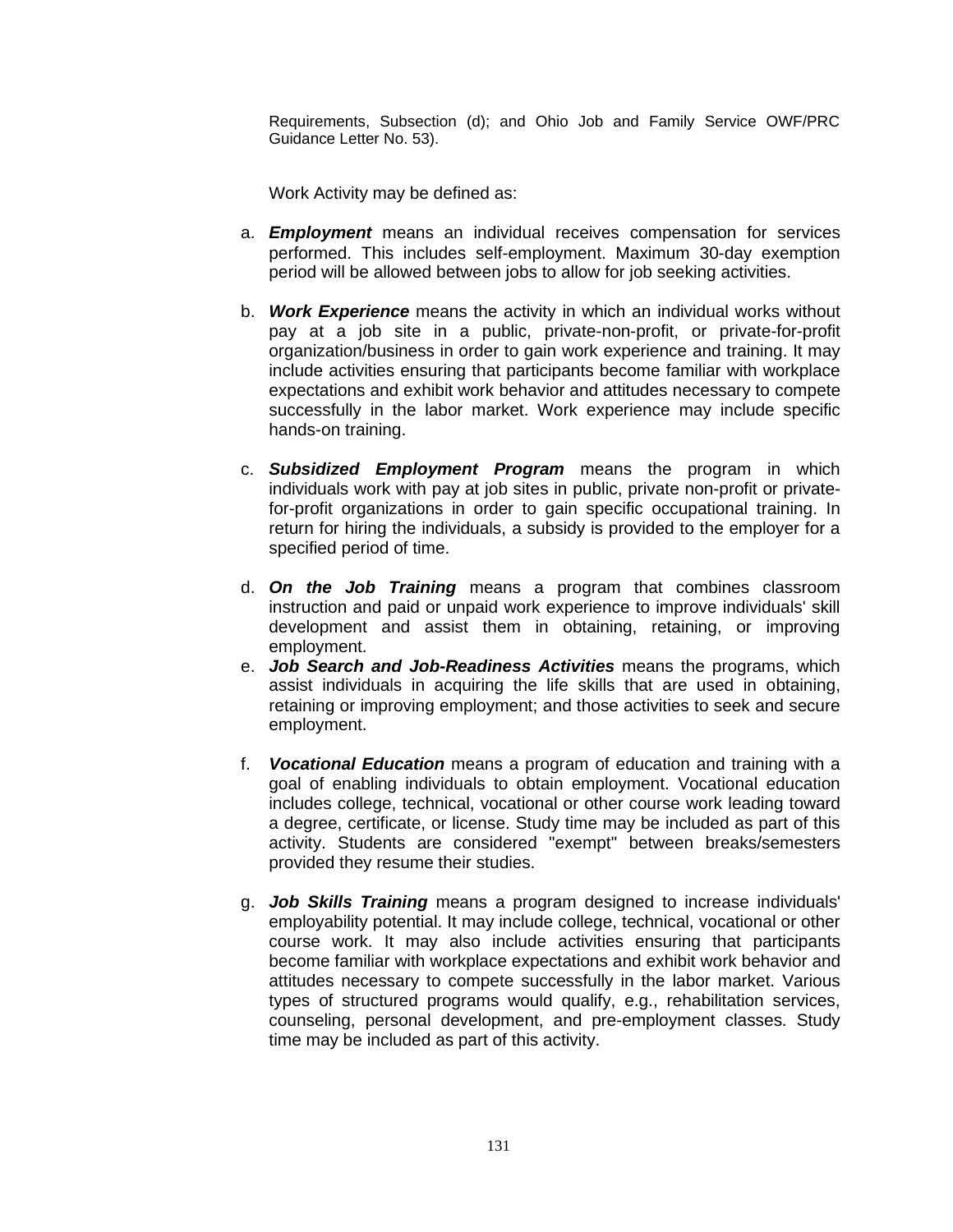Requirements, Subsection (d); and Ohio Job and Family Service OWF/PRC Guidance Letter No. 53).

Work Activity may be defined as:

a. ***Employment*** means an individual receives compensation for services performed. This includes self-employment. Maximum 30-day exemption period will be allowed between jobs to allow for job seeking activities.

b. ***Work Experience*** means the activity in which an individual works without pay at a job site in a public, private-non-profit, or private-for-profit organization/business in order to gain work experience and training. It may include activities ensuring that participants become familiar with workplace expectations and exhibit work behavior and attitudes necessary to compete successfully in the labor market. Work experience may include specific hands-on training.

c. ***Subsidized Employment Program*** means the program in which individuals work with pay at job sites in public, private non-profit or private-for-profit organizations in order to gain specific occupational training. In return for hiring the individuals, a subsidy is provided to the employer for a specified period of time.

d. ***On the Job Training*** means a program that combines classroom instruction and paid or unpaid work experience to improve individuals' skill development and assist them in obtaining, retaining, or improving employment.

e. ***Job Search and Job-Readiness Activities*** means the programs, which assist individuals in acquiring the life skills that are used in obtaining, retaining or improving employment; and those activities to seek and secure employment.

f. ***Vocational Education*** means a program of education and training with a goal of enabling individuals to obtain employment. Vocational education includes college, technical, vocational or other course work leading toward a degree, certificate, or license. Study time may be included as part of this activity. Students are considered "exempt" between breaks/semesters provided they resume their studies.

g. ***Job Skills Training*** means a program designed to increase individuals' employability potential. It may include college, technical, vocational or other course work. It may also include activities ensuring that participants become familiar with workplace expectations and exhibit work behavior and attitudes necessary to compete successfully in the labor market. Various types of structured programs would qualify, e.g., rehabilitation services, counseling, personal development, and pre-employment classes. Study time may be included as part of this activity.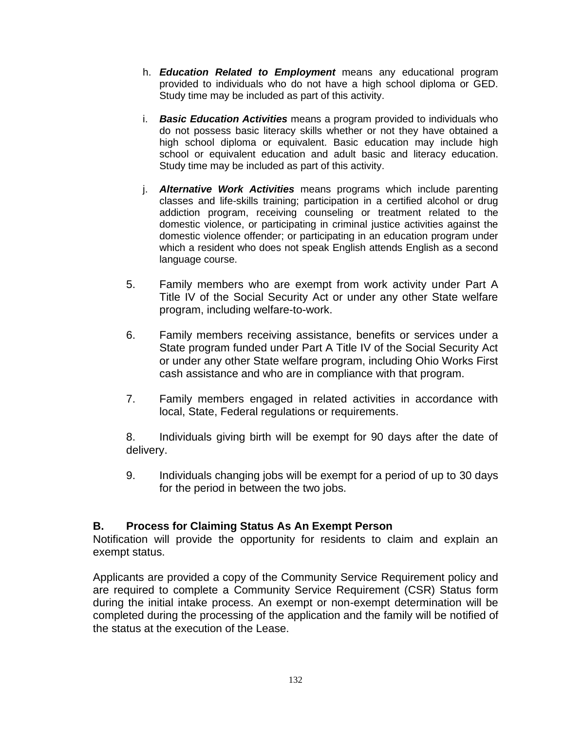h. ***Education Related to Employment*** means any educational program provided to individuals who do not have a high school diploma or GED. Study time may be included as part of this activity.

i. ***Basic Education Activities*** means a program provided to individuals who do not possess basic literacy skills whether or not they have obtained a high school diploma or equivalent. Basic education may include high school or equivalent education and adult basic and literacy education. Study time may be included as part of this activity.

j. ***Alternative Work Activities*** means programs which include parenting classes and life-skills training; participation in a certified alcohol or drug addiction program, receiving counseling or treatment related to the domestic violence, or participating in criminal justice activities against the domestic violence offender; or participating in an education program under which a resident who does not speak English attends English as a second language course.

5. Family members who are exempt from work activity under Part A Title IV of the Social Security Act or under any other State welfare program, including welfare-to-work.

6. Family members receiving assistance, benefits or services under a State program funded under Part A Title IV of the Social Security Act or under any other State welfare program, including Ohio Works First cash assistance and who are in compliance with that program.

7. Family members engaged in related activities in accordance with local, State, Federal regulations or requirements.

8. Individuals giving birth will be exempt for 90 days after the date of delivery.

9. Individuals changing jobs will be exempt for a period of up to 30 days for the period in between the two jobs.

**B. Process for Claiming Status As An Exempt Person**

Notification will provide the opportunity for residents to claim and explain an exempt status.

Applicants are provided a copy of the Community Service Requirement policy and are required to complete a Community Service Requirement (CSR) Status form during the initial intake process. An exempt or non-exempt determination will be completed during the processing of the application and the family will be notified of the status at the execution of the Lease.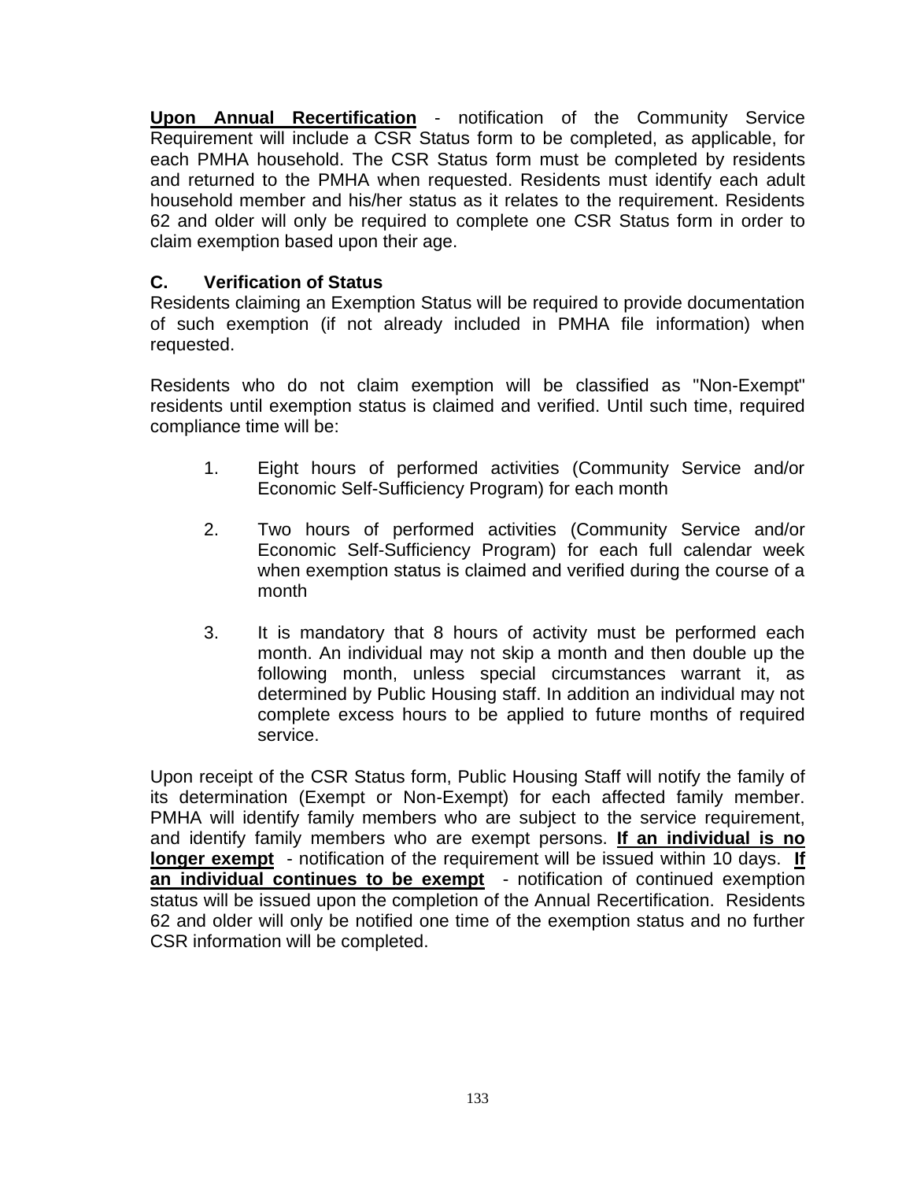**<u>Upon Annual Recertification</u>** - notification of the Community Service Requirement will include a CSR Status form to be completed, as applicable, for each PMHA household. The CSR Status form must be completed by residents and returned to the PMHA when requested. Residents must identify each adult household member and his/her status as it relates to the requirement. Residents 62 and older will only be required to complete one CSR Status form in order to claim exemption based upon their age.

### C. Verification of Status

Residents claiming an Exemption Status will be required to provide documentation of such exemption (if not already included in PMHA file information) when requested.

Residents who do not claim exemption will be classified as "Non-Exempt" residents until exemption status is claimed and verified. Until such time, required compliance time will be:

1. Eight hours of performed activities (Community Service and/or Economic Self-Sufficiency Program) for each month

2. Two hours of performed activities (Community Service and/or Economic Self-Sufficiency Program) for each full calendar week when exemption status is claimed and verified during the course of a month

3. It is mandatory that 8 hours of activity must be performed each month. An individual may not skip a month and then double up the following month, unless special circumstances warrant it, as determined by Public Housing staff. In addition an individual may not complete excess hours to be applied to future months of required service.

Upon receipt of the CSR Status form, Public Housing Staff will notify the family of its determination (Exempt or Non-Exempt) for each affected family member. PMHA will identify family members who are subject to the service requirement, and identify family members who are exempt persons. **<u>If an individual is no longer exempt</u>** - notification of the requirement will be issued within 10 days. **<u>If an individual continues to be exempt</u>** - notification of continued exemption status will be issued upon the completion of the Annual Recertification. Residents 62 and older will only be notified one time of the exemption status and no further CSR information will be completed.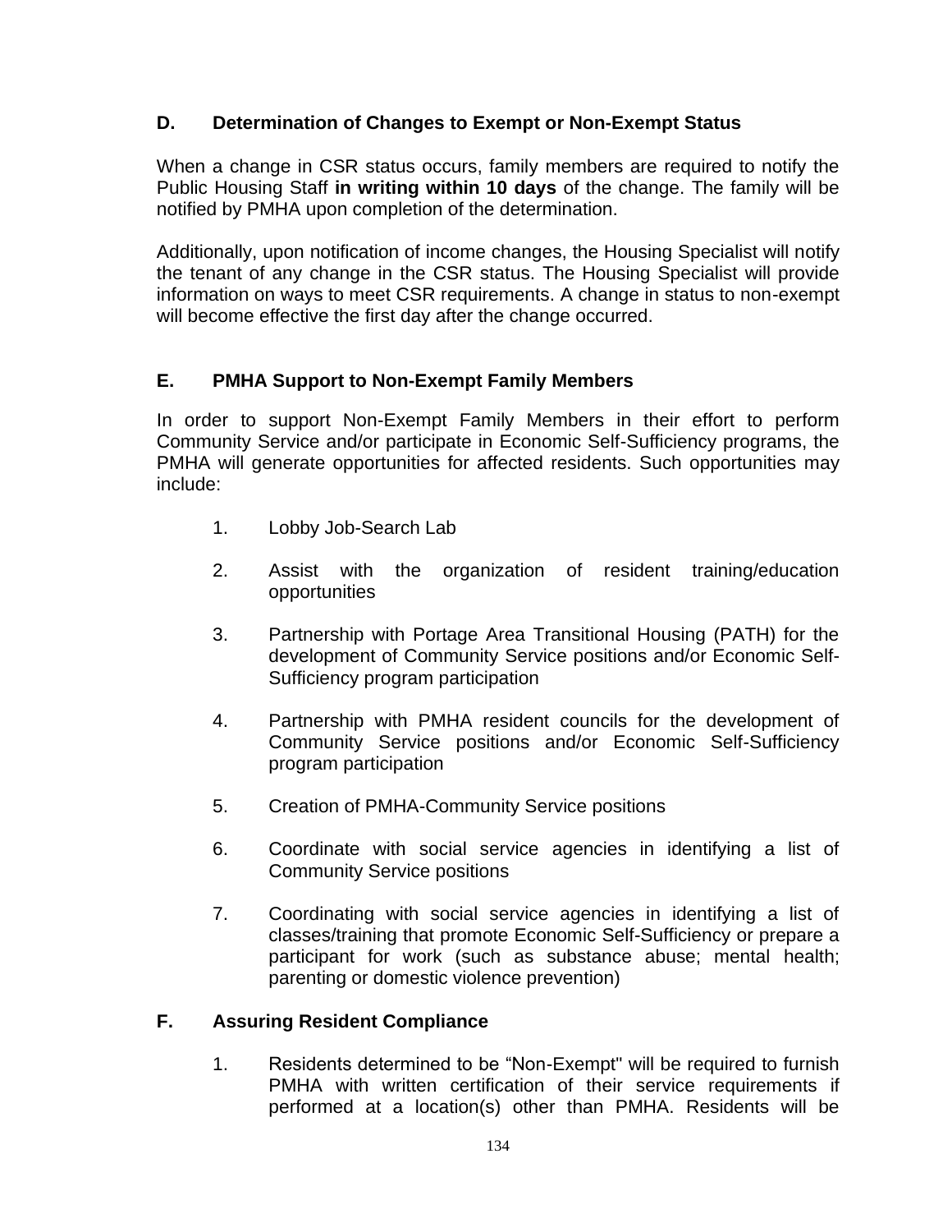## D. Determination of Changes to Exempt or Non-Exempt Status

When a change in CSR status occurs, family members are required to notify the Public Housing Staff **in writing within 10 days** of the change. The family will be notified by PMHA upon completion of the determination.

Additionally, upon notification of income changes, the Housing Specialist will notify the tenant of any change in the CSR status. The Housing Specialist will provide information on ways to meet CSR requirements. A change in status to non-exempt will become effective the first day after the change occurred.

## E. PMHA Support to Non-Exempt Family Members

In order to support Non-Exempt Family Members in their effort to perform Community Service and/or participate in Economic Self-Sufficiency programs, the PMHA will generate opportunities for affected residents. Such opportunities may include:

1. Lobby Job-Search Lab
2. Assist with the organization of resident training/education opportunities
3. Partnership with Portage Area Transitional Housing (PATH) for the development of Community Service positions and/or Economic Self-Sufficiency program participation
4. Partnership with PMHA resident councils for the development of Community Service positions and/or Economic Self-Sufficiency program participation
5. Creation of PMHA-Community Service positions
6. Coordinate with social service agencies in identifying a list of Community Service positions
7. Coordinating with social service agencies in identifying a list of classes/training that promote Economic Self-Sufficiency or prepare a participant for work (such as substance abuse; mental health; parenting or domestic violence prevention)

## F. Assuring Resident Compliance

1. Residents determined to be "Non-Exempt" will be required to furnish PMHA with written certification of their service requirements if performed at a location(s) other than PMHA. Residents will be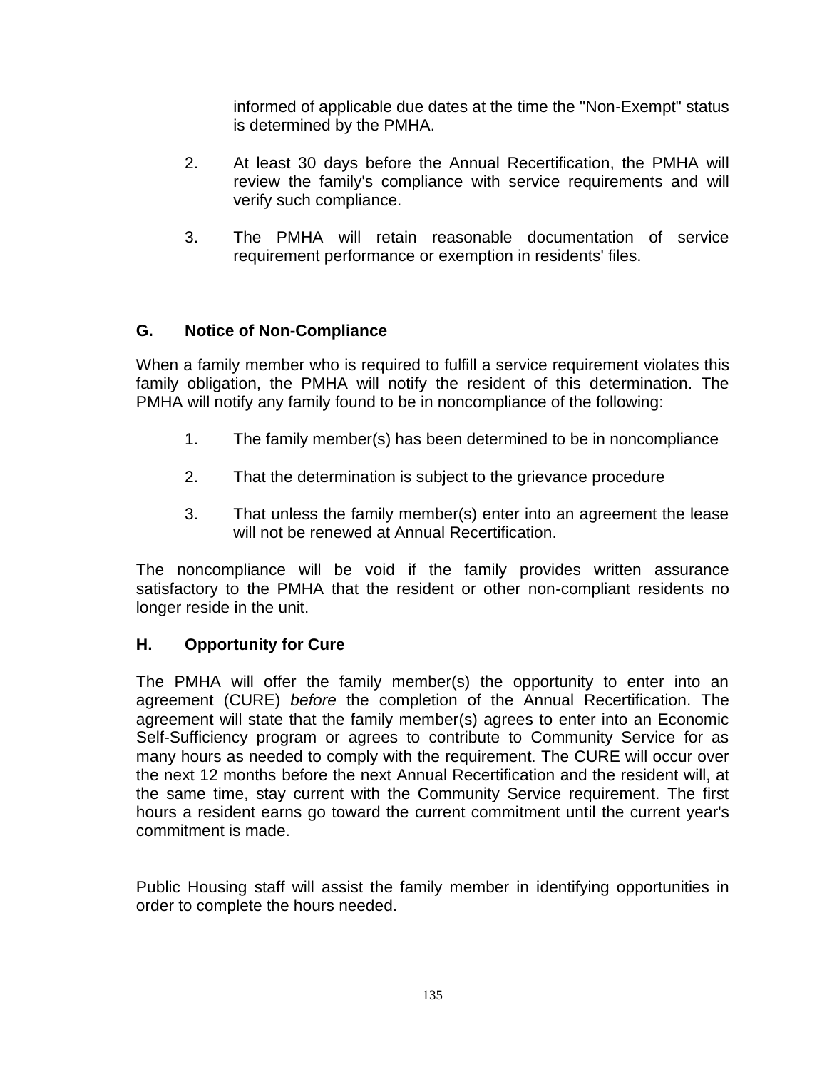informed of applicable due dates at the time the "Non-Exempt" status is determined by the PMHA.

2. At least 30 days before the Annual Recertification, the PMHA will review the family's compliance with service requirements and will verify such compliance.

3. The PMHA will retain reasonable documentation of service requirement performance or exemption in residents' files.

### G. Notice of Non-Compliance

When a family member who is required to fulfill a service requirement violates this family obligation, the PMHA will notify the resident of this determination. The PMHA will notify any family found to be in noncompliance of the following:

1. The family member(s) has been determined to be in noncompliance

2. That the determination is subject to the grievance procedure

3. That unless the family member(s) enter into an agreement the lease will not be renewed at Annual Recertification.

The noncompliance will be void if the family provides written assurance satisfactory to the PMHA that the resident or other non-compliant residents no longer reside in the unit.

### H. Opportunity for Cure

The PMHA will offer the family member(s) the opportunity to enter into an agreement (CURE) *before* the completion of the Annual Recertification. The agreement will state that the family member(s) agrees to enter into an Economic Self-Sufficiency program or agrees to contribute to Community Service for as many hours as needed to comply with the requirement. The CURE will occur over the next 12 months before the next Annual Recertification and the resident will, at the same time, stay current with the Community Service requirement. The first hours a resident earns go toward the current commitment until the current year's commitment is made.

Public Housing staff will assist the family member in identifying opportunities in order to complete the hours needed.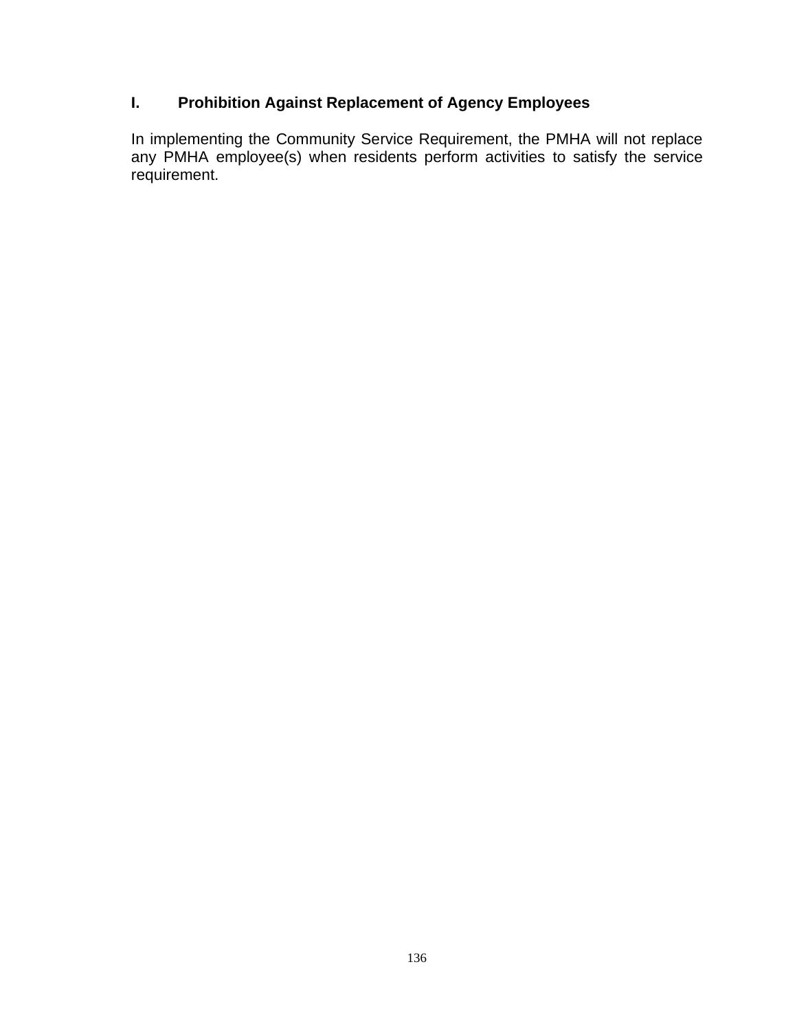## I. Prohibition Against Replacement of Agency Employees

In implementing the Community Service Requirement, the PMHA will not replace any PMHA employee(s) when residents perform activities to satisfy the service requirement.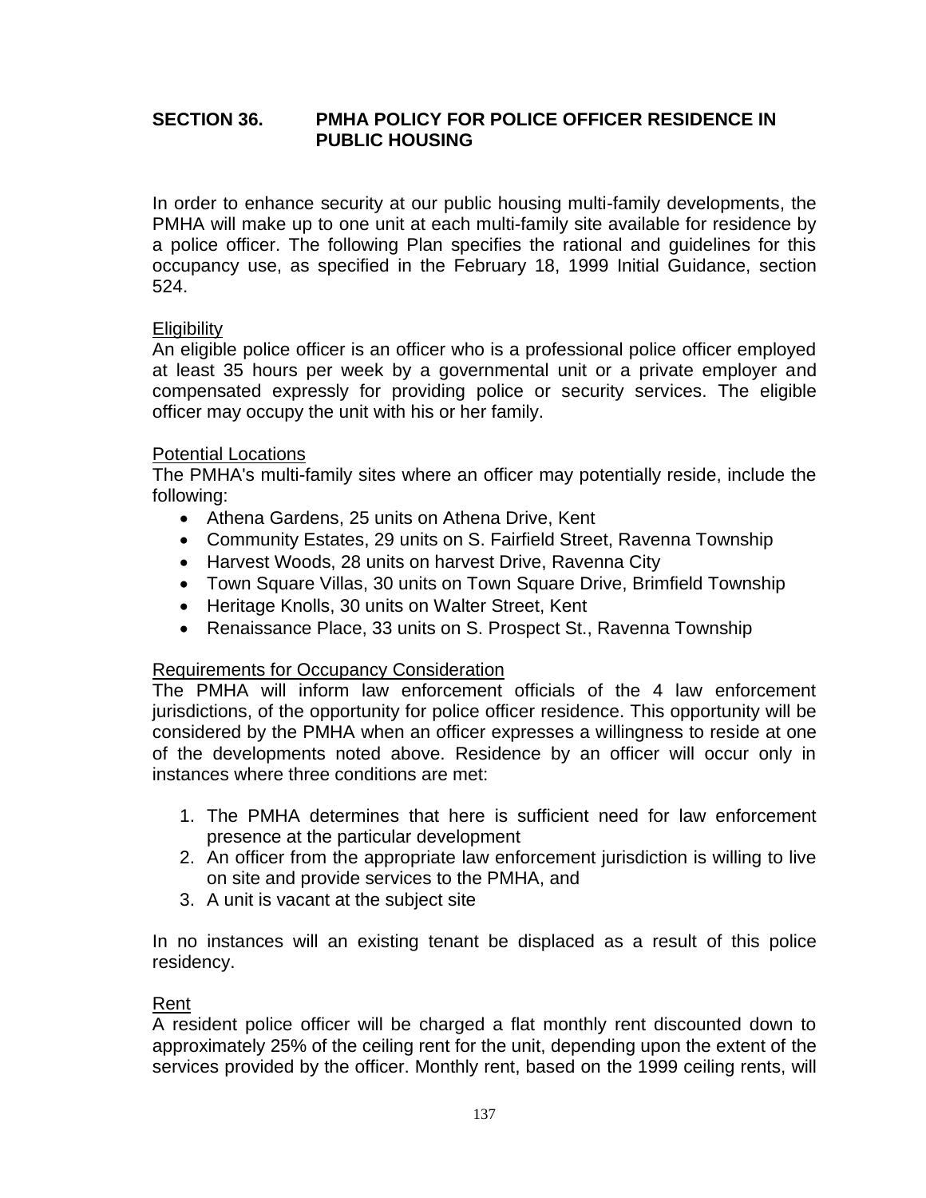## SECTION 36. PMHA POLICY FOR POLICE OFFICER RESIDENCE IN PUBLIC HOUSING

In order to enhance security at our public housing multi-family developments, the PMHA will make up to one unit at each multi-family site available for residence by a police officer. The following Plan specifies the rational and guidelines for this occupancy use, as specified in the February 18, 1999 Initial Guidance, section 524.

Eligibility

An eligible police officer is an officer who is a professional police officer employed at least 35 hours per week by a governmental unit or a private employer and compensated expressly for providing police or security services. The eligible officer may occupy the unit with his or her family.

Potential Locations

The PMHA's multi-family sites where an officer may potentially reside, include the following:

- Athena Gardens, 25 units on Athena Drive, Kent
- Community Estates, 29 units on S. Fairfield Street, Ravenna Township
- Harvest Woods, 28 units on harvest Drive, Ravenna City
- Town Square Villas, 30 units on Town Square Drive, Brimfield Township
- Heritage Knolls, 30 units on Walter Street, Kent
- Renaissance Place, 33 units on S. Prospect St., Ravenna Township

Requirements for Occupancy Consideration

The PMHA will inform law enforcement officials of the 4 law enforcement jurisdictions, of the opportunity for police officer residence. This opportunity will be considered by the PMHA when an officer expresses a willingness to reside at one of the developments noted above. Residence by an officer will occur only in instances where three conditions are met:

1. The PMHA determines that here is sufficient need for law enforcement presence at the particular development
2. An officer from the appropriate law enforcement jurisdiction is willing to live on site and provide services to the PMHA, and
3. A unit is vacant at the subject site

In no instances will an existing tenant be displaced as a result of this police residency.

Rent

A resident police officer will be charged a flat monthly rent discounted down to approximately 25% of the ceiling rent for the unit, depending upon the extent of the services provided by the officer. Monthly rent, based on the 1999 ceiling rents, will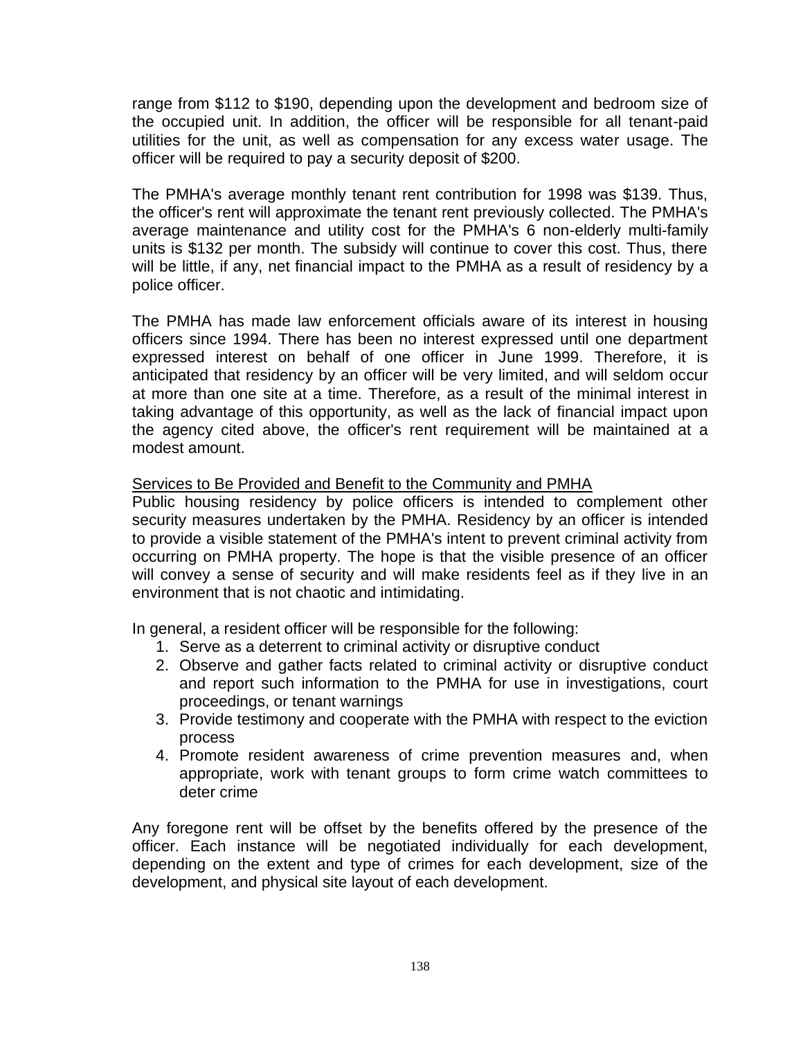range from $112 to $190, depending upon the development and bedroom size of the occupied unit. In addition, the officer will be responsible for all tenant-paid utilities for the unit, as well as compensation for any excess water usage. The officer will be required to pay a security deposit of $200.

The PMHA's average monthly tenant rent contribution for 1998 was $139. Thus, the officer's rent will approximate the tenant rent previously collected. The PMHA's average maintenance and utility cost for the PMHA's 6 non-elderly multi-family units is $132 per month. The subsidy will continue to cover this cost. Thus, there will be little, if any, net financial impact to the PMHA as a result of residency by a police officer.

The PMHA has made law enforcement officials aware of its interest in housing officers since 1994. There has been no interest expressed until one department expressed interest on behalf of one officer in June 1999. Therefore, it is anticipated that residency by an officer will be very limited, and will seldom occur at more than one site at a time. Therefore, as a result of the minimal interest in taking advantage of this opportunity, as well as the lack of financial impact upon the agency cited above, the officer's rent requirement will be maintained at a modest amount.

<u>Services to Be Provided and Benefit to the Community and PMHA</u>

Public housing residency by police officers is intended to complement other security measures undertaken by the PMHA. Residency by an officer is intended to provide a visible statement of the PMHA's intent to prevent criminal activity from occurring on PMHA property. The hope is that the visible presence of an officer will convey a sense of security and will make residents feel as if they live in an environment that is not chaotic and intimidating.

In general, a resident officer will be responsible for the following:

1. Serve as a deterrent to criminal activity or disruptive conduct
2. Observe and gather facts related to criminal activity or disruptive conduct and report such information to the PMHA for use in investigations, court proceedings, or tenant warnings
3. Provide testimony and cooperate with the PMHA with respect to the eviction process
4. Promote resident awareness of crime prevention measures and, when appropriate, work with tenant groups to form crime watch committees to deter crime

Any foregone rent will be offset by the benefits offered by the presence of the officer. Each instance will be negotiated individually for each development, depending on the extent and type of crimes for each development, size of the development, and physical site layout of each development.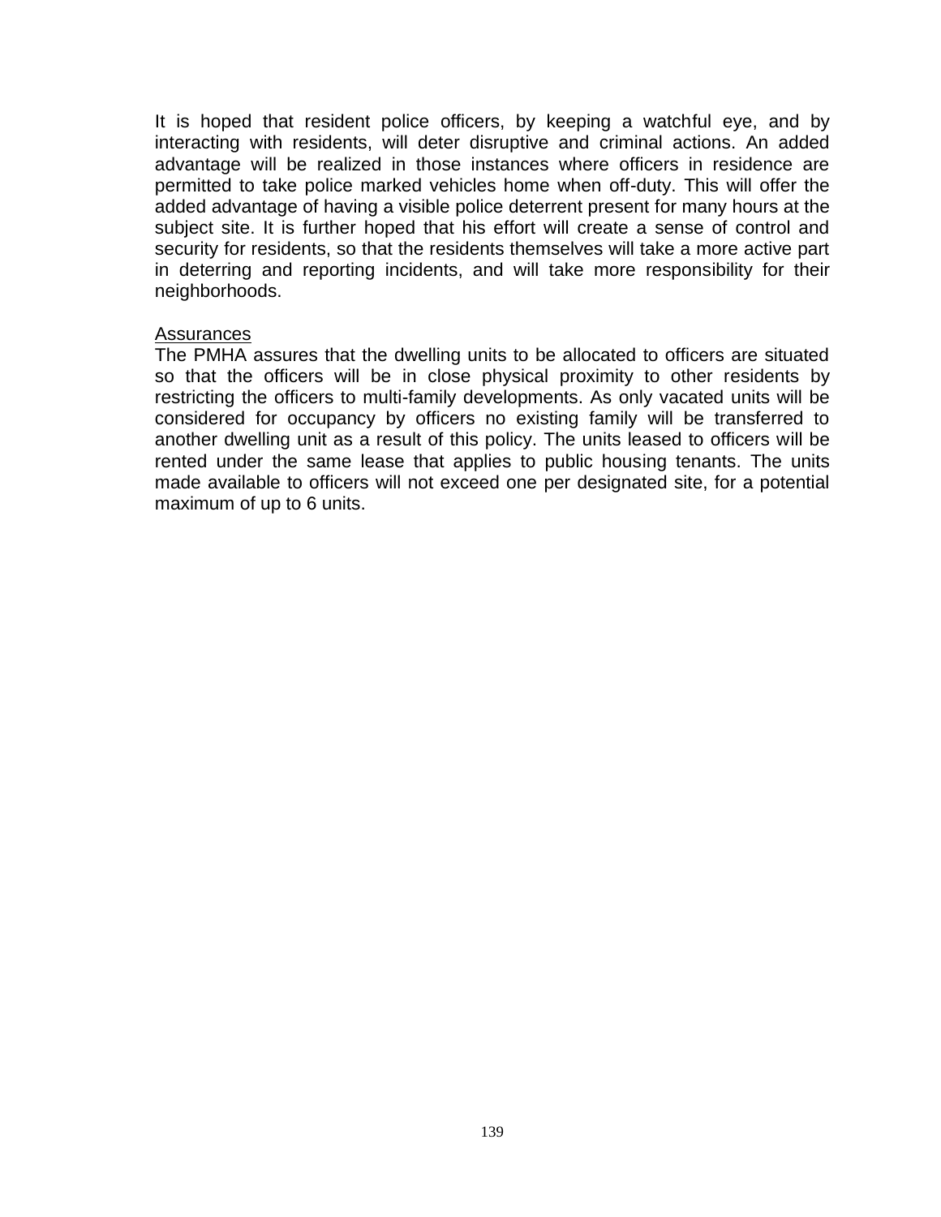It is hoped that resident police officers, by keeping a watchful eye, and by interacting with residents, will deter disruptive and criminal actions. An added advantage will be realized in those instances where officers in residence are permitted to take police marked vehicles home when off-duty. This will offer the added advantage of having a visible police deterrent present for many hours at the subject site. It is further hoped that his effort will create a sense of control and security for residents, so that the residents themselves will take a more active part in deterring and reporting incidents, and will take more responsibility for their neighborhoods.

<u>Assurances</u>

The PMHA assures that the dwelling units to be allocated to officers are situated so that the officers will be in close physical proximity to other residents by restricting the officers to multi-family developments. As only vacated units will be considered for occupancy by officers no existing family will be transferred to another dwelling unit as a result of this policy. The units leased to officers will be rented under the same lease that applies to public housing tenants. The units made available to officers will not exceed one per designated site, for a potential maximum of up to 6 units.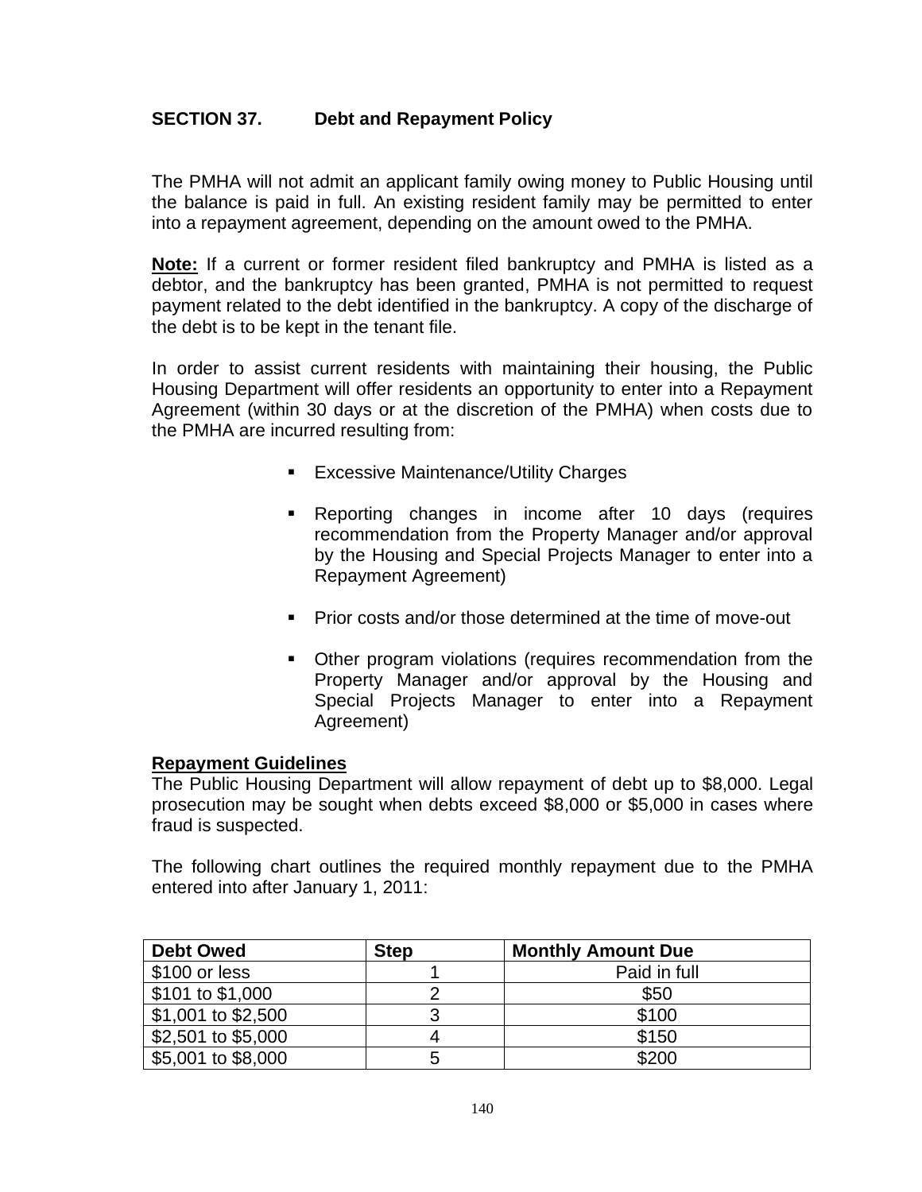## SECTION 37. Debt and Repayment Policy

The PMHA will not admit an applicant family owing money to Public Housing until the balance is paid in full. An existing resident family may be permitted to enter into a repayment agreement, depending on the amount owed to the PMHA.

**Note:** If a current or former resident filed bankruptcy and PMHA is listed as a debtor, and the bankruptcy has been granted, PMHA is not permitted to request payment related to the debt identified in the bankruptcy. A copy of the discharge of the debt is to be kept in the tenant file.

In order to assist current residents with maintaining their housing, the Public Housing Department will offer residents an opportunity to enter into a Repayment Agreement (within 30 days or at the discretion of the PMHA) when costs due to the PMHA are incurred resulting from:

- Excessive Maintenance/Utility Charges
- Reporting changes in income after 10 days (requires recommendation from the Property Manager and/or approval by the Housing and Special Projects Manager to enter into a Repayment Agreement)
- Prior costs and/or those determined at the time of move-out
- Other program violations (requires recommendation from the Property Manager and/or approval by the Housing and Special Projects Manager to enter into a Repayment Agreement)

**Repayment Guidelines**

The Public Housing Department will allow repayment of debt up to $8,000. Legal prosecution may be sought when debts exceed $8,000 or $5,000 in cases where fraud is suspected.

The following chart outlines the required monthly repayment due to the PMHA entered into after January 1, 2011:

| Debt Owed | Step | Monthly Amount Due |
|---|---|---|
| $100 or less | 1 | Paid in full |
| $101 to $1,000 | 2 | $50 |
| $1,001 to $2,500 | 3 | $100 |
| $2,501 to $5,000 | 4 | $150 |
| $5,001 to $8,000 | 5 | $200 |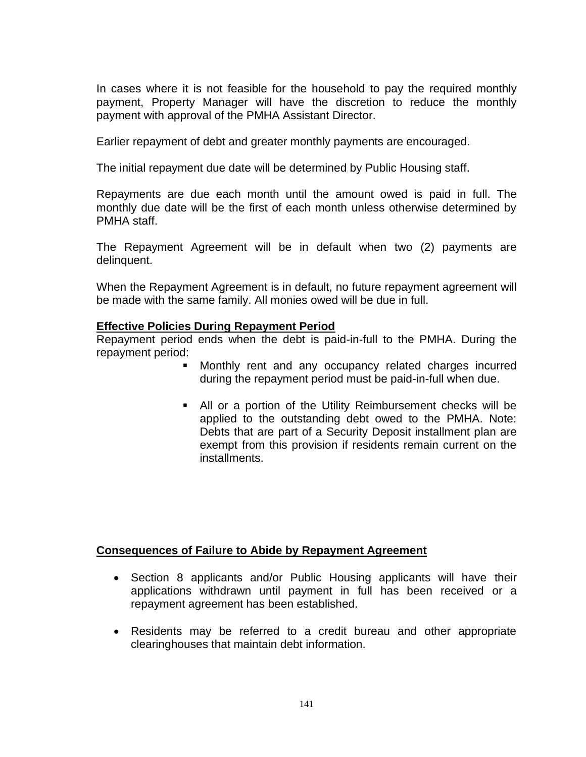In cases where it is not feasible for the household to pay the required monthly payment, Property Manager will have the discretion to reduce the monthly payment with approval of the PMHA Assistant Director.

Earlier repayment of debt and greater monthly payments are encouraged.

The initial repayment due date will be determined by Public Housing staff.

Repayments are due each month until the amount owed is paid in full. The monthly due date will be the first of each month unless otherwise determined by PMHA staff.

The Repayment Agreement will be in default when two (2) payments are delinquent.

When the Repayment Agreement is in default, no future repayment agreement will be made with the same family. All monies owed will be due in full.

**Effective Policies During Repayment Period**

Repayment period ends when the debt is paid-in-full to the PMHA. During the repayment period:

- Monthly rent and any occupancy related charges incurred during the repayment period must be paid-in-full when due.
- All or a portion of the Utility Reimbursement checks will be applied to the outstanding debt owed to the PMHA. Note: Debts that are part of a Security Deposit installment plan are exempt from this provision if residents remain current on the installments.

**Consequences of Failure to Abide by Repayment Agreement**

- Section 8 applicants and/or Public Housing applicants will have their applications withdrawn until payment in full has been received or a repayment agreement has been established.
- Residents may be referred to a credit bureau and other appropriate clearinghouses that maintain debt information.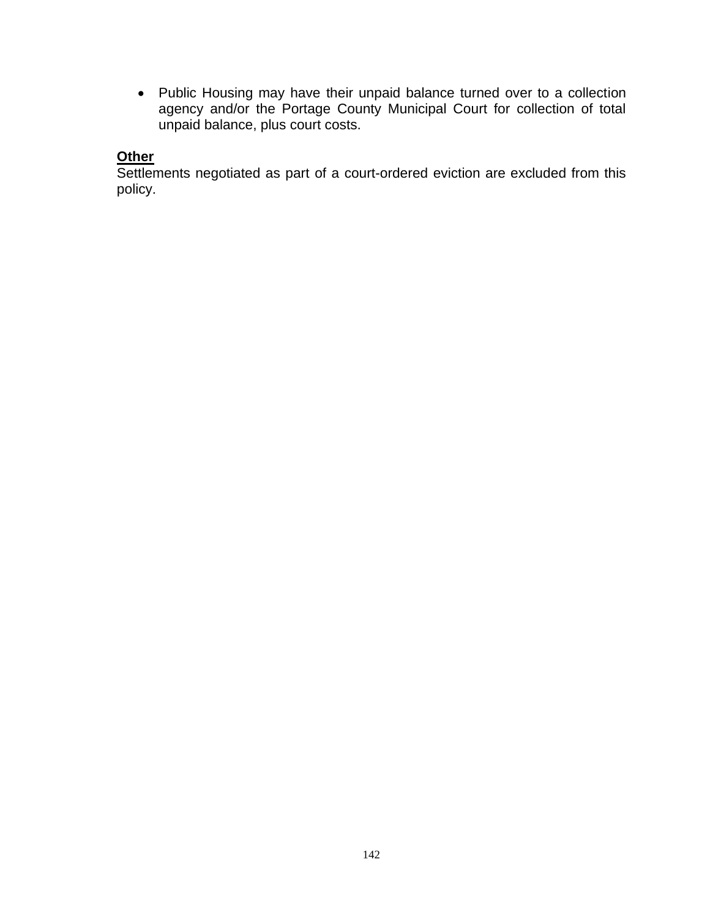- Public Housing may have their unpaid balance turned over to a collection agency and/or the Portage County Municipal Court for collection of total unpaid balance, plus court costs.

**<u>Other</u>**
Settlements negotiated as part of a court-ordered eviction are excluded from this policy.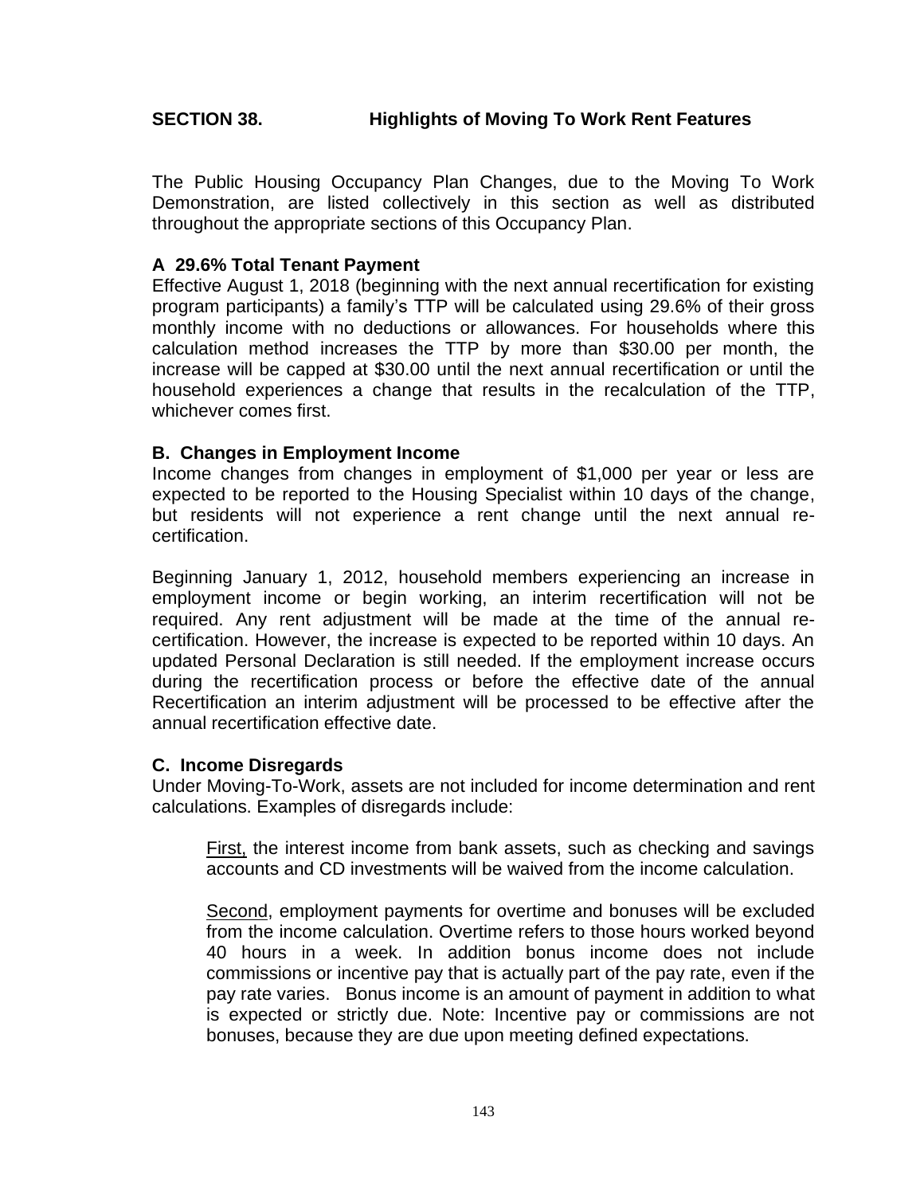## SECTION 38. Highlights of Moving To Work Rent Features

The Public Housing Occupancy Plan Changes, due to the Moving To Work Demonstration, are listed collectively in this section as well as distributed throughout the appropriate sections of this Occupancy Plan.

### A 29.6% Total Tenant Payment

Effective August 1, 2018 (beginning with the next annual recertification for existing program participants) a family's TTP will be calculated using 29.6% of their gross monthly income with no deductions or allowances. For households where this calculation method increases the TTP by more than $30.00 per month, the increase will be capped at $30.00 until the next annual recertification or until the household experiences a change that results in the recalculation of the TTP, whichever comes first.

### B. Changes in Employment Income

Income changes from changes in employment of $1,000 per year or less are expected to be reported to the Housing Specialist within 10 days of the change, but residents will not experience a rent change until the next annual re-certification.

Beginning January 1, 2012, household members experiencing an increase in employment income or begin working, an interim recertification will not be required. Any rent adjustment will be made at the time of the annual re-certification. However, the increase is expected to be reported within 10 days. An updated Personal Declaration is still needed. If the employment increase occurs during the recertification process or before the effective date of the annual Recertification an interim adjustment will be processed to be effective after the annual recertification effective date.

### C. Income Disregards

Under Moving-To-Work, assets are not included for income determination and rent calculations. Examples of disregards include:

First, the interest income from bank assets, such as checking and savings accounts and CD investments will be waived from the income calculation.

Second, employment payments for overtime and bonuses will be excluded from the income calculation. Overtime refers to those hours worked beyond 40 hours in a week. In addition bonus income does not include commissions or incentive pay that is actually part of the pay rate, even if the pay rate varies. Bonus income is an amount of payment in addition to what is expected or strictly due. Note: Incentive pay or commissions are not bonuses, because they are due upon meeting defined expectations.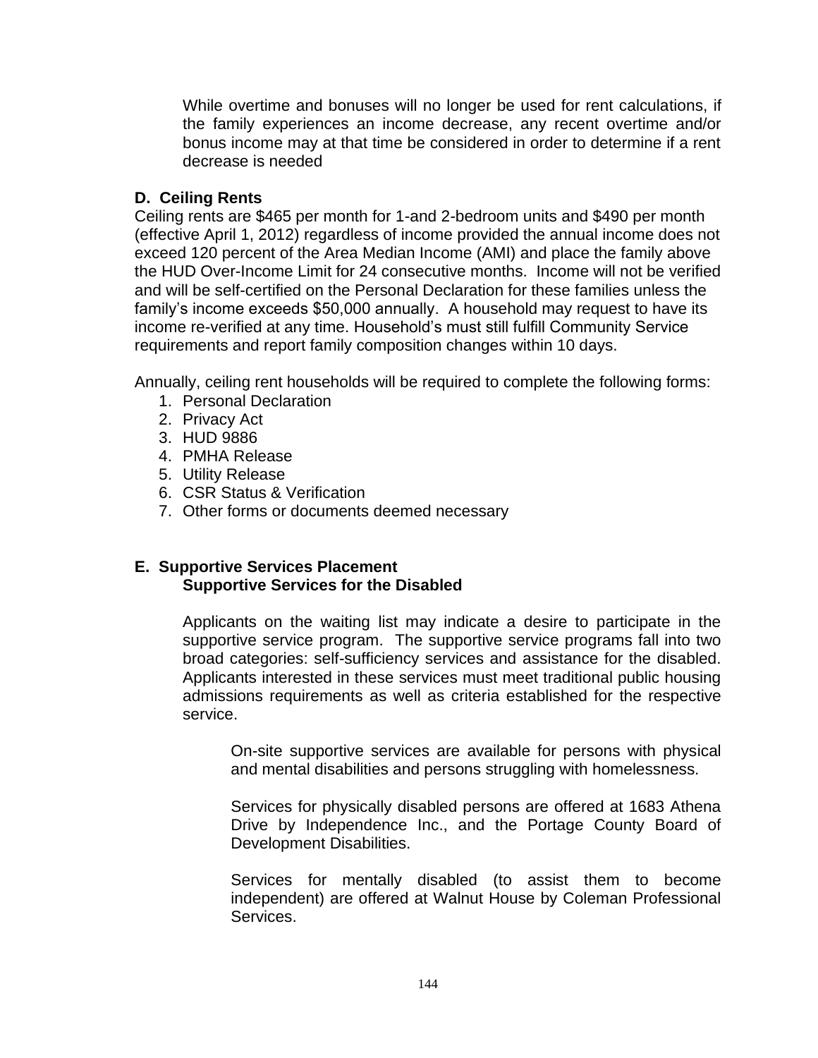While overtime and bonuses will no longer be used for rent calculations, if the family experiences an income decrease, any recent overtime and/or bonus income may at that time be considered in order to determine if a rent decrease is needed

### D. Ceiling Rents

Ceiling rents are $465 per month for 1-and 2-bedroom units and $490 per month (effective April 1, 2012) regardless of income provided the annual income does not exceed 120 percent of the Area Median Income (AMI) and place the family above the HUD Over-Income Limit for 24 consecutive months. Income will not be verified and will be self-certified on the Personal Declaration for these families unless the family's income exceeds $50,000 annually. A household may request to have its income re-verified at any time. Household's must still fulfill Community Service requirements and report family composition changes within 10 days.

Annually, ceiling rent households will be required to complete the following forms:

1. Personal Declaration
2. Privacy Act
3. HUD 9886
4. PMHA Release
5. Utility Release
6. CSR Status & Verification
7. Other forms or documents deemed necessary

### E. Supportive Services Placement

#### Supportive Services for the Disabled

Applicants on the waiting list may indicate a desire to participate in the supportive service program. The supportive service programs fall into two broad categories: self-sufficiency services and assistance for the disabled. Applicants interested in these services must meet traditional public housing admissions requirements as well as criteria established for the respective service.

On-site supportive services are available for persons with physical and mental disabilities and persons struggling with homelessness.

Services for physically disabled persons are offered at 1683 Athena Drive by Independence Inc., and the Portage County Board of Development Disabilities.

Services for mentally disabled (to assist them to become independent) are offered at Walnut House by Coleman Professional Services.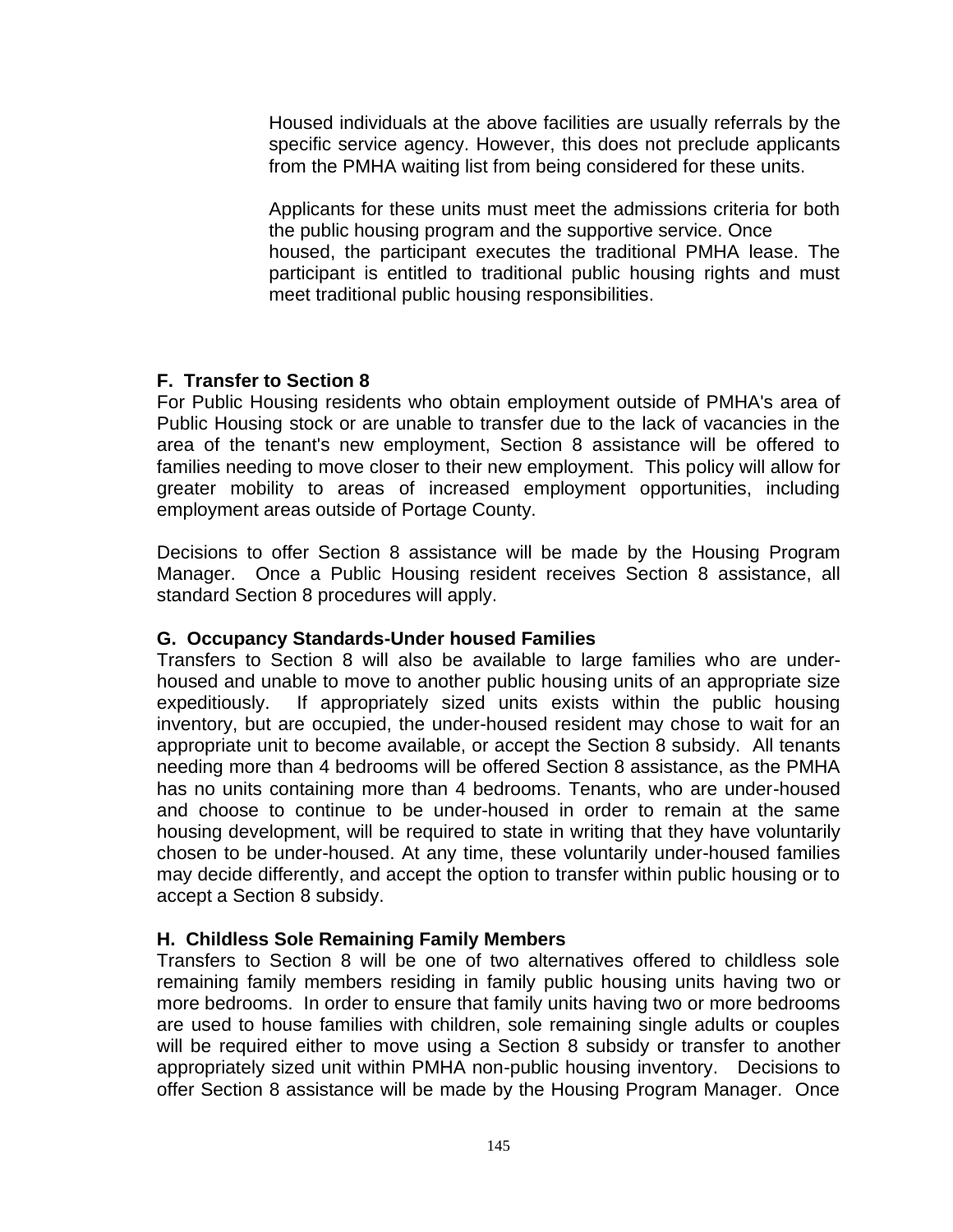Housed individuals at the above facilities are usually referrals by the specific service agency. However, this does not preclude applicants from the PMHA waiting list from being considered for these units.

Applicants for these units must meet the admissions criteria for both the public housing program and the supportive service. Once housed, the participant executes the traditional PMHA lease. The participant is entitled to traditional public housing rights and must meet traditional public housing responsibilities.

**F. Transfer to Section 8**

For Public Housing residents who obtain employment outside of PMHA's area of Public Housing stock or are unable to transfer due to the lack of vacancies in the area of the tenant's new employment, Section 8 assistance will be offered to families needing to move closer to their new employment. This policy will allow for greater mobility to areas of increased employment opportunities, including employment areas outside of Portage County.

Decisions to offer Section 8 assistance will be made by the Housing Program Manager. Once a Public Housing resident receives Section 8 assistance, all standard Section 8 procedures will apply.

**G. Occupancy Standards-Under housed Families**

Transfers to Section 8 will also be available to large families who are under-housed and unable to move to another public housing units of an appropriate size expeditiously. If appropriately sized units exists within the public housing inventory, but are occupied, the under-housed resident may chose to wait for an appropriate unit to become available, or accept the Section 8 subsidy. All tenants needing more than 4 bedrooms will be offered Section 8 assistance, as the PMHA has no units containing more than 4 bedrooms. Tenants, who are under-housed and choose to continue to be under-housed in order to remain at the same housing development, will be required to state in writing that they have voluntarily chosen to be under-housed. At any time, these voluntarily under-housed families may decide differently, and accept the option to transfer within public housing or to accept a Section 8 subsidy.

**H. Childless Sole Remaining Family Members**

Transfers to Section 8 will be one of two alternatives offered to childless sole remaining family members residing in family public housing units having two or more bedrooms. In order to ensure that family units having two or more bedrooms are used to house families with children, sole remaining single adults or couples will be required either to move using a Section 8 subsidy or transfer to another appropriately sized unit within PMHA non-public housing inventory. Decisions to offer Section 8 assistance will be made by the Housing Program Manager. Once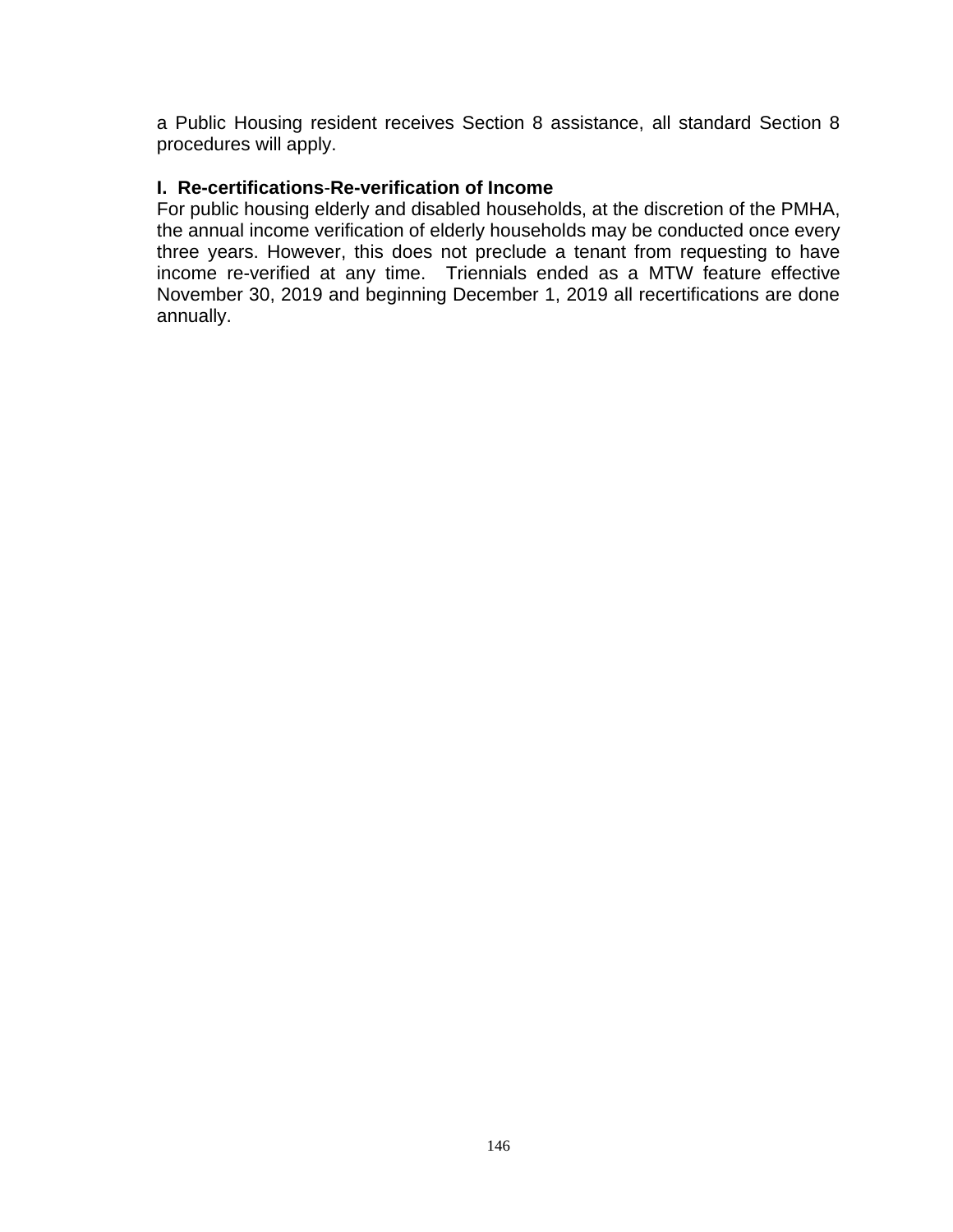a Public Housing resident receives Section 8 assistance, all standard Section 8 procedures will apply.

**I. Re-certifications-Re-verification of Income**

For public housing elderly and disabled households, at the discretion of the PMHA, the annual income verification of elderly households may be conducted once every three years. However, this does not preclude a tenant from requesting to have income re-verified at any time. Triennials ended as a MTW feature effective November 30, 2019 and beginning December 1, 2019 all recertifications are done annually.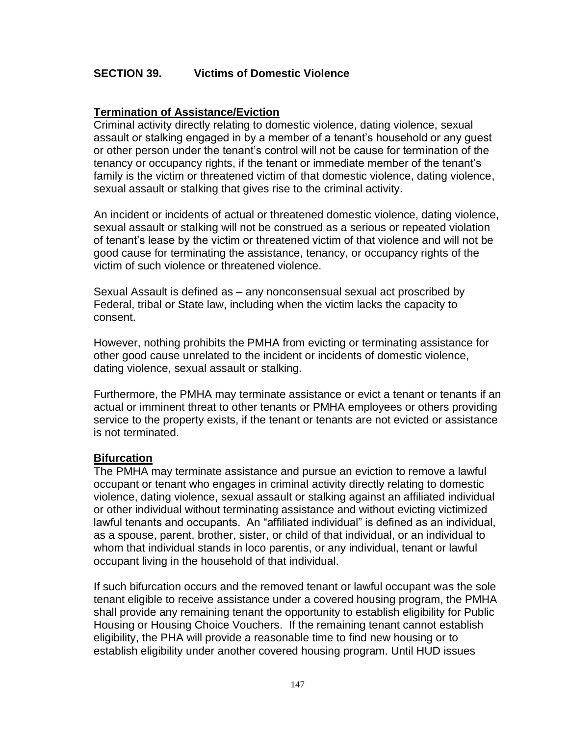## SECTION 39. Victims of Domestic Violence

**Termination of Assistance/Eviction**

Criminal activity directly relating to domestic violence, dating violence, sexual assault or stalking engaged in by a member of a tenant's household or any guest or other person under the tenant's control will not be cause for termination of the tenancy or occupancy rights, if the tenant or immediate member of the tenant's family is the victim or threatened victim of that domestic violence, dating violence, sexual assault or stalking that gives rise to the criminal activity.

An incident or incidents of actual or threatened domestic violence, dating violence, sexual assault or stalking will not be construed as a serious or repeated violation of tenant's lease by the victim or threatened victim of that violence and will not be good cause for terminating the assistance, tenancy, or occupancy rights of the victim of such violence or threatened violence.

Sexual Assault is defined as – any nonconsensual sexual act proscribed by Federal, tribal or State law, including when the victim lacks the capacity to consent.

However, nothing prohibits the PMHA from evicting or terminating assistance for other good cause unrelated to the incident or incidents of domestic violence, dating violence, sexual assault or stalking.

Furthermore, the PMHA may terminate assistance or evict a tenant or tenants if an actual or imminent threat to other tenants or PMHA employees or others providing service to the property exists, if the tenant or tenants are not evicted or assistance is not terminated.

**Bifurcation**

The PMHA may terminate assistance and pursue an eviction to remove a lawful occupant or tenant who engages in criminal activity directly relating to domestic violence, dating violence, sexual assault or stalking against an affiliated individual or other individual without terminating assistance and without evicting victimized lawful tenants and occupants. An "affiliated individual" is defined as an individual, as a spouse, parent, brother, sister, or child of that individual, or an individual to whom that individual stands in loco parentis, or any individual, tenant or lawful occupant living in the household of that individual.

If such bifurcation occurs and the removed tenant or lawful occupant was the sole tenant eligible to receive assistance under a covered housing program, the PMHA shall provide any remaining tenant the opportunity to establish eligibility for Public Housing or Housing Choice Vouchers. If the remaining tenant cannot establish eligibility, the PHA will provide a reasonable time to find new housing or to establish eligibility under another covered housing program. Until HUD issues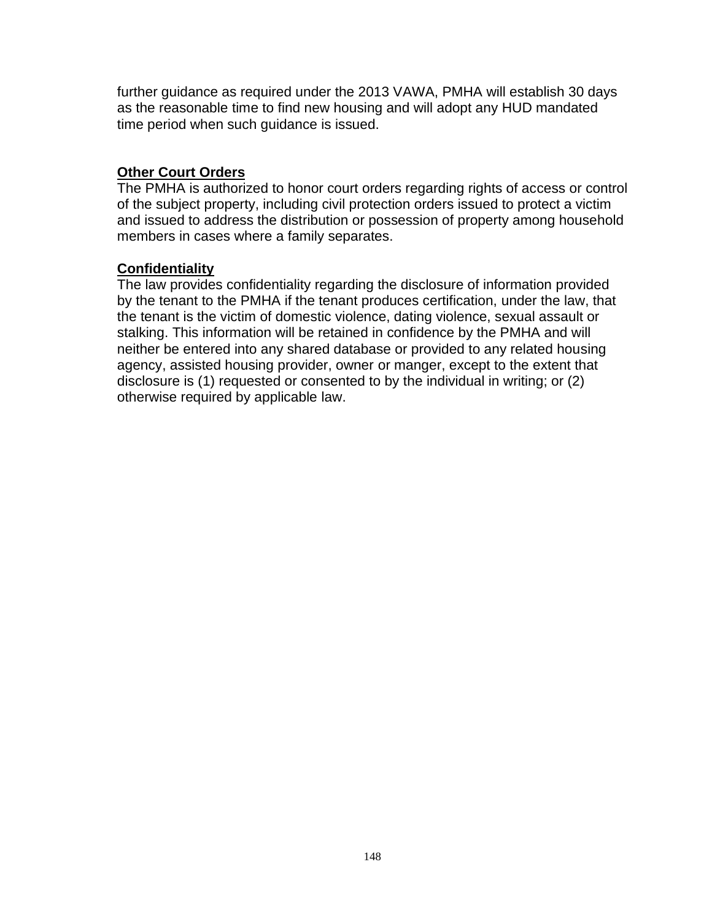further guidance as required under the 2013 VAWA, PMHA will establish 30 days as the reasonable time to find new housing and will adopt any HUD mandated time period when such guidance is issued.

**Other Court Orders**

The PMHA is authorized to honor court orders regarding rights of access or control of the subject property, including civil protection orders issued to protect a victim and issued to address the distribution or possession of property among household members in cases where a family separates.

**Confidentiality**

The law provides confidentiality regarding the disclosure of information provided by the tenant to the PMHA if the tenant produces certification, under the law, that the tenant is the victim of domestic violence, dating violence, sexual assault or stalking. This information will be retained in confidence by the PMHA and will neither be entered into any shared database or provided to any related housing agency, assisted housing provider, owner or manger, except to the extent that disclosure is (1) requested or consented to by the individual in writing; or (2) otherwise required by applicable law.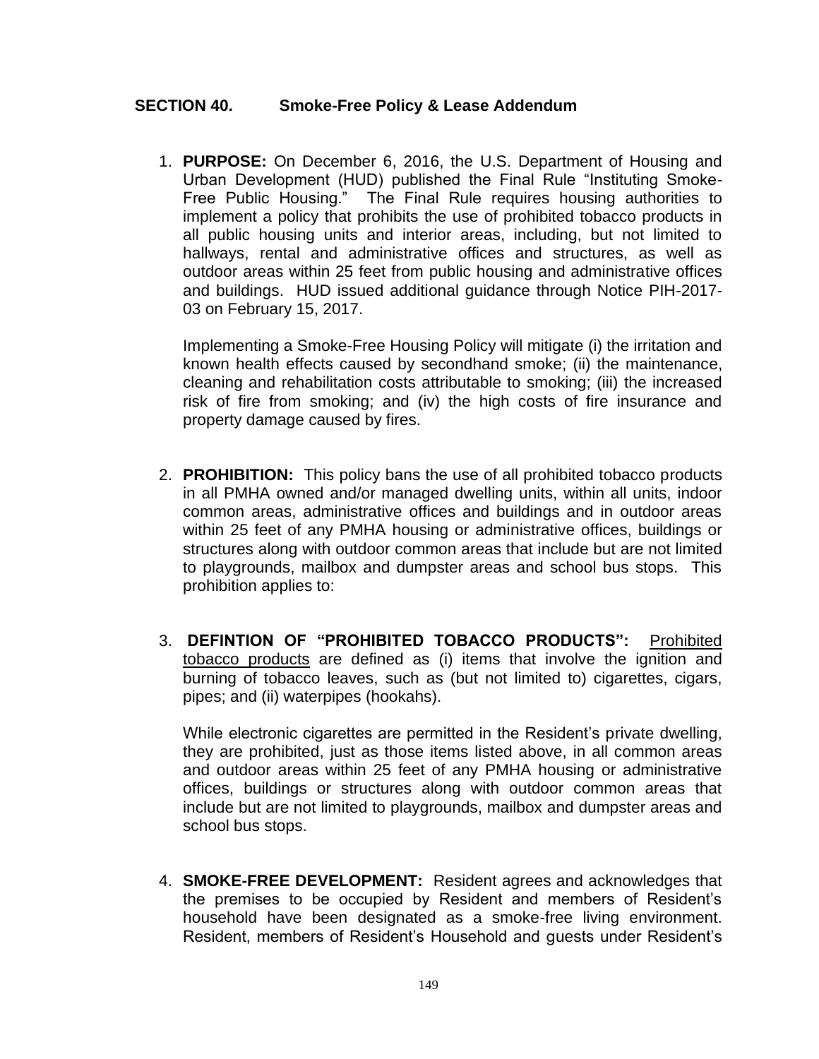## SECTION 40. Smoke-Free Policy & Lease Addendum

1. **PURPOSE:** On December 6, 2016, the U.S. Department of Housing and Urban Development (HUD) published the Final Rule "Instituting Smoke-Free Public Housing." The Final Rule requires housing authorities to implement a policy that prohibits the use of prohibited tobacco products in all public housing units and interior areas, including, but not limited to hallways, rental and administrative offices and structures, as well as outdoor areas within 25 feet from public housing and administrative offices and buildings. HUD issued additional guidance through Notice PIH-2017-03 on February 15, 2017.

   Implementing a Smoke-Free Housing Policy will mitigate (i) the irritation and known health effects caused by secondhand smoke; (ii) the maintenance, cleaning and rehabilitation costs attributable to smoking; (iii) the increased risk of fire from smoking; and (iv) the high costs of fire insurance and property damage caused by fires.

2. **PROHIBITION:** This policy bans the use of all prohibited tobacco products in all PMHA owned and/or managed dwelling units, within all units, indoor common areas, administrative offices and buildings and in outdoor areas within 25 feet of any PMHA housing or administrative offices, buildings or structures along with outdoor common areas that include but are not limited to playgrounds, mailbox and dumpster areas and school bus stops. This prohibition applies to:

3. **DEFINTION OF "PROHIBITED TOBACCO PRODUCTS":** Prohibited tobacco products are defined as (i) items that involve the ignition and burning of tobacco leaves, such as (but not limited to) cigarettes, cigars, pipes; and (ii) waterpipes (hookahs).

   While electronic cigarettes are permitted in the Resident's private dwelling, they are prohibited, just as those items listed above, in all common areas and outdoor areas within 25 feet of any PMHA housing or administrative offices, buildings or structures along with outdoor common areas that include but are not limited to playgrounds, mailbox and dumpster areas and school bus stops.

4. **SMOKE-FREE DEVELOPMENT:** Resident agrees and acknowledges that the premises to be occupied by Resident and members of Resident's household have been designated as a smoke-free living environment. Resident, members of Resident's Household and guests under Resident's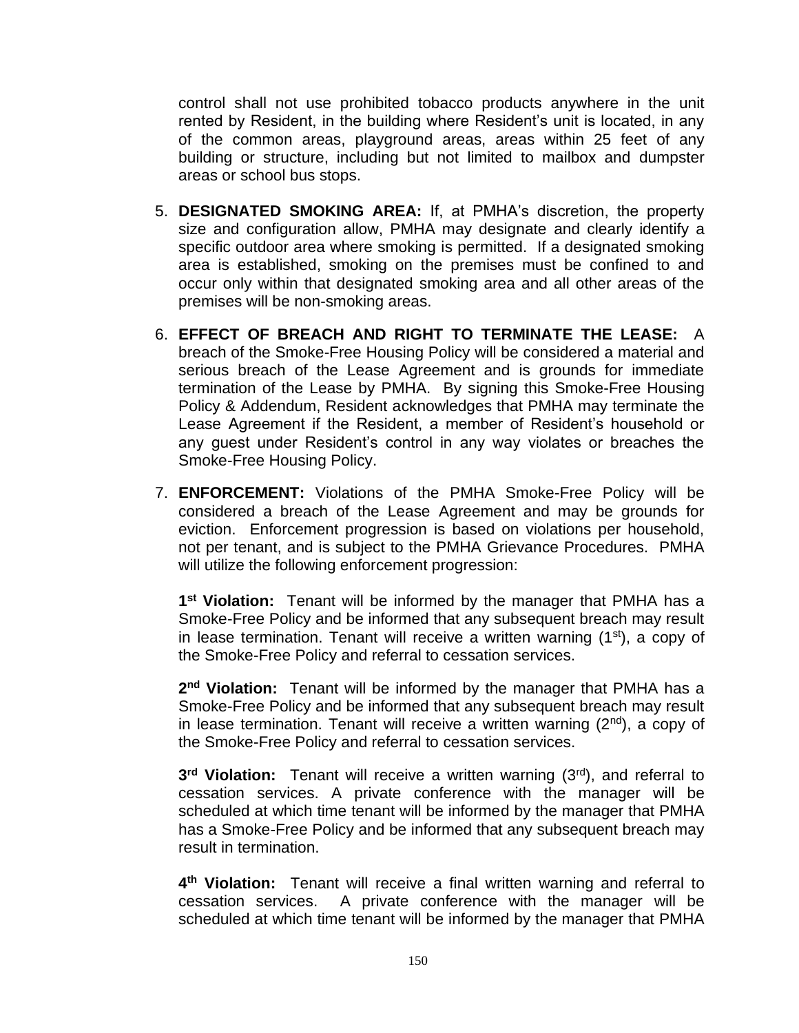control shall not use prohibited tobacco products anywhere in the unit rented by Resident, in the building where Resident's unit is located, in any of the common areas, playground areas, areas within 25 feet of any building or structure, including but not limited to mailbox and dumpster areas or school bus stops.

5. **DESIGNATED SMOKING AREA:** If, at PMHA's discretion, the property size and configuration allow, PMHA may designate and clearly identify a specific outdoor area where smoking is permitted. If a designated smoking area is established, smoking on the premises must be confined to and occur only within that designated smoking area and all other areas of the premises will be non-smoking areas.

6. **EFFECT OF BREACH AND RIGHT TO TERMINATE THE LEASE:** A breach of the Smoke-Free Housing Policy will be considered a material and serious breach of the Lease Agreement and is grounds for immediate termination of the Lease by PMHA. By signing this Smoke-Free Housing Policy & Addendum, Resident acknowledges that PMHA may terminate the Lease Agreement if the Resident, a member of Resident's household or any guest under Resident's control in any way violates or breaches the Smoke-Free Housing Policy.

7. **ENFORCEMENT:** Violations of the PMHA Smoke-Free Policy will be considered a breach of the Lease Agreement and may be grounds for eviction. Enforcement progression is based on violations per household, not per tenant, and is subject to the PMHA Grievance Procedures. PMHA will utilize the following enforcement progression:

   **1st Violation:** Tenant will be informed by the manager that PMHA has a Smoke-Free Policy and be informed that any subsequent breach may result in lease termination. Tenant will receive a written warning (1st), a copy of the Smoke-Free Policy and referral to cessation services.

   **2nd Violation:** Tenant will be informed by the manager that PMHA has a Smoke-Free Policy and be informed that any subsequent breach may result in lease termination. Tenant will receive a written warning (2nd), a copy of the Smoke-Free Policy and referral to cessation services.

   **3rd Violation:** Tenant will receive a written warning (3rd), and referral to cessation services. A private conference with the manager will be scheduled at which time tenant will be informed by the manager that PMHA has a Smoke-Free Policy and be informed that any subsequent breach may result in termination.

   **4th Violation:** Tenant will receive a final written warning and referral to cessation services. A private conference with the manager will be scheduled at which time tenant will be informed by the manager that PMHA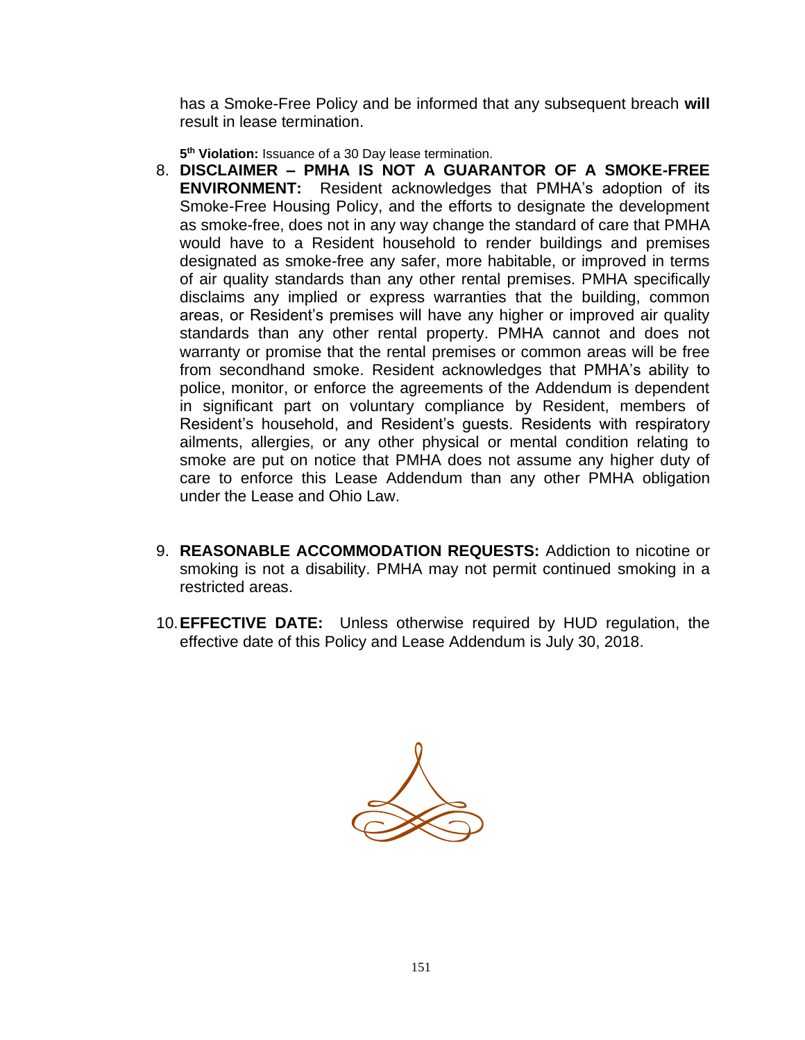has a Smoke-Free Policy and be informed that any subsequent breach **will** result in lease termination.

**5th Violation:** Issuance of a 30 Day lease termination.

8. **DISCLAIMER – PMHA IS NOT A GUARANTOR OF A SMOKE-FREE ENVIRONMENT:** Resident acknowledges that PMHA's adoption of its Smoke-Free Housing Policy, and the efforts to designate the development as smoke-free, does not in any way change the standard of care that PMHA would have to a Resident household to render buildings and premises designated as smoke-free any safer, more habitable, or improved in terms of air quality standards than any other rental premises. PMHA specifically disclaims any implied or express warranties that the building, common areas, or Resident's premises will have any higher or improved air quality standards than any other rental property. PMHA cannot and does not warranty or promise that the rental premises or common areas will be free from secondhand smoke. Resident acknowledges that PMHA's ability to police, monitor, or enforce the agreements of the Addendum is dependent in significant part on voluntary compliance by Resident, members of Resident's household, and Resident's guests. Residents with respiratory ailments, allergies, or any other physical or mental condition relating to smoke are put on notice that PMHA does not assume any higher duty of care to enforce this Lease Addendum than any other PMHA obligation under the Lease and Ohio Law.

9. **REASONABLE ACCOMMODATION REQUESTS:** Addiction to nicotine or smoking is not a disability. PMHA may not permit continued smoking in a restricted areas.

10. **EFFECTIVE DATE:** Unless otherwise required by HUD regulation, the effective date of this Policy and Lease Addendum is July 30, 2018.